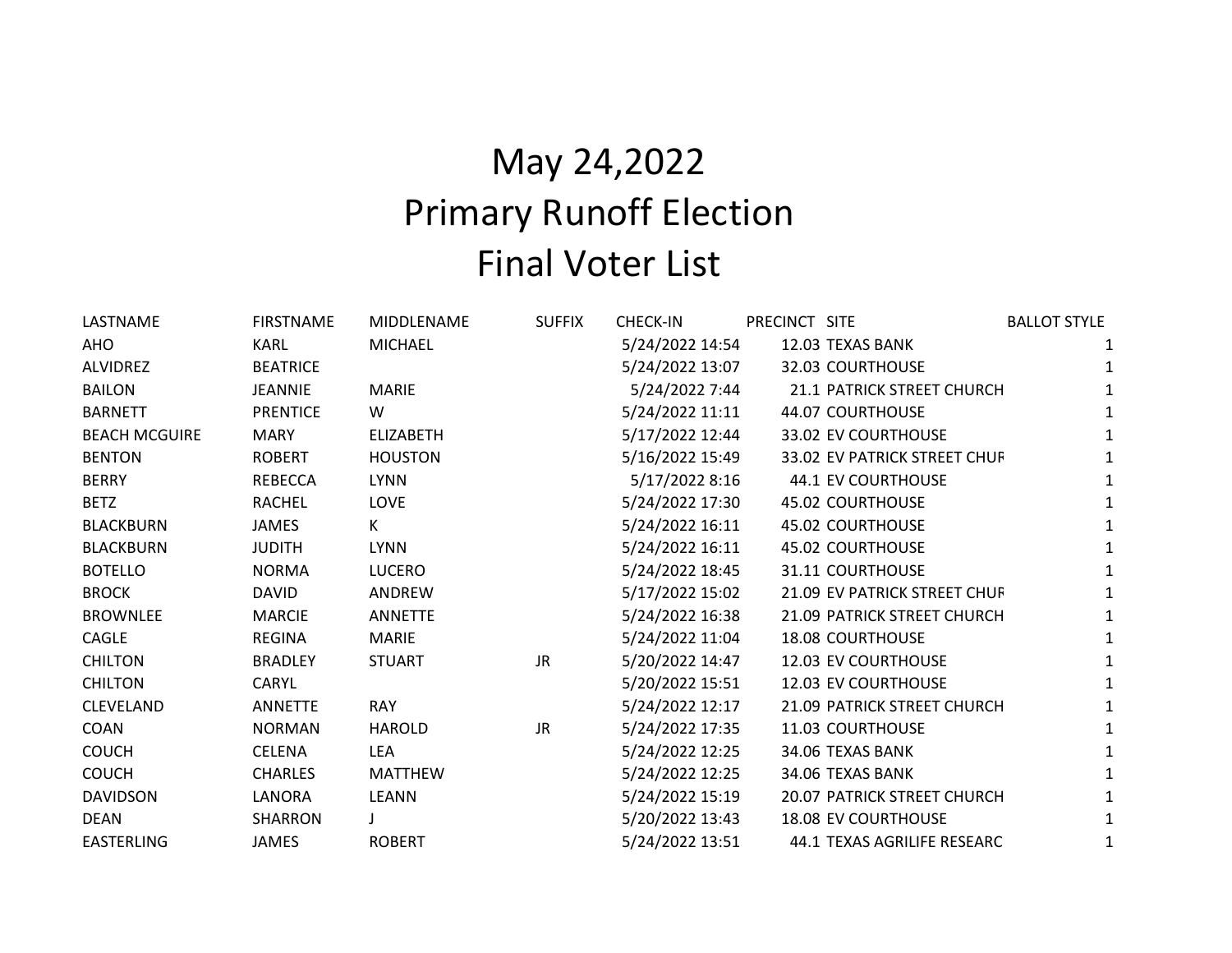# May 24,2022
# Primary Runoff Election
# Final Voter List

| LASTNAME | FIRSTNAME | MIDDLENAME | SUFFIX | CHECK-IN | PRECINCT | SITE | BALLOT STYLE |
|---|---|---|---|---|---|---|---|
| AHO | KARL | MICHAEL | | 5/24/2022 14:54 | 12.03 | TEXAS BANK | 1 |
| ALVIDREZ | BEATRICE | | | 5/24/2022 13:07 | 32.03 | COURTHOUSE | 1 |
| BAILON | JEANNIE | MARIE | | 5/24/2022 7:44 | 21.1 | PATRICK STREET CHURCH | 1 |
| BARNETT | PRENTICE | W | | 5/24/2022 11:11 | 44.07 | COURTHOUSE | 1 |
| BEACH MCGUIRE | MARY | ELIZABETH | | 5/17/2022 12:44 | 33.02 | EV COURTHOUSE | 1 |
| BENTON | ROBERT | HOUSTON | | 5/16/2022 15:49 | 33.02 | EV PATRICK STREET CHUR | 1 |
| BERRY | REBECCA | LYNN | | 5/17/2022 8:16 | 44.1 | EV COURTHOUSE | 1 |
| BETZ | RACHEL | LOVE | | 5/24/2022 17:30 | 45.02 | COURTHOUSE | 1 |
| BLACKBURN | JAMES | K | | 5/24/2022 16:11 | 45.02 | COURTHOUSE | 1 |
| BLACKBURN | JUDITH | LYNN | | 5/24/2022 16:11 | 45.02 | COURTHOUSE | 1 |
| BOTELLO | NORMA | LUCERO | | 5/24/2022 18:45 | 31.11 | COURTHOUSE | 1 |
| BROCK | DAVID | ANDREW | | 5/17/2022 15:02 | 21.09 | EV PATRICK STREET CHUR | 1 |
| BROWNLEE | MARCIE | ANNETTE | | 5/24/2022 16:38 | 21.09 | PATRICK STREET CHURCH | 1 |
| CAGLE | REGINA | MARIE | | 5/24/2022 11:04 | 18.08 | COURTHOUSE | 1 |
| CHILTON | BRADLEY | STUART | JR | 5/20/2022 14:47 | 12.03 | EV COURTHOUSE | 1 |
| CHILTON | CARYL | | | 5/20/2022 15:51 | 12.03 | EV COURTHOUSE | 1 |
| CLEVELAND | ANNETTE | RAY | | 5/24/2022 12:17 | 21.09 | PATRICK STREET CHURCH | 1 |
| COAN | NORMAN | HAROLD | JR | 5/24/2022 17:35 | 11.03 | COURTHOUSE | 1 |
| COUCH | CELENA | LEA | | 5/24/2022 12:25 | 34.06 | TEXAS BANK | 1 |
| COUCH | CHARLES | MATTHEW | | 5/24/2022 12:25 | 34.06 | TEXAS BANK | 1 |
| DAVIDSON | LANORA | LEANN | | 5/24/2022 15:19 | 20.07 | PATRICK STREET CHURCH | 1 |
| DEAN | SHARRON | J | | 5/20/2022 13:43 | 18.08 | EV COURTHOUSE | 1 |
| EASTERLING | JAMES | ROBERT | | 5/24/2022 13:51 | 44.1 | TEXAS AGRILIFE RESEARC | 1 |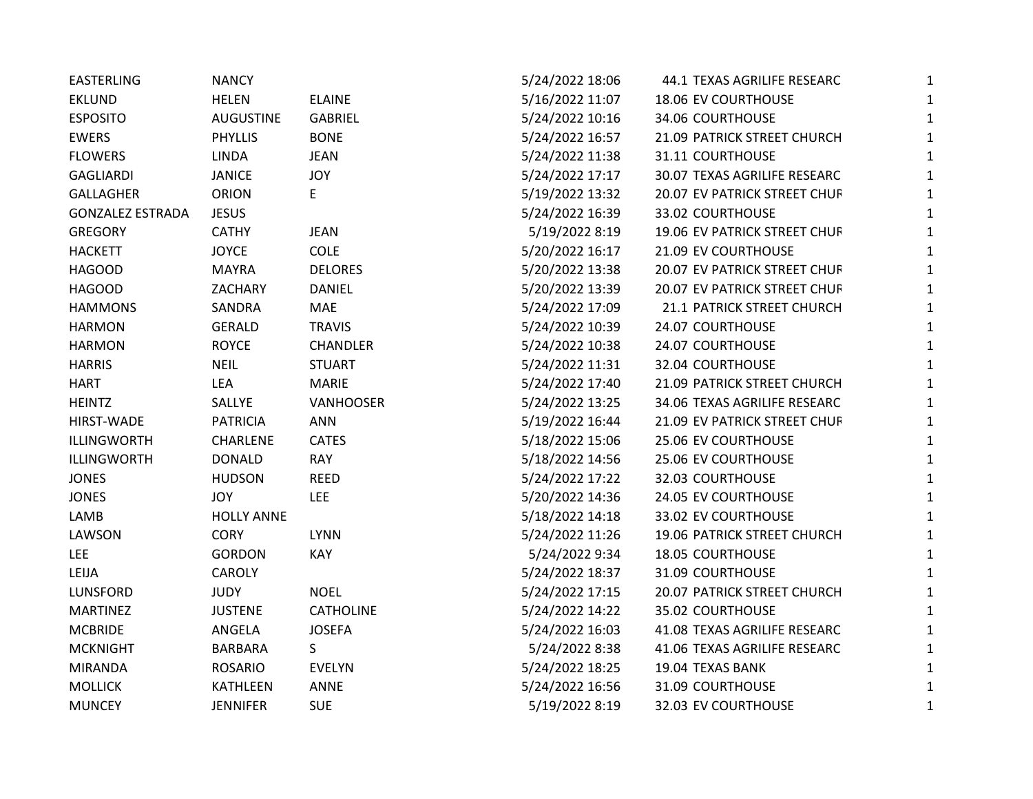| | | | | | |
|---|---|---|---|---|---|
| EASTERLING | NANCY | | 5/24/2022 18:06 | 44.1 TEXAS AGRILIFE RESEARC | 1 |
| EKLUND | HELEN | ELAINE | 5/16/2022 11:07 | 18.06 EV COURTHOUSE | 1 |
| ESPOSITO | AUGUSTINE | GABRIEL | 5/24/2022 10:16 | 34.06 COURTHOUSE | 1 |
| EWERS | PHYLLIS | BONE | 5/24/2022 16:57 | 21.09 PATRICK STREET CHURCH | 1 |
| FLOWERS | LINDA | JEAN | 5/24/2022 11:38 | 31.11 COURTHOUSE | 1 |
| GAGLIARDI | JANICE | JOY | 5/24/2022 17:17 | 30.07 TEXAS AGRILIFE RESEARC | 1 |
| GALLAGHER | ORION | E | 5/19/2022 13:32 | 20.07 EV PATRICK STREET CHUR | 1 |
| GONZALEZ ESTRADA | JESUS | | 5/24/2022 16:39 | 33.02 COURTHOUSE | 1 |
| GREGORY | CATHY | JEAN | 5/19/2022 8:19 | 19.06 EV PATRICK STREET CHUR | 1 |
| HACKETT | JOYCE | COLE | 5/20/2022 16:17 | 21.09 EV COURTHOUSE | 1 |
| HAGOOD | MAYRA | DELORES | 5/20/2022 13:38 | 20.07 EV PATRICK STREET CHUR | 1 |
| HAGOOD | ZACHARY | DANIEL | 5/20/2022 13:39 | 20.07 EV PATRICK STREET CHUR | 1 |
| HAMMONS | SANDRA | MAE | 5/24/2022 17:09 | 21.1 PATRICK STREET CHURCH | 1 |
| HARMON | GERALD | TRAVIS | 5/24/2022 10:39 | 24.07 COURTHOUSE | 1 |
| HARMON | ROYCE | CHANDLER | 5/24/2022 10:38 | 24.07 COURTHOUSE | 1 |
| HARRIS | NEIL | STUART | 5/24/2022 11:31 | 32.04 COURTHOUSE | 1 |
| HART | LEA | MARIE | 5/24/2022 17:40 | 21.09 PATRICK STREET CHURCH | 1 |
| HEINTZ | SALLYE | VANHOOSER | 5/24/2022 13:25 | 34.06 TEXAS AGRILIFE RESEARC | 1 |
| HIRST-WADE | PATRICIA | ANN | 5/19/2022 16:44 | 21.09 EV PATRICK STREET CHUR | 1 |
| ILLINGWORTH | CHARLENE | CATES | 5/18/2022 15:06 | 25.06 EV COURTHOUSE | 1 |
| ILLINGWORTH | DONALD | RAY | 5/18/2022 14:56 | 25.06 EV COURTHOUSE | 1 |
| JONES | HUDSON | REED | 5/24/2022 17:22 | 32.03 COURTHOUSE | 1 |
| JONES | JOY | LEE | 5/20/2022 14:36 | 24.05 EV COURTHOUSE | 1 |
| LAMB | HOLLY ANNE | | 5/18/2022 14:18 | 33.02 EV COURTHOUSE | 1 |
| LAWSON | CORY | LYNN | 5/24/2022 11:26 | 19.06 PATRICK STREET CHURCH | 1 |
| LEE | GORDON | KAY | 5/24/2022 9:34 | 18.05 COURTHOUSE | 1 |
| LEIJA | CAROLY | | 5/24/2022 18:37 | 31.09 COURTHOUSE | 1 |
| LUNSFORD | JUDY | NOEL | 5/24/2022 17:15 | 20.07 PATRICK STREET CHURCH | 1 |
| MARTINEZ | JUSTENE | CATHOLINE | 5/24/2022 14:22 | 35.02 COURTHOUSE | 1 |
| MCBRIDE | ANGELA | JOSEFA | 5/24/2022 16:03 | 41.08 TEXAS AGRILIFE RESEARC | 1 |
| MCKNIGHT | BARBARA | S | 5/24/2022 8:38 | 41.06 TEXAS AGRILIFE RESEARC | 1 |
| MIRANDA | ROSARIO | EVELYN | 5/24/2022 18:25 | 19.04 TEXAS BANK | 1 |
| MOLLICK | KATHLEEN | ANNE | 5/24/2022 16:56 | 31.09 COURTHOUSE | 1 |
| MUNCEY | JENNIFER | SUE | 5/19/2022 8:19 | 32.03 EV COURTHOUSE | 1 |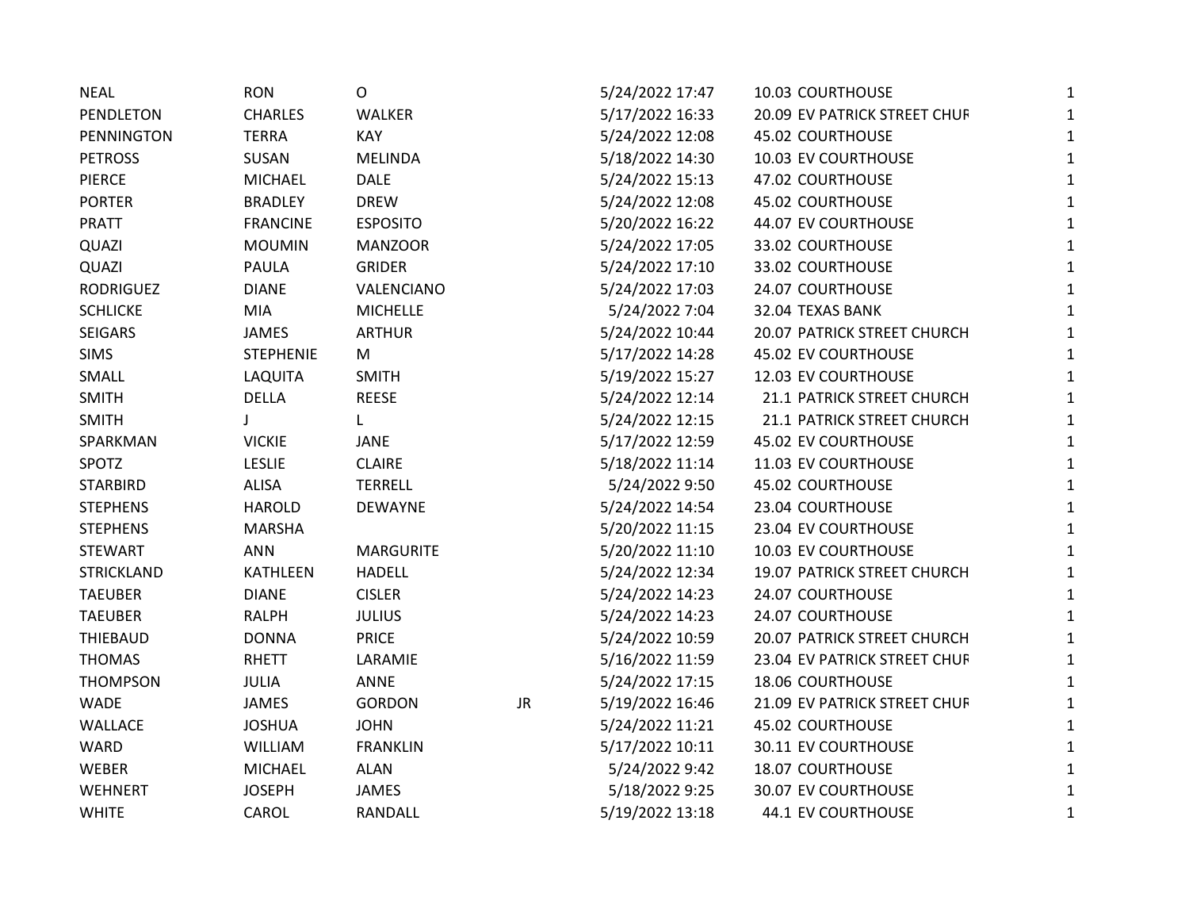| | | | | | | |
|---|---|---|---|---|---|---|
| NEAL | RON | O | | 5/24/2022 17:47 | 10.03 COURTHOUSE | 1 |
| PENDLETON | CHARLES | WALKER | | 5/17/2022 16:33 | 20.09 EV PATRICK STREET CHUR | 1 |
| PENNINGTON | TERRA | KAY | | 5/24/2022 12:08 | 45.02 COURTHOUSE | 1 |
| PETROSS | SUSAN | MELINDA | | 5/18/2022 14:30 | 10.03 EV COURTHOUSE | 1 |
| PIERCE | MICHAEL | DALE | | 5/24/2022 15:13 | 47.02 COURTHOUSE | 1 |
| PORTER | BRADLEY | DREW | | 5/24/2022 12:08 | 45.02 COURTHOUSE | 1 |
| PRATT | FRANCINE | ESPOSITO | | 5/20/2022 16:22 | 44.07 EV COURTHOUSE | 1 |
| QUAZI | MOUMIN | MANZOOR | | 5/24/2022 17:05 | 33.02 COURTHOUSE | 1 |
| QUAZI | PAULA | GRIDER | | 5/24/2022 17:10 | 33.02 COURTHOUSE | 1 |
| RODRIGUEZ | DIANE | VALENCIANO | | 5/24/2022 17:03 | 24.07 COURTHOUSE | 1 |
| SCHLICKE | MIA | MICHELLE | | 5/24/2022 7:04 | 32.04 TEXAS BANK | 1 |
| SEIGARS | JAMES | ARTHUR | | 5/24/2022 10:44 | 20.07 PATRICK STREET CHURCH | 1 |
| SIMS | STEPHENIE | M | | 5/17/2022 14:28 | 45.02 EV COURTHOUSE | 1 |
| SMALL | LAQUITA | SMITH | | 5/19/2022 15:27 | 12.03 EV COURTHOUSE | 1 |
| SMITH | DELLA | REESE | | 5/24/2022 12:14 | 21.1 PATRICK STREET CHURCH | 1 |
| SMITH | J | L | | 5/24/2022 12:15 | 21.1 PATRICK STREET CHURCH | 1 |
| SPARKMAN | VICKIE | JANE | | 5/17/2022 12:59 | 45.02 EV COURTHOUSE | 1 |
| SPOTZ | LESLIE | CLAIRE | | 5/18/2022 11:14 | 11.03 EV COURTHOUSE | 1 |
| STARBIRD | ALISA | TERRELL | | 5/24/2022 9:50 | 45.02 COURTHOUSE | 1 |
| STEPHENS | HAROLD | DEWAYNE | | 5/24/2022 14:54 | 23.04 COURTHOUSE | 1 |
| STEPHENS | MARSHA | | | 5/20/2022 11:15 | 23.04 EV COURTHOUSE | 1 |
| STEWART | ANN | MARGURITE | | 5/20/2022 11:10 | 10.03 EV COURTHOUSE | 1 |
| STRICKLAND | KATHLEEN | HADELL | | 5/24/2022 12:34 | 19.07 PATRICK STREET CHURCH | 1 |
| TAEUBER | DIANE | CISLER | | 5/24/2022 14:23 | 24.07 COURTHOUSE | 1 |
| TAEUBER | RALPH | JULIUS | | 5/24/2022 14:23 | 24.07 COURTHOUSE | 1 |
| THIEBAUD | DONNA | PRICE | | 5/24/2022 10:59 | 20.07 PATRICK STREET CHURCH | 1 |
| THOMAS | RHETT | LARAMIE | | 5/16/2022 11:59 | 23.04 EV PATRICK STREET CHUR | 1 |
| THOMPSON | JULIA | ANNE | | 5/24/2022 17:15 | 18.06 COURTHOUSE | 1 |
| WADE | JAMES | GORDON | JR | 5/19/2022 16:46 | 21.09 EV PATRICK STREET CHUR | 1 |
| WALLACE | JOSHUA | JOHN | | 5/24/2022 11:21 | 45.02 COURTHOUSE | 1 |
| WARD | WILLIAM | FRANKLIN | | 5/17/2022 10:11 | 30.11 EV COURTHOUSE | 1 |
| WEBER | MICHAEL | ALAN | | 5/24/2022 9:42 | 18.07 COURTHOUSE | 1 |
| WEHNERT | JOSEPH | JAMES | | 5/18/2022 9:25 | 30.07 EV COURTHOUSE | 1 |
| WHITE | CAROL | RANDALL | | 5/19/2022 13:18 | 44.1 EV COURTHOUSE | 1 |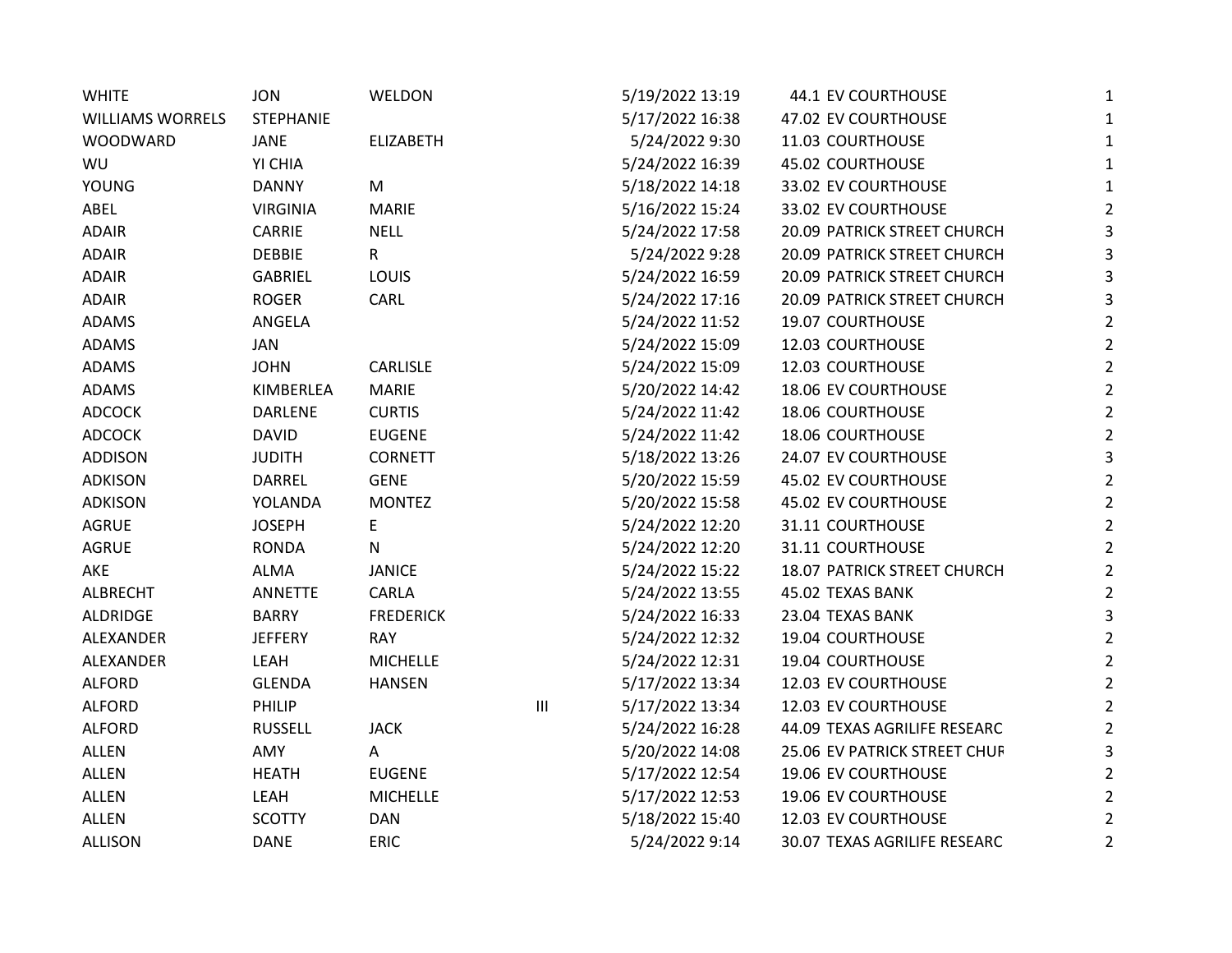| | | | | | | |
|---|---|---|---|---|---|---|
| WHITE | JON | WELDON | | 5/19/2022 13:19 | 44.1 EV COURTHOUSE | 1 |
| WILLIAMS WORRELS | STEPHANIE | | | 5/17/2022 16:38 | 47.02 EV COURTHOUSE | 1 |
| WOODWARD | JANE | ELIZABETH | | 5/24/2022 9:30 | 11.03 COURTHOUSE | 1 |
| WU | YI CHIA | | | 5/24/2022 16:39 | 45.02 COURTHOUSE | 1 |
| YOUNG | DANNY | M | | 5/18/2022 14:18 | 33.02 EV COURTHOUSE | 1 |
| ABEL | VIRGINIA | MARIE | | 5/16/2022 15:24 | 33.02 EV COURTHOUSE | 2 |
| ADAIR | CARRIE | NELL | | 5/24/2022 17:58 | 20.09 PATRICK STREET CHURCH | 3 |
| ADAIR | DEBBIE | R | | 5/24/2022 9:28 | 20.09 PATRICK STREET CHURCH | 3 |
| ADAIR | GABRIEL | LOUIS | | 5/24/2022 16:59 | 20.09 PATRICK STREET CHURCH | 3 |
| ADAIR | ROGER | CARL | | 5/24/2022 17:16 | 20.09 PATRICK STREET CHURCH | 3 |
| ADAMS | ANGELA | | | 5/24/2022 11:52 | 19.07 COURTHOUSE | 2 |
| ADAMS | JAN | | | 5/24/2022 15:09 | 12.03 COURTHOUSE | 2 |
| ADAMS | JOHN | CARLISLE | | 5/24/2022 15:09 | 12.03 COURTHOUSE | 2 |
| ADAMS | KIMBERLEA | MARIE | | 5/20/2022 14:42 | 18.06 EV COURTHOUSE | 2 |
| ADCOCK | DARLENE | CURTIS | | 5/24/2022 11:42 | 18.06 COURTHOUSE | 2 |
| ADCOCK | DAVID | EUGENE | | 5/24/2022 11:42 | 18.06 COURTHOUSE | 2 |
| ADDISON | JUDITH | CORNETT | | 5/18/2022 13:26 | 24.07 EV COURTHOUSE | 3 |
| ADKISON | DARREL | GENE | | 5/20/2022 15:59 | 45.02 EV COURTHOUSE | 2 |
| ADKISON | YOLANDA | MONTEZ | | 5/20/2022 15:58 | 45.02 EV COURTHOUSE | 2 |
| AGRUE | JOSEPH | E | | 5/24/2022 12:20 | 31.11 COURTHOUSE | 2 |
| AGRUE | RONDA | N | | 5/24/2022 12:20 | 31.11 COURTHOUSE | 2 |
| AKE | ALMA | JANICE | | 5/24/2022 15:22 | 18.07 PATRICK STREET CHURCH | 2 |
| ALBRECHT | ANNETTE | CARLA | | 5/24/2022 13:55 | 45.02 TEXAS BANK | 2 |
| ALDRIDGE | BARRY | FREDERICK | | 5/24/2022 16:33 | 23.04 TEXAS BANK | 3 |
| ALEXANDER | JEFFERY | RAY | | 5/24/2022 12:32 | 19.04 COURTHOUSE | 2 |
| ALEXANDER | LEAH | MICHELLE | | 5/24/2022 12:31 | 19.04 COURTHOUSE | 2 |
| ALFORD | GLENDA | HANSEN | | 5/17/2022 13:34 | 12.03 EV COURTHOUSE | 2 |
| ALFORD | PHILIP | | III | 5/17/2022 13:34 | 12.03 EV COURTHOUSE | 2 |
| ALFORD | RUSSELL | JACK | | 5/24/2022 16:28 | 44.09 TEXAS AGRILIFE RESEARC | 2 |
| ALLEN | AMY | A | | 5/20/2022 14:08 | 25.06 EV PATRICK STREET CHUR | 3 |
| ALLEN | HEATH | EUGENE | | 5/17/2022 12:54 | 19.06 EV COURTHOUSE | 2 |
| ALLEN | LEAH | MICHELLE | | 5/17/2022 12:53 | 19.06 EV COURTHOUSE | 2 |
| ALLEN | SCOTTY | DAN | | 5/18/2022 15:40 | 12.03 EV COURTHOUSE | 2 |
| ALLISON | DANE | ERIC | | 5/24/2022 9:14 | 30.07 TEXAS AGRILIFE RESEARC | 2 |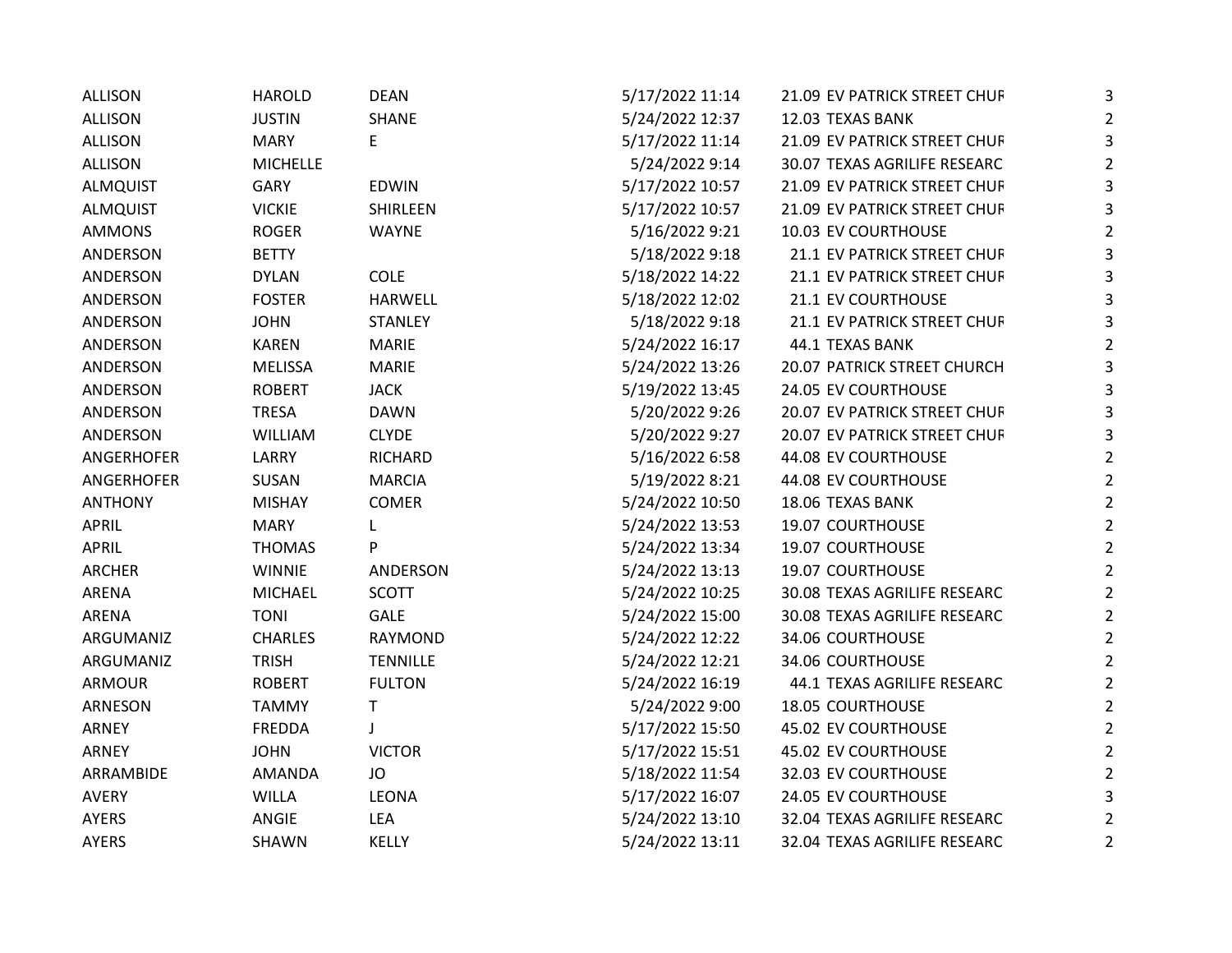| | | | | | |
|---|---|---|---|---|---|
| ALLISON | HAROLD | DEAN | 5/17/2022 11:14 | 21.09 EV PATRICK STREET CHUR | 3 |
| ALLISON | JUSTIN | SHANE | 5/24/2022 12:37 | 12.03 TEXAS BANK | 2 |
| ALLISON | MARY | E | 5/17/2022 11:14 | 21.09 EV PATRICK STREET CHUR | 3 |
| ALLISON | MICHELLE | | 5/24/2022 9:14 | 30.07 TEXAS AGRILIFE RESEARC | 2 |
| ALMQUIST | GARY | EDWIN | 5/17/2022 10:57 | 21.09 EV PATRICK STREET CHUR | 3 |
| ALMQUIST | VICKIE | SHIRLEEN | 5/17/2022 10:57 | 21.09 EV PATRICK STREET CHUR | 3 |
| AMMONS | ROGER | WAYNE | 5/16/2022 9:21 | 10.03 EV COURTHOUSE | 2 |
| ANDERSON | BETTY | | 5/18/2022 9:18 | 21.1 EV PATRICK STREET CHUR | 3 |
| ANDERSON | DYLAN | COLE | 5/18/2022 14:22 | 21.1 EV PATRICK STREET CHUR | 3 |
| ANDERSON | FOSTER | HARWELL | 5/18/2022 12:02 | 21.1 EV COURTHOUSE | 3 |
| ANDERSON | JOHN | STANLEY | 5/18/2022 9:18 | 21.1 EV PATRICK STREET CHUR | 3 |
| ANDERSON | KAREN | MARIE | 5/24/2022 16:17 | 44.1 TEXAS BANK | 2 |
| ANDERSON | MELISSA | MARIE | 5/24/2022 13:26 | 20.07 PATRICK STREET CHURCH | 3 |
| ANDERSON | ROBERT | JACK | 5/19/2022 13:45 | 24.05 EV COURTHOUSE | 3 |
| ANDERSON | TRESA | DAWN | 5/20/2022 9:26 | 20.07 EV PATRICK STREET CHUR | 3 |
| ANDERSON | WILLIAM | CLYDE | 5/20/2022 9:27 | 20.07 EV PATRICK STREET CHUR | 3 |
| ANGERHOFER | LARRY | RICHARD | 5/16/2022 6:58 | 44.08 EV COURTHOUSE | 2 |
| ANGERHOFER | SUSAN | MARCIA | 5/19/2022 8:21 | 44.08 EV COURTHOUSE | 2 |
| ANTHONY | MISHAY | COMER | 5/24/2022 10:50 | 18.06 TEXAS BANK | 2 |
| APRIL | MARY | L | 5/24/2022 13:53 | 19.07 COURTHOUSE | 2 |
| APRIL | THOMAS | P | 5/24/2022 13:34 | 19.07 COURTHOUSE | 2 |
| ARCHER | WINNIE | ANDERSON | 5/24/2022 13:13 | 19.07 COURTHOUSE | 2 |
| ARENA | MICHAEL | SCOTT | 5/24/2022 10:25 | 30.08 TEXAS AGRILIFE RESEARC | 2 |
| ARENA | TONI | GALE | 5/24/2022 15:00 | 30.08 TEXAS AGRILIFE RESEARC | 2 |
| ARGUMANIZ | CHARLES | RAYMOND | 5/24/2022 12:22 | 34.06 COURTHOUSE | 2 |
| ARGUMANIZ | TRISH | TENNILLE | 5/24/2022 12:21 | 34.06 COURTHOUSE | 2 |
| ARMOUR | ROBERT | FULTON | 5/24/2022 16:19 | 44.1 TEXAS AGRILIFE RESEARC | 2 |
| ARNESON | TAMMY | T | 5/24/2022 9:00 | 18.05 COURTHOUSE | 2 |
| ARNEY | FREDDA | J | 5/17/2022 15:50 | 45.02 EV COURTHOUSE | 2 |
| ARNEY | JOHN | VICTOR | 5/17/2022 15:51 | 45.02 EV COURTHOUSE | 2 |
| ARRAMBIDE | AMANDA | JO | 5/18/2022 11:54 | 32.03 EV COURTHOUSE | 2 |
| AVERY | WILLA | LEONA | 5/17/2022 16:07 | 24.05 EV COURTHOUSE | 3 |
| AYERS | ANGIE | LEA | 5/24/2022 13:10 | 32.04 TEXAS AGRILIFE RESEARC | 2 |
| AYERS | SHAWN | KELLY | 5/24/2022 13:11 | 32.04 TEXAS AGRILIFE RESEARC | 2 |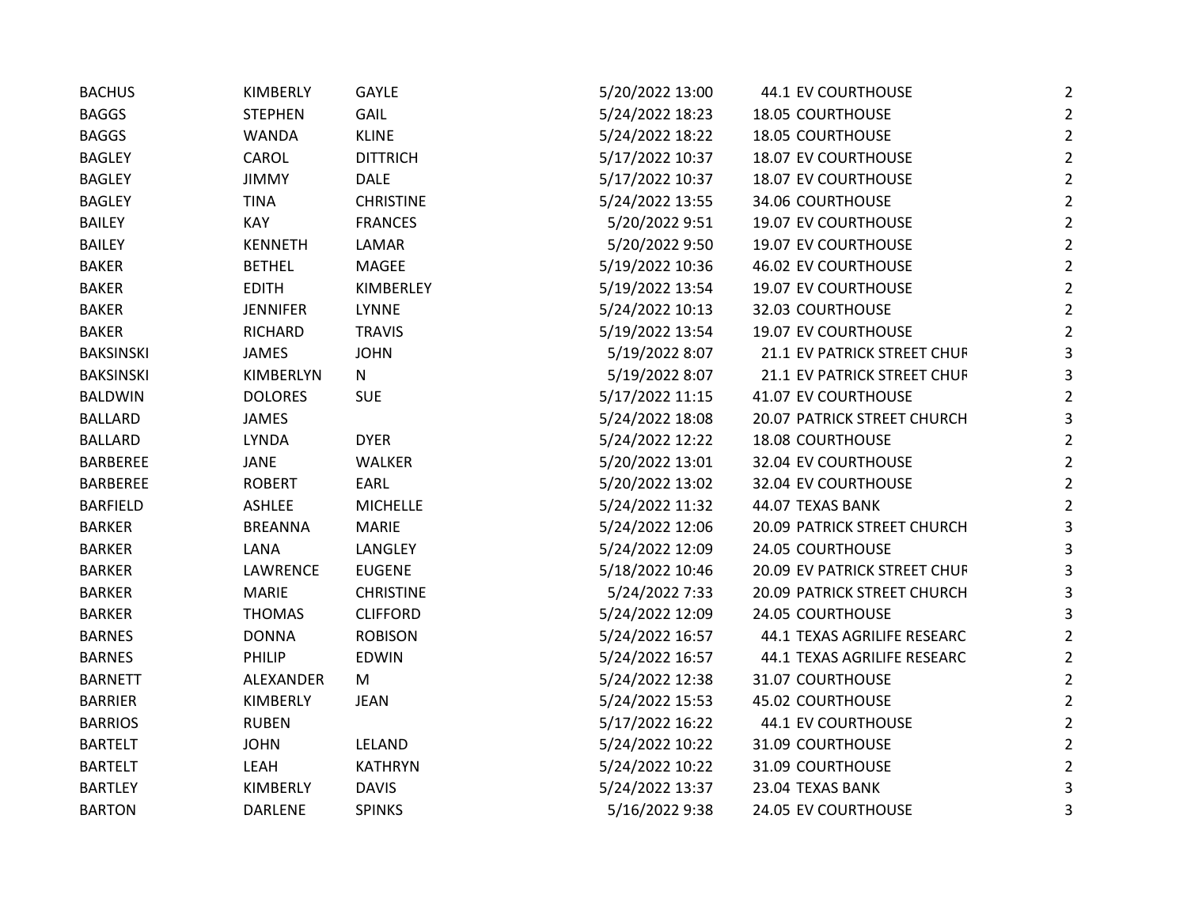| | | | | | |
|---|---|---|---|---|---|
| BACHUS | KIMBERLY | GAYLE | 5/20/2022 13:00 | 44.1 EV COURTHOUSE | 2 |
| BAGGS | STEPHEN | GAIL | 5/24/2022 18:23 | 18.05 COURTHOUSE | 2 |
| BAGGS | WANDA | KLINE | 5/24/2022 18:22 | 18.05 COURTHOUSE | 2 |
| BAGLEY | CAROL | DITTRICH | 5/17/2022 10:37 | 18.07 EV COURTHOUSE | 2 |
| BAGLEY | JIMMY | DALE | 5/17/2022 10:37 | 18.07 EV COURTHOUSE | 2 |
| BAGLEY | TINA | CHRISTINE | 5/24/2022 13:55 | 34.06 COURTHOUSE | 2 |
| BAILEY | KAY | FRANCES | 5/20/2022 9:51 | 19.07 EV COURTHOUSE | 2 |
| BAILEY | KENNETH | LAMAR | 5/20/2022 9:50 | 19.07 EV COURTHOUSE | 2 |
| BAKER | BETHEL | MAGEE | 5/19/2022 10:36 | 46.02 EV COURTHOUSE | 2 |
| BAKER | EDITH | KIMBERLEY | 5/19/2022 13:54 | 19.07 EV COURTHOUSE | 2 |
| BAKER | JENNIFER | LYNNE | 5/24/2022 10:13 | 32.03 COURTHOUSE | 2 |
| BAKER | RICHARD | TRAVIS | 5/19/2022 13:54 | 19.07 EV COURTHOUSE | 2 |
| BAKSINSKI | JAMES | JOHN | 5/19/2022 8:07 | 21.1 EV PATRICK STREET CHUR | 3 |
| BAKSINSKI | KIMBERLYN | N | 5/19/2022 8:07 | 21.1 EV PATRICK STREET CHUR | 3 |
| BALDWIN | DOLORES | SUE | 5/17/2022 11:15 | 41.07 EV COURTHOUSE | 2 |
| BALLARD | JAMES | | 5/24/2022 18:08 | 20.07 PATRICK STREET CHURCH | 3 |
| BALLARD | LYNDA | DYER | 5/24/2022 12:22 | 18.08 COURTHOUSE | 2 |
| BARBEREE | JANE | WALKER | 5/20/2022 13:01 | 32.04 EV COURTHOUSE | 2 |
| BARBEREE | ROBERT | EARL | 5/20/2022 13:02 | 32.04 EV COURTHOUSE | 2 |
| BARFIELD | ASHLEE | MICHELLE | 5/24/2022 11:32 | 44.07 TEXAS BANK | 2 |
| BARKER | BREANNA | MARIE | 5/24/2022 12:06 | 20.09 PATRICK STREET CHURCH | 3 |
| BARKER | LANA | LANGLEY | 5/24/2022 12:09 | 24.05 COURTHOUSE | 3 |
| BARKER | LAWRENCE | EUGENE | 5/18/2022 10:46 | 20.09 EV PATRICK STREET CHUR | 3 |
| BARKER | MARIE | CHRISTINE | 5/24/2022 7:33 | 20.09 PATRICK STREET CHURCH | 3 |
| BARKER | THOMAS | CLIFFORD | 5/24/2022 12:09 | 24.05 COURTHOUSE | 3 |
| BARNES | DONNA | ROBISON | 5/24/2022 16:57 | 44.1 TEXAS AGRILIFE RESEARC | 2 |
| BARNES | PHILIP | EDWIN | 5/24/2022 16:57 | 44.1 TEXAS AGRILIFE RESEARC | 2 |
| BARNETT | ALEXANDER | M | 5/24/2022 12:38 | 31.07 COURTHOUSE | 2 |
| BARRIER | KIMBERLY | JEAN | 5/24/2022 15:53 | 45.02 COURTHOUSE | 2 |
| BARRIOS | RUBEN | | 5/17/2022 16:22 | 44.1 EV COURTHOUSE | 2 |
| BARTELT | JOHN | LELAND | 5/24/2022 10:22 | 31.09 COURTHOUSE | 2 |
| BARTELT | LEAH | KATHRYN | 5/24/2022 10:22 | 31.09 COURTHOUSE | 2 |
| BARTLEY | KIMBERLY | DAVIS | 5/24/2022 13:37 | 23.04 TEXAS BANK | 3 |
| BARTON | DARLENE | SPINKS | 5/16/2022 9:38 | 24.05 EV COURTHOUSE | 3 |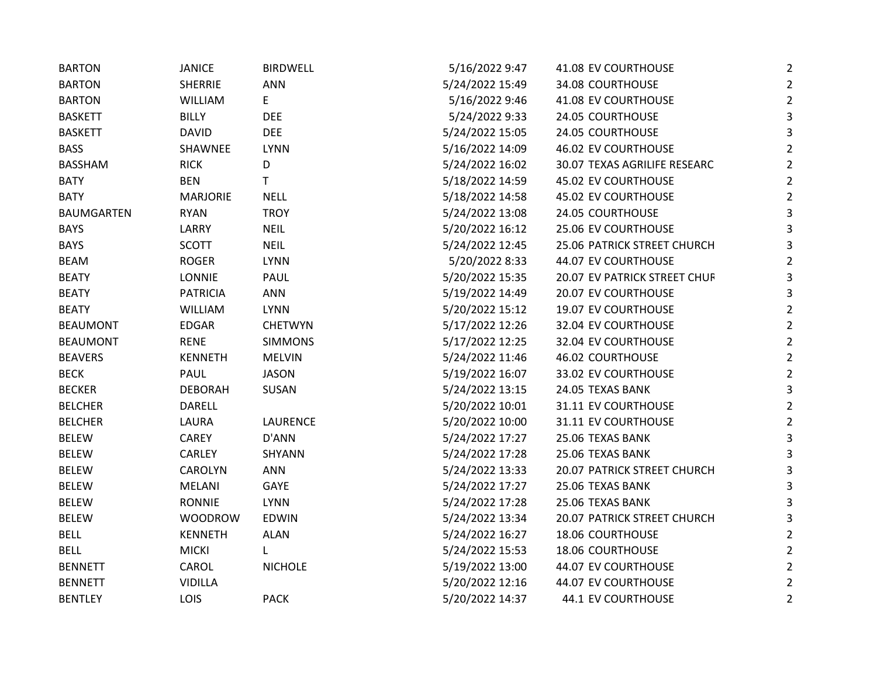| | | | | | |
|---|---|---|---|---|---|
| BARTON | JANICE | BIRDWELL | 5/16/2022 9:47 | 41.08 EV COURTHOUSE | 2 |
| BARTON | SHERRIE | ANN | 5/24/2022 15:49 | 34.08 COURTHOUSE | 2 |
| BARTON | WILLIAM | E | 5/16/2022 9:46 | 41.08 EV COURTHOUSE | 2 |
| BASKETT | BILLY | DEE | 5/24/2022 9:33 | 24.05 COURTHOUSE | 3 |
| BASKETT | DAVID | DEE | 5/24/2022 15:05 | 24.05 COURTHOUSE | 3 |
| BASS | SHAWNEE | LYNN | 5/16/2022 14:09 | 46.02 EV COURTHOUSE | 2 |
| BASSHAM | RICK | D | 5/24/2022 16:02 | 30.07 TEXAS AGRILIFE RESEARC | 2 |
| BATY | BEN | T | 5/18/2022 14:59 | 45.02 EV COURTHOUSE | 2 |
| BATY | MARJORIE | NELL | 5/18/2022 14:58 | 45.02 EV COURTHOUSE | 2 |
| BAUMGARTEN | RYAN | TROY | 5/24/2022 13:08 | 24.05 COURTHOUSE | 3 |
| BAYS | LARRY | NEIL | 5/20/2022 16:12 | 25.06 EV COURTHOUSE | 3 |
| BAYS | SCOTT | NEIL | 5/24/2022 12:45 | 25.06 PATRICK STREET CHURCH | 3 |
| BEAM | ROGER | LYNN | 5/20/2022 8:33 | 44.07 EV COURTHOUSE | 2 |
| BEATY | LONNIE | PAUL | 5/20/2022 15:35 | 20.07 EV PATRICK STREET CHUR | 3 |
| BEATY | PATRICIA | ANN | 5/19/2022 14:49 | 20.07 EV COURTHOUSE | 3 |
| BEATY | WILLIAM | LYNN | 5/20/2022 15:12 | 19.07 EV COURTHOUSE | 2 |
| BEAUMONT | EDGAR | CHETWYN | 5/17/2022 12:26 | 32.04 EV COURTHOUSE | 2 |
| BEAUMONT | RENE | SIMMONS | 5/17/2022 12:25 | 32.04 EV COURTHOUSE | 2 |
| BEAVERS | KENNETH | MELVIN | 5/24/2022 11:46 | 46.02 COURTHOUSE | 2 |
| BECK | PAUL | JASON | 5/19/2022 16:07 | 33.02 EV COURTHOUSE | 2 |
| BECKER | DEBORAH | SUSAN | 5/24/2022 13:15 | 24.05 TEXAS BANK | 3 |
| BELCHER | DARELL | | 5/20/2022 10:01 | 31.11 EV COURTHOUSE | 2 |
| BELCHER | LAURA | LAURENCE | 5/20/2022 10:00 | 31.11 EV COURTHOUSE | 2 |
| BELEW | CAREY | D'ANN | 5/24/2022 17:27 | 25.06 TEXAS BANK | 3 |
| BELEW | CARLEY | SHYANN | 5/24/2022 17:28 | 25.06 TEXAS BANK | 3 |
| BELEW | CAROLYN | ANN | 5/24/2022 13:33 | 20.07 PATRICK STREET CHURCH | 3 |
| BELEW | MELANI | GAYE | 5/24/2022 17:27 | 25.06 TEXAS BANK | 3 |
| BELEW | RONNIE | LYNN | 5/24/2022 17:28 | 25.06 TEXAS BANK | 3 |
| BELEW | WOODROW | EDWIN | 5/24/2022 13:34 | 20.07 PATRICK STREET CHURCH | 3 |
| BELL | KENNETH | ALAN | 5/24/2022 16:27 | 18.06 COURTHOUSE | 2 |
| BELL | MICKI | L | 5/24/2022 15:53 | 18.06 COURTHOUSE | 2 |
| BENNETT | CAROL | NICHOLE | 5/19/2022 13:00 | 44.07 EV COURTHOUSE | 2 |
| BENNETT | VIDILLA | | 5/20/2022 12:16 | 44.07 EV COURTHOUSE | 2 |
| BENTLEY | LOIS | PACK | 5/20/2022 14:37 | 44.1 EV COURTHOUSE | 2 |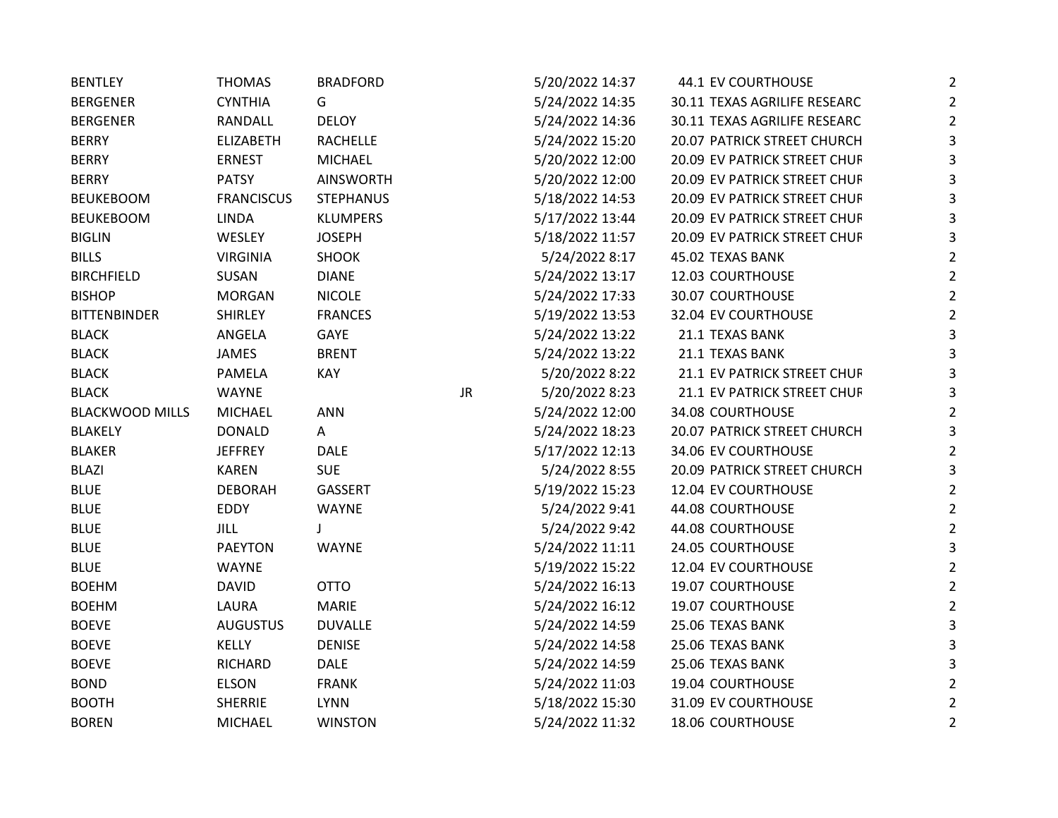| | | | | | | |
|---|---|---|---|---|---|---|
| BENTLEY | THOMAS | BRADFORD | | 5/20/2022 14:37 | 44.1 EV COURTHOUSE | 2 |
| BERGENER | CYNTHIA | G | | 5/24/2022 14:35 | 30.11 TEXAS AGRILIFE RESEARC | 2 |
| BERGENER | RANDALL | DELOY | | 5/24/2022 14:36 | 30.11 TEXAS AGRILIFE RESEARC | 2 |
| BERRY | ELIZABETH | RACHELLE | | 5/24/2022 15:20 | 20.07 PATRICK STREET CHURCH | 3 |
| BERRY | ERNEST | MICHAEL | | 5/20/2022 12:00 | 20.09 EV PATRICK STREET CHUR | 3 |
| BERRY | PATSY | AINSWORTH | | 5/20/2022 12:00 | 20.09 EV PATRICK STREET CHUR | 3 |
| BEUKEBOOM | FRANCISCUS | STEPHANUS | | 5/18/2022 14:53 | 20.09 EV PATRICK STREET CHUR | 3 |
| BEUKEBOOM | LINDA | KLUMPERS | | 5/17/2022 13:44 | 20.09 EV PATRICK STREET CHUR | 3 |
| BIGLIN | WESLEY | JOSEPH | | 5/18/2022 11:57 | 20.09 EV PATRICK STREET CHUR | 3 |
| BILLS | VIRGINIA | SHOOK | | 5/24/2022 8:17 | 45.02 TEXAS BANK | 2 |
| BIRCHFIELD | SUSAN | DIANE | | 5/24/2022 13:17 | 12.03 COURTHOUSE | 2 |
| BISHOP | MORGAN | NICOLE | | 5/24/2022 17:33 | 30.07 COURTHOUSE | 2 |
| BITTENBINDER | SHIRLEY | FRANCES | | 5/19/2022 13:53 | 32.04 EV COURTHOUSE | 2 |
| BLACK | ANGELA | GAYE | | 5/24/2022 13:22 | 21.1 TEXAS BANK | 3 |
| BLACK | JAMES | BRENT | | 5/24/2022 13:22 | 21.1 TEXAS BANK | 3 |
| BLACK | PAMELA | KAY | | 5/20/2022 8:22 | 21.1 EV PATRICK STREET CHUR | 3 |
| BLACK | WAYNE | | JR | 5/20/2022 8:23 | 21.1 EV PATRICK STREET CHUR | 3 |
| BLACKWOOD MILLS | MICHAEL | ANN | | 5/24/2022 12:00 | 34.08 COURTHOUSE | 2 |
| BLAKELY | DONALD | A | | 5/24/2022 18:23 | 20.07 PATRICK STREET CHURCH | 3 |
| BLAKER | JEFFREY | DALE | | 5/17/2022 12:13 | 34.06 EV COURTHOUSE | 2 |
| BLAZI | KAREN | SUE | | 5/24/2022 8:55 | 20.09 PATRICK STREET CHURCH | 3 |
| BLUE | DEBORAH | GASSERT | | 5/19/2022 15:23 | 12.04 EV COURTHOUSE | 2 |
| BLUE | EDDY | WAYNE | | 5/24/2022 9:41 | 44.08 COURTHOUSE | 2 |
| BLUE | JILL | J | | 5/24/2022 9:42 | 44.08 COURTHOUSE | 2 |
| BLUE | PAEYTON | WAYNE | | 5/24/2022 11:11 | 24.05 COURTHOUSE | 3 |
| BLUE | WAYNE | | | 5/19/2022 15:22 | 12.04 EV COURTHOUSE | 2 |
| BOEHM | DAVID | OTTO | | 5/24/2022 16:13 | 19.07 COURTHOUSE | 2 |
| BOEHM | LAURA | MARIE | | 5/24/2022 16:12 | 19.07 COURTHOUSE | 2 |
| BOEVE | AUGUSTUS | DUVALLE | | 5/24/2022 14:59 | 25.06 TEXAS BANK | 3 |
| BOEVE | KELLY | DENISE | | 5/24/2022 14:58 | 25.06 TEXAS BANK | 3 |
| BOEVE | RICHARD | DALE | | 5/24/2022 14:59 | 25.06 TEXAS BANK | 3 |
| BOND | ELSON | FRANK | | 5/24/2022 11:03 | 19.04 COURTHOUSE | 2 |
| BOOTH | SHERRIE | LYNN | | 5/18/2022 15:30 | 31.09 EV COURTHOUSE | 2 |
| BOREN | MICHAEL | WINSTON | | 5/24/2022 11:32 | 18.06 COURTHOUSE | 2 |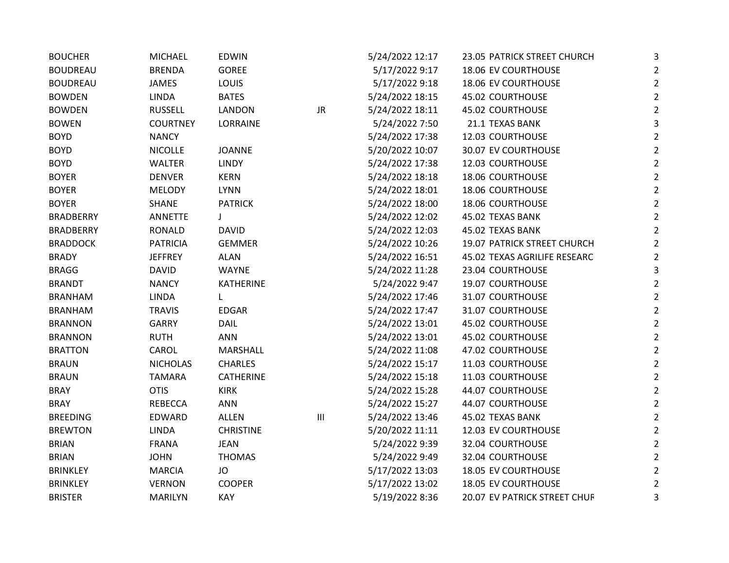| | | | | | | |
|---|---|---|---|---|---|---|
| BOUCHER | MICHAEL | EDWIN | | 5/24/2022 12:17 | 23.05 PATRICK STREET CHURCH | 3 |
| BOUDREAU | BRENDA | GOREE | | 5/17/2022 9:17 | 18.06 EV COURTHOUSE | 2 |
| BOUDREAU | JAMES | LOUIS | | 5/17/2022 9:18 | 18.06 EV COURTHOUSE | 2 |
| BOWDEN | LINDA | BATES | | 5/24/2022 18:15 | 45.02 COURTHOUSE | 2 |
| BOWDEN | RUSSELL | LANDON | JR | 5/24/2022 18:11 | 45.02 COURTHOUSE | 2 |
| BOWEN | COURTNEY | LORRAINE | | 5/24/2022 7:50 | 21.1 TEXAS BANK | 3 |
| BOYD | NANCY | | | 5/24/2022 17:38 | 12.03 COURTHOUSE | 2 |
| BOYD | NICOLLE | JOANNE | | 5/20/2022 10:07 | 30.07 EV COURTHOUSE | 2 |
| BOYD | WALTER | LINDY | | 5/24/2022 17:38 | 12.03 COURTHOUSE | 2 |
| BOYER | DENVER | KERN | | 5/24/2022 18:18 | 18.06 COURTHOUSE | 2 |
| BOYER | MELODY | LYNN | | 5/24/2022 18:01 | 18.06 COURTHOUSE | 2 |
| BOYER | SHANE | PATRICK | | 5/24/2022 18:00 | 18.06 COURTHOUSE | 2 |
| BRADBERRY | ANNETTE | J | | 5/24/2022 12:02 | 45.02 TEXAS BANK | 2 |
| BRADBERRY | RONALD | DAVID | | 5/24/2022 12:03 | 45.02 TEXAS BANK | 2 |
| BRADDOCK | PATRICIA | GEMMER | | 5/24/2022 10:26 | 19.07 PATRICK STREET CHURCH | 2 |
| BRADY | JEFFREY | ALAN | | 5/24/2022 16:51 | 45.02 TEXAS AGRILIFE RESEARC | 2 |
| BRAGG | DAVID | WAYNE | | 5/24/2022 11:28 | 23.04 COURTHOUSE | 3 |
| BRANDT | NANCY | KATHERINE | | 5/24/2022 9:47 | 19.07 COURTHOUSE | 2 |
| BRANHAM | LINDA | L | | 5/24/2022 17:46 | 31.07 COURTHOUSE | 2 |
| BRANHAM | TRAVIS | EDGAR | | 5/24/2022 17:47 | 31.07 COURTHOUSE | 2 |
| BRANNON | GARRY | DAIL | | 5/24/2022 13:01 | 45.02 COURTHOUSE | 2 |
| BRANNON | RUTH | ANN | | 5/24/2022 13:01 | 45.02 COURTHOUSE | 2 |
| BRATTON | CAROL | MARSHALL | | 5/24/2022 11:08 | 47.02 COURTHOUSE | 2 |
| BRAUN | NICHOLAS | CHARLES | | 5/24/2022 15:17 | 11.03 COURTHOUSE | 2 |
| BRAUN | TAMARA | CATHERINE | | 5/24/2022 15:18 | 11.03 COURTHOUSE | 2 |
| BRAY | OTIS | KIRK | | 5/24/2022 15:28 | 44.07 COURTHOUSE | 2 |
| BRAY | REBECCA | ANN | | 5/24/2022 15:27 | 44.07 COURTHOUSE | 2 |
| BREEDING | EDWARD | ALLEN | III | 5/24/2022 13:46 | 45.02 TEXAS BANK | 2 |
| BREWTON | LINDA | CHRISTINE | | 5/20/2022 11:11 | 12.03 EV COURTHOUSE | 2 |
| BRIAN | FRANA | JEAN | | 5/24/2022 9:39 | 32.04 COURTHOUSE | 2 |
| BRIAN | JOHN | THOMAS | | 5/24/2022 9:49 | 32.04 COURTHOUSE | 2 |
| BRINKLEY | MARCIA | JO | | 5/17/2022 13:03 | 18.05 EV COURTHOUSE | 2 |
| BRINKLEY | VERNON | COOPER | | 5/17/2022 13:02 | 18.05 EV COURTHOUSE | 2 |
| BRISTER | MARILYN | KAY | | 5/19/2022 8:36 | 20.07 EV PATRICK STREET CHUR | 3 |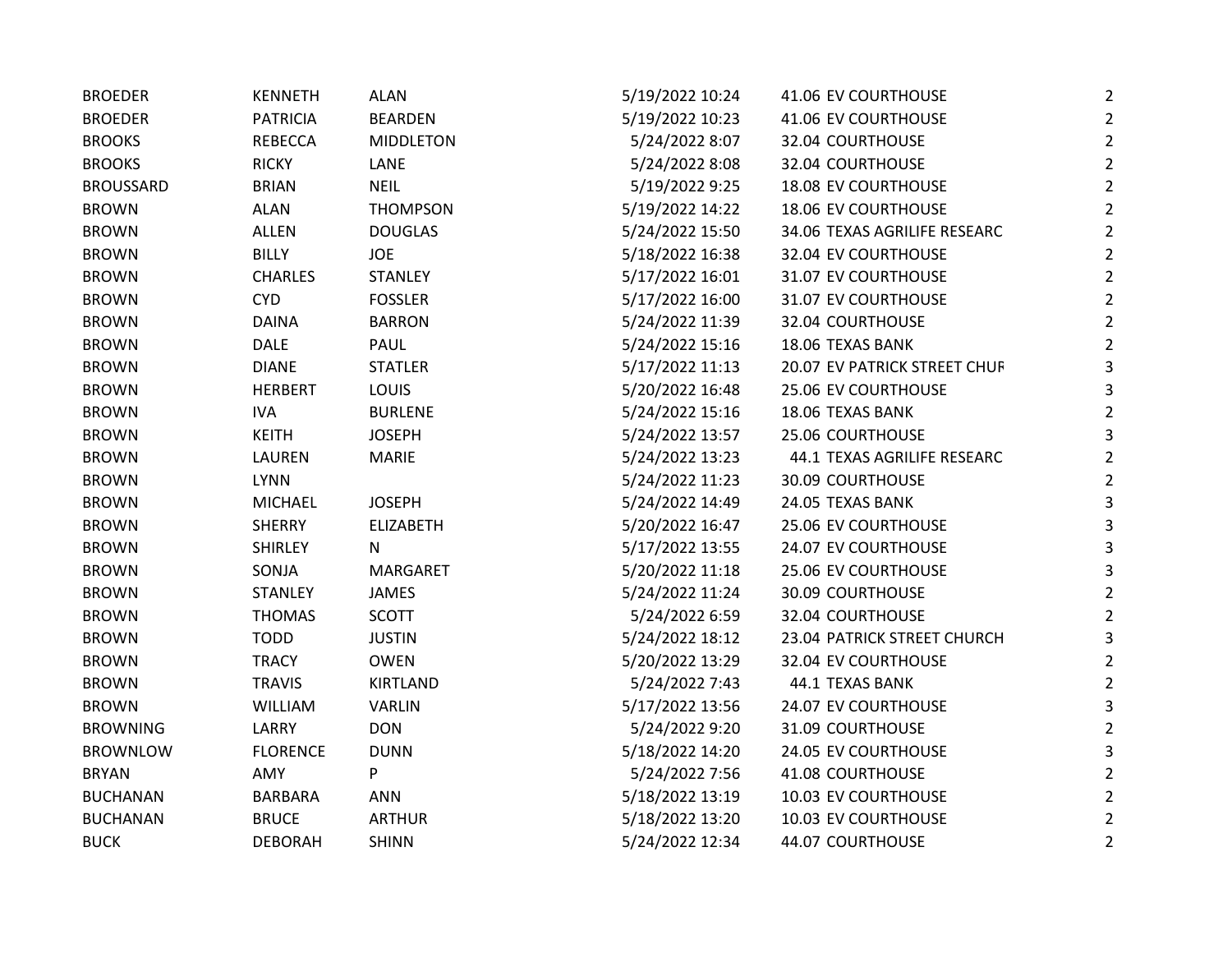| | | | | | |
|---|---|---|---|---|---|
| BROEDER | KENNETH | ALAN | 5/19/2022 10:24 | 41.06 EV COURTHOUSE | 2 |
| BROEDER | PATRICIA | BEARDEN | 5/19/2022 10:23 | 41.06 EV COURTHOUSE | 2 |
| BROOKS | REBECCA | MIDDLETON | 5/24/2022 8:07 | 32.04 COURTHOUSE | 2 |
| BROOKS | RICKY | LANE | 5/24/2022 8:08 | 32.04 COURTHOUSE | 2 |
| BROUSSARD | BRIAN | NEIL | 5/19/2022 9:25 | 18.08 EV COURTHOUSE | 2 |
| BROWN | ALAN | THOMPSON | 5/19/2022 14:22 | 18.06 EV COURTHOUSE | 2 |
| BROWN | ALLEN | DOUGLAS | 5/24/2022 15:50 | 34.06 TEXAS AGRILIFE RESEARC | 2 |
| BROWN | BILLY | JOE | 5/18/2022 16:38 | 32.04 EV COURTHOUSE | 2 |
| BROWN | CHARLES | STANLEY | 5/17/2022 16:01 | 31.07 EV COURTHOUSE | 2 |
| BROWN | CYD | FOSSLER | 5/17/2022 16:00 | 31.07 EV COURTHOUSE | 2 |
| BROWN | DAINA | BARRON | 5/24/2022 11:39 | 32.04 COURTHOUSE | 2 |
| BROWN | DALE | PAUL | 5/24/2022 15:16 | 18.06 TEXAS BANK | 2 |
| BROWN | DIANE | STATLER | 5/17/2022 11:13 | 20.07 EV PATRICK STREET CHUR | 3 |
| BROWN | HERBERT | LOUIS | 5/20/2022 16:48 | 25.06 EV COURTHOUSE | 3 |
| BROWN | IVA | BURLENE | 5/24/2022 15:16 | 18.06 TEXAS BANK | 2 |
| BROWN | KEITH | JOSEPH | 5/24/2022 13:57 | 25.06 COURTHOUSE | 3 |
| BROWN | LAUREN | MARIE | 5/24/2022 13:23 | 44.1 TEXAS AGRILIFE RESEARC | 2 |
| BROWN | LYNN | | 5/24/2022 11:23 | 30.09 COURTHOUSE | 2 |
| BROWN | MICHAEL | JOSEPH | 5/24/2022 14:49 | 24.05 TEXAS BANK | 3 |
| BROWN | SHERRY | ELIZABETH | 5/20/2022 16:47 | 25.06 EV COURTHOUSE | 3 |
| BROWN | SHIRLEY | N | 5/17/2022 13:55 | 24.07 EV COURTHOUSE | 3 |
| BROWN | SONJA | MARGARET | 5/20/2022 11:18 | 25.06 EV COURTHOUSE | 3 |
| BROWN | STANLEY | JAMES | 5/24/2022 11:24 | 30.09 COURTHOUSE | 2 |
| BROWN | THOMAS | SCOTT | 5/24/2022 6:59 | 32.04 COURTHOUSE | 2 |
| BROWN | TODD | JUSTIN | 5/24/2022 18:12 | 23.04 PATRICK STREET CHURCH | 3 |
| BROWN | TRACY | OWEN | 5/20/2022 13:29 | 32.04 EV COURTHOUSE | 2 |
| BROWN | TRAVIS | KIRTLAND | 5/24/2022 7:43 | 44.1 TEXAS BANK | 2 |
| BROWN | WILLIAM | VARLIN | 5/17/2022 13:56 | 24.07 EV COURTHOUSE | 3 |
| BROWNING | LARRY | DON | 5/24/2022 9:20 | 31.09 COURTHOUSE | 2 |
| BROWNLOW | FLORENCE | DUNN | 5/18/2022 14:20 | 24.05 EV COURTHOUSE | 3 |
| BRYAN | AMY | P | 5/24/2022 7:56 | 41.08 COURTHOUSE | 2 |
| BUCHANAN | BARBARA | ANN | 5/18/2022 13:19 | 10.03 EV COURTHOUSE | 2 |
| BUCHANAN | BRUCE | ARTHUR | 5/18/2022 13:20 | 10.03 EV COURTHOUSE | 2 |
| BUCK | DEBORAH | SHINN | 5/24/2022 12:34 | 44.07 COURTHOUSE | 2 |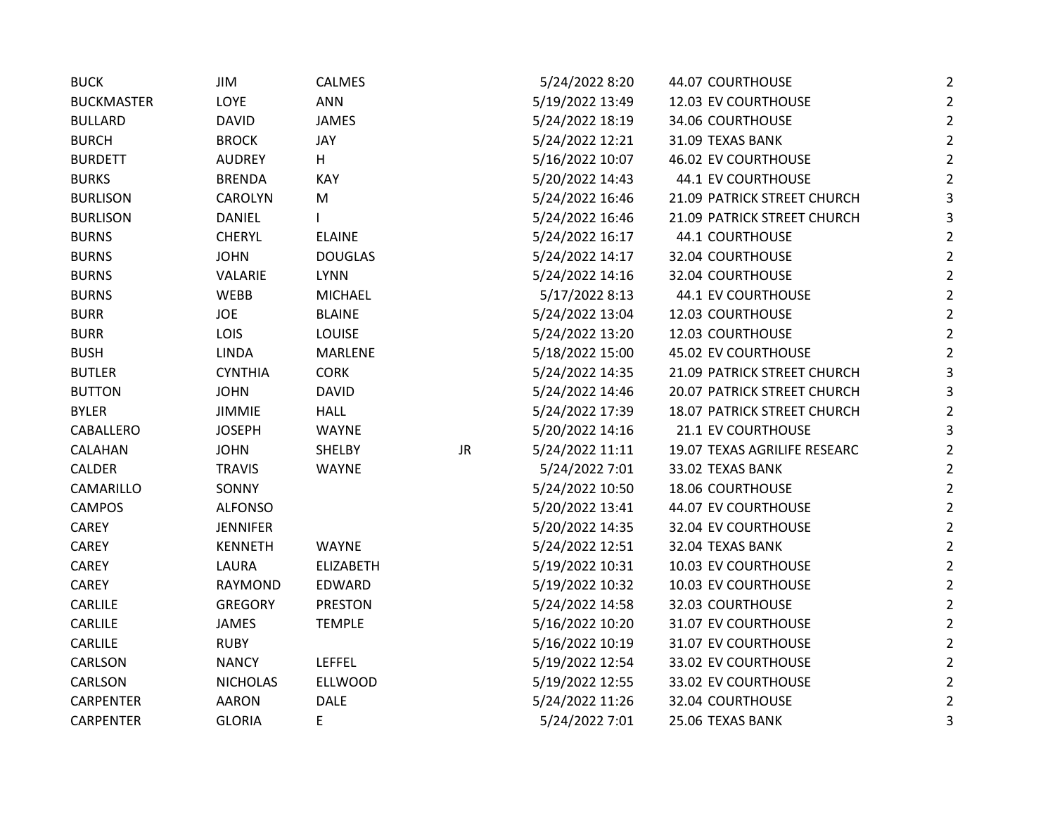| | | | | | | |
|---|---|---|---|---|---|---|
| BUCK | JIM | CALMES | | 5/24/2022 8:20 | 44.07 COURTHOUSE | 2 |
| BUCKMASTER | LOYE | ANN | | 5/19/2022 13:49 | 12.03 EV COURTHOUSE | 2 |
| BULLARD | DAVID | JAMES | | 5/24/2022 18:19 | 34.06 COURTHOUSE | 2 |
| BURCH | BROCK | JAY | | 5/24/2022 12:21 | 31.09 TEXAS BANK | 2 |
| BURDETT | AUDREY | H | | 5/16/2022 10:07 | 46.02 EV COURTHOUSE | 2 |
| BURKS | BRENDA | KAY | | 5/20/2022 14:43 | 44.1 EV COURTHOUSE | 2 |
| BURLISON | CAROLYN | M | | 5/24/2022 16:46 | 21.09 PATRICK STREET CHURCH | 3 |
| BURLISON | DANIEL | I | | 5/24/2022 16:46 | 21.09 PATRICK STREET CHURCH | 3 |
| BURNS | CHERYL | ELAINE | | 5/24/2022 16:17 | 44.1 COURTHOUSE | 2 |
| BURNS | JOHN | DOUGLAS | | 5/24/2022 14:17 | 32.04 COURTHOUSE | 2 |
| BURNS | VALARIE | LYNN | | 5/24/2022 14:16 | 32.04 COURTHOUSE | 2 |
| BURNS | WEBB | MICHAEL | | 5/17/2022 8:13 | 44.1 EV COURTHOUSE | 2 |
| BURR | JOE | BLAINE | | 5/24/2022 13:04 | 12.03 COURTHOUSE | 2 |
| BURR | LOIS | LOUISE | | 5/24/2022 13:20 | 12.03 COURTHOUSE | 2 |
| BUSH | LINDA | MARLENE | | 5/18/2022 15:00 | 45.02 EV COURTHOUSE | 2 |
| BUTLER | CYNTHIA | CORK | | 5/24/2022 14:35 | 21.09 PATRICK STREET CHURCH | 3 |
| BUTTON | JOHN | DAVID | | 5/24/2022 14:46 | 20.07 PATRICK STREET CHURCH | 3 |
| BYLER | JIMMIE | HALL | | 5/24/2022 17:39 | 18.07 PATRICK STREET CHURCH | 2 |
| CABALLERO | JOSEPH | WAYNE | | 5/20/2022 14:16 | 21.1 EV COURTHOUSE | 3 |
| CALAHAN | JOHN | SHELBY | JR | 5/24/2022 11:11 | 19.07 TEXAS AGRILIFE RESEARC | 2 |
| CALDER | TRAVIS | WAYNE | | 5/24/2022 7:01 | 33.02 TEXAS BANK | 2 |
| CAMARILLO | SONNY | | | 5/24/2022 10:50 | 18.06 COURTHOUSE | 2 |
| CAMPOS | ALFONSO | | | 5/20/2022 13:41 | 44.07 EV COURTHOUSE | 2 |
| CAREY | JENNIFER | | | 5/20/2022 14:35 | 32.04 EV COURTHOUSE | 2 |
| CAREY | KENNETH | WAYNE | | 5/24/2022 12:51 | 32.04 TEXAS BANK | 2 |
| CAREY | LAURA | ELIZABETH | | 5/19/2022 10:31 | 10.03 EV COURTHOUSE | 2 |
| CAREY | RAYMOND | EDWARD | | 5/19/2022 10:32 | 10.03 EV COURTHOUSE | 2 |
| CARLILE | GREGORY | PRESTON | | 5/24/2022 14:58 | 32.03 COURTHOUSE | 2 |
| CARLILE | JAMES | TEMPLE | | 5/16/2022 10:20 | 31.07 EV COURTHOUSE | 2 |
| CARLILE | RUBY | | | 5/16/2022 10:19 | 31.07 EV COURTHOUSE | 2 |
| CARLSON | NANCY | LEFFEL | | 5/19/2022 12:54 | 33.02 EV COURTHOUSE | 2 |
| CARLSON | NICHOLAS | ELLWOOD | | 5/19/2022 12:55 | 33.02 EV COURTHOUSE | 2 |
| CARPENTER | AARON | DALE | | 5/24/2022 11:26 | 32.04 COURTHOUSE | 2 |
| CARPENTER | GLORIA | E | | 5/24/2022 7:01 | 25.06 TEXAS BANK | 3 |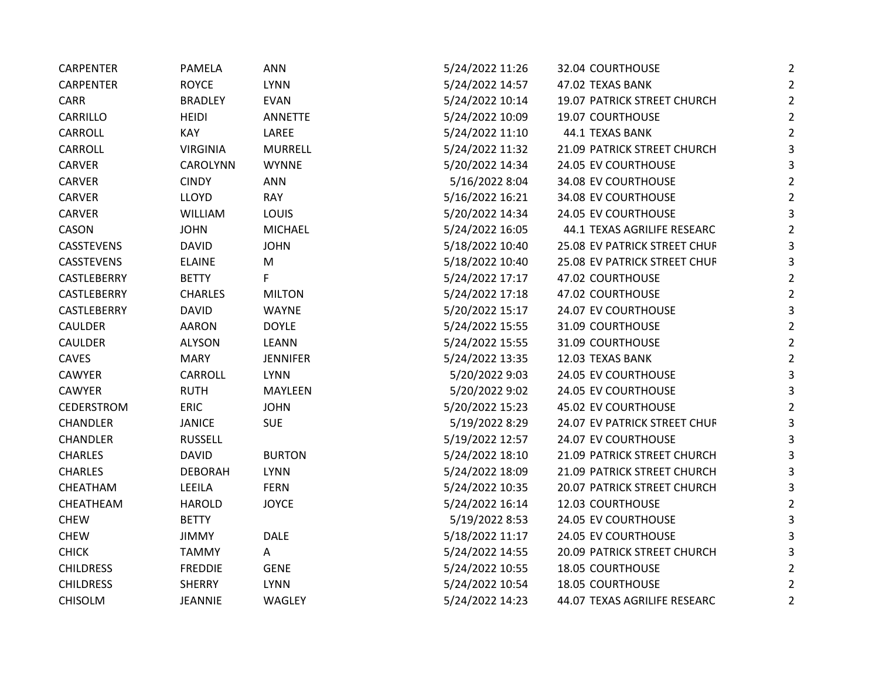| | | | | | |
|---|---|---|---|---|---|
| CARPENTER | PAMELA | ANN | 5/24/2022 11:26 | 32.04 COURTHOUSE | 2 |
| CARPENTER | ROYCE | LYNN | 5/24/2022 14:57 | 47.02 TEXAS BANK | 2 |
| CARR | BRADLEY | EVAN | 5/24/2022 10:14 | 19.07 PATRICK STREET CHURCH | 2 |
| CARRILLO | HEIDI | ANNETTE | 5/24/2022 10:09 | 19.07 COURTHOUSE | 2 |
| CARROLL | KAY | LAREE | 5/24/2022 11:10 | 44.1 TEXAS BANK | 2 |
| CARROLL | VIRGINIA | MURRELL | 5/24/2022 11:32 | 21.09 PATRICK STREET CHURCH | 3 |
| CARVER | CAROLYNN | WYNNE | 5/20/2022 14:34 | 24.05 EV COURTHOUSE | 3 |
| CARVER | CINDY | ANN | 5/16/2022 8:04 | 34.08 EV COURTHOUSE | 2 |
| CARVER | LLOYD | RAY | 5/16/2022 16:21 | 34.08 EV COURTHOUSE | 2 |
| CARVER | WILLIAM | LOUIS | 5/20/2022 14:34 | 24.05 EV COURTHOUSE | 3 |
| CASON | JOHN | MICHAEL | 5/24/2022 16:05 | 44.1 TEXAS AGRILIFE RESEARC | 2 |
| CASSTEVENS | DAVID | JOHN | 5/18/2022 10:40 | 25.08 EV PATRICK STREET CHUR | 3 |
| CASSTEVENS | ELAINE | M | 5/18/2022 10:40 | 25.08 EV PATRICK STREET CHUR | 3 |
| CASTLEBERRY | BETTY | F | 5/24/2022 17:17 | 47.02 COURTHOUSE | 2 |
| CASTLEBERRY | CHARLES | MILTON | 5/24/2022 17:18 | 47.02 COURTHOUSE | 2 |
| CASTLEBERRY | DAVID | WAYNE | 5/20/2022 15:17 | 24.07 EV COURTHOUSE | 3 |
| CAULDER | AARON | DOYLE | 5/24/2022 15:55 | 31.09 COURTHOUSE | 2 |
| CAULDER | ALYSON | LEANN | 5/24/2022 15:55 | 31.09 COURTHOUSE | 2 |
| CAVES | MARY | JENNIFER | 5/24/2022 13:35 | 12.03 TEXAS BANK | 2 |
| CAWYER | CARROLL | LYNN | 5/20/2022 9:03 | 24.05 EV COURTHOUSE | 3 |
| CAWYER | RUTH | MAYLEEN | 5/20/2022 9:02 | 24.05 EV COURTHOUSE | 3 |
| CEDERSTROM | ERIC | JOHN | 5/20/2022 15:23 | 45.02 EV COURTHOUSE | 2 |
| CHANDLER | JANICE | SUE | 5/19/2022 8:29 | 24.07 EV PATRICK STREET CHUR | 3 |
| CHANDLER | RUSSELL | | 5/19/2022 12:57 | 24.07 EV COURTHOUSE | 3 |
| CHARLES | DAVID | BURTON | 5/24/2022 18:10 | 21.09 PATRICK STREET CHURCH | 3 |
| CHARLES | DEBORAH | LYNN | 5/24/2022 18:09 | 21.09 PATRICK STREET CHURCH | 3 |
| CHEATHAM | LEEILA | FERN | 5/24/2022 10:35 | 20.07 PATRICK STREET CHURCH | 3 |
| CHEATHEAM | HAROLD | JOYCE | 5/24/2022 16:14 | 12.03 COURTHOUSE | 2 |
| CHEW | BETTY | | 5/19/2022 8:53 | 24.05 EV COURTHOUSE | 3 |
| CHEW | JIMMY | DALE | 5/18/2022 11:17 | 24.05 EV COURTHOUSE | 3 |
| CHICK | TAMMY | A | 5/24/2022 14:55 | 20.09 PATRICK STREET CHURCH | 3 |
| CHILDRESS | FREDDIE | GENE | 5/24/2022 10:55 | 18.05 COURTHOUSE | 2 |
| CHILDRESS | SHERRY | LYNN | 5/24/2022 10:54 | 18.05 COURTHOUSE | 2 |
| CHISOLM | JEANNIE | WAGLEY | 5/24/2022 14:23 | 44.07 TEXAS AGRILIFE RESEARC | 2 |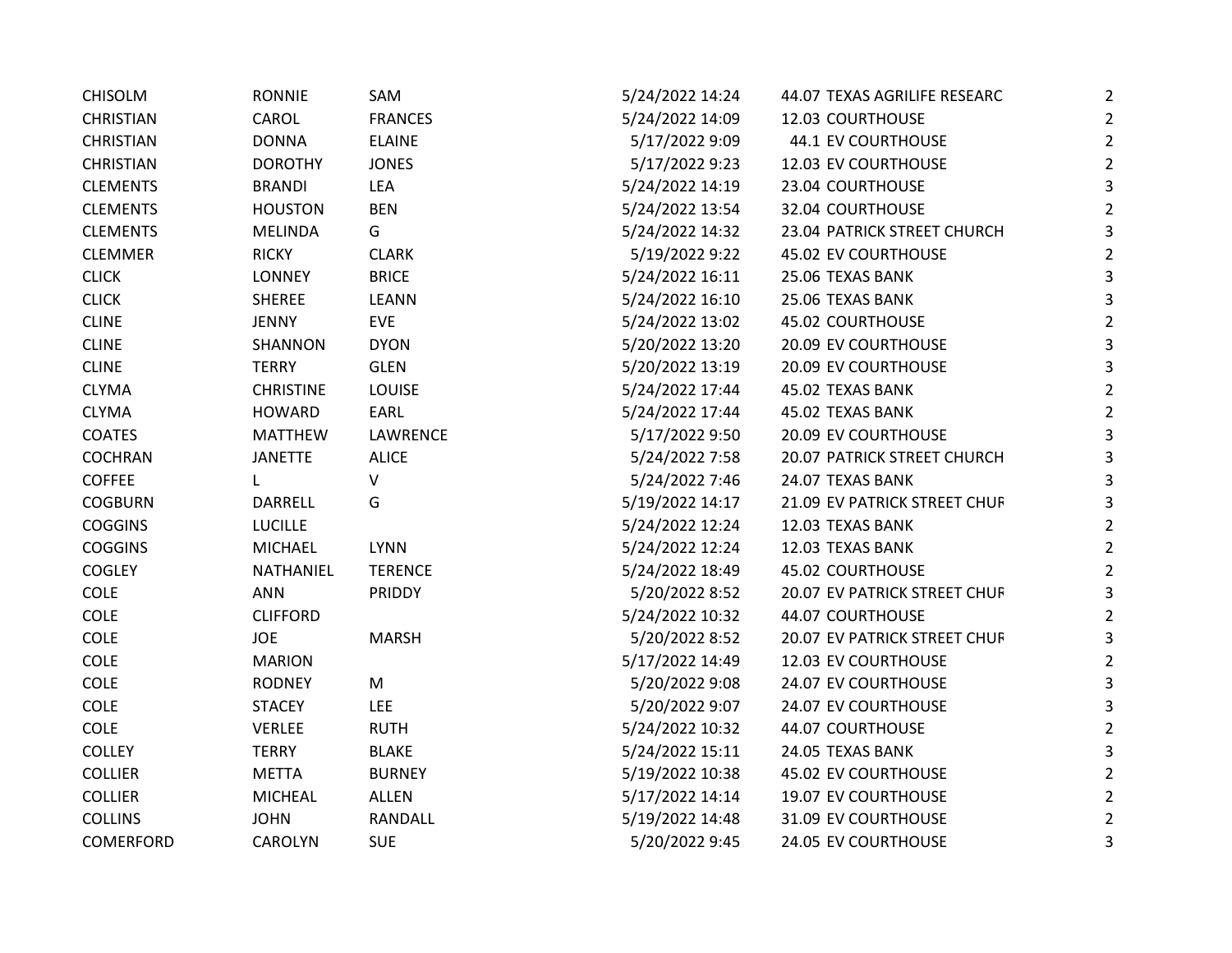| | | | | | |
|---|---|---|---|---|---|
| CHISOLM | RONNIE | SAM | 5/24/2022 14:24 | 44.07 TEXAS AGRILIFE RESEARC | 2 |
| CHRISTIAN | CAROL | FRANCES | 5/24/2022 14:09 | 12.03 COURTHOUSE | 2 |
| CHRISTIAN | DONNA | ELAINE | 5/17/2022 9:09 | 44.1 EV COURTHOUSE | 2 |
| CHRISTIAN | DOROTHY | JONES | 5/17/2022 9:23 | 12.03 EV COURTHOUSE | 2 |
| CLEMENTS | BRANDI | LEA | 5/24/2022 14:19 | 23.04 COURTHOUSE | 3 |
| CLEMENTS | HOUSTON | BEN | 5/24/2022 13:54 | 32.04 COURTHOUSE | 2 |
| CLEMENTS | MELINDA | G | 5/24/2022 14:32 | 23.04 PATRICK STREET CHURCH | 3 |
| CLEMMER | RICKY | CLARK | 5/19/2022 9:22 | 45.02 EV COURTHOUSE | 2 |
| CLICK | LONNEY | BRICE | 5/24/2022 16:11 | 25.06 TEXAS BANK | 3 |
| CLICK | SHEREE | LEANN | 5/24/2022 16:10 | 25.06 TEXAS BANK | 3 |
| CLINE | JENNY | EVE | 5/24/2022 13:02 | 45.02 COURTHOUSE | 2 |
| CLINE | SHANNON | DYON | 5/20/2022 13:20 | 20.09 EV COURTHOUSE | 3 |
| CLINE | TERRY | GLEN | 5/20/2022 13:19 | 20.09 EV COURTHOUSE | 3 |
| CLYMA | CHRISTINE | LOUISE | 5/24/2022 17:44 | 45.02 TEXAS BANK | 2 |
| CLYMA | HOWARD | EARL | 5/24/2022 17:44 | 45.02 TEXAS BANK | 2 |
| COATES | MATTHEW | LAWRENCE | 5/17/2022 9:50 | 20.09 EV COURTHOUSE | 3 |
| COCHRAN | JANETTE | ALICE | 5/24/2022 7:58 | 20.07 PATRICK STREET CHURCH | 3 |
| COFFEE | L | V | 5/24/2022 7:46 | 24.07 TEXAS BANK | 3 |
| COGBURN | DARRELL | G | 5/19/2022 14:17 | 21.09 EV PATRICK STREET CHUR | 3 |
| COGGINS | LUCILLE | | 5/24/2022 12:24 | 12.03 TEXAS BANK | 2 |
| COGGINS | MICHAEL | LYNN | 5/24/2022 12:24 | 12.03 TEXAS BANK | 2 |
| COGLEY | NATHANIEL | TERENCE | 5/24/2022 18:49 | 45.02 COURTHOUSE | 2 |
| COLE | ANN | PRIDDY | 5/20/2022 8:52 | 20.07 EV PATRICK STREET CHUR | 3 |
| COLE | CLIFFORD | | 5/24/2022 10:32 | 44.07 COURTHOUSE | 2 |
| COLE | JOE | MARSH | 5/20/2022 8:52 | 20.07 EV PATRICK STREET CHUR | 3 |
| COLE | MARION | | 5/17/2022 14:49 | 12.03 EV COURTHOUSE | 2 |
| COLE | RODNEY | M | 5/20/2022 9:08 | 24.07 EV COURTHOUSE | 3 |
| COLE | STACEY | LEE | 5/20/2022 9:07 | 24.07 EV COURTHOUSE | 3 |
| COLE | VERLEE | RUTH | 5/24/2022 10:32 | 44.07 COURTHOUSE | 2 |
| COLLEY | TERRY | BLAKE | 5/24/2022 15:11 | 24.05 TEXAS BANK | 3 |
| COLLIER | METTA | BURNEY | 5/19/2022 10:38 | 45.02 EV COURTHOUSE | 2 |
| COLLIER | MICHEAL | ALLEN | 5/17/2022 14:14 | 19.07 EV COURTHOUSE | 2 |
| COLLINS | JOHN | RANDALL | 5/19/2022 14:48 | 31.09 EV COURTHOUSE | 2 |
| COMERFORD | CAROLYN | SUE | 5/20/2022 9:45 | 24.05 EV COURTHOUSE | 3 |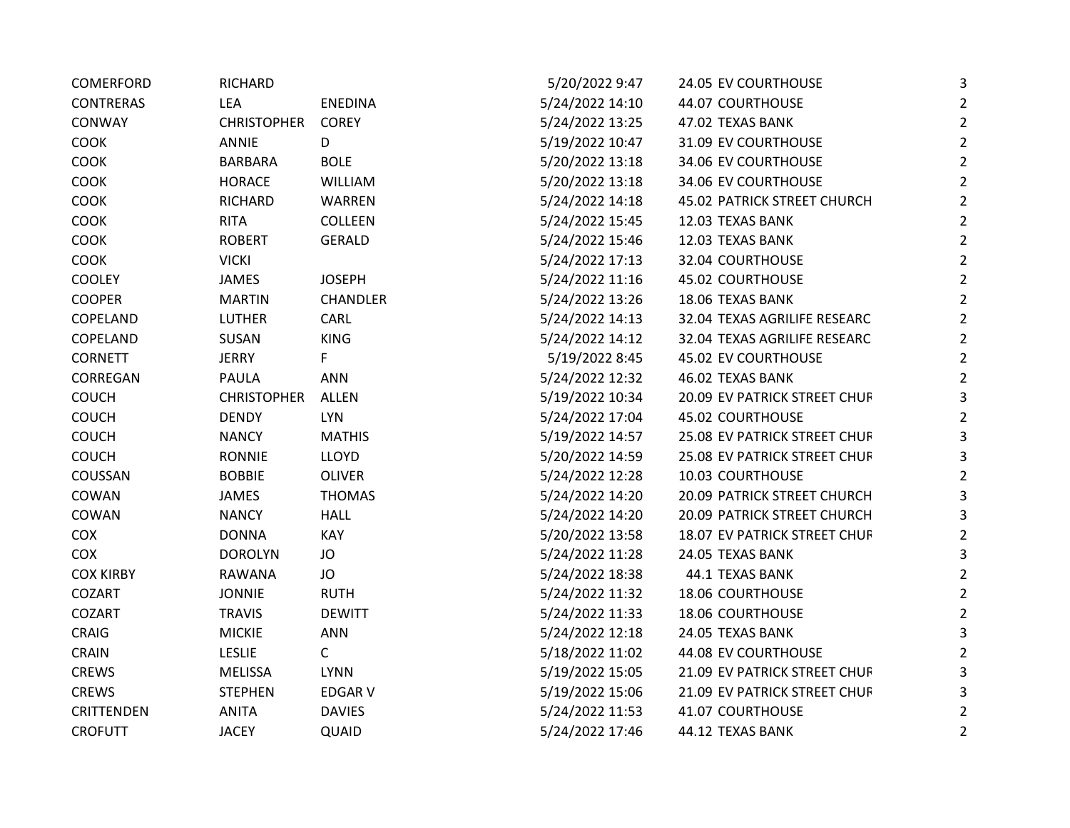| | | | | | |
|---|---|---|---|---|---|
| COMERFORD | RICHARD | | 5/20/2022 9:47 | 24.05 EV COURTHOUSE | 3 |
| CONTRERAS | LEA | ENEDINA | 5/24/2022 14:10 | 44.07 COURTHOUSE | 2 |
| CONWAY | CHRISTOPHER | COREY | 5/24/2022 13:25 | 47.02 TEXAS BANK | 2 |
| COOK | ANNIE | D | 5/19/2022 10:47 | 31.09 EV COURTHOUSE | 2 |
| COOK | BARBARA | BOLE | 5/20/2022 13:18 | 34.06 EV COURTHOUSE | 2 |
| COOK | HORACE | WILLIAM | 5/20/2022 13:18 | 34.06 EV COURTHOUSE | 2 |
| COOK | RICHARD | WARREN | 5/24/2022 14:18 | 45.02 PATRICK STREET CHURCH | 2 |
| COOK | RITA | COLLEEN | 5/24/2022 15:45 | 12.03 TEXAS BANK | 2 |
| COOK | ROBERT | GERALD | 5/24/2022 15:46 | 12.03 TEXAS BANK | 2 |
| COOK | VICKI | | 5/24/2022 17:13 | 32.04 COURTHOUSE | 2 |
| COOLEY | JAMES | JOSEPH | 5/24/2022 11:16 | 45.02 COURTHOUSE | 2 |
| COOPER | MARTIN | CHANDLER | 5/24/2022 13:26 | 18.06 TEXAS BANK | 2 |
| COPELAND | LUTHER | CARL | 5/24/2022 14:13 | 32.04 TEXAS AGRILIFE RESEARC | 2 |
| COPELAND | SUSAN | KING | 5/24/2022 14:12 | 32.04 TEXAS AGRILIFE RESEARC | 2 |
| CORNETT | JERRY | F | 5/19/2022 8:45 | 45.02 EV COURTHOUSE | 2 |
| CORREGAN | PAULA | ANN | 5/24/2022 12:32 | 46.02 TEXAS BANK | 2 |
| COUCH | CHRISTOPHER | ALLEN | 5/19/2022 10:34 | 20.09 EV PATRICK STREET CHUR | 3 |
| COUCH | DENDY | LYN | 5/24/2022 17:04 | 45.02 COURTHOUSE | 2 |
| COUCH | NANCY | MATHIS | 5/19/2022 14:57 | 25.08 EV PATRICK STREET CHUR | 3 |
| COUCH | RONNIE | LLOYD | 5/20/2022 14:59 | 25.08 EV PATRICK STREET CHUR | 3 |
| COUSSAN | BOBBIE | OLIVER | 5/24/2022 12:28 | 10.03 COURTHOUSE | 2 |
| COWAN | JAMES | THOMAS | 5/24/2022 14:20 | 20.09 PATRICK STREET CHURCH | 3 |
| COWAN | NANCY | HALL | 5/24/2022 14:20 | 20.09 PATRICK STREET CHURCH | 3 |
| COX | DONNA | KAY | 5/20/2022 13:58 | 18.07 EV PATRICK STREET CHUR | 2 |
| COX | DOROLYN | JO | 5/24/2022 11:28 | 24.05 TEXAS BANK | 3 |
| COX KIRBY | RAWANA | JO | 5/24/2022 18:38 | 44.1 TEXAS BANK | 2 |
| COZART | JONNIE | RUTH | 5/24/2022 11:32 | 18.06 COURTHOUSE | 2 |
| COZART | TRAVIS | DEWITT | 5/24/2022 11:33 | 18.06 COURTHOUSE | 2 |
| CRAIG | MICKIE | ANN | 5/24/2022 12:18 | 24.05 TEXAS BANK | 3 |
| CRAIN | LESLIE | C | 5/18/2022 11:02 | 44.08 EV COURTHOUSE | 2 |
| CREWS | MELISSA | LYNN | 5/19/2022 15:05 | 21.09 EV PATRICK STREET CHUR | 3 |
| CREWS | STEPHEN | EDGAR V | 5/19/2022 15:06 | 21.09 EV PATRICK STREET CHUR | 3 |
| CRITTENDEN | ANITA | DAVIES | 5/24/2022 11:53 | 41.07 COURTHOUSE | 2 |
| CROFUTT | JACEY | QUAID | 5/24/2022 17:46 | 44.12 TEXAS BANK | 2 |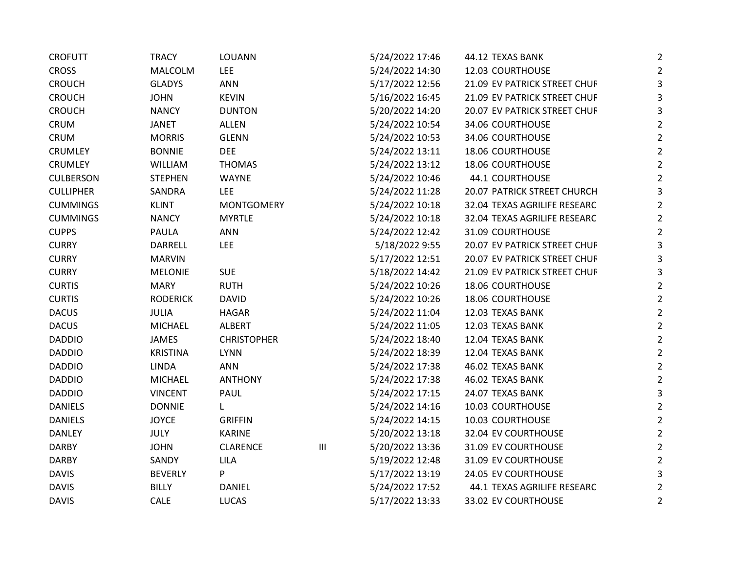| | | | | | | |
|---|---|---|---|---|---|---|
| CROFUTT | TRACY | LOUANN | | 5/24/2022 17:46 | 44.12 TEXAS BANK | 2 |
| CROSS | MALCOLM | LEE | | 5/24/2022 14:30 | 12.03 COURTHOUSE | 2 |
| CROUCH | GLADYS | ANN | | 5/17/2022 12:56 | 21.09 EV PATRICK STREET CHUR | 3 |
| CROUCH | JOHN | KEVIN | | 5/16/2022 16:45 | 21.09 EV PATRICK STREET CHUR | 3 |
| CROUCH | NANCY | DUNTON | | 5/20/2022 14:20 | 20.07 EV PATRICK STREET CHUR | 3 |
| CRUM | JANET | ALLEN | | 5/24/2022 10:54 | 34.06 COURTHOUSE | 2 |
| CRUM | MORRIS | GLENN | | 5/24/2022 10:53 | 34.06 COURTHOUSE | 2 |
| CRUMLEY | BONNIE | DEE | | 5/24/2022 13:11 | 18.06 COURTHOUSE | 2 |
| CRUMLEY | WILLIAM | THOMAS | | 5/24/2022 13:12 | 18.06 COURTHOUSE | 2 |
| CULBERSON | STEPHEN | WAYNE | | 5/24/2022 10:46 | 44.1 COURTHOUSE | 2 |
| CULLIPHER | SANDRA | LEE | | 5/24/2022 11:28 | 20.07 PATRICK STREET CHURCH | 3 |
| CUMMINGS | KLINT | MONTGOMERY | | 5/24/2022 10:18 | 32.04 TEXAS AGRILIFE RESEARC | 2 |
| CUMMINGS | NANCY | MYRTLE | | 5/24/2022 10:18 | 32.04 TEXAS AGRILIFE RESEARC | 2 |
| CUPPS | PAULA | ANN | | 5/24/2022 12:42 | 31.09 COURTHOUSE | 2 |
| CURRY | DARRELL | LEE | | 5/18/2022 9:55 | 20.07 EV PATRICK STREET CHUR | 3 |
| CURRY | MARVIN | | | 5/17/2022 12:51 | 20.07 EV PATRICK STREET CHUR | 3 |
| CURRY | MELONIE | SUE | | 5/18/2022 14:42 | 21.09 EV PATRICK STREET CHUR | 3 |
| CURTIS | MARY | RUTH | | 5/24/2022 10:26 | 18.06 COURTHOUSE | 2 |
| CURTIS | RODERICK | DAVID | | 5/24/2022 10:26 | 18.06 COURTHOUSE | 2 |
| DACUS | JULIA | HAGAR | | 5/24/2022 11:04 | 12.03 TEXAS BANK | 2 |
| DACUS | MICHAEL | ALBERT | | 5/24/2022 11:05 | 12.03 TEXAS BANK | 2 |
| DADDIO | JAMES | CHRISTOPHER | | 5/24/2022 18:40 | 12.04 TEXAS BANK | 2 |
| DADDIO | KRISTINA | LYNN | | 5/24/2022 18:39 | 12.04 TEXAS BANK | 2 |
| DADDIO | LINDA | ANN | | 5/24/2022 17:38 | 46.02 TEXAS BANK | 2 |
| DADDIO | MICHAEL | ANTHONY | | 5/24/2022 17:38 | 46.02 TEXAS BANK | 2 |
| DADDIO | VINCENT | PAUL | | 5/24/2022 17:15 | 24.07 TEXAS BANK | 3 |
| DANIELS | DONNIE | L | | 5/24/2022 14:16 | 10.03 COURTHOUSE | 2 |
| DANIELS | JOYCE | GRIFFIN | | 5/24/2022 14:15 | 10.03 COURTHOUSE | 2 |
| DANLEY | JULY | KARINE | | 5/20/2022 13:18 | 32.04 EV COURTHOUSE | 2 |
| DARBY | JOHN | CLARENCE | III | 5/20/2022 13:36 | 31.09 EV COURTHOUSE | 2 |
| DARBY | SANDY | LILA | | 5/19/2022 12:48 | 31.09 EV COURTHOUSE | 2 |
| DAVIS | BEVERLY | P | | 5/17/2022 13:19 | 24.05 EV COURTHOUSE | 3 |
| DAVIS | BILLY | DANIEL | | 5/24/2022 17:52 | 44.1 TEXAS AGRILIFE RESEARC | 2 |
| DAVIS | CALE | LUCAS | | 5/17/2022 13:33 | 33.02 EV COURTHOUSE | 2 |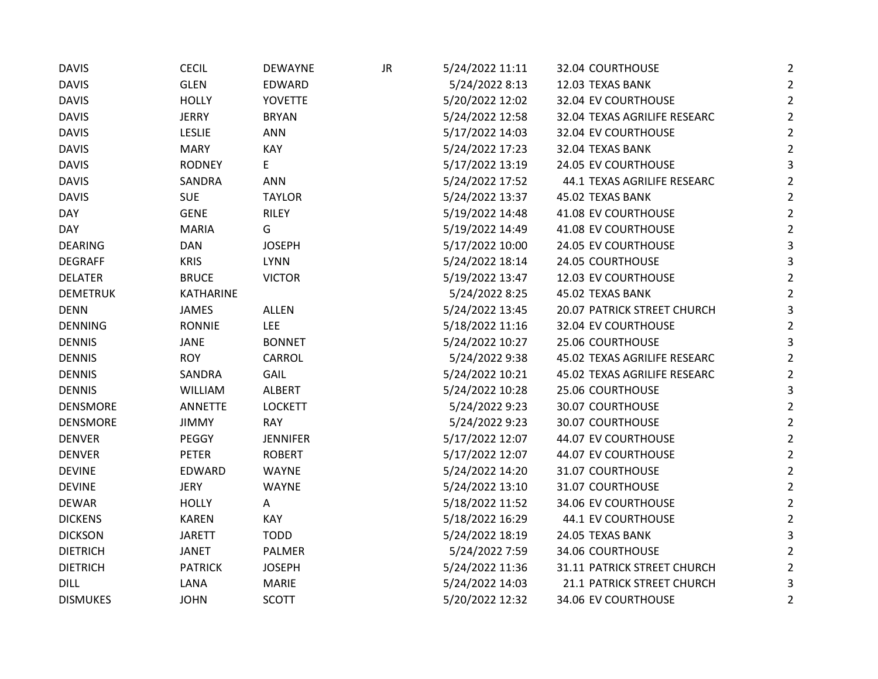| | | | | | | |
|---|---|---|---|---|---|---|
| DAVIS | CECIL | DEWAYNE | JR | 5/24/2022 11:11 | 32.04 COURTHOUSE | 2 |
| DAVIS | GLEN | EDWARD | | 5/24/2022 8:13 | 12.03 TEXAS BANK | 2 |
| DAVIS | HOLLY | YOVETTE | | 5/20/2022 12:02 | 32.04 EV COURTHOUSE | 2 |
| DAVIS | JERRY | BRYAN | | 5/24/2022 12:58 | 32.04 TEXAS AGRILIFE RESEARC | 2 |
| DAVIS | LESLIE | ANN | | 5/17/2022 14:03 | 32.04 EV COURTHOUSE | 2 |
| DAVIS | MARY | KAY | | 5/24/2022 17:23 | 32.04 TEXAS BANK | 2 |
| DAVIS | RODNEY | E | | 5/17/2022 13:19 | 24.05 EV COURTHOUSE | 3 |
| DAVIS | SANDRA | ANN | | 5/24/2022 17:52 | 44.1 TEXAS AGRILIFE RESEARC | 2 |
| DAVIS | SUE | TAYLOR | | 5/24/2022 13:37 | 45.02 TEXAS BANK | 2 |
| DAY | GENE | RILEY | | 5/19/2022 14:48 | 41.08 EV COURTHOUSE | 2 |
| DAY | MARIA | G | | 5/19/2022 14:49 | 41.08 EV COURTHOUSE | 2 |
| DEARING | DAN | JOSEPH | | 5/17/2022 10:00 | 24.05 EV COURTHOUSE | 3 |
| DEGRAFF | KRIS | LYNN | | 5/24/2022 18:14 | 24.05 COURTHOUSE | 3 |
| DELATER | BRUCE | VICTOR | | 5/19/2022 13:47 | 12.03 EV COURTHOUSE | 2 |
| DEMETRUK | KATHARINE | | | 5/24/2022 8:25 | 45.02 TEXAS BANK | 2 |
| DENN | JAMES | ALLEN | | 5/24/2022 13:45 | 20.07 PATRICK STREET CHURCH | 3 |
| DENNING | RONNIE | LEE | | 5/18/2022 11:16 | 32.04 EV COURTHOUSE | 2 |
| DENNIS | JANE | BONNET | | 5/24/2022 10:27 | 25.06 COURTHOUSE | 3 |
| DENNIS | ROY | CARROL | | 5/24/2022 9:38 | 45.02 TEXAS AGRILIFE RESEARC | 2 |
| DENNIS | SANDRA | GAIL | | 5/24/2022 10:21 | 45.02 TEXAS AGRILIFE RESEARC | 2 |
| DENNIS | WILLIAM | ALBERT | | 5/24/2022 10:28 | 25.06 COURTHOUSE | 3 |
| DENSMORE | ANNETTE | LOCKETT | | 5/24/2022 9:23 | 30.07 COURTHOUSE | 2 |
| DENSMORE | JIMMY | RAY | | 5/24/2022 9:23 | 30.07 COURTHOUSE | 2 |
| DENVER | PEGGY | JENNIFER | | 5/17/2022 12:07 | 44.07 EV COURTHOUSE | 2 |
| DENVER | PETER | ROBERT | | 5/17/2022 12:07 | 44.07 EV COURTHOUSE | 2 |
| DEVINE | EDWARD | WAYNE | | 5/24/2022 14:20 | 31.07 COURTHOUSE | 2 |
| DEVINE | JERY | WAYNE | | 5/24/2022 13:10 | 31.07 COURTHOUSE | 2 |
| DEWAR | HOLLY | A | | 5/18/2022 11:52 | 34.06 EV COURTHOUSE | 2 |
| DICKENS | KAREN | KAY | | 5/18/2022 16:29 | 44.1 EV COURTHOUSE | 2 |
| DICKSON | JARETT | TODD | | 5/24/2022 18:19 | 24.05 TEXAS BANK | 3 |
| DIETRICH | JANET | PALMER | | 5/24/2022 7:59 | 34.06 COURTHOUSE | 2 |
| DIETRICH | PATRICK | JOSEPH | | 5/24/2022 11:36 | 31.11 PATRICK STREET CHURCH | 2 |
| DILL | LANA | MARIE | | 5/24/2022 14:03 | 21.1 PATRICK STREET CHURCH | 3 |
| DISMUKES | JOHN | SCOTT | | 5/20/2022 12:32 | 34.06 EV COURTHOUSE | 2 |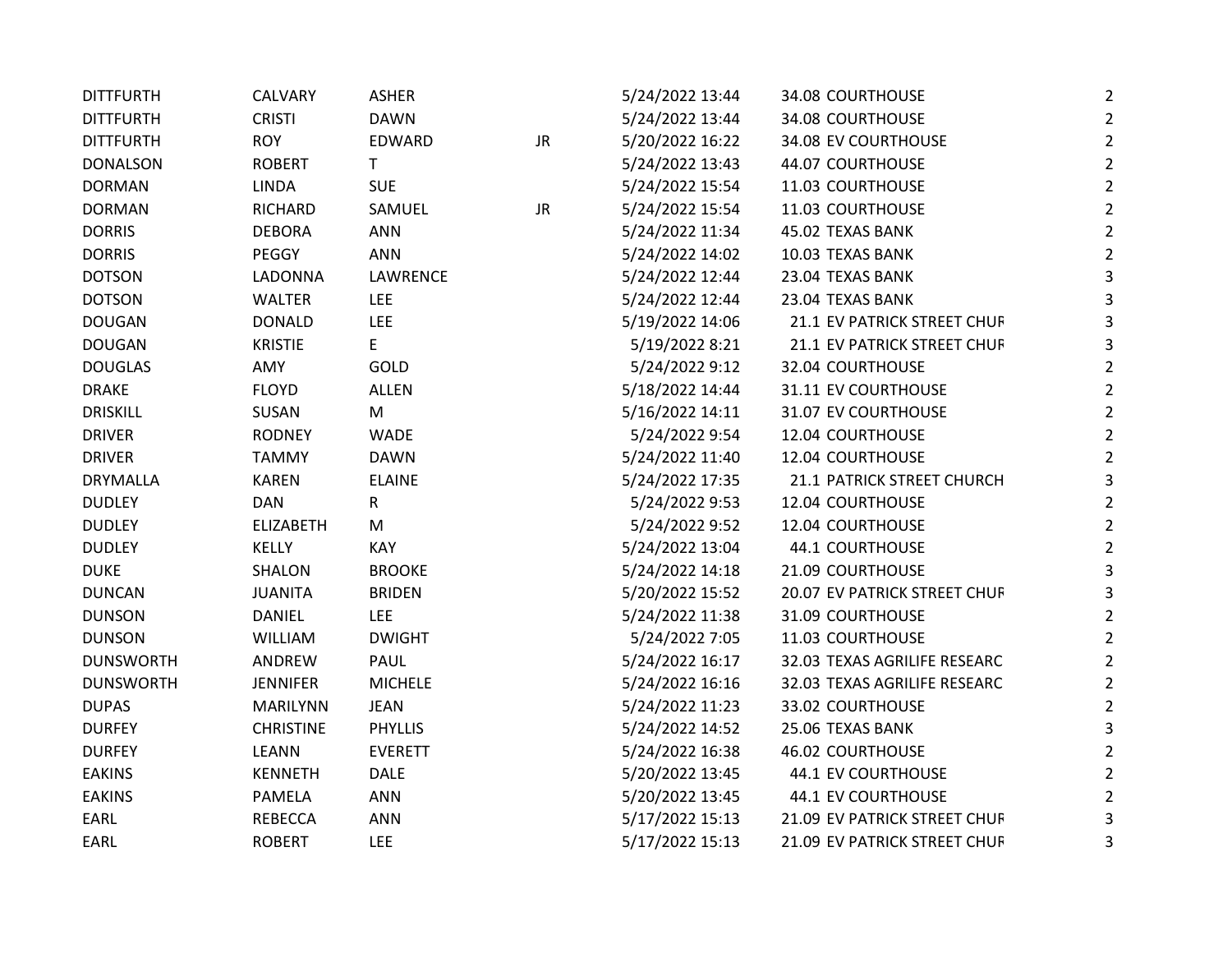| | | | | | | |
|---|---|---|---|---|---|---|
| DITTFURTH | CALVARY | ASHER | | 5/24/2022 13:44 | 34.08 COURTHOUSE | 2 |
| DITTFURTH | CRISTI | DAWN | | 5/24/2022 13:44 | 34.08 COURTHOUSE | 2 |
| DITTFURTH | ROY | EDWARD | JR | 5/20/2022 16:22 | 34.08 EV COURTHOUSE | 2 |
| DONALSON | ROBERT | T | | 5/24/2022 13:43 | 44.07 COURTHOUSE | 2 |
| DORMAN | LINDA | SUE | | 5/24/2022 15:54 | 11.03 COURTHOUSE | 2 |
| DORMAN | RICHARD | SAMUEL | JR | 5/24/2022 15:54 | 11.03 COURTHOUSE | 2 |
| DORRIS | DEBORA | ANN | | 5/24/2022 11:34 | 45.02 TEXAS BANK | 2 |
| DORRIS | PEGGY | ANN | | 5/24/2022 14:02 | 10.03 TEXAS BANK | 2 |
| DOTSON | LADONNA | LAWRENCE | | 5/24/2022 12:44 | 23.04 TEXAS BANK | 3 |
| DOTSON | WALTER | LEE | | 5/24/2022 12:44 | 23.04 TEXAS BANK | 3 |
| DOUGAN | DONALD | LEE | | 5/19/2022 14:06 | 21.1 EV PATRICK STREET CHUR | 3 |
| DOUGAN | KRISTIE | E | | 5/19/2022 8:21 | 21.1 EV PATRICK STREET CHUR | 3 |
| DOUGLAS | AMY | GOLD | | 5/24/2022 9:12 | 32.04 COURTHOUSE | 2 |
| DRAKE | FLOYD | ALLEN | | 5/18/2022 14:44 | 31.11 EV COURTHOUSE | 2 |
| DRISKILL | SUSAN | M | | 5/16/2022 14:11 | 31.07 EV COURTHOUSE | 2 |
| DRIVER | RODNEY | WADE | | 5/24/2022 9:54 | 12.04 COURTHOUSE | 2 |
| DRIVER | TAMMY | DAWN | | 5/24/2022 11:40 | 12.04 COURTHOUSE | 2 |
| DRYMALLA | KAREN | ELAINE | | 5/24/2022 17:35 | 21.1 PATRICK STREET CHURCH | 3 |
| DUDLEY | DAN | R | | 5/24/2022 9:53 | 12.04 COURTHOUSE | 2 |
| DUDLEY | ELIZABETH | M | | 5/24/2022 9:52 | 12.04 COURTHOUSE | 2 |
| DUDLEY | KELLY | KAY | | 5/24/2022 13:04 | 44.1 COURTHOUSE | 2 |
| DUKE | SHALON | BROOKE | | 5/24/2022 14:18 | 21.09 COURTHOUSE | 3 |
| DUNCAN | JUANITA | BRIDEN | | 5/20/2022 15:52 | 20.07 EV PATRICK STREET CHUR | 3 |
| DUNSON | DANIEL | LEE | | 5/24/2022 11:38 | 31.09 COURTHOUSE | 2 |
| DUNSON | WILLIAM | DWIGHT | | 5/24/2022 7:05 | 11.03 COURTHOUSE | 2 |
| DUNSWORTH | ANDREW | PAUL | | 5/24/2022 16:17 | 32.03 TEXAS AGRILIFE RESEARC | 2 |
| DUNSWORTH | JENNIFER | MICHELE | | 5/24/2022 16:16 | 32.03 TEXAS AGRILIFE RESEARC | 2 |
| DUPAS | MARILYNN | JEAN | | 5/24/2022 11:23 | 33.02 COURTHOUSE | 2 |
| DURFEY | CHRISTINE | PHYLLIS | | 5/24/2022 14:52 | 25.06 TEXAS BANK | 3 |
| DURFEY | LEANN | EVERETT | | 5/24/2022 16:38 | 46.02 COURTHOUSE | 2 |
| EAKINS | KENNETH | DALE | | 5/20/2022 13:45 | 44.1 EV COURTHOUSE | 2 |
| EAKINS | PAMELA | ANN | | 5/20/2022 13:45 | 44.1 EV COURTHOUSE | 2 |
| EARL | REBECCA | ANN | | 5/17/2022 15:13 | 21.09 EV PATRICK STREET CHUR | 3 |
| EARL | ROBERT | LEE | | 5/17/2022 15:13 | 21.09 EV PATRICK STREET CHUR | 3 |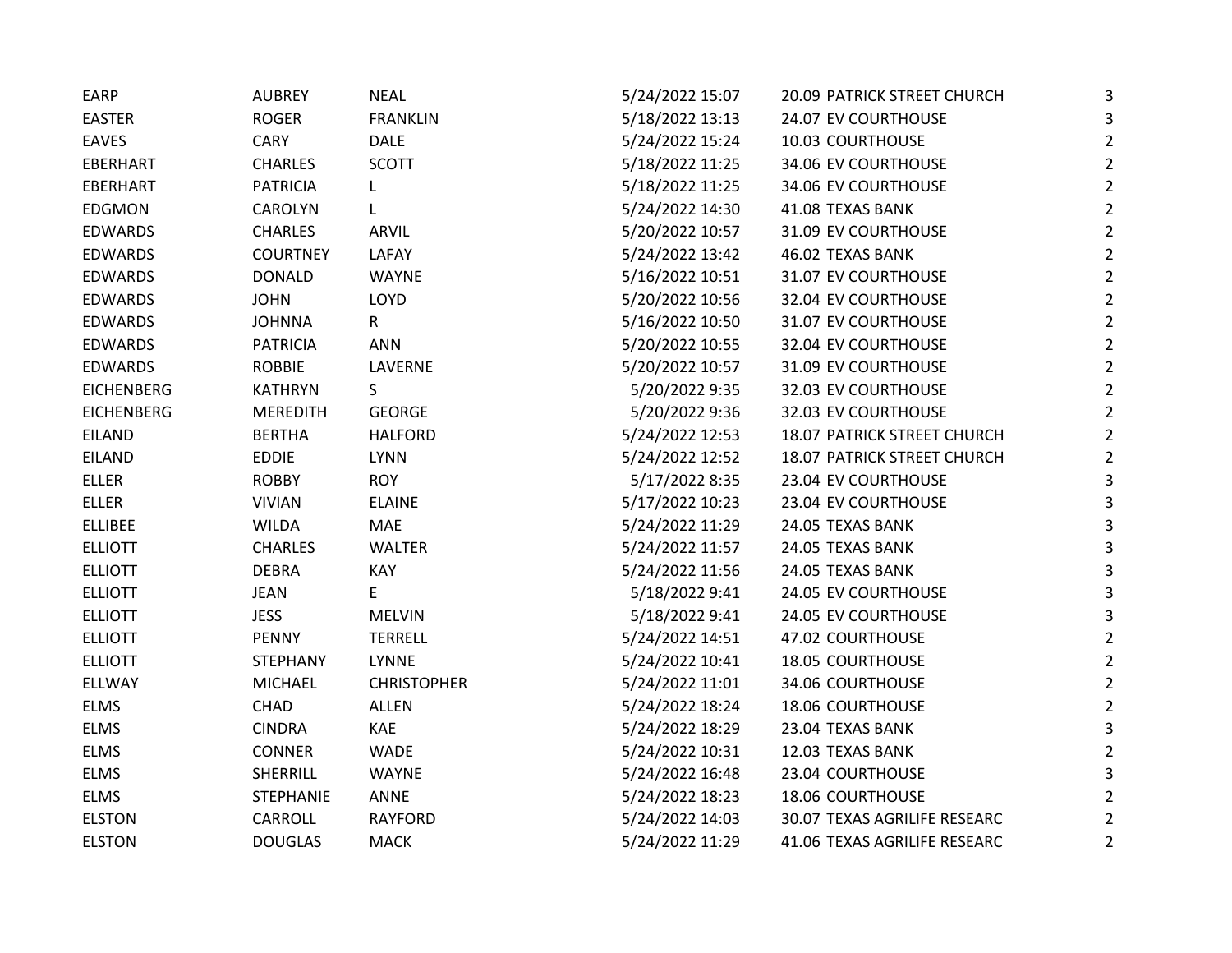| | | | | | |
|---|---|---|---|---|---|
| EARP | AUBREY | NEAL | 5/24/2022 15:07 | 20.09 PATRICK STREET CHURCH | 3 |
| EASTER | ROGER | FRANKLIN | 5/18/2022 13:13 | 24.07 EV COURTHOUSE | 3 |
| EAVES | CARY | DALE | 5/24/2022 15:24 | 10.03 COURTHOUSE | 2 |
| EBERHART | CHARLES | SCOTT | 5/18/2022 11:25 | 34.06 EV COURTHOUSE | 2 |
| EBERHART | PATRICIA | L | 5/18/2022 11:25 | 34.06 EV COURTHOUSE | 2 |
| EDGMON | CAROLYN | L | 5/24/2022 14:30 | 41.08 TEXAS BANK | 2 |
| EDWARDS | CHARLES | ARVIL | 5/20/2022 10:57 | 31.09 EV COURTHOUSE | 2 |
| EDWARDS | COURTNEY | LAFAY | 5/24/2022 13:42 | 46.02 TEXAS BANK | 2 |
| EDWARDS | DONALD | WAYNE | 5/16/2022 10:51 | 31.07 EV COURTHOUSE | 2 |
| EDWARDS | JOHN | LOYD | 5/20/2022 10:56 | 32.04 EV COURTHOUSE | 2 |
| EDWARDS | JOHNNA | R | 5/16/2022 10:50 | 31.07 EV COURTHOUSE | 2 |
| EDWARDS | PATRICIA | ANN | 5/20/2022 10:55 | 32.04 EV COURTHOUSE | 2 |
| EDWARDS | ROBBIE | LAVERNE | 5/20/2022 10:57 | 31.09 EV COURTHOUSE | 2 |
| EICHENBERG | KATHRYN | S | 5/20/2022 9:35 | 32.03 EV COURTHOUSE | 2 |
| EICHENBERG | MEREDITH | GEORGE | 5/20/2022 9:36 | 32.03 EV COURTHOUSE | 2 |
| EILAND | BERTHA | HALFORD | 5/24/2022 12:53 | 18.07 PATRICK STREET CHURCH | 2 |
| EILAND | EDDIE | LYNN | 5/24/2022 12:52 | 18.07 PATRICK STREET CHURCH | 2 |
| ELLER | ROBBY | ROY | 5/17/2022 8:35 | 23.04 EV COURTHOUSE | 3 |
| ELLER | VIVIAN | ELAINE | 5/17/2022 10:23 | 23.04 EV COURTHOUSE | 3 |
| ELLIBEE | WILDA | MAE | 5/24/2022 11:29 | 24.05 TEXAS BANK | 3 |
| ELLIOTT | CHARLES | WALTER | 5/24/2022 11:57 | 24.05 TEXAS BANK | 3 |
| ELLIOTT | DEBRA | KAY | 5/24/2022 11:56 | 24.05 TEXAS BANK | 3 |
| ELLIOTT | JEAN | E | 5/18/2022 9:41 | 24.05 EV COURTHOUSE | 3 |
| ELLIOTT | JESS | MELVIN | 5/18/2022 9:41 | 24.05 EV COURTHOUSE | 3 |
| ELLIOTT | PENNY | TERRELL | 5/24/2022 14:51 | 47.02 COURTHOUSE | 2 |
| ELLIOTT | STEPHANY | LYNNE | 5/24/2022 10:41 | 18.05 COURTHOUSE | 2 |
| ELLWAY | MICHAEL | CHRISTOPHER | 5/24/2022 11:01 | 34.06 COURTHOUSE | 2 |
| ELMS | CHAD | ALLEN | 5/24/2022 18:24 | 18.06 COURTHOUSE | 2 |
| ELMS | CINDRA | KAE | 5/24/2022 18:29 | 23.04 TEXAS BANK | 3 |
| ELMS | CONNER | WADE | 5/24/2022 10:31 | 12.03 TEXAS BANK | 2 |
| ELMS | SHERRILL | WAYNE | 5/24/2022 16:48 | 23.04 COURTHOUSE | 3 |
| ELMS | STEPHANIE | ANNE | 5/24/2022 18:23 | 18.06 COURTHOUSE | 2 |
| ELSTON | CARROLL | RAYFORD | 5/24/2022 14:03 | 30.07 TEXAS AGRILIFE RESEARC | 2 |
| ELSTON | DOUGLAS | MACK | 5/24/2022 11:29 | 41.06 TEXAS AGRILIFE RESEARC | 2 |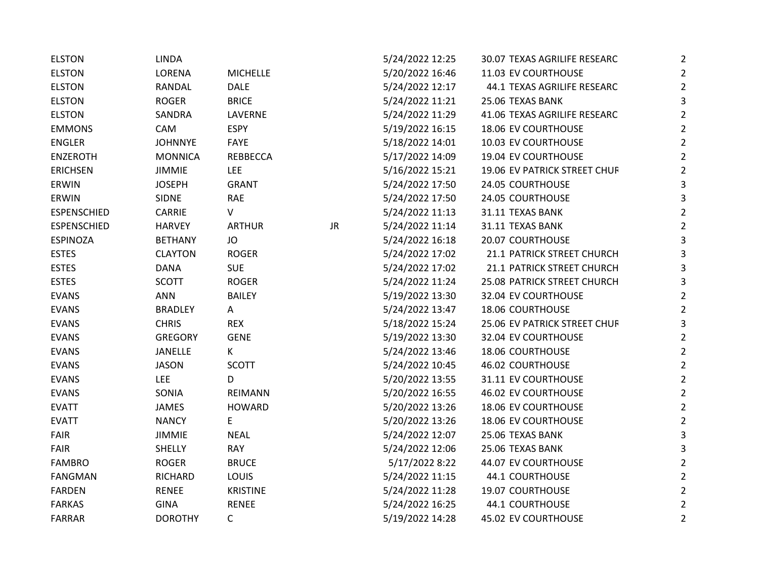| | | | | | | |
|---|---|---|---|---|---|---|
| ELSTON | LINDA | | | 5/24/2022 12:25 | 30.07 TEXAS AGRILIFE RESEARC | 2 |
| ELSTON | LORENA | MICHELLE | | 5/20/2022 16:46 | 11.03 EV COURTHOUSE | 2 |
| ELSTON | RANDAL | DALE | | 5/24/2022 12:17 | 44.1 TEXAS AGRILIFE RESEARC | 2 |
| ELSTON | ROGER | BRICE | | 5/24/2022 11:21 | 25.06 TEXAS BANK | 3 |
| ELSTON | SANDRA | LAVERNE | | 5/24/2022 11:29 | 41.06 TEXAS AGRILIFE RESEARC | 2 |
| EMMONS | CAM | ESPY | | 5/19/2022 16:15 | 18.06 EV COURTHOUSE | 2 |
| ENGLER | JOHNNYE | FAYE | | 5/18/2022 14:01 | 10.03 EV COURTHOUSE | 2 |
| ENZEROTH | MONNICA | REBBECCA | | 5/17/2022 14:09 | 19.04 EV COURTHOUSE | 2 |
| ERICHSEN | JIMMIE | LEE | | 5/16/2022 15:21 | 19.06 EV PATRICK STREET CHUR | 2 |
| ERWIN | JOSEPH | GRANT | | 5/24/2022 17:50 | 24.05 COURTHOUSE | 3 |
| ERWIN | SIDNE | RAE | | 5/24/2022 17:50 | 24.05 COURTHOUSE | 3 |
| ESPENSCHIED | CARRIE | V | | 5/24/2022 11:13 | 31.11 TEXAS BANK | 2 |
| ESPENSCHIED | HARVEY | ARTHUR | JR | 5/24/2022 11:14 | 31.11 TEXAS BANK | 2 |
| ESPINOZA | BETHANY | JO | | 5/24/2022 16:18 | 20.07 COURTHOUSE | 3 |
| ESTES | CLAYTON | ROGER | | 5/24/2022 17:02 | 21.1 PATRICK STREET CHURCH | 3 |
| ESTES | DANA | SUE | | 5/24/2022 17:02 | 21.1 PATRICK STREET CHURCH | 3 |
| ESTES | SCOTT | ROGER | | 5/24/2022 11:24 | 25.08 PATRICK STREET CHURCH | 3 |
| EVANS | ANN | BAILEY | | 5/19/2022 13:30 | 32.04 EV COURTHOUSE | 2 |
| EVANS | BRADLEY | A | | 5/24/2022 13:47 | 18.06 COURTHOUSE | 2 |
| EVANS | CHRIS | REX | | 5/18/2022 15:24 | 25.06 EV PATRICK STREET CHUR | 3 |
| EVANS | GREGORY | GENE | | 5/19/2022 13:30 | 32.04 EV COURTHOUSE | 2 |
| EVANS | JANELLE | K | | 5/24/2022 13:46 | 18.06 COURTHOUSE | 2 |
| EVANS | JASON | SCOTT | | 5/24/2022 10:45 | 46.02 COURTHOUSE | 2 |
| EVANS | LEE | D | | 5/20/2022 13:55 | 31.11 EV COURTHOUSE | 2 |
| EVANS | SONIA | REIMANN | | 5/20/2022 16:55 | 46.02 EV COURTHOUSE | 2 |
| EVATT | JAMES | HOWARD | | 5/20/2022 13:26 | 18.06 EV COURTHOUSE | 2 |
| EVATT | NANCY | E | | 5/20/2022 13:26 | 18.06 EV COURTHOUSE | 2 |
| FAIR | JIMMIE | NEAL | | 5/24/2022 12:07 | 25.06 TEXAS BANK | 3 |
| FAIR | SHELLY | RAY | | 5/24/2022 12:06 | 25.06 TEXAS BANK | 3 |
| FAMBRO | ROGER | BRUCE | | 5/17/2022 8:22 | 44.07 EV COURTHOUSE | 2 |
| FANGMAN | RICHARD | LOUIS | | 5/24/2022 11:15 | 44.1 COURTHOUSE | 2 |
| FARDEN | RENEE | KRISTINE | | 5/24/2022 11:28 | 19.07 COURTHOUSE | 2 |
| FARKAS | GINA | RENEE | | 5/24/2022 16:25 | 44.1 COURTHOUSE | 2 |
| FARRAR | DOROTHY | C | | 5/19/2022 14:28 | 45.02 EV COURTHOUSE | 2 |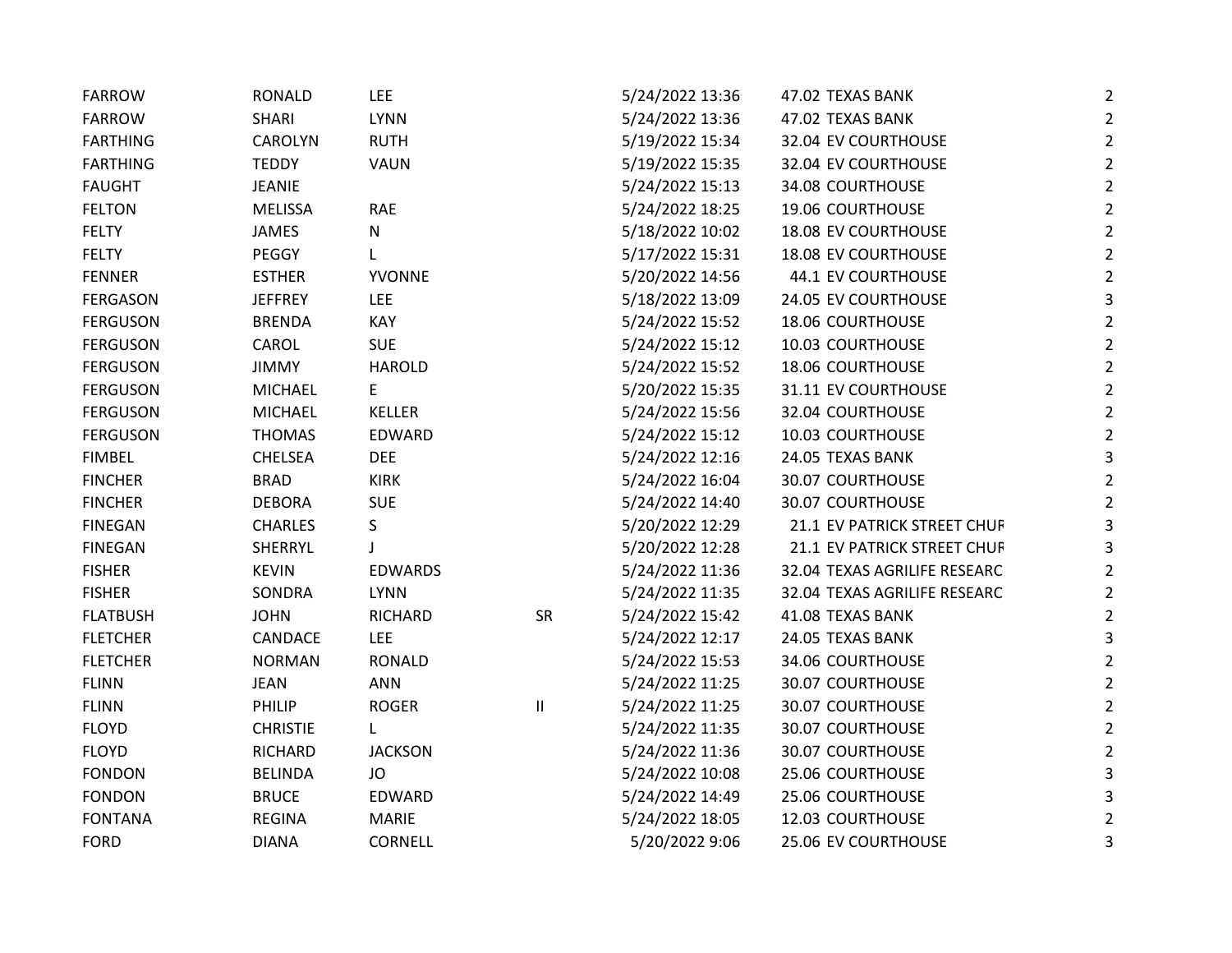| | | | | | | |
|---|---|---|---|---|---|---|
| FARROW | RONALD | LEE | | 5/24/2022 13:36 | 47.02 TEXAS BANK | 2 |
| FARROW | SHARI | LYNN | | 5/24/2022 13:36 | 47.02 TEXAS BANK | 2 |
| FARTHING | CAROLYN | RUTH | | 5/19/2022 15:34 | 32.04 EV COURTHOUSE | 2 |
| FARTHING | TEDDY | VAUN | | 5/19/2022 15:35 | 32.04 EV COURTHOUSE | 2 |
| FAUGHT | JEANIE | | | 5/24/2022 15:13 | 34.08 COURTHOUSE | 2 |
| FELTON | MELISSA | RAE | | 5/24/2022 18:25 | 19.06 COURTHOUSE | 2 |
| FELTY | JAMES | N | | 5/18/2022 10:02 | 18.08 EV COURTHOUSE | 2 |
| FELTY | PEGGY | L | | 5/17/2022 15:31 | 18.08 EV COURTHOUSE | 2 |
| FENNER | ESTHER | YVONNE | | 5/20/2022 14:56 | 44.1 EV COURTHOUSE | 2 |
| FERGASON | JEFFREY | LEE | | 5/18/2022 13:09 | 24.05 EV COURTHOUSE | 3 |
| FERGUSON | BRENDA | KAY | | 5/24/2022 15:52 | 18.06 COURTHOUSE | 2 |
| FERGUSON | CAROL | SUE | | 5/24/2022 15:12 | 10.03 COURTHOUSE | 2 |
| FERGUSON | JIMMY | HAROLD | | 5/24/2022 15:52 | 18.06 COURTHOUSE | 2 |
| FERGUSON | MICHAEL | E | | 5/20/2022 15:35 | 31.11 EV COURTHOUSE | 2 |
| FERGUSON | MICHAEL | KELLER | | 5/24/2022 15:56 | 32.04 COURTHOUSE | 2 |
| FERGUSON | THOMAS | EDWARD | | 5/24/2022 15:12 | 10.03 COURTHOUSE | 2 |
| FIMBEL | CHELSEA | DEE | | 5/24/2022 12:16 | 24.05 TEXAS BANK | 3 |
| FINCHER | BRAD | KIRK | | 5/24/2022 16:04 | 30.07 COURTHOUSE | 2 |
| FINCHER | DEBORA | SUE | | 5/24/2022 14:40 | 30.07 COURTHOUSE | 2 |
| FINEGAN | CHARLES | S | | 5/20/2022 12:29 | 21.1 EV PATRICK STREET CHUR | 3 |
| FINEGAN | SHERRYL | J | | 5/20/2022 12:28 | 21.1 EV PATRICK STREET CHUR | 3 |
| FISHER | KEVIN | EDWARDS | | 5/24/2022 11:36 | 32.04 TEXAS AGRILIFE RESEARC | 2 |
| FISHER | SONDRA | LYNN | | 5/24/2022 11:35 | 32.04 TEXAS AGRILIFE RESEARC | 2 |
| FLATBUSH | JOHN | RICHARD | SR | 5/24/2022 15:42 | 41.08 TEXAS BANK | 2 |
| FLETCHER | CANDACE | LEE | | 5/24/2022 12:17 | 24.05 TEXAS BANK | 3 |
| FLETCHER | NORMAN | RONALD | | 5/24/2022 15:53 | 34.06 COURTHOUSE | 2 |
| FLINN | JEAN | ANN | | 5/24/2022 11:25 | 30.07 COURTHOUSE | 2 |
| FLINN | PHILIP | ROGER | II | 5/24/2022 11:25 | 30.07 COURTHOUSE | 2 |
| FLOYD | CHRISTIE | L | | 5/24/2022 11:35 | 30.07 COURTHOUSE | 2 |
| FLOYD | RICHARD | JACKSON | | 5/24/2022 11:36 | 30.07 COURTHOUSE | 2 |
| FONDON | BELINDA | JO | | 5/24/2022 10:08 | 25.06 COURTHOUSE | 3 |
| FONDON | BRUCE | EDWARD | | 5/24/2022 14:49 | 25.06 COURTHOUSE | 3 |
| FONTANA | REGINA | MARIE | | 5/24/2022 18:05 | 12.03 COURTHOUSE | 2 |
| FORD | DIANA | CORNELL | | 5/20/2022 9:06 | 25.06 EV COURTHOUSE | 3 |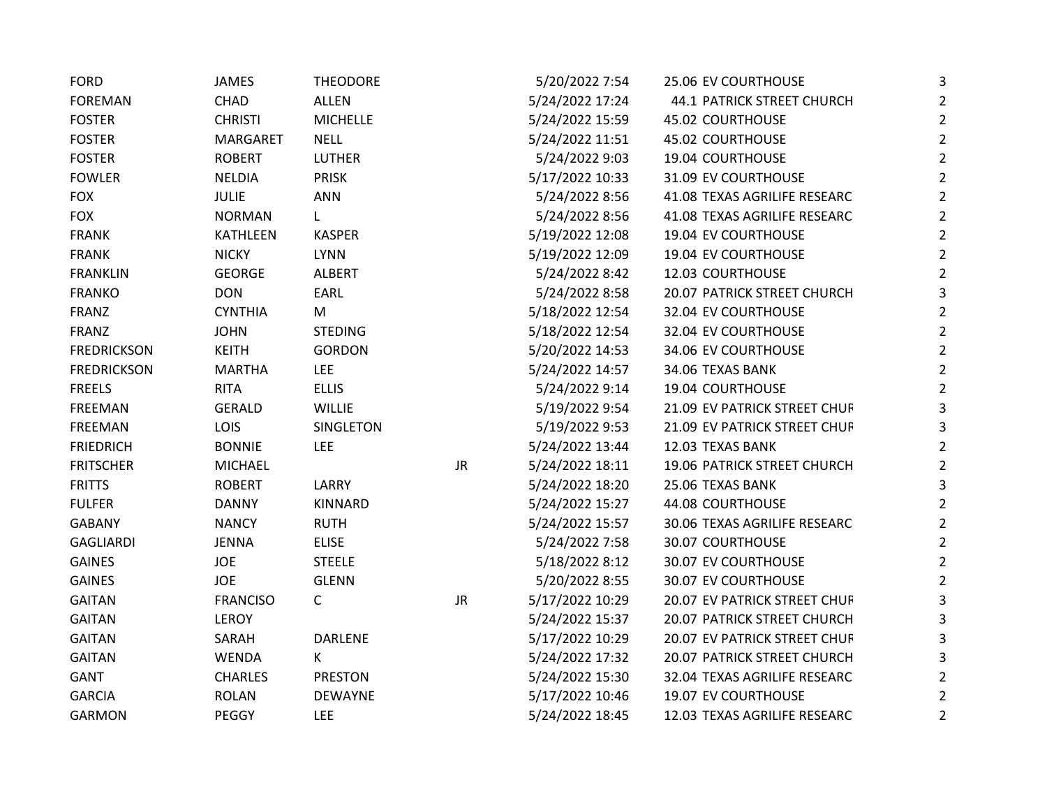| | | | | | | |
|---|---|---|---|---|---|---|
| FORD | JAMES | THEODORE | | 5/20/2022 7:54 | 25.06 EV COURTHOUSE | 3 |
| FOREMAN | CHAD | ALLEN | | 5/24/2022 17:24 | 44.1 PATRICK STREET CHURCH | 2 |
| FOSTER | CHRISTI | MICHELLE | | 5/24/2022 15:59 | 45.02 COURTHOUSE | 2 |
| FOSTER | MARGARET | NELL | | 5/24/2022 11:51 | 45.02 COURTHOUSE | 2 |
| FOSTER | ROBERT | LUTHER | | 5/24/2022 9:03 | 19.04 COURTHOUSE | 2 |
| FOWLER | NELDIA | PRISK | | 5/17/2022 10:33 | 31.09 EV COURTHOUSE | 2 |
| FOX | JULIE | ANN | | 5/24/2022 8:56 | 41.08 TEXAS AGRILIFE RESEARC | 2 |
| FOX | NORMAN | L | | 5/24/2022 8:56 | 41.08 TEXAS AGRILIFE RESEARC | 2 |
| FRANK | KATHLEEN | KASPER | | 5/19/2022 12:08 | 19.04 EV COURTHOUSE | 2 |
| FRANK | NICKY | LYNN | | 5/19/2022 12:09 | 19.04 EV COURTHOUSE | 2 |
| FRANKLIN | GEORGE | ALBERT | | 5/24/2022 8:42 | 12.03 COURTHOUSE | 2 |
| FRANKO | DON | EARL | | 5/24/2022 8:58 | 20.07 PATRICK STREET CHURCH | 3 |
| FRANZ | CYNTHIA | M | | 5/18/2022 12:54 | 32.04 EV COURTHOUSE | 2 |
| FRANZ | JOHN | STEDING | | 5/18/2022 12:54 | 32.04 EV COURTHOUSE | 2 |
| FREDRICKSON | KEITH | GORDON | | 5/20/2022 14:53 | 34.06 EV COURTHOUSE | 2 |
| FREDRICKSON | MARTHA | LEE | | 5/24/2022 14:57 | 34.06 TEXAS BANK | 2 |
| FREELS | RITA | ELLIS | | 5/24/2022 9:14 | 19.04 COURTHOUSE | 2 |
| FREEMAN | GERALD | WILLIE | | 5/19/2022 9:54 | 21.09 EV PATRICK STREET CHUR | 3 |
| FREEMAN | LOIS | SINGLETON | | 5/19/2022 9:53 | 21.09 EV PATRICK STREET CHUR | 3 |
| FRIEDRICH | BONNIE | LEE | | 5/24/2022 13:44 | 12.03 TEXAS BANK | 2 |
| FRITSCHER | MICHAEL | | JR | 5/24/2022 18:11 | 19.06 PATRICK STREET CHURCH | 2 |
| FRITTS | ROBERT | LARRY | | 5/24/2022 18:20 | 25.06 TEXAS BANK | 3 |
| FULFER | DANNY | KINNARD | | 5/24/2022 15:27 | 44.08 COURTHOUSE | 2 |
| GABANY | NANCY | RUTH | | 5/24/2022 15:57 | 30.06 TEXAS AGRILIFE RESEARC | 2 |
| GAGLIARDI | JENNA | ELISE | | 5/24/2022 7:58 | 30.07 COURTHOUSE | 2 |
| GAINES | JOE | STEELE | | 5/18/2022 8:12 | 30.07 EV COURTHOUSE | 2 |
| GAINES | JOE | GLENN | | 5/20/2022 8:55 | 30.07 EV COURTHOUSE | 2 |
| GAITAN | FRANCISO | C | JR | 5/17/2022 10:29 | 20.07 EV PATRICK STREET CHUR | 3 |
| GAITAN | LEROY | | | 5/24/2022 15:37 | 20.07 PATRICK STREET CHURCH | 3 |
| GAITAN | SARAH | DARLENE | | 5/17/2022 10:29 | 20.07 EV PATRICK STREET CHUR | 3 |
| GAITAN | WENDA | K | | 5/24/2022 17:32 | 20.07 PATRICK STREET CHURCH | 3 |
| GANT | CHARLES | PRESTON | | 5/24/2022 15:30 | 32.04 TEXAS AGRILIFE RESEARC | 2 |
| GARCIA | ROLAN | DEWAYNE | | 5/17/2022 10:46 | 19.07 EV COURTHOUSE | 2 |
| GARMON | PEGGY | LEE | | 5/24/2022 18:45 | 12.03 TEXAS AGRILIFE RESEARC | 2 |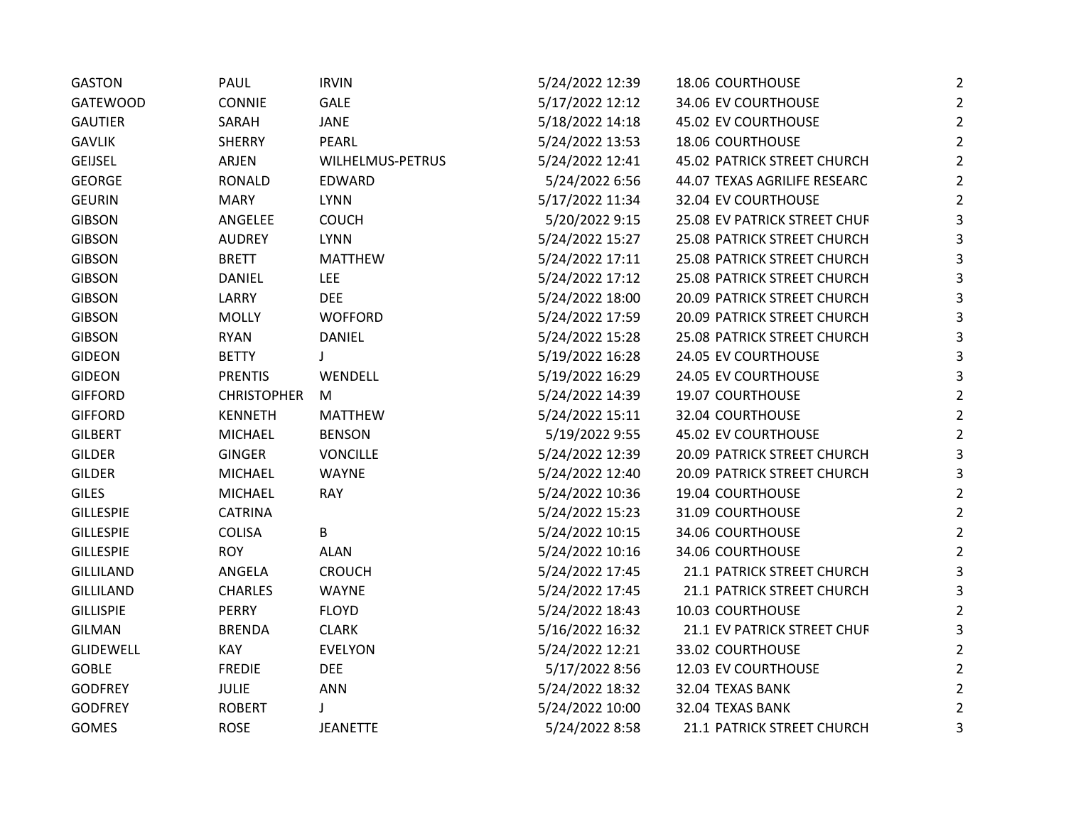| | | | | | |
|---|---|---|---|---|---|
| GASTON | PAUL | IRVIN | 5/24/2022 12:39 | 18.06 COURTHOUSE | 2 |
| GATEWOOD | CONNIE | GALE | 5/17/2022 12:12 | 34.06 EV COURTHOUSE | 2 |
| GAUTIER | SARAH | JANE | 5/18/2022 14:18 | 45.02 EV COURTHOUSE | 2 |
| GAVLIK | SHERRY | PEARL | 5/24/2022 13:53 | 18.06 COURTHOUSE | 2 |
| GEIJSEL | ARJEN | WILHELMUS-PETRUS | 5/24/2022 12:41 | 45.02 PATRICK STREET CHURCH | 2 |
| GEORGE | RONALD | EDWARD | 5/24/2022 6:56 | 44.07 TEXAS AGRILIFE RESEARC | 2 |
| GEURIN | MARY | LYNN | 5/17/2022 11:34 | 32.04 EV COURTHOUSE | 2 |
| GIBSON | ANGELEE | COUCH | 5/20/2022 9:15 | 25.08 EV PATRICK STREET CHUR | 3 |
| GIBSON | AUDREY | LYNN | 5/24/2022 15:27 | 25.08 PATRICK STREET CHURCH | 3 |
| GIBSON | BRETT | MATTHEW | 5/24/2022 17:11 | 25.08 PATRICK STREET CHURCH | 3 |
| GIBSON | DANIEL | LEE | 5/24/2022 17:12 | 25.08 PATRICK STREET CHURCH | 3 |
| GIBSON | LARRY | DEE | 5/24/2022 18:00 | 20.09 PATRICK STREET CHURCH | 3 |
| GIBSON | MOLLY | WOFFORD | 5/24/2022 17:59 | 20.09 PATRICK STREET CHURCH | 3 |
| GIBSON | RYAN | DANIEL | 5/24/2022 15:28 | 25.08 PATRICK STREET CHURCH | 3 |
| GIDEON | BETTY | J | 5/19/2022 16:28 | 24.05 EV COURTHOUSE | 3 |
| GIDEON | PRENTIS | WENDELL | 5/19/2022 16:29 | 24.05 EV COURTHOUSE | 3 |
| GIFFORD | CHRISTOPHER | M | 5/24/2022 14:39 | 19.07 COURTHOUSE | 2 |
| GIFFORD | KENNETH | MATTHEW | 5/24/2022 15:11 | 32.04 COURTHOUSE | 2 |
| GILBERT | MICHAEL | BENSON | 5/19/2022 9:55 | 45.02 EV COURTHOUSE | 2 |
| GILDER | GINGER | VONCILLE | 5/24/2022 12:39 | 20.09 PATRICK STREET CHURCH | 3 |
| GILDER | MICHAEL | WAYNE | 5/24/2022 12:40 | 20.09 PATRICK STREET CHURCH | 3 |
| GILES | MICHAEL | RAY | 5/24/2022 10:36 | 19.04 COURTHOUSE | 2 |
| GILLESPIE | CATRINA | | 5/24/2022 15:23 | 31.09 COURTHOUSE | 2 |
| GILLESPIE | COLISA | B | 5/24/2022 10:15 | 34.06 COURTHOUSE | 2 |
| GILLESPIE | ROY | ALAN | 5/24/2022 10:16 | 34.06 COURTHOUSE | 2 |
| GILLILAND | ANGELA | CROUCH | 5/24/2022 17:45 | 21.1 PATRICK STREET CHURCH | 3 |
| GILLILAND | CHARLES | WAYNE | 5/24/2022 17:45 | 21.1 PATRICK STREET CHURCH | 3 |
| GILLISPIE | PERRY | FLOYD | 5/24/2022 18:43 | 10.03 COURTHOUSE | 2 |
| GILMAN | BRENDA | CLARK | 5/16/2022 16:32 | 21.1 EV PATRICK STREET CHUR | 3 |
| GLIDEWELL | KAY | EVELYON | 5/24/2022 12:21 | 33.02 COURTHOUSE | 2 |
| GOBLE | FREDIE | DEE | 5/17/2022 8:56 | 12.03 EV COURTHOUSE | 2 |
| GODFREY | JULIE | ANN | 5/24/2022 18:32 | 32.04 TEXAS BANK | 2 |
| GODFREY | ROBERT | J | 5/24/2022 10:00 | 32.04 TEXAS BANK | 2 |
| GOMES | ROSE | JEANETTE | 5/24/2022 8:58 | 21.1 PATRICK STREET CHURCH | 3 |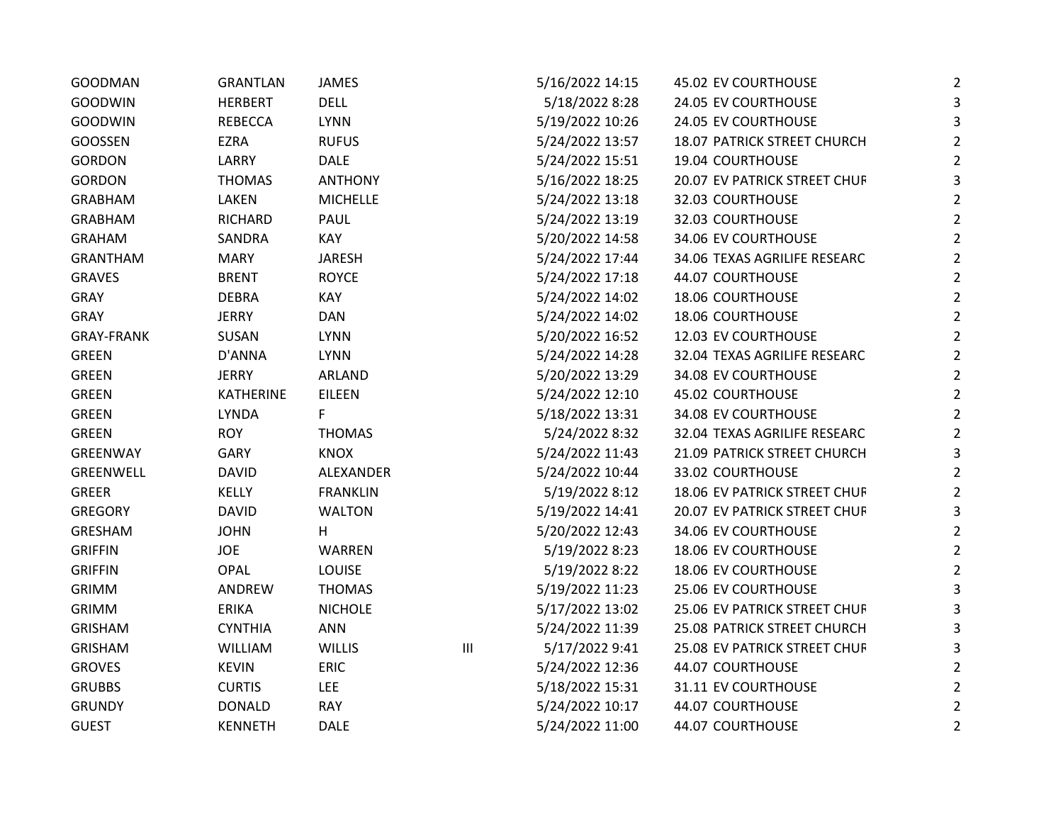| | | | | | | |
|---|---|---|---|---|---|---|
| GOODMAN | GRANTLAN | JAMES | | 5/16/2022 14:15 | 45.02 EV COURTHOUSE | 2 |
| GOODWIN | HERBERT | DELL | | 5/18/2022 8:28 | 24.05 EV COURTHOUSE | 3 |
| GOODWIN | REBECCA | LYNN | | 5/19/2022 10:26 | 24.05 EV COURTHOUSE | 3 |
| GOOSSEN | EZRA | RUFUS | | 5/24/2022 13:57 | 18.07 PATRICK STREET CHURCH | 2 |
| GORDON | LARRY | DALE | | 5/24/2022 15:51 | 19.04 COURTHOUSE | 2 |
| GORDON | THOMAS | ANTHONY | | 5/16/2022 18:25 | 20.07 EV PATRICK STREET CHUR | 3 |
| GRABHAM | LAKEN | MICHELLE | | 5/24/2022 13:18 | 32.03 COURTHOUSE | 2 |
| GRABHAM | RICHARD | PAUL | | 5/24/2022 13:19 | 32.03 COURTHOUSE | 2 |
| GRAHAM | SANDRA | KAY | | 5/20/2022 14:58 | 34.06 EV COURTHOUSE | 2 |
| GRANTHAM | MARY | JARESH | | 5/24/2022 17:44 | 34.06 TEXAS AGRILIFE RESEARC | 2 |
| GRAVES | BRENT | ROYCE | | 5/24/2022 17:18 | 44.07 COURTHOUSE | 2 |
| GRAY | DEBRA | KAY | | 5/24/2022 14:02 | 18.06 COURTHOUSE | 2 |
| GRAY | JERRY | DAN | | 5/24/2022 14:02 | 18.06 COURTHOUSE | 2 |
| GRAY-FRANK | SUSAN | LYNN | | 5/20/2022 16:52 | 12.03 EV COURTHOUSE | 2 |
| GREEN | D'ANNA | LYNN | | 5/24/2022 14:28 | 32.04 TEXAS AGRILIFE RESEARC | 2 |
| GREEN | JERRY | ARLAND | | 5/20/2022 13:29 | 34.08 EV COURTHOUSE | 2 |
| GREEN | KATHERINE | EILEEN | | 5/24/2022 12:10 | 45.02 COURTHOUSE | 2 |
| GREEN | LYNDA | F | | 5/18/2022 13:31 | 34.08 EV COURTHOUSE | 2 |
| GREEN | ROY | THOMAS | | 5/24/2022 8:32 | 32.04 TEXAS AGRILIFE RESEARC | 2 |
| GREENWAY | GARY | KNOX | | 5/24/2022 11:43 | 21.09 PATRICK STREET CHURCH | 3 |
| GREENWELL | DAVID | ALEXANDER | | 5/24/2022 10:44 | 33.02 COURTHOUSE | 2 |
| GREER | KELLY | FRANKLIN | | 5/19/2022 8:12 | 18.06 EV PATRICK STREET CHUR | 2 |
| GREGORY | DAVID | WALTON | | 5/19/2022 14:41 | 20.07 EV PATRICK STREET CHUR | 3 |
| GRESHAM | JOHN | H | | 5/20/2022 12:43 | 34.06 EV COURTHOUSE | 2 |
| GRIFFIN | JOE | WARREN | | 5/19/2022 8:23 | 18.06 EV COURTHOUSE | 2 |
| GRIFFIN | OPAL | LOUISE | | 5/19/2022 8:22 | 18.06 EV COURTHOUSE | 2 |
| GRIMM | ANDREW | THOMAS | | 5/19/2022 11:23 | 25.06 EV COURTHOUSE | 3 |
| GRIMM | ERIKA | NICHOLE | | 5/17/2022 13:02 | 25.06 EV PATRICK STREET CHUR | 3 |
| GRISHAM | CYNTHIA | ANN | | 5/24/2022 11:39 | 25.08 PATRICK STREET CHURCH | 3 |
| GRISHAM | WILLIAM | WILLIS | III | 5/17/2022 9:41 | 25.08 EV PATRICK STREET CHUR | 3 |
| GROVES | KEVIN | ERIC | | 5/24/2022 12:36 | 44.07 COURTHOUSE | 2 |
| GRUBBS | CURTIS | LEE | | 5/18/2022 15:31 | 31.11 EV COURTHOUSE | 2 |
| GRUNDY | DONALD | RAY | | 5/24/2022 10:17 | 44.07 COURTHOUSE | 2 |
| GUEST | KENNETH | DALE | | 5/24/2022 11:00 | 44.07 COURTHOUSE | 2 |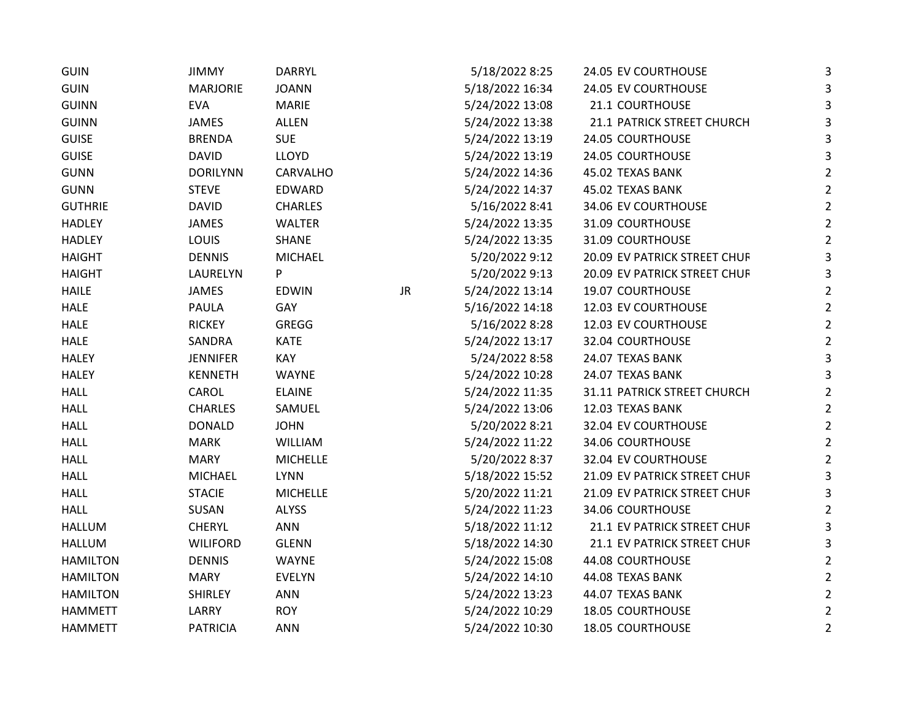| | | | | | | |
|---|---|---|---|---|---|---|
| GUIN | JIMMY | DARRYL | | 5/18/2022 8:25 | 24.05 EV COURTHOUSE | 3 |
| GUIN | MARJORIE | JOANN | | 5/18/2022 16:34 | 24.05 EV COURTHOUSE | 3 |
| GUINN | EVA | MARIE | | 5/24/2022 13:08 | 21.1 COURTHOUSE | 3 |
| GUINN | JAMES | ALLEN | | 5/24/2022 13:38 | 21.1 PATRICK STREET CHURCH | 3 |
| GUISE | BRENDA | SUE | | 5/24/2022 13:19 | 24.05 COURTHOUSE | 3 |
| GUISE | DAVID | LLOYD | | 5/24/2022 13:19 | 24.05 COURTHOUSE | 3 |
| GUNN | DORILYNN | CARVALHO | | 5/24/2022 14:36 | 45.02 TEXAS BANK | 2 |
| GUNN | STEVE | EDWARD | | 5/24/2022 14:37 | 45.02 TEXAS BANK | 2 |
| GUTHRIE | DAVID | CHARLES | | 5/16/2022 8:41 | 34.06 EV COURTHOUSE | 2 |
| HADLEY | JAMES | WALTER | | 5/24/2022 13:35 | 31.09 COURTHOUSE | 2 |
| HADLEY | LOUIS | SHANE | | 5/24/2022 13:35 | 31.09 COURTHOUSE | 2 |
| HAIGHT | DENNIS | MICHAEL | | 5/20/2022 9:12 | 20.09 EV PATRICK STREET CHUR | 3 |
| HAIGHT | LAURELYN | P | | 5/20/2022 9:13 | 20.09 EV PATRICK STREET CHUR | 3 |
| HAILE | JAMES | EDWIN | JR | 5/24/2022 13:14 | 19.07 COURTHOUSE | 2 |
| HALE | PAULA | GAY | | 5/16/2022 14:18 | 12.03 EV COURTHOUSE | 2 |
| HALE | RICKEY | GREGG | | 5/16/2022 8:28 | 12.03 EV COURTHOUSE | 2 |
| HALE | SANDRA | KATE | | 5/24/2022 13:17 | 32.04 COURTHOUSE | 2 |
| HALEY | JENNIFER | KAY | | 5/24/2022 8:58 | 24.07 TEXAS BANK | 3 |
| HALEY | KENNETH | WAYNE | | 5/24/2022 10:28 | 24.07 TEXAS BANK | 3 |
| HALL | CAROL | ELAINE | | 5/24/2022 11:35 | 31.11 PATRICK STREET CHURCH | 2 |
| HALL | CHARLES | SAMUEL | | 5/24/2022 13:06 | 12.03 TEXAS BANK | 2 |
| HALL | DONALD | JOHN | | 5/20/2022 8:21 | 32.04 EV COURTHOUSE | 2 |
| HALL | MARK | WILLIAM | | 5/24/2022 11:22 | 34.06 COURTHOUSE | 2 |
| HALL | MARY | MICHELLE | | 5/20/2022 8:37 | 32.04 EV COURTHOUSE | 2 |
| HALL | MICHAEL | LYNN | | 5/18/2022 15:52 | 21.09 EV PATRICK STREET CHUR | 3 |
| HALL | STACIE | MICHELLE | | 5/20/2022 11:21 | 21.09 EV PATRICK STREET CHUR | 3 |
| HALL | SUSAN | ALYSS | | 5/24/2022 11:23 | 34.06 COURTHOUSE | 2 |
| HALLUM | CHERYL | ANN | | 5/18/2022 11:12 | 21.1 EV PATRICK STREET CHUR | 3 |
| HALLUM | WILIFORD | GLENN | | 5/18/2022 14:30 | 21.1 EV PATRICK STREET CHUR | 3 |
| HAMILTON | DENNIS | WAYNE | | 5/24/2022 15:08 | 44.08 COURTHOUSE | 2 |
| HAMILTON | MARY | EVELYN | | 5/24/2022 14:10 | 44.08 TEXAS BANK | 2 |
| HAMILTON | SHIRLEY | ANN | | 5/24/2022 13:23 | 44.07 TEXAS BANK | 2 |
| HAMMETT | LARRY | ROY | | 5/24/2022 10:29 | 18.05 COURTHOUSE | 2 |
| HAMMETT | PATRICIA | ANN | | 5/24/2022 10:30 | 18.05 COURTHOUSE | 2 |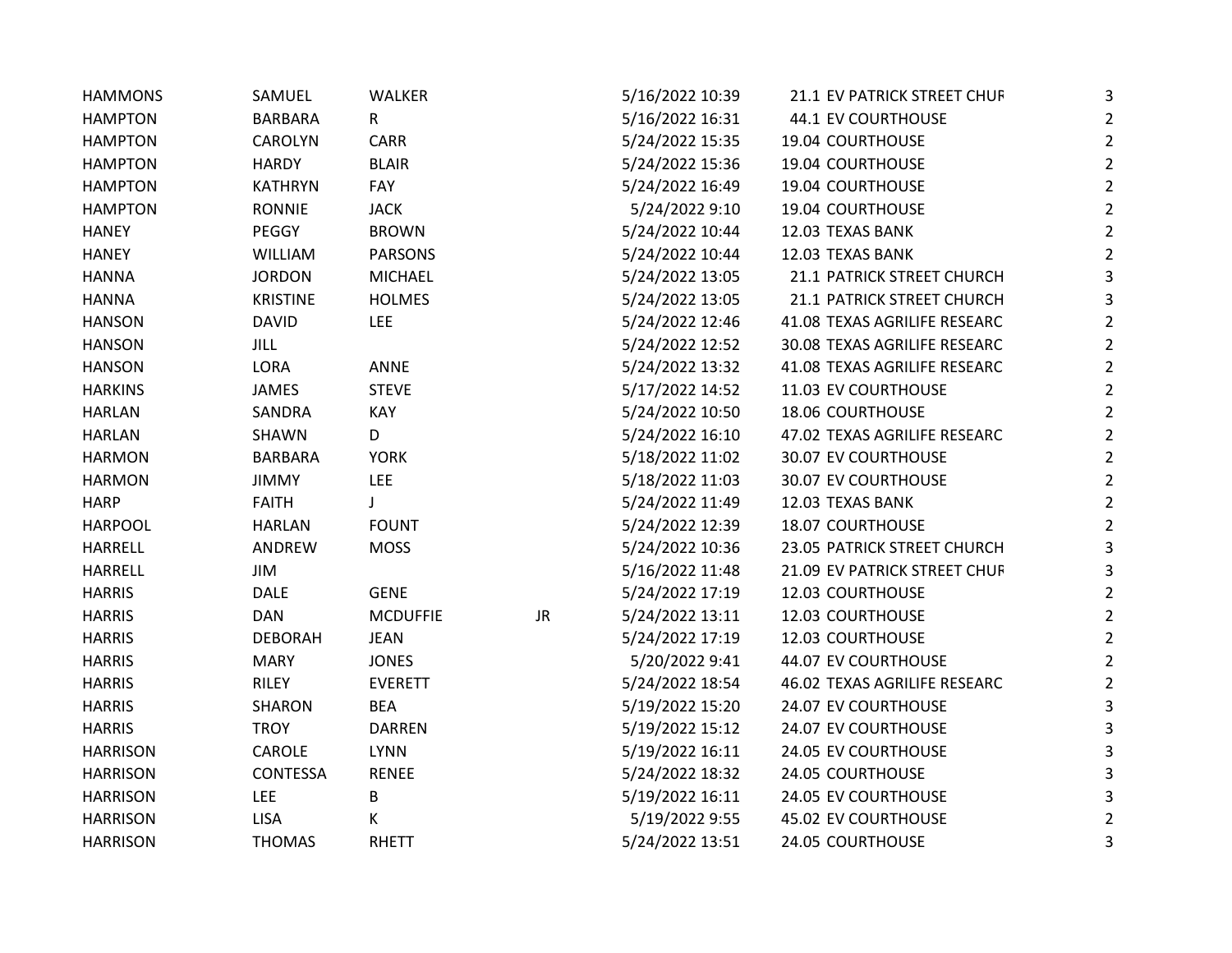| | | | | | | |
|---|---|---|---|---|---|---|
| HAMMONS | SAMUEL | WALKER | | 5/16/2022 10:39 | 21.1 EV PATRICK STREET CHUR | 3 |
| HAMPTON | BARBARA | R | | 5/16/2022 16:31 | 44.1 EV COURTHOUSE | 2 |
| HAMPTON | CAROLYN | CARR | | 5/24/2022 15:35 | 19.04 COURTHOUSE | 2 |
| HAMPTON | HARDY | BLAIR | | 5/24/2022 15:36 | 19.04 COURTHOUSE | 2 |
| HAMPTON | KATHRYN | FAY | | 5/24/2022 16:49 | 19.04 COURTHOUSE | 2 |
| HAMPTON | RONNIE | JACK | | 5/24/2022 9:10 | 19.04 COURTHOUSE | 2 |
| HANEY | PEGGY | BROWN | | 5/24/2022 10:44 | 12.03 TEXAS BANK | 2 |
| HANEY | WILLIAM | PARSONS | | 5/24/2022 10:44 | 12.03 TEXAS BANK | 2 |
| HANNA | JORDON | MICHAEL | | 5/24/2022 13:05 | 21.1 PATRICK STREET CHURCH | 3 |
| HANNA | KRISTINE | HOLMES | | 5/24/2022 13:05 | 21.1 PATRICK STREET CHURCH | 3 |
| HANSON | DAVID | LEE | | 5/24/2022 12:46 | 41.08 TEXAS AGRILIFE RESEARC | 2 |
| HANSON | JILL | | | 5/24/2022 12:52 | 30.08 TEXAS AGRILIFE RESEARC | 2 |
| HANSON | LORA | ANNE | | 5/24/2022 13:32 | 41.08 TEXAS AGRILIFE RESEARC | 2 |
| HARKINS | JAMES | STEVE | | 5/17/2022 14:52 | 11.03 EV COURTHOUSE | 2 |
| HARLAN | SANDRA | KAY | | 5/24/2022 10:50 | 18.06 COURTHOUSE | 2 |
| HARLAN | SHAWN | D | | 5/24/2022 16:10 | 47.02 TEXAS AGRILIFE RESEARC | 2 |
| HARMON | BARBARA | YORK | | 5/18/2022 11:02 | 30.07 EV COURTHOUSE | 2 |
| HARMON | JIMMY | LEE | | 5/18/2022 11:03 | 30.07 EV COURTHOUSE | 2 |
| HARP | FAITH | J | | 5/24/2022 11:49 | 12.03 TEXAS BANK | 2 |
| HARPOOL | HARLAN | FOUNT | | 5/24/2022 12:39 | 18.07 COURTHOUSE | 2 |
| HARRELL | ANDREW | MOSS | | 5/24/2022 10:36 | 23.05 PATRICK STREET CHURCH | 3 |
| HARRELL | JIM | | | 5/16/2022 11:48 | 21.09 EV PATRICK STREET CHUR | 3 |
| HARRIS | DALE | GENE | | 5/24/2022 17:19 | 12.03 COURTHOUSE | 2 |
| HARRIS | DAN | MCDUFFIE | JR | 5/24/2022 13:11 | 12.03 COURTHOUSE | 2 |
| HARRIS | DEBORAH | JEAN | | 5/24/2022 17:19 | 12.03 COURTHOUSE | 2 |
| HARRIS | MARY | JONES | | 5/20/2022 9:41 | 44.07 EV COURTHOUSE | 2 |
| HARRIS | RILEY | EVERETT | | 5/24/2022 18:54 | 46.02 TEXAS AGRILIFE RESEARC | 2 |
| HARRIS | SHARON | BEA | | 5/19/2022 15:20 | 24.07 EV COURTHOUSE | 3 |
| HARRIS | TROY | DARREN | | 5/19/2022 15:12 | 24.07 EV COURTHOUSE | 3 |
| HARRISON | CAROLE | LYNN | | 5/19/2022 16:11 | 24.05 EV COURTHOUSE | 3 |
| HARRISON | CONTESSA | RENEE | | 5/24/2022 18:32 | 24.05 COURTHOUSE | 3 |
| HARRISON | LEE | B | | 5/19/2022 16:11 | 24.05 EV COURTHOUSE | 3 |
| HARRISON | LISA | K | | 5/19/2022 9:55 | 45.02 EV COURTHOUSE | 2 |
| HARRISON | THOMAS | RHETT | | 5/24/2022 13:51 | 24.05 COURTHOUSE | 3 |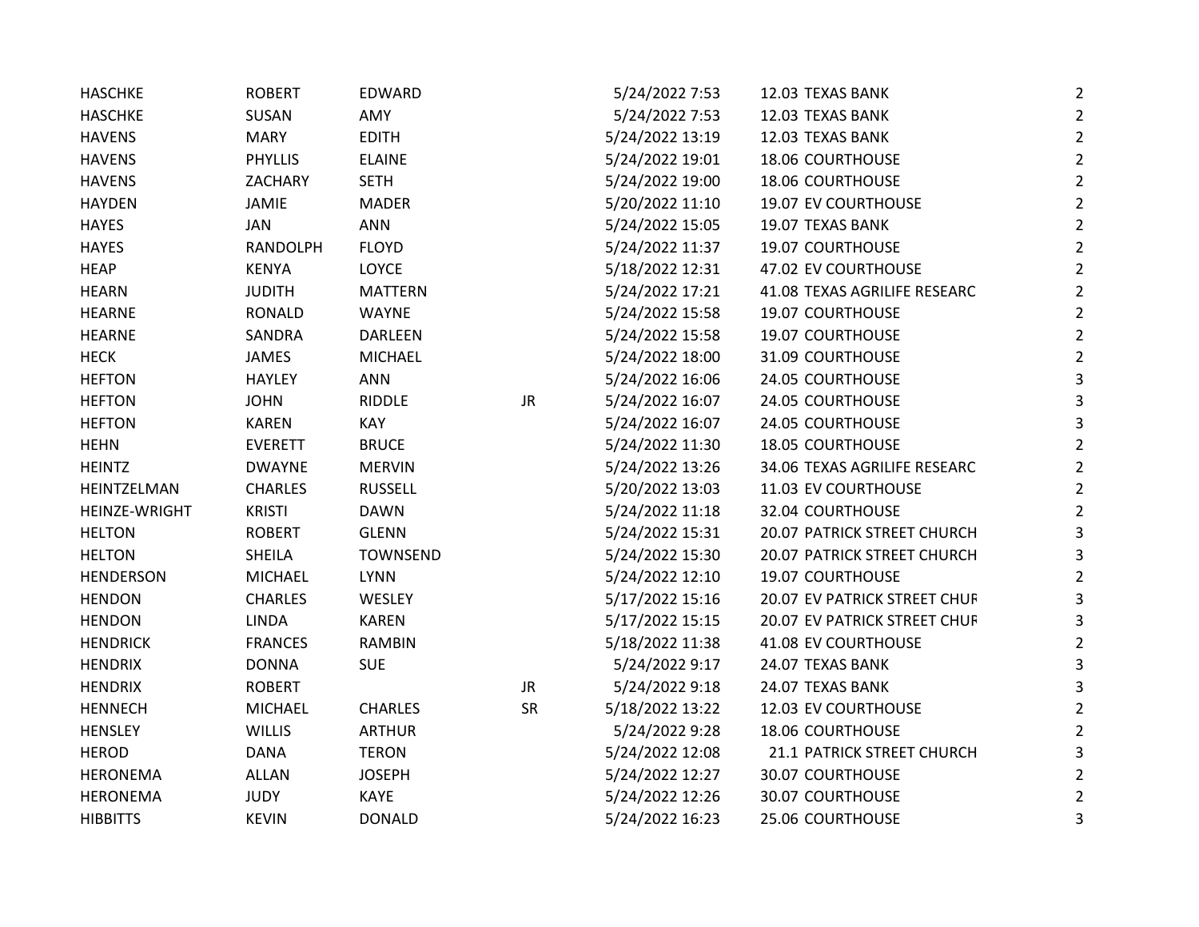| | | | | | | |
|---|---|---|---|---|---|---|
| HASCHKE | ROBERT | EDWARD | | 5/24/2022 7:53 | 12.03 TEXAS BANK | 2 |
| HASCHKE | SUSAN | AMY | | 5/24/2022 7:53 | 12.03 TEXAS BANK | 2 |
| HAVENS | MARY | EDITH | | 5/24/2022 13:19 | 12.03 TEXAS BANK | 2 |
| HAVENS | PHYLLIS | ELAINE | | 5/24/2022 19:01 | 18.06 COURTHOUSE | 2 |
| HAVENS | ZACHARY | SETH | | 5/24/2022 19:00 | 18.06 COURTHOUSE | 2 |
| HAYDEN | JAMIE | MADER | | 5/20/2022 11:10 | 19.07 EV COURTHOUSE | 2 |
| HAYES | JAN | ANN | | 5/24/2022 15:05 | 19.07 TEXAS BANK | 2 |
| HAYES | RANDOLPH | FLOYD | | 5/24/2022 11:37 | 19.07 COURTHOUSE | 2 |
| HEAP | KENYA | LOYCE | | 5/18/2022 12:31 | 47.02 EV COURTHOUSE | 2 |
| HEARN | JUDITH | MATTERN | | 5/24/2022 17:21 | 41.08 TEXAS AGRILIFE RESEARC | 2 |
| HEARNE | RONALD | WAYNE | | 5/24/2022 15:58 | 19.07 COURTHOUSE | 2 |
| HEARNE | SANDRA | DARLEEN | | 5/24/2022 15:58 | 19.07 COURTHOUSE | 2 |
| HECK | JAMES | MICHAEL | | 5/24/2022 18:00 | 31.09 COURTHOUSE | 2 |
| HEFTON | HAYLEY | ANN | | 5/24/2022 16:06 | 24.05 COURTHOUSE | 3 |
| HEFTON | JOHN | RIDDLE | JR | 5/24/2022 16:07 | 24.05 COURTHOUSE | 3 |
| HEFTON | KAREN | KAY | | 5/24/2022 16:07 | 24.05 COURTHOUSE | 3 |
| HEHN | EVERETT | BRUCE | | 5/24/2022 11:30 | 18.05 COURTHOUSE | 2 |
| HEINTZ | DWAYNE | MERVIN | | 5/24/2022 13:26 | 34.06 TEXAS AGRILIFE RESEARC | 2 |
| HEINTZELMAN | CHARLES | RUSSELL | | 5/20/2022 13:03 | 11.03 EV COURTHOUSE | 2 |
| HEINZE-WRIGHT | KRISTI | DAWN | | 5/24/2022 11:18 | 32.04 COURTHOUSE | 2 |
| HELTON | ROBERT | GLENN | | 5/24/2022 15:31 | 20.07 PATRICK STREET CHURCH | 3 |
| HELTON | SHEILA | TOWNSEND | | 5/24/2022 15:30 | 20.07 PATRICK STREET CHURCH | 3 |
| HENDERSON | MICHAEL | LYNN | | 5/24/2022 12:10 | 19.07 COURTHOUSE | 2 |
| HENDON | CHARLES | WESLEY | | 5/17/2022 15:16 | 20.07 EV PATRICK STREET CHUR | 3 |
| HENDON | LINDA | KAREN | | 5/17/2022 15:15 | 20.07 EV PATRICK STREET CHUR | 3 |
| HENDRICK | FRANCES | RAMBIN | | 5/18/2022 11:38 | 41.08 EV COURTHOUSE | 2 |
| HENDRIX | DONNA | SUE | | 5/24/2022 9:17 | 24.07 TEXAS BANK | 3 |
| HENDRIX | ROBERT | | JR | 5/24/2022 9:18 | 24.07 TEXAS BANK | 3 |
| HENNECH | MICHAEL | CHARLES | SR | 5/18/2022 13:22 | 12.03 EV COURTHOUSE | 2 |
| HENSLEY | WILLIS | ARTHUR | | 5/24/2022 9:28 | 18.06 COURTHOUSE | 2 |
| HEROD | DANA | TERON | | 5/24/2022 12:08 | 21.1 PATRICK STREET CHURCH | 3 |
| HERONEMA | ALLAN | JOSEPH | | 5/24/2022 12:27 | 30.07 COURTHOUSE | 2 |
| HERONEMA | JUDY | KAYE | | 5/24/2022 12:26 | 30.07 COURTHOUSE | 2 |
| HIBBITTS | KEVIN | DONALD | | 5/24/2022 16:23 | 25.06 COURTHOUSE | 3 |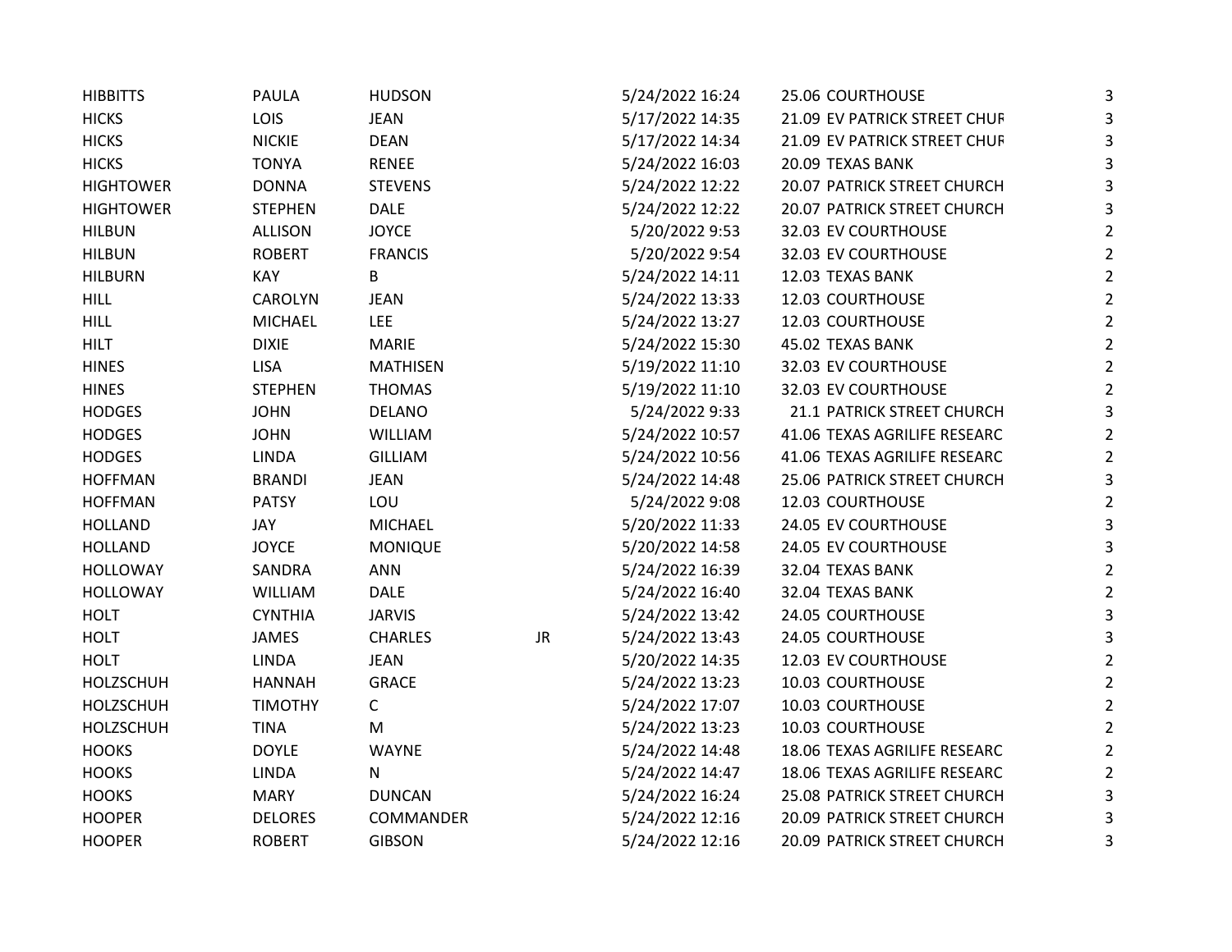| | | | | | | |
|---|---|---|---|---|---|---|
| HIBBITTS | PAULA | HUDSON | | 5/24/2022 16:24 | 25.06 COURTHOUSE | 3 |
| HICKS | LOIS | JEAN | | 5/17/2022 14:35 | 21.09 EV PATRICK STREET CHUR | 3 |
| HICKS | NICKIE | DEAN | | 5/17/2022 14:34 | 21.09 EV PATRICK STREET CHUR | 3 |
| HICKS | TONYA | RENEE | | 5/24/2022 16:03 | 20.09 TEXAS BANK | 3 |
| HIGHTOWER | DONNA | STEVENS | | 5/24/2022 12:22 | 20.07 PATRICK STREET CHURCH | 3 |
| HIGHTOWER | STEPHEN | DALE | | 5/24/2022 12:22 | 20.07 PATRICK STREET CHURCH | 3 |
| HILBUN | ALLISON | JOYCE | | 5/20/2022 9:53 | 32.03 EV COURTHOUSE | 2 |
| HILBUN | ROBERT | FRANCIS | | 5/20/2022 9:54 | 32.03 EV COURTHOUSE | 2 |
| HILBURN | KAY | B | | 5/24/2022 14:11 | 12.03 TEXAS BANK | 2 |
| HILL | CAROLYN | JEAN | | 5/24/2022 13:33 | 12.03 COURTHOUSE | 2 |
| HILL | MICHAEL | LEE | | 5/24/2022 13:27 | 12.03 COURTHOUSE | 2 |
| HILT | DIXIE | MARIE | | 5/24/2022 15:30 | 45.02 TEXAS BANK | 2 |
| HINES | LISA | MATHISEN | | 5/19/2022 11:10 | 32.03 EV COURTHOUSE | 2 |
| HINES | STEPHEN | THOMAS | | 5/19/2022 11:10 | 32.03 EV COURTHOUSE | 2 |
| HODGES | JOHN | DELANO | | 5/24/2022 9:33 | 21.1 PATRICK STREET CHURCH | 3 |
| HODGES | JOHN | WILLIAM | | 5/24/2022 10:57 | 41.06 TEXAS AGRILIFE RESEARC | 2 |
| HODGES | LINDA | GILLIAM | | 5/24/2022 10:56 | 41.06 TEXAS AGRILIFE RESEARC | 2 |
| HOFFMAN | BRANDI | JEAN | | 5/24/2022 14:48 | 25.06 PATRICK STREET CHURCH | 3 |
| HOFFMAN | PATSY | LOU | | 5/24/2022 9:08 | 12.03 COURTHOUSE | 2 |
| HOLLAND | JAY | MICHAEL | | 5/20/2022 11:33 | 24.05 EV COURTHOUSE | 3 |
| HOLLAND | JOYCE | MONIQUE | | 5/20/2022 14:58 | 24.05 EV COURTHOUSE | 3 |
| HOLLOWAY | SANDRA | ANN | | 5/24/2022 16:39 | 32.04 TEXAS BANK | 2 |
| HOLLOWAY | WILLIAM | DALE | | 5/24/2022 16:40 | 32.04 TEXAS BANK | 2 |
| HOLT | CYNTHIA | JARVIS | | 5/24/2022 13:42 | 24.05 COURTHOUSE | 3 |
| HOLT | JAMES | CHARLES | JR | 5/24/2022 13:43 | 24.05 COURTHOUSE | 3 |
| HOLT | LINDA | JEAN | | 5/20/2022 14:35 | 12.03 EV COURTHOUSE | 2 |
| HOLZSCHUH | HANNAH | GRACE | | 5/24/2022 13:23 | 10.03 COURTHOUSE | 2 |
| HOLZSCHUH | TIMOTHY | C | | 5/24/2022 17:07 | 10.03 COURTHOUSE | 2 |
| HOLZSCHUH | TINA | M | | 5/24/2022 13:23 | 10.03 COURTHOUSE | 2 |
| HOOKS | DOYLE | WAYNE | | 5/24/2022 14:48 | 18.06 TEXAS AGRILIFE RESEARC | 2 |
| HOOKS | LINDA | N | | 5/24/2022 14:47 | 18.06 TEXAS AGRILIFE RESEARC | 2 |
| HOOKS | MARY | DUNCAN | | 5/24/2022 16:24 | 25.08 PATRICK STREET CHURCH | 3 |
| HOOPER | DELORES | COMMANDER | | 5/24/2022 12:16 | 20.09 PATRICK STREET CHURCH | 3 |
| HOOPER | ROBERT | GIBSON | | 5/24/2022 12:16 | 20.09 PATRICK STREET CHURCH | 3 |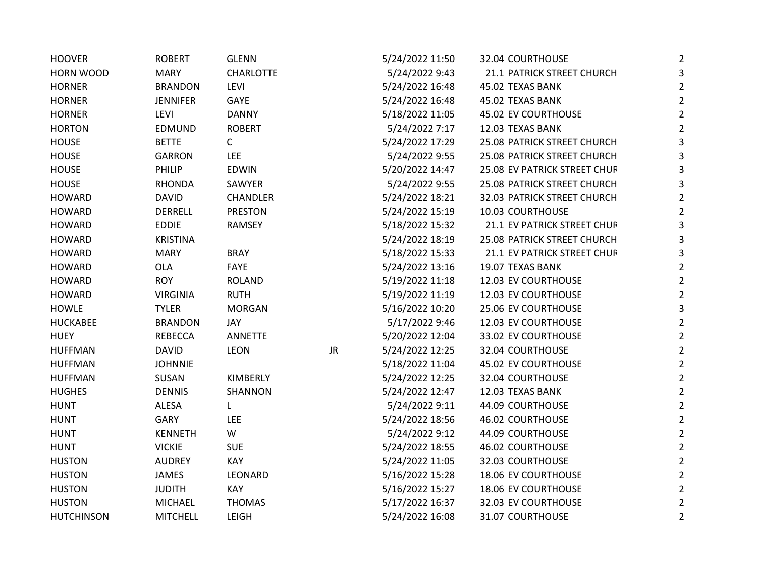| | | | | | | |
|---|---|---|---|---|---|---|
| HOOVER | ROBERT | GLENN | | 5/24/2022 11:50 | 32.04 COURTHOUSE | 2 |
| HORN WOOD | MARY | CHARLOTTE | | 5/24/2022 9:43 | 21.1 PATRICK STREET CHURCH | 3 |
| HORNER | BRANDON | LEVI | | 5/24/2022 16:48 | 45.02 TEXAS BANK | 2 |
| HORNER | JENNIFER | GAYE | | 5/24/2022 16:48 | 45.02 TEXAS BANK | 2 |
| HORNER | LEVI | DANNY | | 5/18/2022 11:05 | 45.02 EV COURTHOUSE | 2 |
| HORTON | EDMUND | ROBERT | | 5/24/2022 7:17 | 12.03 TEXAS BANK | 2 |
| HOUSE | BETTE | C | | 5/24/2022 17:29 | 25.08 PATRICK STREET CHURCH | 3 |
| HOUSE | GARRON | LEE | | 5/24/2022 9:55 | 25.08 PATRICK STREET CHURCH | 3 |
| HOUSE | PHILIP | EDWIN | | 5/20/2022 14:47 | 25.08 EV PATRICK STREET CHUR | 3 |
| HOUSE | RHONDA | SAWYER | | 5/24/2022 9:55 | 25.08 PATRICK STREET CHURCH | 3 |
| HOWARD | DAVID | CHANDLER | | 5/24/2022 18:21 | 32.03 PATRICK STREET CHURCH | 2 |
| HOWARD | DERRELL | PRESTON | | 5/24/2022 15:19 | 10.03 COURTHOUSE | 2 |
| HOWARD | EDDIE | RAMSEY | | 5/18/2022 15:32 | 21.1 EV PATRICK STREET CHUR | 3 |
| HOWARD | KRISTINA | | | 5/24/2022 18:19 | 25.08 PATRICK STREET CHURCH | 3 |
| HOWARD | MARY | BRAY | | 5/18/2022 15:33 | 21.1 EV PATRICK STREET CHUR | 3 |
| HOWARD | OLA | FAYE | | 5/24/2022 13:16 | 19.07 TEXAS BANK | 2 |
| HOWARD | ROY | ROLAND | | 5/19/2022 11:18 | 12.03 EV COURTHOUSE | 2 |
| HOWARD | VIRGINIA | RUTH | | 5/19/2022 11:19 | 12.03 EV COURTHOUSE | 2 |
| HOWLE | TYLER | MORGAN | | 5/16/2022 10:20 | 25.06 EV COURTHOUSE | 3 |
| HUCKABEE | BRANDON | JAY | | 5/17/2022 9:46 | 12.03 EV COURTHOUSE | 2 |
| HUEY | REBECCA | ANNETTE | | 5/20/2022 12:04 | 33.02 EV COURTHOUSE | 2 |
| HUFFMAN | DAVID | LEON | JR | 5/24/2022 12:25 | 32.04 COURTHOUSE | 2 |
| HUFFMAN | JOHNNIE | | | 5/18/2022 11:04 | 45.02 EV COURTHOUSE | 2 |
| HUFFMAN | SUSAN | KIMBERLY | | 5/24/2022 12:25 | 32.04 COURTHOUSE | 2 |
| HUGHES | DENNIS | SHANNON | | 5/24/2022 12:47 | 12.03 TEXAS BANK | 2 |
| HUNT | ALESA | L | | 5/24/2022 9:11 | 44.09 COURTHOUSE | 2 |
| HUNT | GARY | LEE | | 5/24/2022 18:56 | 46.02 COURTHOUSE | 2 |
| HUNT | KENNETH | W | | 5/24/2022 9:12 | 44.09 COURTHOUSE | 2 |
| HUNT | VICKIE | SUE | | 5/24/2022 18:55 | 46.02 COURTHOUSE | 2 |
| HUSTON | AUDREY | KAY | | 5/24/2022 11:05 | 32.03 COURTHOUSE | 2 |
| HUSTON | JAMES | LEONARD | | 5/16/2022 15:28 | 18.06 EV COURTHOUSE | 2 |
| HUSTON | JUDITH | KAY | | 5/16/2022 15:27 | 18.06 EV COURTHOUSE | 2 |
| HUSTON | MICHAEL | THOMAS | | 5/17/2022 16:37 | 32.03 EV COURTHOUSE | 2 |
| HUTCHINSON | MITCHELL | LEIGH | | 5/24/2022 16:08 | 31.07 COURTHOUSE | 2 |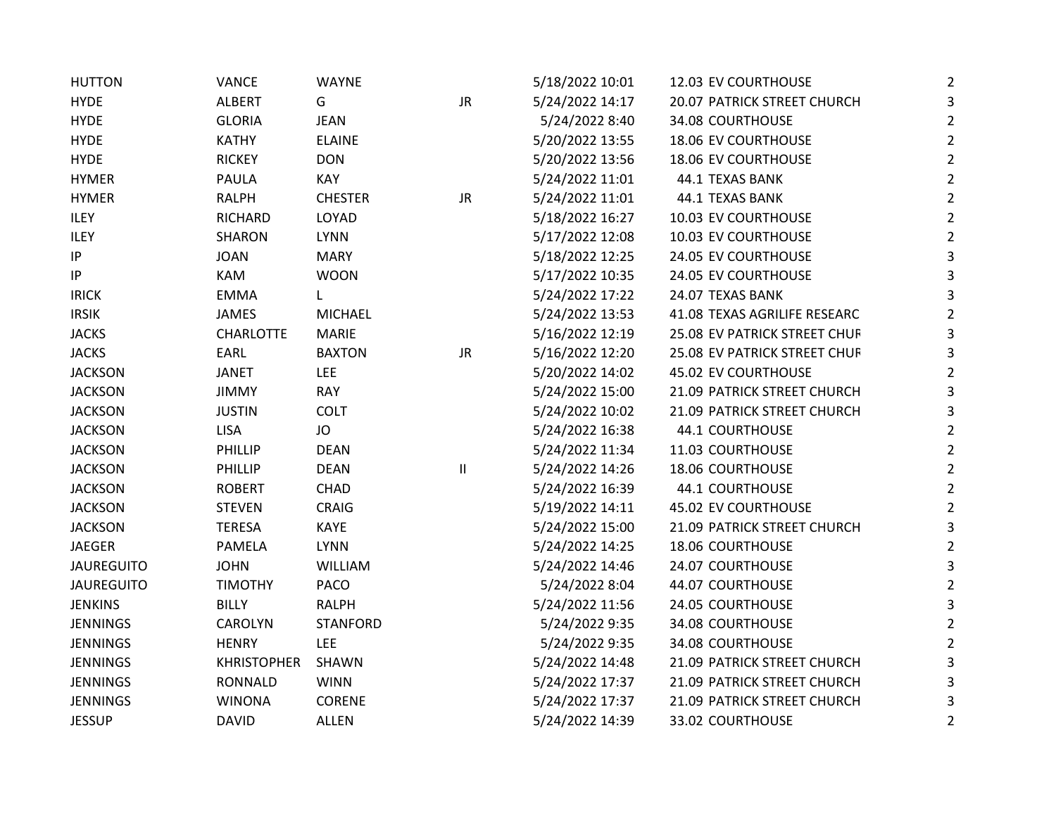| | | | | | | |
|---|---|---|---|---|---|---|
| HUTTON | VANCE | WAYNE | | 5/18/2022 10:01 | 12.03 EV COURTHOUSE | 2 |
| HYDE | ALBERT | G | JR | 5/24/2022 14:17 | 20.07 PATRICK STREET CHURCH | 3 |
| HYDE | GLORIA | JEAN | | 5/24/2022 8:40 | 34.08 COURTHOUSE | 2 |
| HYDE | KATHY | ELAINE | | 5/20/2022 13:55 | 18.06 EV COURTHOUSE | 2 |
| HYDE | RICKEY | DON | | 5/20/2022 13:56 | 18.06 EV COURTHOUSE | 2 |
| HYMER | PAULA | KAY | | 5/24/2022 11:01 | 44.1 TEXAS BANK | 2 |
| HYMER | RALPH | CHESTER | JR | 5/24/2022 11:01 | 44.1 TEXAS BANK | 2 |
| ILEY | RICHARD | LOYAD | | 5/18/2022 16:27 | 10.03 EV COURTHOUSE | 2 |
| ILEY | SHARON | LYNN | | 5/17/2022 12:08 | 10.03 EV COURTHOUSE | 2 |
| IP | JOAN | MARY | | 5/18/2022 12:25 | 24.05 EV COURTHOUSE | 3 |
| IP | KAM | WOON | | 5/17/2022 10:35 | 24.05 EV COURTHOUSE | 3 |
| IRICK | EMMA | L | | 5/24/2022 17:22 | 24.07 TEXAS BANK | 3 |
| IRSIK | JAMES | MICHAEL | | 5/24/2022 13:53 | 41.08 TEXAS AGRILIFE RESEARC | 2 |
| JACKS | CHARLOTTE | MARIE | | 5/16/2022 12:19 | 25.08 EV PATRICK STREET CHUR | 3 |
| JACKS | EARL | BAXTON | JR | 5/16/2022 12:20 | 25.08 EV PATRICK STREET CHUR | 3 |
| JACKSON | JANET | LEE | | 5/20/2022 14:02 | 45.02 EV COURTHOUSE | 2 |
| JACKSON | JIMMY | RAY | | 5/24/2022 15:00 | 21.09 PATRICK STREET CHURCH | 3 |
| JACKSON | JUSTIN | COLT | | 5/24/2022 10:02 | 21.09 PATRICK STREET CHURCH | 3 |
| JACKSON | LISA | JO | | 5/24/2022 16:38 | 44.1 COURTHOUSE | 2 |
| JACKSON | PHILLIP | DEAN | | 5/24/2022 11:34 | 11.03 COURTHOUSE | 2 |
| JACKSON | PHILLIP | DEAN | II | 5/24/2022 14:26 | 18.06 COURTHOUSE | 2 |
| JACKSON | ROBERT | CHAD | | 5/24/2022 16:39 | 44.1 COURTHOUSE | 2 |
| JACKSON | STEVEN | CRAIG | | 5/19/2022 14:11 | 45.02 EV COURTHOUSE | 2 |
| JACKSON | TERESA | KAYE | | 5/24/2022 15:00 | 21.09 PATRICK STREET CHURCH | 3 |
| JAEGER | PAMELA | LYNN | | 5/24/2022 14:25 | 18.06 COURTHOUSE | 2 |
| JAUREGUITO | JOHN | WILLIAM | | 5/24/2022 14:46 | 24.07 COURTHOUSE | 3 |
| JAUREGUITO | TIMOTHY | PACO | | 5/24/2022 8:04 | 44.07 COURTHOUSE | 2 |
| JENKINS | BILLY | RALPH | | 5/24/2022 11:56 | 24.05 COURTHOUSE | 3 |
| JENNINGS | CAROLYN | STANFORD | | 5/24/2022 9:35 | 34.08 COURTHOUSE | 2 |
| JENNINGS | HENRY | LEE | | 5/24/2022 9:35 | 34.08 COURTHOUSE | 2 |
| JENNINGS | KHRISTOPHER | SHAWN | | 5/24/2022 14:48 | 21.09 PATRICK STREET CHURCH | 3 |
| JENNINGS | RONNALD | WINN | | 5/24/2022 17:37 | 21.09 PATRICK STREET CHURCH | 3 |
| JENNINGS | WINONA | CORENE | | 5/24/2022 17:37 | 21.09 PATRICK STREET CHURCH | 3 |
| JESSUP | DAVID | ALLEN | | 5/24/2022 14:39 | 33.02 COURTHOUSE | 2 |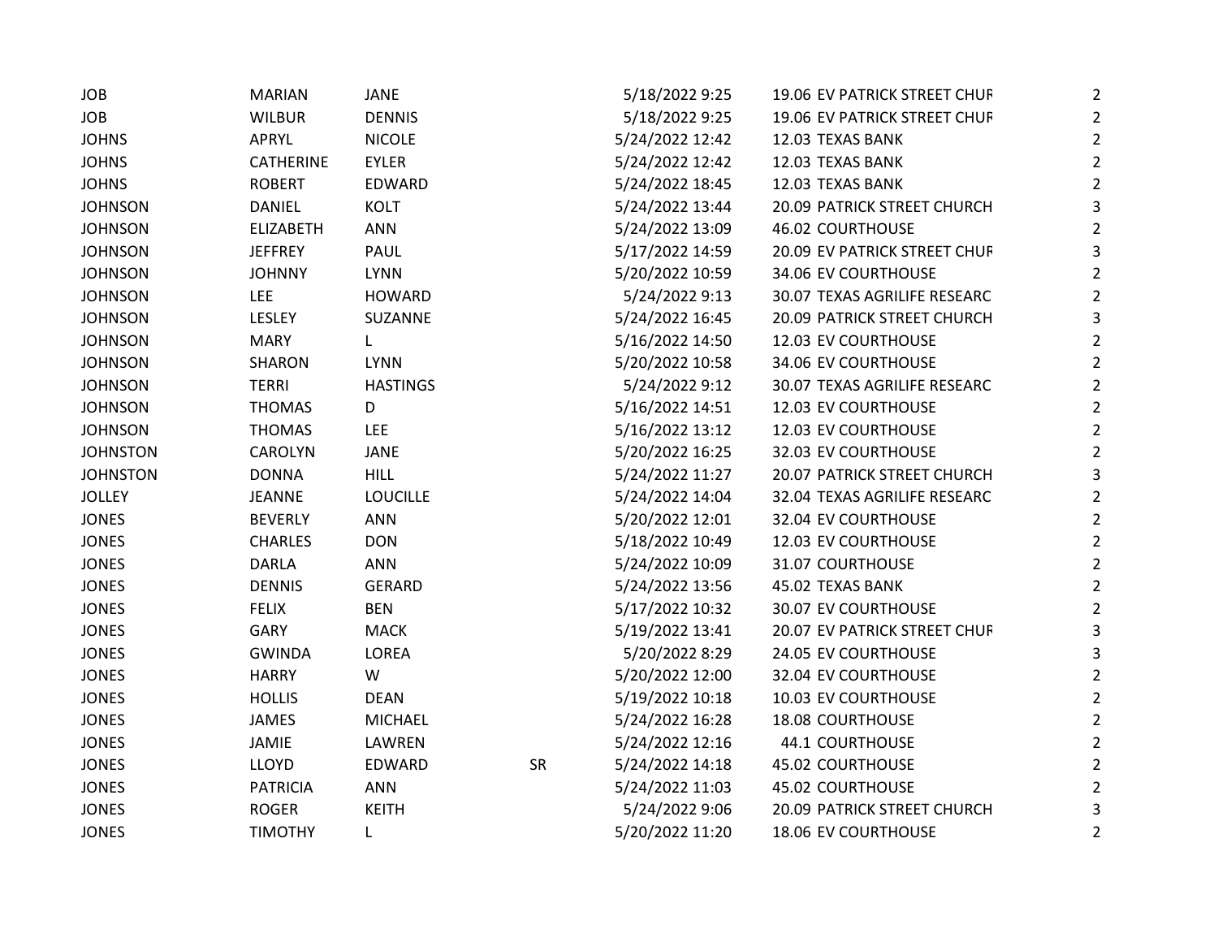| | | | | | | |
|---|---|---|---|---|---|---|
| JOB | MARIAN | JANE | | 5/18/2022 9:25 | 19.06 EV PATRICK STREET CHUR | 2 |
| JOB | WILBUR | DENNIS | | 5/18/2022 9:25 | 19.06 EV PATRICK STREET CHUR | 2 |
| JOHNS | APRYL | NICOLE | | 5/24/2022 12:42 | 12.03 TEXAS BANK | 2 |
| JOHNS | CATHERINE | EYLER | | 5/24/2022 12:42 | 12.03 TEXAS BANK | 2 |
| JOHNS | ROBERT | EDWARD | | 5/24/2022 18:45 | 12.03 TEXAS BANK | 2 |
| JOHNSON | DANIEL | KOLT | | 5/24/2022 13:44 | 20.09 PATRICK STREET CHURCH | 3 |
| JOHNSON | ELIZABETH | ANN | | 5/24/2022 13:09 | 46.02 COURTHOUSE | 2 |
| JOHNSON | JEFFREY | PAUL | | 5/17/2022 14:59 | 20.09 EV PATRICK STREET CHUR | 3 |
| JOHNSON | JOHNNY | LYNN | | 5/20/2022 10:59 | 34.06 EV COURTHOUSE | 2 |
| JOHNSON | LEE | HOWARD | | 5/24/2022 9:13 | 30.07 TEXAS AGRILIFE RESEARC | 2 |
| JOHNSON | LESLEY | SUZANNE | | 5/24/2022 16:45 | 20.09 PATRICK STREET CHURCH | 3 |
| JOHNSON | MARY | L | | 5/16/2022 14:50 | 12.03 EV COURTHOUSE | 2 |
| JOHNSON | SHARON | LYNN | | 5/20/2022 10:58 | 34.06 EV COURTHOUSE | 2 |
| JOHNSON | TERRI | HASTINGS | | 5/24/2022 9:12 | 30.07 TEXAS AGRILIFE RESEARC | 2 |
| JOHNSON | THOMAS | D | | 5/16/2022 14:51 | 12.03 EV COURTHOUSE | 2 |
| JOHNSON | THOMAS | LEE | | 5/16/2022 13:12 | 12.03 EV COURTHOUSE | 2 |
| JOHNSTON | CAROLYN | JANE | | 5/20/2022 16:25 | 32.03 EV COURTHOUSE | 2 |
| JOHNSTON | DONNA | HILL | | 5/24/2022 11:27 | 20.07 PATRICK STREET CHURCH | 3 |
| JOLLEY | JEANNE | LOUCILLE | | 5/24/2022 14:04 | 32.04 TEXAS AGRILIFE RESEARC | 2 |
| JONES | BEVERLY | ANN | | 5/20/2022 12:01 | 32.04 EV COURTHOUSE | 2 |
| JONES | CHARLES | DON | | 5/18/2022 10:49 | 12.03 EV COURTHOUSE | 2 |
| JONES | DARLA | ANN | | 5/24/2022 10:09 | 31.07 COURTHOUSE | 2 |
| JONES | DENNIS | GERARD | | 5/24/2022 13:56 | 45.02 TEXAS BANK | 2 |
| JONES | FELIX | BEN | | 5/17/2022 10:32 | 30.07 EV COURTHOUSE | 2 |
| JONES | GARY | MACK | | 5/19/2022 13:41 | 20.07 EV PATRICK STREET CHUR | 3 |
| JONES | GWINDA | LOREA | | 5/20/2022 8:29 | 24.05 EV COURTHOUSE | 3 |
| JONES | HARRY | W | | 5/20/2022 12:00 | 32.04 EV COURTHOUSE | 2 |
| JONES | HOLLIS | DEAN | | 5/19/2022 10:18 | 10.03 EV COURTHOUSE | 2 |
| JONES | JAMES | MICHAEL | | 5/24/2022 16:28 | 18.08 COURTHOUSE | 2 |
| JONES | JAMIE | LAWREN | | 5/24/2022 12:16 | 44.1 COURTHOUSE | 2 |
| JONES | LLOYD | EDWARD | SR | 5/24/2022 14:18 | 45.02 COURTHOUSE | 2 |
| JONES | PATRICIA | ANN | | 5/24/2022 11:03 | 45.02 COURTHOUSE | 2 |
| JONES | ROGER | KEITH | | 5/24/2022 9:06 | 20.09 PATRICK STREET CHURCH | 3 |
| JONES | TIMOTHY | L | | 5/20/2022 11:20 | 18.06 EV COURTHOUSE | 2 |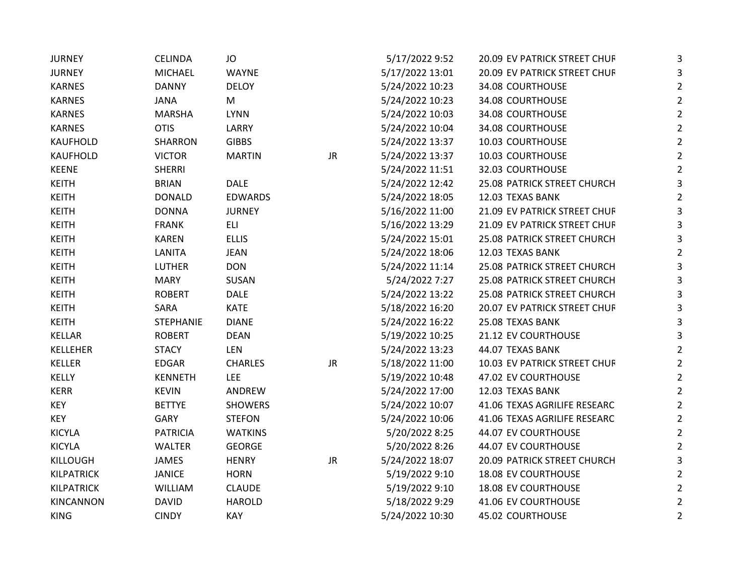| | | | | | | |
|---|---|---|---|---|---|---|
| JURNEY | CELINDA | JO | | 5/17/2022 9:52 | 20.09 EV PATRICK STREET CHUR | 3 |
| JURNEY | MICHAEL | WAYNE | | 5/17/2022 13:01 | 20.09 EV PATRICK STREET CHUR | 3 |
| KARNES | DANNY | DELOY | | 5/24/2022 10:23 | 34.08 COURTHOUSE | 2 |
| KARNES | JANA | M | | 5/24/2022 10:23 | 34.08 COURTHOUSE | 2 |
| KARNES | MARSHA | LYNN | | 5/24/2022 10:03 | 34.08 COURTHOUSE | 2 |
| KARNES | OTIS | LARRY | | 5/24/2022 10:04 | 34.08 COURTHOUSE | 2 |
| KAUFHOLD | SHARRON | GIBBS | | 5/24/2022 13:37 | 10.03 COURTHOUSE | 2 |
| KAUFHOLD | VICTOR | MARTIN | JR | 5/24/2022 13:37 | 10.03 COURTHOUSE | 2 |
| KEENE | SHERRI | | | 5/24/2022 11:51 | 32.03 COURTHOUSE | 2 |
| KEITH | BRIAN | DALE | | 5/24/2022 12:42 | 25.08 PATRICK STREET CHURCH | 3 |
| KEITH | DONALD | EDWARDS | | 5/24/2022 18:05 | 12.03 TEXAS BANK | 2 |
| KEITH | DONNA | JURNEY | | 5/16/2022 11:00 | 21.09 EV PATRICK STREET CHUR | 3 |
| KEITH | FRANK | ELI | | 5/16/2022 13:29 | 21.09 EV PATRICK STREET CHUR | 3 |
| KEITH | KAREN | ELLIS | | 5/24/2022 15:01 | 25.08 PATRICK STREET CHURCH | 3 |
| KEITH | LANITA | JEAN | | 5/24/2022 18:06 | 12.03 TEXAS BANK | 2 |
| KEITH | LUTHER | DON | | 5/24/2022 11:14 | 25.08 PATRICK STREET CHURCH | 3 |
| KEITH | MARY | SUSAN | | 5/24/2022 7:27 | 25.08 PATRICK STREET CHURCH | 3 |
| KEITH | ROBERT | DALE | | 5/24/2022 13:22 | 25.08 PATRICK STREET CHURCH | 3 |
| KEITH | SARA | KATE | | 5/18/2022 16:20 | 20.07 EV PATRICK STREET CHUR | 3 |
| KEITH | STEPHANIE | DIANE | | 5/24/2022 16:22 | 25.08 TEXAS BANK | 3 |
| KELLAR | ROBERT | DEAN | | 5/19/2022 10:25 | 21.12 EV COURTHOUSE | 3 |
| KELLEHER | STACY | LEN | | 5/24/2022 13:23 | 44.07 TEXAS BANK | 2 |
| KELLER | EDGAR | CHARLES | JR | 5/18/2022 11:00 | 10.03 EV PATRICK STREET CHUR | 2 |
| KELLY | KENNETH | LEE | | 5/19/2022 10:48 | 47.02 EV COURTHOUSE | 2 |
| KERR | KEVIN | ANDREW | | 5/24/2022 17:00 | 12.03 TEXAS BANK | 2 |
| KEY | BETTYE | SHOWERS | | 5/24/2022 10:07 | 41.06 TEXAS AGRILIFE RESEARC | 2 |
| KEY | GARY | STEFON | | 5/24/2022 10:06 | 41.06 TEXAS AGRILIFE RESEARC | 2 |
| KICYLA | PATRICIA | WATKINS | | 5/20/2022 8:25 | 44.07 EV COURTHOUSE | 2 |
| KICYLA | WALTER | GEORGE | | 5/20/2022 8:26 | 44.07 EV COURTHOUSE | 2 |
| KILLOUGH | JAMES | HENRY | JR | 5/24/2022 18:07 | 20.09 PATRICK STREET CHURCH | 3 |
| KILPATRICK | JANICE | HORN | | 5/19/2022 9:10 | 18.08 EV COURTHOUSE | 2 |
| KILPATRICK | WILLIAM | CLAUDE | | 5/19/2022 9:10 | 18.08 EV COURTHOUSE | 2 |
| KINCANNON | DAVID | HAROLD | | 5/18/2022 9:29 | 41.06 EV COURTHOUSE | 2 |
| KING | CINDY | KAY | | 5/24/2022 10:30 | 45.02 COURTHOUSE | 2 |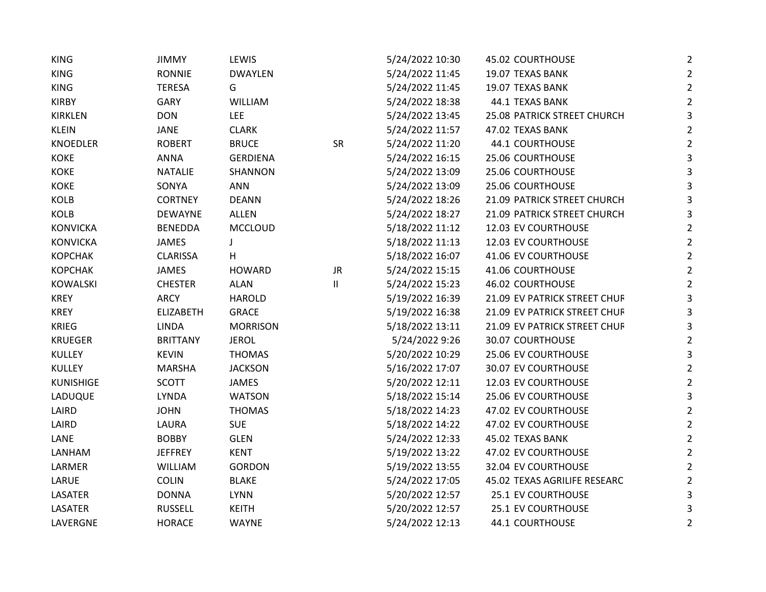| | | | | | | |
|---|---|---|---|---|---|---|
| KING | JIMMY | LEWIS | | 5/24/2022 10:30 | 45.02 COURTHOUSE | 2 |
| KING | RONNIE | DWAYLEN | | 5/24/2022 11:45 | 19.07 TEXAS BANK | 2 |
| KING | TERESA | G | | 5/24/2022 11:45 | 19.07 TEXAS BANK | 2 |
| KIRBY | GARY | WILLIAM | | 5/24/2022 18:38 | 44.1 TEXAS BANK | 2 |
| KIRKLEN | DON | LEE | | 5/24/2022 13:45 | 25.08 PATRICK STREET CHURCH | 3 |
| KLEIN | JANE | CLARK | | 5/24/2022 11:57 | 47.02 TEXAS BANK | 2 |
| KNOEDLER | ROBERT | BRUCE | SR | 5/24/2022 11:20 | 44.1 COURTHOUSE | 2 |
| KOKE | ANNA | GERDIENA | | 5/24/2022 16:15 | 25.06 COURTHOUSE | 3 |
| KOKE | NATALIE | SHANNON | | 5/24/2022 13:09 | 25.06 COURTHOUSE | 3 |
| KOKE | SONYA | ANN | | 5/24/2022 13:09 | 25.06 COURTHOUSE | 3 |
| KOLB | CORTNEY | DEANN | | 5/24/2022 18:26 | 21.09 PATRICK STREET CHURCH | 3 |
| KOLB | DEWAYNE | ALLEN | | 5/24/2022 18:27 | 21.09 PATRICK STREET CHURCH | 3 |
| KONVICKA | BENEDDA | MCCLOUD | | 5/18/2022 11:12 | 12.03 EV COURTHOUSE | 2 |
| KONVICKA | JAMES | J | | 5/18/2022 11:13 | 12.03 EV COURTHOUSE | 2 |
| KOPCHAK | CLARISSA | H | | 5/18/2022 16:07 | 41.06 EV COURTHOUSE | 2 |
| KOPCHAK | JAMES | HOWARD | JR | 5/24/2022 15:15 | 41.06 COURTHOUSE | 2 |
| KOWALSKI | CHESTER | ALAN | II | 5/24/2022 15:23 | 46.02 COURTHOUSE | 2 |
| KREY | ARCY | HAROLD | | 5/19/2022 16:39 | 21.09 EV PATRICK STREET CHUR | 3 |
| KREY | ELIZABETH | GRACE | | 5/19/2022 16:38 | 21.09 EV PATRICK STREET CHUR | 3 |
| KRIEG | LINDA | MORRISON | | 5/18/2022 13:11 | 21.09 EV PATRICK STREET CHUR | 3 |
| KRUEGER | BRITTANY | JEROL | | 5/24/2022 9:26 | 30.07 COURTHOUSE | 2 |
| KULLEY | KEVIN | THOMAS | | 5/20/2022 10:29 | 25.06 EV COURTHOUSE | 3 |
| KULLEY | MARSHA | JACKSON | | 5/16/2022 17:07 | 30.07 EV COURTHOUSE | 2 |
| KUNISHIGE | SCOTT | JAMES | | 5/20/2022 12:11 | 12.03 EV COURTHOUSE | 2 |
| LADUQUE | LYNDA | WATSON | | 5/18/2022 15:14 | 25.06 EV COURTHOUSE | 3 |
| LAIRD | JOHN | THOMAS | | 5/18/2022 14:23 | 47.02 EV COURTHOUSE | 2 |
| LAIRD | LAURA | SUE | | 5/18/2022 14:22 | 47.02 EV COURTHOUSE | 2 |
| LANE | BOBBY | GLEN | | 5/24/2022 12:33 | 45.02 TEXAS BANK | 2 |
| LANHAM | JEFFREY | KENT | | 5/19/2022 13:22 | 47.02 EV COURTHOUSE | 2 |
| LARMER | WILLIAM | GORDON | | 5/19/2022 13:55 | 32.04 EV COURTHOUSE | 2 |
| LARUE | COLIN | BLAKE | | 5/24/2022 17:05 | 45.02 TEXAS AGRILIFE RESEARC | 2 |
| LASATER | DONNA | LYNN | | 5/20/2022 12:57 | 25.1 EV COURTHOUSE | 3 |
| LASATER | RUSSELL | KEITH | | 5/20/2022 12:57 | 25.1 EV COURTHOUSE | 3 |
| LAVERGNE | HORACE | WAYNE | | 5/24/2022 12:13 | 44.1 COURTHOUSE | 2 |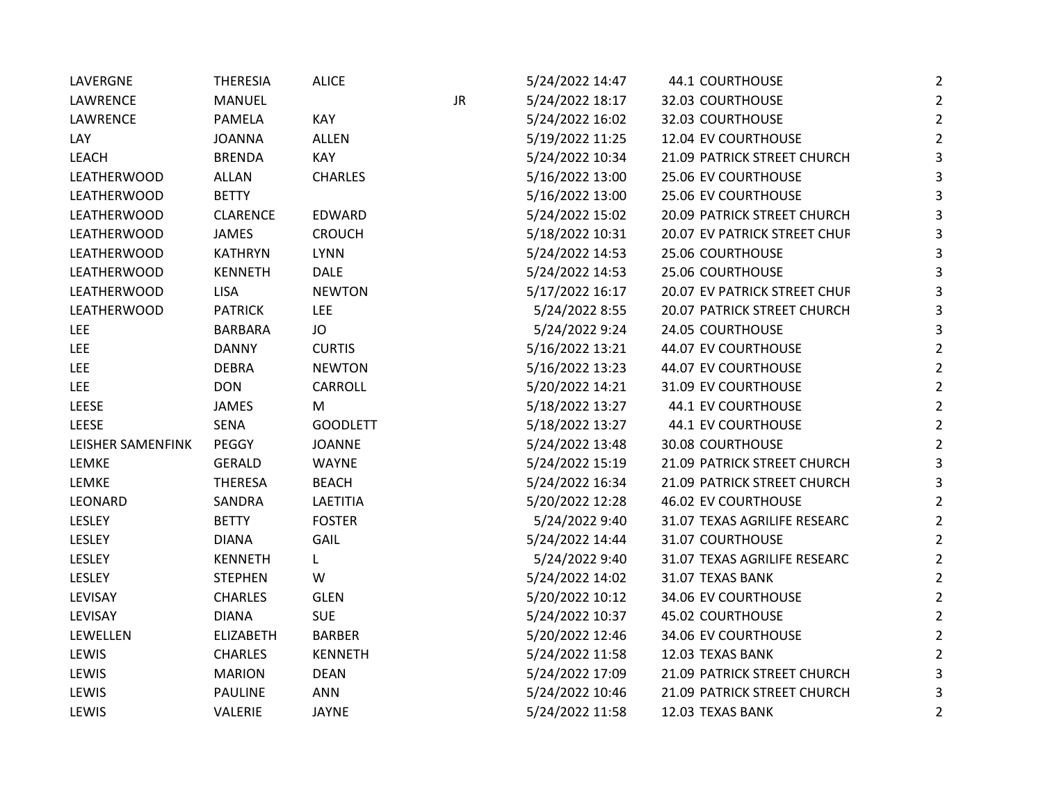| | | | | | | |
|---|---|---|---|---|---|---|
| LAVERGNE | THERESIA | ALICE | | 5/24/2022 14:47 | 44.1 COURTHOUSE | 2 |
| LAWRENCE | MANUEL | | JR | 5/24/2022 18:17 | 32.03 COURTHOUSE | 2 |
| LAWRENCE | PAMELA | KAY | | 5/24/2022 16:02 | 32.03 COURTHOUSE | 2 |
| LAY | JOANNA | ALLEN | | 5/19/2022 11:25 | 12.04 EV COURTHOUSE | 2 |
| LEACH | BRENDA | KAY | | 5/24/2022 10:34 | 21.09 PATRICK STREET CHURCH | 3 |
| LEATHERWOOD | ALLAN | CHARLES | | 5/16/2022 13:00 | 25.06 EV COURTHOUSE | 3 |
| LEATHERWOOD | BETTY | | | 5/16/2022 13:00 | 25.06 EV COURTHOUSE | 3 |
| LEATHERWOOD | CLARENCE | EDWARD | | 5/24/2022 15:02 | 20.09 PATRICK STREET CHURCH | 3 |
| LEATHERWOOD | JAMES | CROUCH | | 5/18/2022 10:31 | 20.07 EV PATRICK STREET CHUR | 3 |
| LEATHERWOOD | KATHRYN | LYNN | | 5/24/2022 14:53 | 25.06 COURTHOUSE | 3 |
| LEATHERWOOD | KENNETH | DALE | | 5/24/2022 14:53 | 25.06 COURTHOUSE | 3 |
| LEATHERWOOD | LISA | NEWTON | | 5/17/2022 16:17 | 20.07 EV PATRICK STREET CHUR | 3 |
| LEATHERWOOD | PATRICK | LEE | | 5/24/2022 8:55 | 20.07 PATRICK STREET CHURCH | 3 |
| LEE | BARBARA | JO | | 5/24/2022 9:24 | 24.05 COURTHOUSE | 3 |
| LEE | DANNY | CURTIS | | 5/16/2022 13:21 | 44.07 EV COURTHOUSE | 2 |
| LEE | DEBRA | NEWTON | | 5/16/2022 13:23 | 44.07 EV COURTHOUSE | 2 |
| LEE | DON | CARROLL | | 5/20/2022 14:21 | 31.09 EV COURTHOUSE | 2 |
| LEESE | JAMES | M | | 5/18/2022 13:27 | 44.1 EV COURTHOUSE | 2 |
| LEESE | SENA | GOODLETT | | 5/18/2022 13:27 | 44.1 EV COURTHOUSE | 2 |
| LEISHER SAMENFINK | PEGGY | JOANNE | | 5/24/2022 13:48 | 30.08 COURTHOUSE | 2 |
| LEMKE | GERALD | WAYNE | | 5/24/2022 15:19 | 21.09 PATRICK STREET CHURCH | 3 |
| LEMKE | THERESA | BEACH | | 5/24/2022 16:34 | 21.09 PATRICK STREET CHURCH | 3 |
| LEONARD | SANDRA | LAETITIA | | 5/20/2022 12:28 | 46.02 EV COURTHOUSE | 2 |
| LESLEY | BETTY | FOSTER | | 5/24/2022 9:40 | 31.07 TEXAS AGRILIFE RESEARC | 2 |
| LESLEY | DIANA | GAIL | | 5/24/2022 14:44 | 31.07 COURTHOUSE | 2 |
| LESLEY | KENNETH | L | | 5/24/2022 9:40 | 31.07 TEXAS AGRILIFE RESEARC | 2 |
| LESLEY | STEPHEN | W | | 5/24/2022 14:02 | 31.07 TEXAS BANK | 2 |
| LEVISAY | CHARLES | GLEN | | 5/20/2022 10:12 | 34.06 EV COURTHOUSE | 2 |
| LEVISAY | DIANA | SUE | | 5/24/2022 10:37 | 45.02 COURTHOUSE | 2 |
| LEWELLEN | ELIZABETH | BARBER | | 5/20/2022 12:46 | 34.06 EV COURTHOUSE | 2 |
| LEWIS | CHARLES | KENNETH | | 5/24/2022 11:58 | 12.03 TEXAS BANK | 2 |
| LEWIS | MARION | DEAN | | 5/24/2022 17:09 | 21.09 PATRICK STREET CHURCH | 3 |
| LEWIS | PAULINE | ANN | | 5/24/2022 10:46 | 21.09 PATRICK STREET CHURCH | 3 |
| LEWIS | VALERIE | JAYNE | | 5/24/2022 11:58 | 12.03 TEXAS BANK | 2 |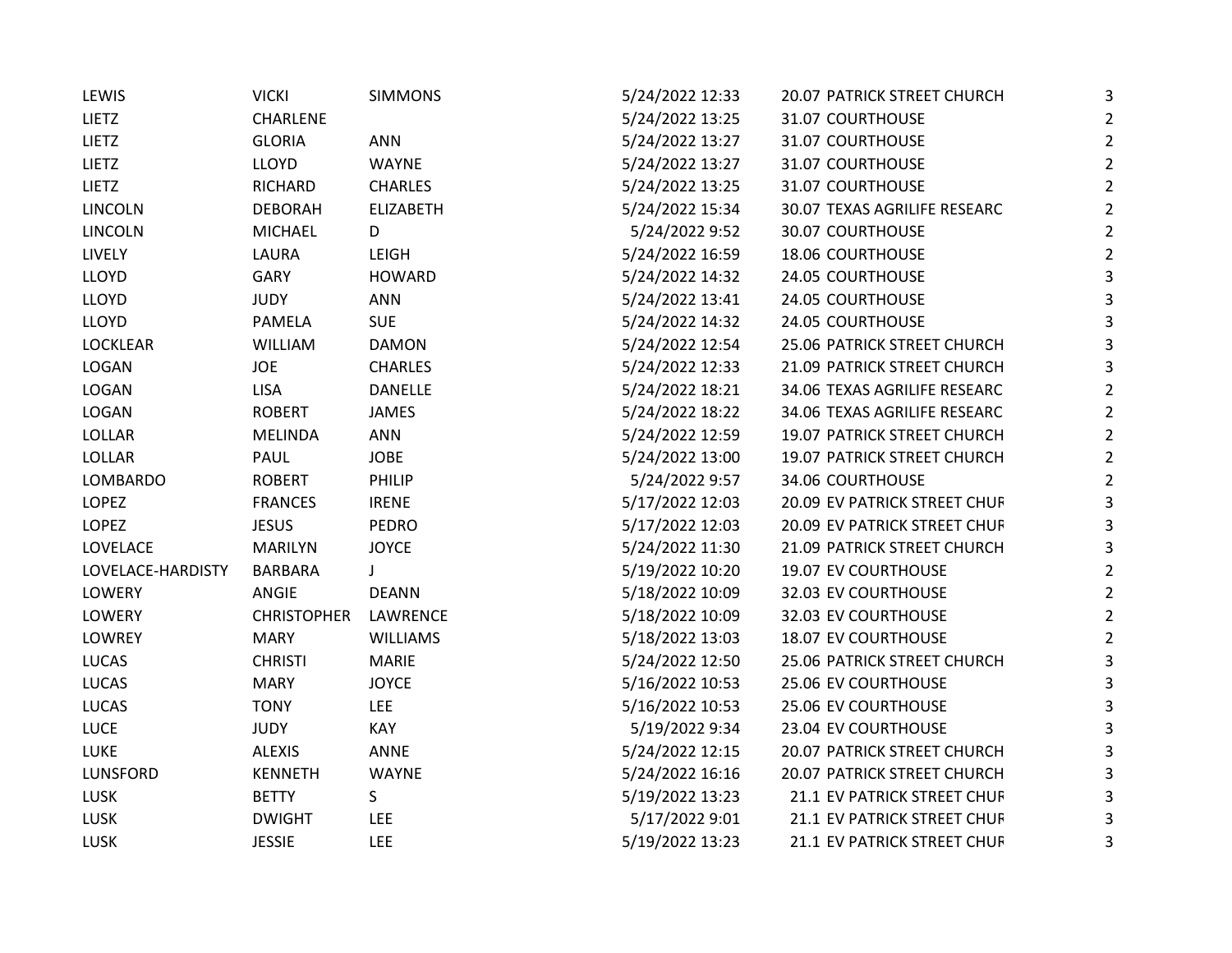| | | | | | |
|---|---|---|---|---|---|
| LEWIS | VICKI | SIMMONS | 5/24/2022 12:33 | 20.07 PATRICK STREET CHURCH | 3 |
| LIETZ | CHARLENE | | 5/24/2022 13:25 | 31.07 COURTHOUSE | 2 |
| LIETZ | GLORIA | ANN | 5/24/2022 13:27 | 31.07 COURTHOUSE | 2 |
| LIETZ | LLOYD | WAYNE | 5/24/2022 13:27 | 31.07 COURTHOUSE | 2 |
| LIETZ | RICHARD | CHARLES | 5/24/2022 13:25 | 31.07 COURTHOUSE | 2 |
| LINCOLN | DEBORAH | ELIZABETH | 5/24/2022 15:34 | 30.07 TEXAS AGRILIFE RESEARC | 2 |
| LINCOLN | MICHAEL | D | 5/24/2022 9:52 | 30.07 COURTHOUSE | 2 |
| LIVELY | LAURA | LEIGH | 5/24/2022 16:59 | 18.06 COURTHOUSE | 2 |
| LLOYD | GARY | HOWARD | 5/24/2022 14:32 | 24.05 COURTHOUSE | 3 |
| LLOYD | JUDY | ANN | 5/24/2022 13:41 | 24.05 COURTHOUSE | 3 |
| LLOYD | PAMELA | SUE | 5/24/2022 14:32 | 24.05 COURTHOUSE | 3 |
| LOCKLEAR | WILLIAM | DAMON | 5/24/2022 12:54 | 25.06 PATRICK STREET CHURCH | 3 |
| LOGAN | JOE | CHARLES | 5/24/2022 12:33 | 21.09 PATRICK STREET CHURCH | 3 |
| LOGAN | LISA | DANELLE | 5/24/2022 18:21 | 34.06 TEXAS AGRILIFE RESEARC | 2 |
| LOGAN | ROBERT | JAMES | 5/24/2022 18:22 | 34.06 TEXAS AGRILIFE RESEARC | 2 |
| LOLLAR | MELINDA | ANN | 5/24/2022 12:59 | 19.07 PATRICK STREET CHURCH | 2 |
| LOLLAR | PAUL | JOBE | 5/24/2022 13:00 | 19.07 PATRICK STREET CHURCH | 2 |
| LOMBARDO | ROBERT | PHILIP | 5/24/2022 9:57 | 34.06 COURTHOUSE | 2 |
| LOPEZ | FRANCES | IRENE | 5/17/2022 12:03 | 20.09 EV PATRICK STREET CHUR | 3 |
| LOPEZ | JESUS | PEDRO | 5/17/2022 12:03 | 20.09 EV PATRICK STREET CHUR | 3 |
| LOVELACE | MARILYN | JOYCE | 5/24/2022 11:30 | 21.09 PATRICK STREET CHURCH | 3 |
| LOVELACE-HARDISTY | BARBARA | J | 5/19/2022 10:20 | 19.07 EV COURTHOUSE | 2 |
| LOWERY | ANGIE | DEANN | 5/18/2022 10:09 | 32.03 EV COURTHOUSE | 2 |
| LOWERY | CHRISTOPHER | LAWRENCE | 5/18/2022 10:09 | 32.03 EV COURTHOUSE | 2 |
| LOWREY | MARY | WILLIAMS | 5/18/2022 13:03 | 18.07 EV COURTHOUSE | 2 |
| LUCAS | CHRISTI | MARIE | 5/24/2022 12:50 | 25.06 PATRICK STREET CHURCH | 3 |
| LUCAS | MARY | JOYCE | 5/16/2022 10:53 | 25.06 EV COURTHOUSE | 3 |
| LUCAS | TONY | LEE | 5/16/2022 10:53 | 25.06 EV COURTHOUSE | 3 |
| LUCE | JUDY | KAY | 5/19/2022 9:34 | 23.04 EV COURTHOUSE | 3 |
| LUKE | ALEXIS | ANNE | 5/24/2022 12:15 | 20.07 PATRICK STREET CHURCH | 3 |
| LUNSFORD | KENNETH | WAYNE | 5/24/2022 16:16 | 20.07 PATRICK STREET CHURCH | 3 |
| LUSK | BETTY | S | 5/19/2022 13:23 | 21.1 EV PATRICK STREET CHUR | 3 |
| LUSK | DWIGHT | LEE | 5/17/2022 9:01 | 21.1 EV PATRICK STREET CHUR | 3 |
| LUSK | JESSIE | LEE | 5/19/2022 13:23 | 21.1 EV PATRICK STREET CHUR | 3 |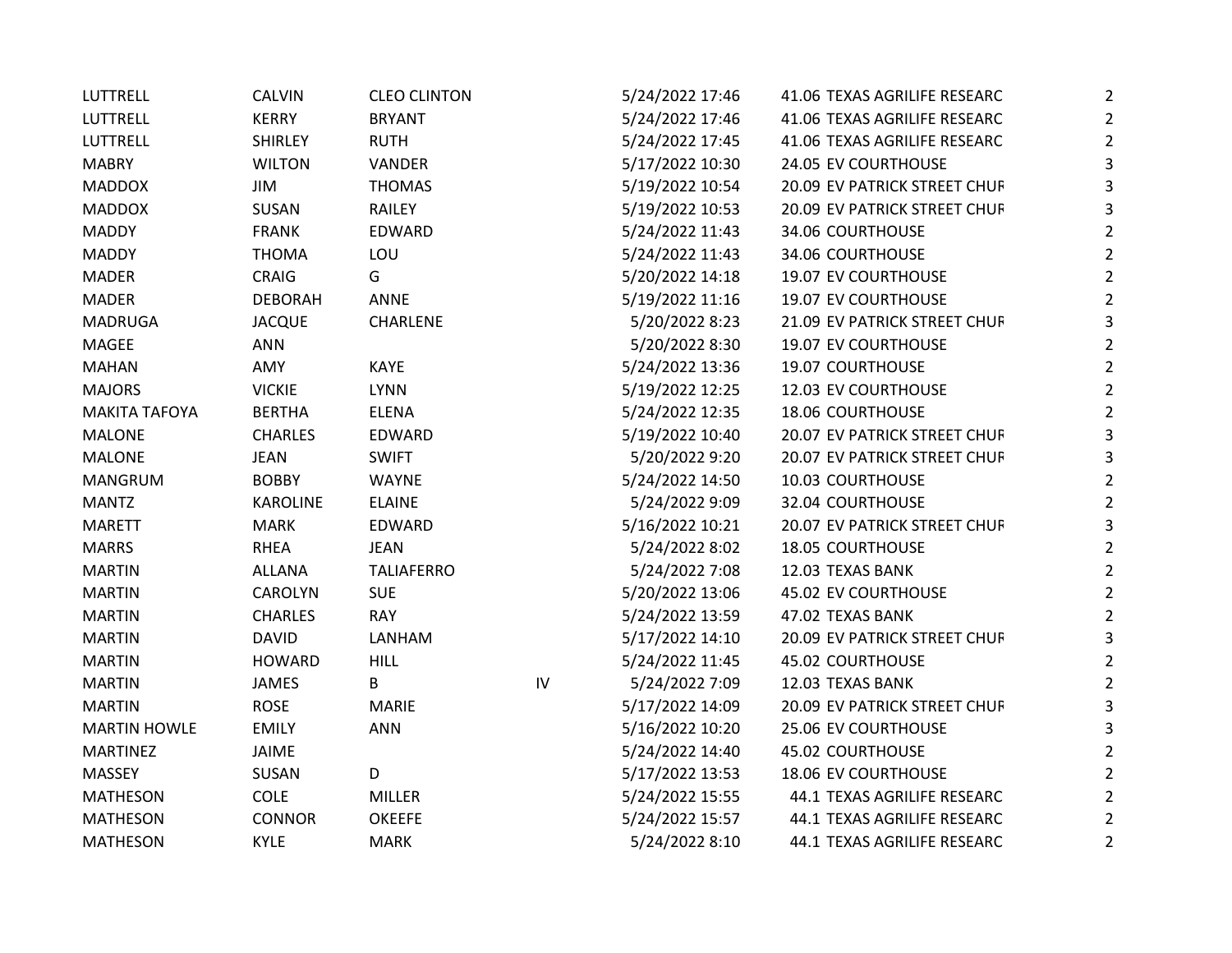| | | | | | | |
|---|---|---|---|---|---|---|
| LUTTRELL | CALVIN | CLEO CLINTON | | 5/24/2022 17:46 | 41.06 TEXAS AGRILIFE RESEARC | 2 |
| LUTTRELL | KERRY | BRYANT | | 5/24/2022 17:46 | 41.06 TEXAS AGRILIFE RESEARC | 2 |
| LUTTRELL | SHIRLEY | RUTH | | 5/24/2022 17:45 | 41.06 TEXAS AGRILIFE RESEARC | 2 |
| MABRY | WILTON | VANDER | | 5/17/2022 10:30 | 24.05 EV COURTHOUSE | 3 |
| MADDOX | JIM | THOMAS | | 5/19/2022 10:54 | 20.09 EV PATRICK STREET CHUR | 3 |
| MADDOX | SUSAN | RAILEY | | 5/19/2022 10:53 | 20.09 EV PATRICK STREET CHUR | 3 |
| MADDY | FRANK | EDWARD | | 5/24/2022 11:43 | 34.06 COURTHOUSE | 2 |
| MADDY | THOMA | LOU | | 5/24/2022 11:43 | 34.06 COURTHOUSE | 2 |
| MADER | CRAIG | G | | 5/20/2022 14:18 | 19.07 EV COURTHOUSE | 2 |
| MADER | DEBORAH | ANNE | | 5/19/2022 11:16 | 19.07 EV COURTHOUSE | 2 |
| MADRUGA | JACQUE | CHARLENE | | 5/20/2022 8:23 | 21.09 EV PATRICK STREET CHUR | 3 |
| MAGEE | ANN | | | 5/20/2022 8:30 | 19.07 EV COURTHOUSE | 2 |
| MAHAN | AMY | KAYE | | 5/24/2022 13:36 | 19.07 COURTHOUSE | 2 |
| MAJORS | VICKIE | LYNN | | 5/19/2022 12:25 | 12.03 EV COURTHOUSE | 2 |
| MAKITA TAFOYA | BERTHA | ELENA | | 5/24/2022 12:35 | 18.06 COURTHOUSE | 2 |
| MALONE | CHARLES | EDWARD | | 5/19/2022 10:40 | 20.07 EV PATRICK STREET CHUR | 3 |
| MALONE | JEAN | SWIFT | | 5/20/2022 9:20 | 20.07 EV PATRICK STREET CHUR | 3 |
| MANGRUM | BOBBY | WAYNE | | 5/24/2022 14:50 | 10.03 COURTHOUSE | 2 |
| MANTZ | KAROLINE | ELAINE | | 5/24/2022 9:09 | 32.04 COURTHOUSE | 2 |
| MARETT | MARK | EDWARD | | 5/16/2022 10:21 | 20.07 EV PATRICK STREET CHUR | 3 |
| MARRS | RHEA | JEAN | | 5/24/2022 8:02 | 18.05 COURTHOUSE | 2 |
| MARTIN | ALLANA | TALIAFERRO | | 5/24/2022 7:08 | 12.03 TEXAS BANK | 2 |
| MARTIN | CAROLYN | SUE | | 5/20/2022 13:06 | 45.02 EV COURTHOUSE | 2 |
| MARTIN | CHARLES | RAY | | 5/24/2022 13:59 | 47.02 TEXAS BANK | 2 |
| MARTIN | DAVID | LANHAM | | 5/17/2022 14:10 | 20.09 EV PATRICK STREET CHUR | 3 |
| MARTIN | HOWARD | HILL | | 5/24/2022 11:45 | 45.02 COURTHOUSE | 2 |
| MARTIN | JAMES | B | IV | 5/24/2022 7:09 | 12.03 TEXAS BANK | 2 |
| MARTIN | ROSE | MARIE | | 5/17/2022 14:09 | 20.09 EV PATRICK STREET CHUR | 3 |
| MARTIN HOWLE | EMILY | ANN | | 5/16/2022 10:20 | 25.06 EV COURTHOUSE | 3 |
| MARTINEZ | JAIME | | | 5/24/2022 14:40 | 45.02 COURTHOUSE | 2 |
| MASSEY | SUSAN | D | | 5/17/2022 13:53 | 18.06 EV COURTHOUSE | 2 |
| MATHESON | COLE | MILLER | | 5/24/2022 15:55 | 44.1 TEXAS AGRILIFE RESEARC | 2 |
| MATHESON | CONNOR | OKEEFE | | 5/24/2022 15:57 | 44.1 TEXAS AGRILIFE RESEARC | 2 |
| MATHESON | KYLE | MARK | | 5/24/2022 8:10 | 44.1 TEXAS AGRILIFE RESEARC | 2 |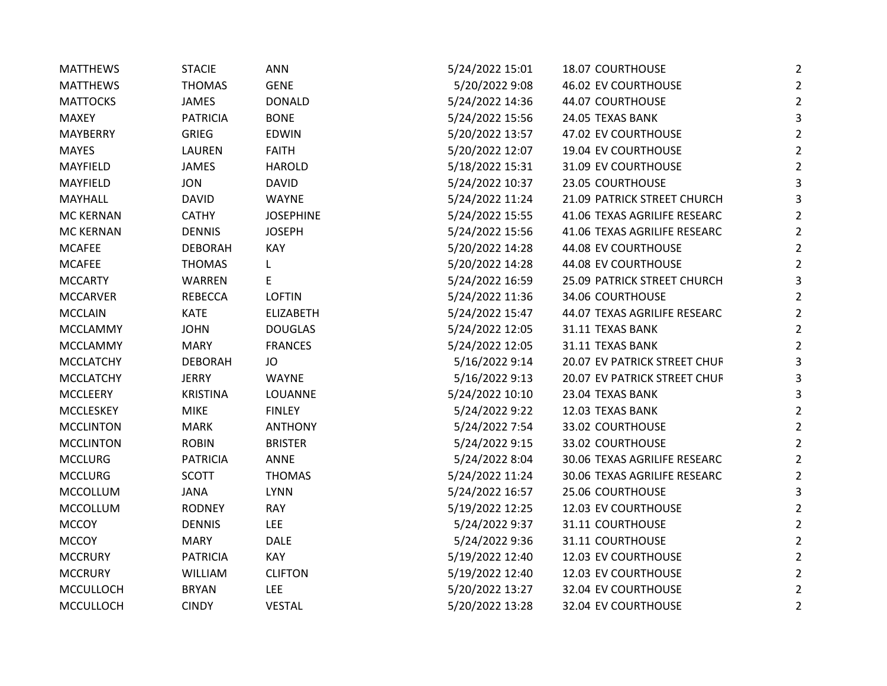| | | | | | |
|---|---|---|---|---|---|
| MATTHEWS | STACIE | ANN | 5/24/2022 15:01 | 18.07 COURTHOUSE | 2 |
| MATTHEWS | THOMAS | GENE | 5/20/2022 9:08 | 46.02 EV COURTHOUSE | 2 |
| MATTOCKS | JAMES | DONALD | 5/24/2022 14:36 | 44.07 COURTHOUSE | 2 |
| MAXEY | PATRICIA | BONE | 5/24/2022 15:56 | 24.05 TEXAS BANK | 3 |
| MAYBERRY | GRIEG | EDWIN | 5/20/2022 13:57 | 47.02 EV COURTHOUSE | 2 |
| MAYES | LAUREN | FAITH | 5/20/2022 12:07 | 19.04 EV COURTHOUSE | 2 |
| MAYFIELD | JAMES | HAROLD | 5/18/2022 15:31 | 31.09 EV COURTHOUSE | 2 |
| MAYFIELD | JON | DAVID | 5/24/2022 10:37 | 23.05 COURTHOUSE | 3 |
| MAYHALL | DAVID | WAYNE | 5/24/2022 11:24 | 21.09 PATRICK STREET CHURCH | 3 |
| MC KERNAN | CATHY | JOSEPHINE | 5/24/2022 15:55 | 41.06 TEXAS AGRILIFE RESEARC | 2 |
| MC KERNAN | DENNIS | JOSEPH | 5/24/2022 15:56 | 41.06 TEXAS AGRILIFE RESEARC | 2 |
| MCAFEE | DEBORAH | KAY | 5/20/2022 14:28 | 44.08 EV COURTHOUSE | 2 |
| MCAFEE | THOMAS | L | 5/20/2022 14:28 | 44.08 EV COURTHOUSE | 2 |
| MCCARTY | WARREN | E | 5/24/2022 16:59 | 25.09 PATRICK STREET CHURCH | 3 |
| MCCARVER | REBECCA | LOFTIN | 5/24/2022 11:36 | 34.06 COURTHOUSE | 2 |
| MCCLAIN | KATE | ELIZABETH | 5/24/2022 15:47 | 44.07 TEXAS AGRILIFE RESEARC | 2 |
| MCCLAMMY | JOHN | DOUGLAS | 5/24/2022 12:05 | 31.11 TEXAS BANK | 2 |
| MCCLAMMY | MARY | FRANCES | 5/24/2022 12:05 | 31.11 TEXAS BANK | 2 |
| MCCLATCHY | DEBORAH | JO | 5/16/2022 9:14 | 20.07 EV PATRICK STREET CHUR | 3 |
| MCCLATCHY | JERRY | WAYNE | 5/16/2022 9:13 | 20.07 EV PATRICK STREET CHUR | 3 |
| MCCLEERY | KRISTINA | LOUANNE | 5/24/2022 10:10 | 23.04 TEXAS BANK | 3 |
| MCCLESKEY | MIKE | FINLEY | 5/24/2022 9:22 | 12.03 TEXAS BANK | 2 |
| MCCLINTON | MARK | ANTHONY | 5/24/2022 7:54 | 33.02 COURTHOUSE | 2 |
| MCCLINTON | ROBIN | BRISTER | 5/24/2022 9:15 | 33.02 COURTHOUSE | 2 |
| MCCLURG | PATRICIA | ANNE | 5/24/2022 8:04 | 30.06 TEXAS AGRILIFE RESEARC | 2 |
| MCCLURG | SCOTT | THOMAS | 5/24/2022 11:24 | 30.06 TEXAS AGRILIFE RESEARC | 2 |
| MCCOLLUM | JANA | LYNN | 5/24/2022 16:57 | 25.06 COURTHOUSE | 3 |
| MCCOLLUM | RODNEY | RAY | 5/19/2022 12:25 | 12.03 EV COURTHOUSE | 2 |
| MCCOY | DENNIS | LEE | 5/24/2022 9:37 | 31.11 COURTHOUSE | 2 |
| MCCOY | MARY | DALE | 5/24/2022 9:36 | 31.11 COURTHOUSE | 2 |
| MCCRURY | PATRICIA | KAY | 5/19/2022 12:40 | 12.03 EV COURTHOUSE | 2 |
| MCCRURY | WILLIAM | CLIFTON | 5/19/2022 12:40 | 12.03 EV COURTHOUSE | 2 |
| MCCULLOCH | BRYAN | LEE | 5/20/2022 13:27 | 32.04 EV COURTHOUSE | 2 |
| MCCULLOCH | CINDY | VESTAL | 5/20/2022 13:28 | 32.04 EV COURTHOUSE | 2 |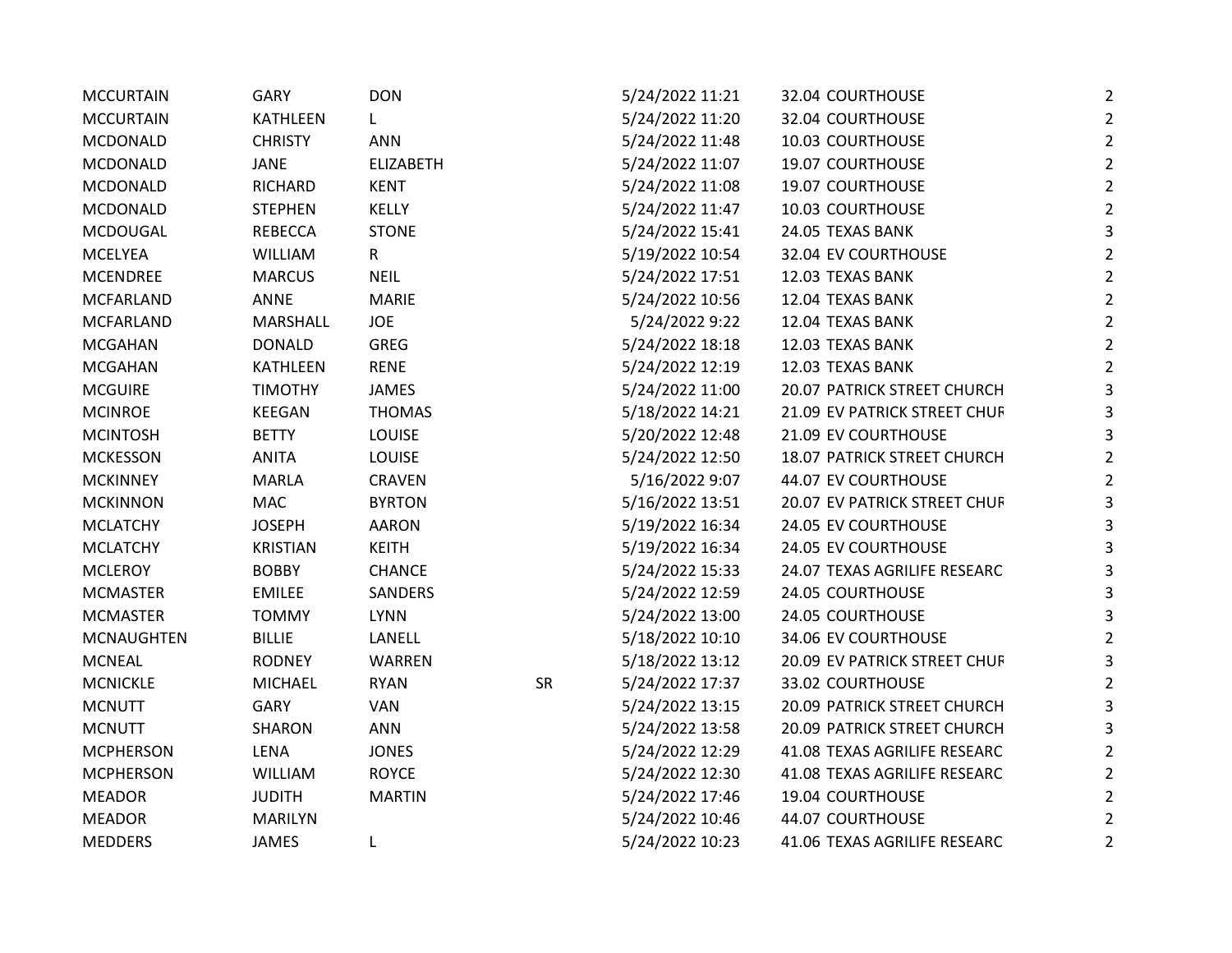| | | | | | | |
|---|---|---|---|---|---|---|
| MCCURTAIN | GARY | DON | | 5/24/2022 11:21 | 32.04 COURTHOUSE | 2 |
| MCCURTAIN | KATHLEEN | L | | 5/24/2022 11:20 | 32.04 COURTHOUSE | 2 |
| MCDONALD | CHRISTY | ANN | | 5/24/2022 11:48 | 10.03 COURTHOUSE | 2 |
| MCDONALD | JANE | ELIZABETH | | 5/24/2022 11:07 | 19.07 COURTHOUSE | 2 |
| MCDONALD | RICHARD | KENT | | 5/24/2022 11:08 | 19.07 COURTHOUSE | 2 |
| MCDONALD | STEPHEN | KELLY | | 5/24/2022 11:47 | 10.03 COURTHOUSE | 2 |
| MCDOUGAL | REBECCA | STONE | | 5/24/2022 15:41 | 24.05 TEXAS BANK | 3 |
| MCELYEA | WILLIAM | R | | 5/19/2022 10:54 | 32.04 EV COURTHOUSE | 2 |
| MCENDREE | MARCUS | NEIL | | 5/24/2022 17:51 | 12.03 TEXAS BANK | 2 |
| MCFARLAND | ANNE | MARIE | | 5/24/2022 10:56 | 12.04 TEXAS BANK | 2 |
| MCFARLAND | MARSHALL | JOE | | 5/24/2022 9:22 | 12.04 TEXAS BANK | 2 |
| MCGAHAN | DONALD | GREG | | 5/24/2022 18:18 | 12.03 TEXAS BANK | 2 |
| MCGAHAN | KATHLEEN | RENE | | 5/24/2022 12:19 | 12.03 TEXAS BANK | 2 |
| MCGUIRE | TIMOTHY | JAMES | | 5/24/2022 11:00 | 20.07 PATRICK STREET CHURCH | 3 |
| MCINROE | KEEGAN | THOMAS | | 5/18/2022 14:21 | 21.09 EV PATRICK STREET CHUR | 3 |
| MCINTOSH | BETTY | LOUISE | | 5/20/2022 12:48 | 21.09 EV COURTHOUSE | 3 |
| MCKESSON | ANITA | LOUISE | | 5/24/2022 12:50 | 18.07 PATRICK STREET CHURCH | 2 |
| MCKINNEY | MARLA | CRAVEN | | 5/16/2022 9:07 | 44.07 EV COURTHOUSE | 2 |
| MCKINNON | MAC | BYRTON | | 5/16/2022 13:51 | 20.07 EV PATRICK STREET CHUR | 3 |
| MCLATCHY | JOSEPH | AARON | | 5/19/2022 16:34 | 24.05 EV COURTHOUSE | 3 |
| MCLATCHY | KRISTIAN | KEITH | | 5/19/2022 16:34 | 24.05 EV COURTHOUSE | 3 |
| MCLEROY | BOBBY | CHANCE | | 5/24/2022 15:33 | 24.07 TEXAS AGRILIFE RESEARC | 3 |
| MCMASTER | EMILEE | SANDERS | | 5/24/2022 12:59 | 24.05 COURTHOUSE | 3 |
| MCMASTER | TOMMY | LYNN | | 5/24/2022 13:00 | 24.05 COURTHOUSE | 3 |
| MCNAUGHTEN | BILLIE | LANELL | | 5/18/2022 10:10 | 34.06 EV COURTHOUSE | 2 |
| MCNEAL | RODNEY | WARREN | | 5/18/2022 13:12 | 20.09 EV PATRICK STREET CHUR | 3 |
| MCNICKLE | MICHAEL | RYAN | SR | 5/24/2022 17:37 | 33.02 COURTHOUSE | 2 |
| MCNUTT | GARY | VAN | | 5/24/2022 13:15 | 20.09 PATRICK STREET CHURCH | 3 |
| MCNUTT | SHARON | ANN | | 5/24/2022 13:58 | 20.09 PATRICK STREET CHURCH | 3 |
| MCPHERSON | LENA | JONES | | 5/24/2022 12:29 | 41.08 TEXAS AGRILIFE RESEARC | 2 |
| MCPHERSON | WILLIAM | ROYCE | | 5/24/2022 12:30 | 41.08 TEXAS AGRILIFE RESEARC | 2 |
| MEADOR | JUDITH | MARTIN | | 5/24/2022 17:46 | 19.04 COURTHOUSE | 2 |
| MEADOR | MARILYN | | | 5/24/2022 10:46 | 44.07 COURTHOUSE | 2 |
| MEDDERS | JAMES | L | | 5/24/2022 10:23 | 41.06 TEXAS AGRILIFE RESEARC | 2 |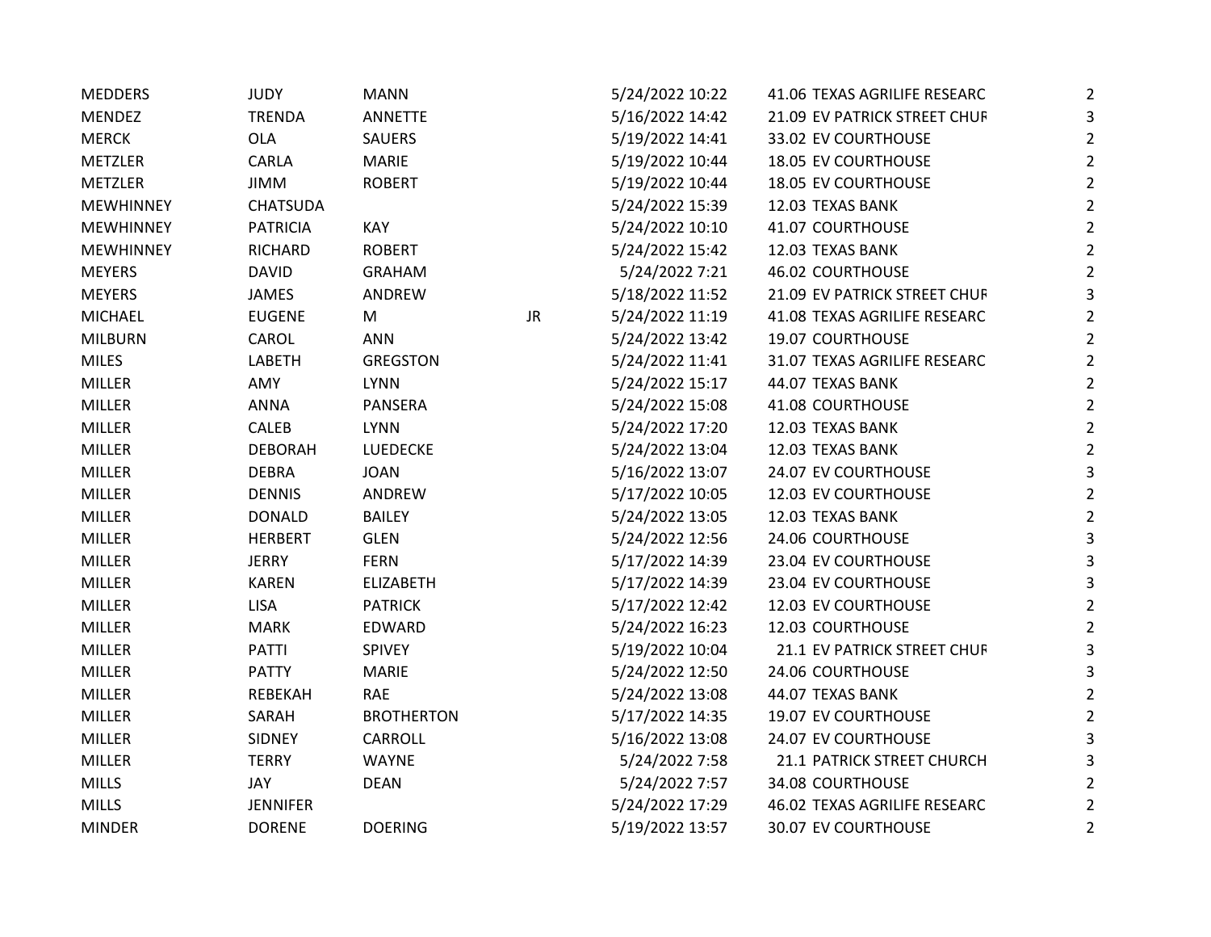| | | | | | | |
|---|---|---|---|---|---|---|
| MEDDERS | JUDY | MANN | | 5/24/2022 10:22 | 41.06 TEXAS AGRILIFE RESEARC | 2 |
| MENDEZ | TRENDA | ANNETTE | | 5/16/2022 14:42 | 21.09 EV PATRICK STREET CHUR | 3 |
| MERCK | OLA | SAUERS | | 5/19/2022 14:41 | 33.02 EV COURTHOUSE | 2 |
| METZLER | CARLA | MARIE | | 5/19/2022 10:44 | 18.05 EV COURTHOUSE | 2 |
| METZLER | JIMM | ROBERT | | 5/19/2022 10:44 | 18.05 EV COURTHOUSE | 2 |
| MEWHINNEY | CHATSUDA | | | 5/24/2022 15:39 | 12.03 TEXAS BANK | 2 |
| MEWHINNEY | PATRICIA | KAY | | 5/24/2022 10:10 | 41.07 COURTHOUSE | 2 |
| MEWHINNEY | RICHARD | ROBERT | | 5/24/2022 15:42 | 12.03 TEXAS BANK | 2 |
| MEYERS | DAVID | GRAHAM | | 5/24/2022 7:21 | 46.02 COURTHOUSE | 2 |
| MEYERS | JAMES | ANDREW | | 5/18/2022 11:52 | 21.09 EV PATRICK STREET CHUR | 3 |
| MICHAEL | EUGENE | M | JR | 5/24/2022 11:19 | 41.08 TEXAS AGRILIFE RESEARC | 2 |
| MILBURN | CAROL | ANN | | 5/24/2022 13:42 | 19.07 COURTHOUSE | 2 |
| MILES | LABETH | GREGSTON | | 5/24/2022 11:41 | 31.07 TEXAS AGRILIFE RESEARC | 2 |
| MILLER | AMY | LYNN | | 5/24/2022 15:17 | 44.07 TEXAS BANK | 2 |
| MILLER | ANNA | PANSERA | | 5/24/2022 15:08 | 41.08 COURTHOUSE | 2 |
| MILLER | CALEB | LYNN | | 5/24/2022 17:20 | 12.03 TEXAS BANK | 2 |
| MILLER | DEBORAH | LUEDECKE | | 5/24/2022 13:04 | 12.03 TEXAS BANK | 2 |
| MILLER | DEBRA | JOAN | | 5/16/2022 13:07 | 24.07 EV COURTHOUSE | 3 |
| MILLER | DENNIS | ANDREW | | 5/17/2022 10:05 | 12.03 EV COURTHOUSE | 2 |
| MILLER | DONALD | BAILEY | | 5/24/2022 13:05 | 12.03 TEXAS BANK | 2 |
| MILLER | HERBERT | GLEN | | 5/24/2022 12:56 | 24.06 COURTHOUSE | 3 |
| MILLER | JERRY | FERN | | 5/17/2022 14:39 | 23.04 EV COURTHOUSE | 3 |
| MILLER | KAREN | ELIZABETH | | 5/17/2022 14:39 | 23.04 EV COURTHOUSE | 3 |
| MILLER | LISA | PATRICK | | 5/17/2022 12:42 | 12.03 EV COURTHOUSE | 2 |
| MILLER | MARK | EDWARD | | 5/24/2022 16:23 | 12.03 COURTHOUSE | 2 |
| MILLER | PATTI | SPIVEY | | 5/19/2022 10:04 | 21.1 EV PATRICK STREET CHUR | 3 |
| MILLER | PATTY | MARIE | | 5/24/2022 12:50 | 24.06 COURTHOUSE | 3 |
| MILLER | REBEKAH | RAE | | 5/24/2022 13:08 | 44.07 TEXAS BANK | 2 |
| MILLER | SARAH | BROTHERTON | | 5/17/2022 14:35 | 19.07 EV COURTHOUSE | 2 |
| MILLER | SIDNEY | CARROLL | | 5/16/2022 13:08 | 24.07 EV COURTHOUSE | 3 |
| MILLER | TERRY | WAYNE | | 5/24/2022 7:58 | 21.1 PATRICK STREET CHURCH | 3 |
| MILLS | JAY | DEAN | | 5/24/2022 7:57 | 34.08 COURTHOUSE | 2 |
| MILLS | JENNIFER | | | 5/24/2022 17:29 | 46.02 TEXAS AGRILIFE RESEARC | 2 |
| MINDER | DORENE | DOERING | | 5/19/2022 13:57 | 30.07 EV COURTHOUSE | 2 |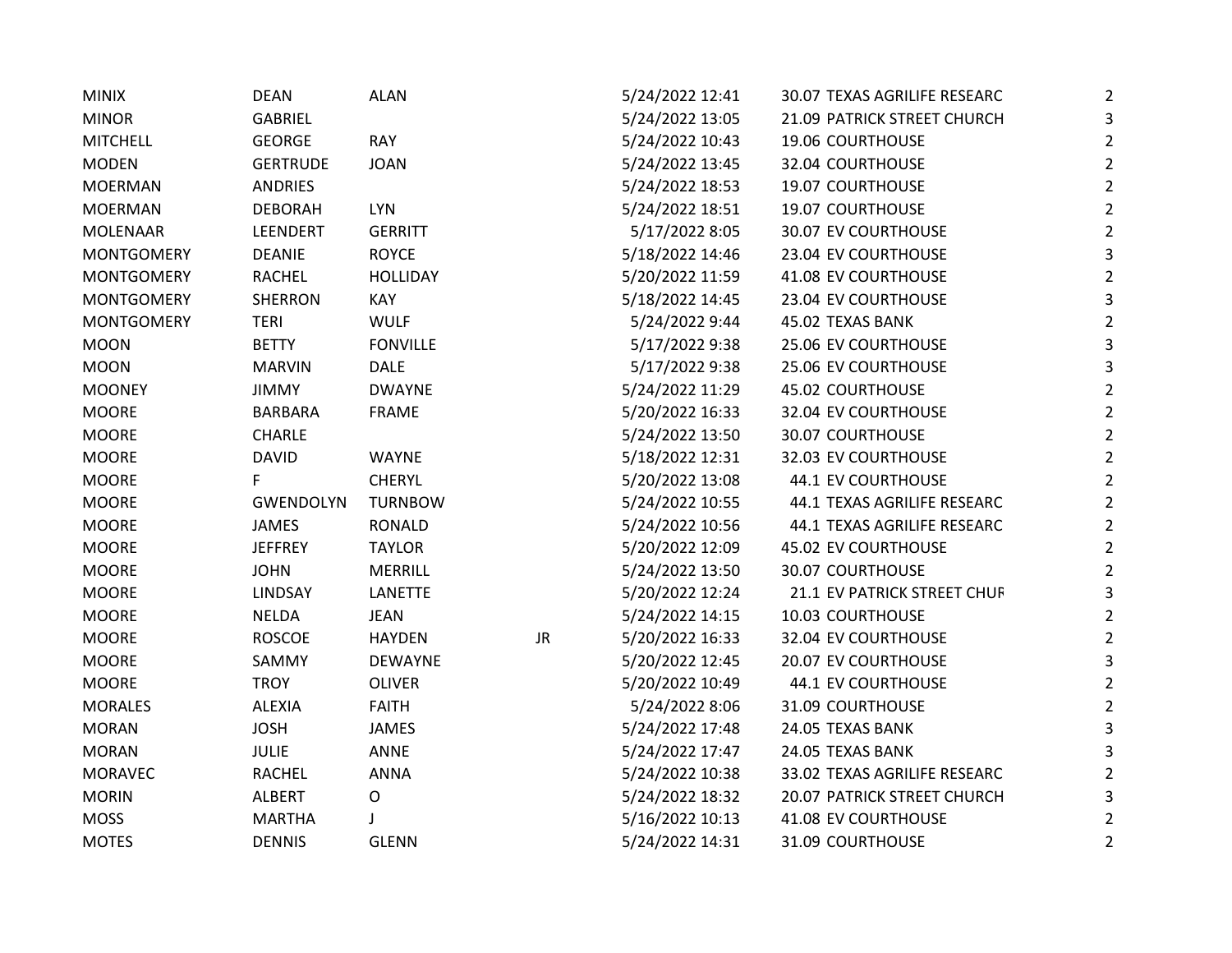| | | | | | | |
|---|---|---|---|---|---|---|
| MINIX | DEAN | ALAN | | 5/24/2022 12:41 | 30.07 TEXAS AGRILIFE RESEARC | 2 |
| MINOR | GABRIEL | | | 5/24/2022 13:05 | 21.09 PATRICK STREET CHURCH | 3 |
| MITCHELL | GEORGE | RAY | | 5/24/2022 10:43 | 19.06 COURTHOUSE | 2 |
| MODEN | GERTRUDE | JOAN | | 5/24/2022 13:45 | 32.04 COURTHOUSE | 2 |
| MOERMAN | ANDRIES | | | 5/24/2022 18:53 | 19.07 COURTHOUSE | 2 |
| MOERMAN | DEBORAH | LYN | | 5/24/2022 18:51 | 19.07 COURTHOUSE | 2 |
| MOLENAAR | LEENDERT | GERRITT | | 5/17/2022 8:05 | 30.07 EV COURTHOUSE | 2 |
| MONTGOMERY | DEANIE | ROYCE | | 5/18/2022 14:46 | 23.04 EV COURTHOUSE | 3 |
| MONTGOMERY | RACHEL | HOLLIDAY | | 5/20/2022 11:59 | 41.08 EV COURTHOUSE | 2 |
| MONTGOMERY | SHERRON | KAY | | 5/18/2022 14:45 | 23.04 EV COURTHOUSE | 3 |
| MONTGOMERY | TERI | WULF | | 5/24/2022 9:44 | 45.02 TEXAS BANK | 2 |
| MOON | BETTY | FONVILLE | | 5/17/2022 9:38 | 25.06 EV COURTHOUSE | 3 |
| MOON | MARVIN | DALE | | 5/17/2022 9:38 | 25.06 EV COURTHOUSE | 3 |
| MOONEY | JIMMY | DWAYNE | | 5/24/2022 11:29 | 45.02 COURTHOUSE | 2 |
| MOORE | BARBARA | FRAME | | 5/20/2022 16:33 | 32.04 EV COURTHOUSE | 2 |
| MOORE | CHARLE | | | 5/24/2022 13:50 | 30.07 COURTHOUSE | 2 |
| MOORE | DAVID | WAYNE | | 5/18/2022 12:31 | 32.03 EV COURTHOUSE | 2 |
| MOORE | F | CHERYL | | 5/20/2022 13:08 | 44.1 EV COURTHOUSE | 2 |
| MOORE | GWENDOLYN | TURNBOW | | 5/24/2022 10:55 | 44.1 TEXAS AGRILIFE RESEARC | 2 |
| MOORE | JAMES | RONALD | | 5/24/2022 10:56 | 44.1 TEXAS AGRILIFE RESEARC | 2 |
| MOORE | JEFFREY | TAYLOR | | 5/20/2022 12:09 | 45.02 EV COURTHOUSE | 2 |
| MOORE | JOHN | MERRILL | | 5/24/2022 13:50 | 30.07 COURTHOUSE | 2 |
| MOORE | LINDSAY | LANETTE | | 5/20/2022 12:24 | 21.1 EV PATRICK STREET CHUR | 3 |
| MOORE | NELDA | JEAN | | 5/24/2022 14:15 | 10.03 COURTHOUSE | 2 |
| MOORE | ROSCOE | HAYDEN | JR | 5/20/2022 16:33 | 32.04 EV COURTHOUSE | 2 |
| MOORE | SAMMY | DEWAYNE | | 5/20/2022 12:45 | 20.07 EV COURTHOUSE | 3 |
| MOORE | TROY | OLIVER | | 5/20/2022 10:49 | 44.1 EV COURTHOUSE | 2 |
| MORALES | ALEXIA | FAITH | | 5/24/2022 8:06 | 31.09 COURTHOUSE | 2 |
| MORAN | JOSH | JAMES | | 5/24/2022 17:48 | 24.05 TEXAS BANK | 3 |
| MORAN | JULIE | ANNE | | 5/24/2022 17:47 | 24.05 TEXAS BANK | 3 |
| MORAVEC | RACHEL | ANNA | | 5/24/2022 10:38 | 33.02 TEXAS AGRILIFE RESEARC | 2 |
| MORIN | ALBERT | O | | 5/24/2022 18:32 | 20.07 PATRICK STREET CHURCH | 3 |
| MOSS | MARTHA | J | | 5/16/2022 10:13 | 41.08 EV COURTHOUSE | 2 |
| MOTES | DENNIS | GLENN | | 5/24/2022 14:31 | 31.09 COURTHOUSE | 2 |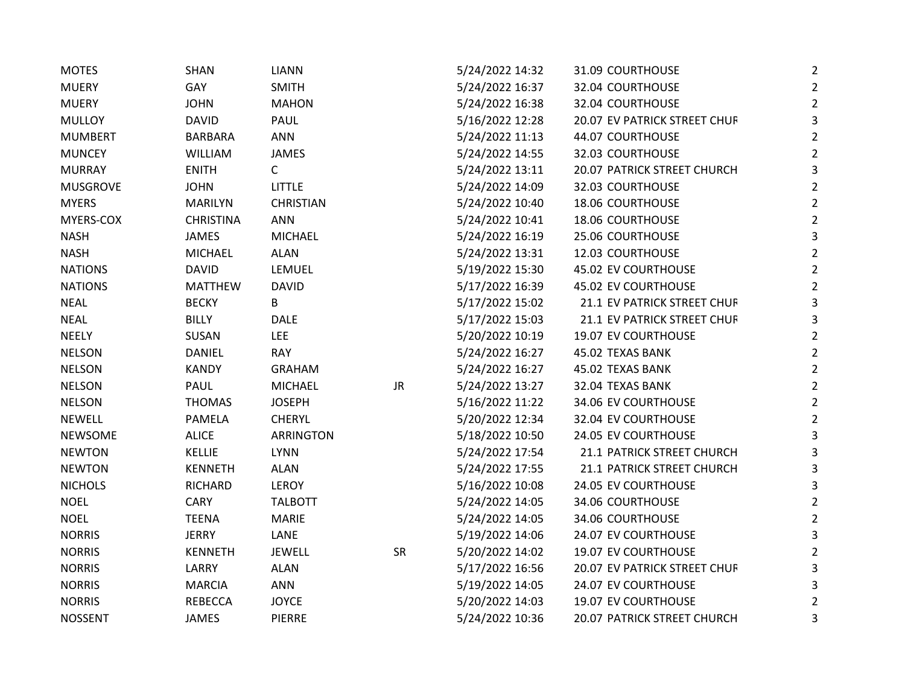| | | | | | | |
|---|---|---|---|---|---|---|
| MOTES | SHAN | LIANN | | 5/24/2022 14:32 | 31.09 COURTHOUSE | 2 |
| MUERY | GAY | SMITH | | 5/24/2022 16:37 | 32.04 COURTHOUSE | 2 |
| MUERY | JOHN | MAHON | | 5/24/2022 16:38 | 32.04 COURTHOUSE | 2 |
| MULLOY | DAVID | PAUL | | 5/16/2022 12:28 | 20.07 EV PATRICK STREET CHUR | 3 |
| MUMBERT | BARBARA | ANN | | 5/24/2022 11:13 | 44.07 COURTHOUSE | 2 |
| MUNCEY | WILLIAM | JAMES | | 5/24/2022 14:55 | 32.03 COURTHOUSE | 2 |
| MURRAY | ENITH | C | | 5/24/2022 13:11 | 20.07 PATRICK STREET CHURCH | 3 |
| MUSGROVE | JOHN | LITTLE | | 5/24/2022 14:09 | 32.03 COURTHOUSE | 2 |
| MYERS | MARILYN | CHRISTIAN | | 5/24/2022 10:40 | 18.06 COURTHOUSE | 2 |
| MYERS-COX | CHRISTINA | ANN | | 5/24/2022 10:41 | 18.06 COURTHOUSE | 2 |
| NASH | JAMES | MICHAEL | | 5/24/2022 16:19 | 25.06 COURTHOUSE | 3 |
| NASH | MICHAEL | ALAN | | 5/24/2022 13:31 | 12.03 COURTHOUSE | 2 |
| NATIONS | DAVID | LEMUEL | | 5/19/2022 15:30 | 45.02 EV COURTHOUSE | 2 |
| NATIONS | MATTHEW | DAVID | | 5/17/2022 16:39 | 45.02 EV COURTHOUSE | 2 |
| NEAL | BECKY | B | | 5/17/2022 15:02 | 21.1 EV PATRICK STREET CHUR | 3 |
| NEAL | BILLY | DALE | | 5/17/2022 15:03 | 21.1 EV PATRICK STREET CHUR | 3 |
| NEELY | SUSAN | LEE | | 5/20/2022 10:19 | 19.07 EV COURTHOUSE | 2 |
| NELSON | DANIEL | RAY | | 5/24/2022 16:27 | 45.02 TEXAS BANK | 2 |
| NELSON | KANDY | GRAHAM | | 5/24/2022 16:27 | 45.02 TEXAS BANK | 2 |
| NELSON | PAUL | MICHAEL | JR | 5/24/2022 13:27 | 32.04 TEXAS BANK | 2 |
| NELSON | THOMAS | JOSEPH | | 5/16/2022 11:22 | 34.06 EV COURTHOUSE | 2 |
| NEWELL | PAMELA | CHERYL | | 5/20/2022 12:34 | 32.04 EV COURTHOUSE | 2 |
| NEWSOME | ALICE | ARRINGTON | | 5/18/2022 10:50 | 24.05 EV COURTHOUSE | 3 |
| NEWTON | KELLIE | LYNN | | 5/24/2022 17:54 | 21.1 PATRICK STREET CHURCH | 3 |
| NEWTON | KENNETH | ALAN | | 5/24/2022 17:55 | 21.1 PATRICK STREET CHURCH | 3 |
| NICHOLS | RICHARD | LEROY | | 5/16/2022 10:08 | 24.05 EV COURTHOUSE | 3 |
| NOEL | CARY | TALBOTT | | 5/24/2022 14:05 | 34.06 COURTHOUSE | 2 |
| NOEL | TEENA | MARIE | | 5/24/2022 14:05 | 34.06 COURTHOUSE | 2 |
| NORRIS | JERRY | LANE | | 5/19/2022 14:06 | 24.07 EV COURTHOUSE | 3 |
| NORRIS | KENNETH | JEWELL | SR | 5/20/2022 14:02 | 19.07 EV COURTHOUSE | 2 |
| NORRIS | LARRY | ALAN | | 5/17/2022 16:56 | 20.07 EV PATRICK STREET CHUR | 3 |
| NORRIS | MARCIA | ANN | | 5/19/2022 14:05 | 24.07 EV COURTHOUSE | 3 |
| NORRIS | REBECCA | JOYCE | | 5/20/2022 14:03 | 19.07 EV COURTHOUSE | 2 |
| NOSSENT | JAMES | PIERRE | | 5/24/2022 10:36 | 20.07 PATRICK STREET CHURCH | 3 |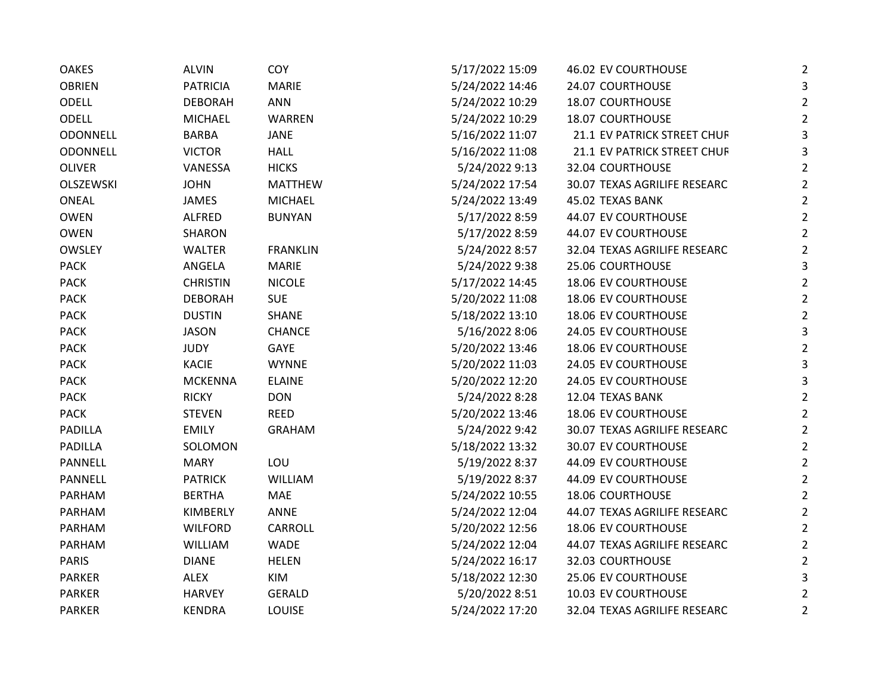| | | | | | |
|---|---|---|---|---|---|
| OAKES | ALVIN | COY | 5/17/2022 15:09 | 46.02 EV COURTHOUSE | 2 |
| OBRIEN | PATRICIA | MARIE | 5/24/2022 14:46 | 24.07 COURTHOUSE | 3 |
| ODELL | DEBORAH | ANN | 5/24/2022 10:29 | 18.07 COURTHOUSE | 2 |
| ODELL | MICHAEL | WARREN | 5/24/2022 10:29 | 18.07 COURTHOUSE | 2 |
| ODONNELL | BARBA | JANE | 5/16/2022 11:07 | 21.1 EV PATRICK STREET CHUR | 3 |
| ODONNELL | VICTOR | HALL | 5/16/2022 11:08 | 21.1 EV PATRICK STREET CHUR | 3 |
| OLIVER | VANESSA | HICKS | 5/24/2022 9:13 | 32.04 COURTHOUSE | 2 |
| OLSZEWSKI | JOHN | MATTHEW | 5/24/2022 17:54 | 30.07 TEXAS AGRILIFE RESEARC | 2 |
| ONEAL | JAMES | MICHAEL | 5/24/2022 13:49 | 45.02 TEXAS BANK | 2 |
| OWEN | ALFRED | BUNYAN | 5/17/2022 8:59 | 44.07 EV COURTHOUSE | 2 |
| OWEN | SHARON | | 5/17/2022 8:59 | 44.07 EV COURTHOUSE | 2 |
| OWSLEY | WALTER | FRANKLIN | 5/24/2022 8:57 | 32.04 TEXAS AGRILIFE RESEARC | 2 |
| PACK | ANGELA | MARIE | 5/24/2022 9:38 | 25.06 COURTHOUSE | 3 |
| PACK | CHRISTIN | NICOLE | 5/17/2022 14:45 | 18.06 EV COURTHOUSE | 2 |
| PACK | DEBORAH | SUE | 5/20/2022 11:08 | 18.06 EV COURTHOUSE | 2 |
| PACK | DUSTIN | SHANE | 5/18/2022 13:10 | 18.06 EV COURTHOUSE | 2 |
| PACK | JASON | CHANCE | 5/16/2022 8:06 | 24.05 EV COURTHOUSE | 3 |
| PACK | JUDY | GAYE | 5/20/2022 13:46 | 18.06 EV COURTHOUSE | 2 |
| PACK | KACIE | WYNNE | 5/20/2022 11:03 | 24.05 EV COURTHOUSE | 3 |
| PACK | MCKENNA | ELAINE | 5/20/2022 12:20 | 24.05 EV COURTHOUSE | 3 |
| PACK | RICKY | DON | 5/24/2022 8:28 | 12.04 TEXAS BANK | 2 |
| PACK | STEVEN | REED | 5/20/2022 13:46 | 18.06 EV COURTHOUSE | 2 |
| PADILLA | EMILY | GRAHAM | 5/24/2022 9:42 | 30.07 TEXAS AGRILIFE RESEARC | 2 |
| PADILLA | SOLOMON | | 5/18/2022 13:32 | 30.07 EV COURTHOUSE | 2 |
| PANNELL | MARY | LOU | 5/19/2022 8:37 | 44.09 EV COURTHOUSE | 2 |
| PANNELL | PATRICK | WILLIAM | 5/19/2022 8:37 | 44.09 EV COURTHOUSE | 2 |
| PARHAM | BERTHA | MAE | 5/24/2022 10:55 | 18.06 COURTHOUSE | 2 |
| PARHAM | KIMBERLY | ANNE | 5/24/2022 12:04 | 44.07 TEXAS AGRILIFE RESEARC | 2 |
| PARHAM | WILFORD | CARROLL | 5/20/2022 12:56 | 18.06 EV COURTHOUSE | 2 |
| PARHAM | WILLIAM | WADE | 5/24/2022 12:04 | 44.07 TEXAS AGRILIFE RESEARC | 2 |
| PARIS | DIANE | HELEN | 5/24/2022 16:17 | 32.03 COURTHOUSE | 2 |
| PARKER | ALEX | KIM | 5/18/2022 12:30 | 25.06 EV COURTHOUSE | 3 |
| PARKER | HARVEY | GERALD | 5/20/2022 8:51 | 10.03 EV COURTHOUSE | 2 |
| PARKER | KENDRA | LOUISE | 5/24/2022 17:20 | 32.04 TEXAS AGRILIFE RESEARC | 2 |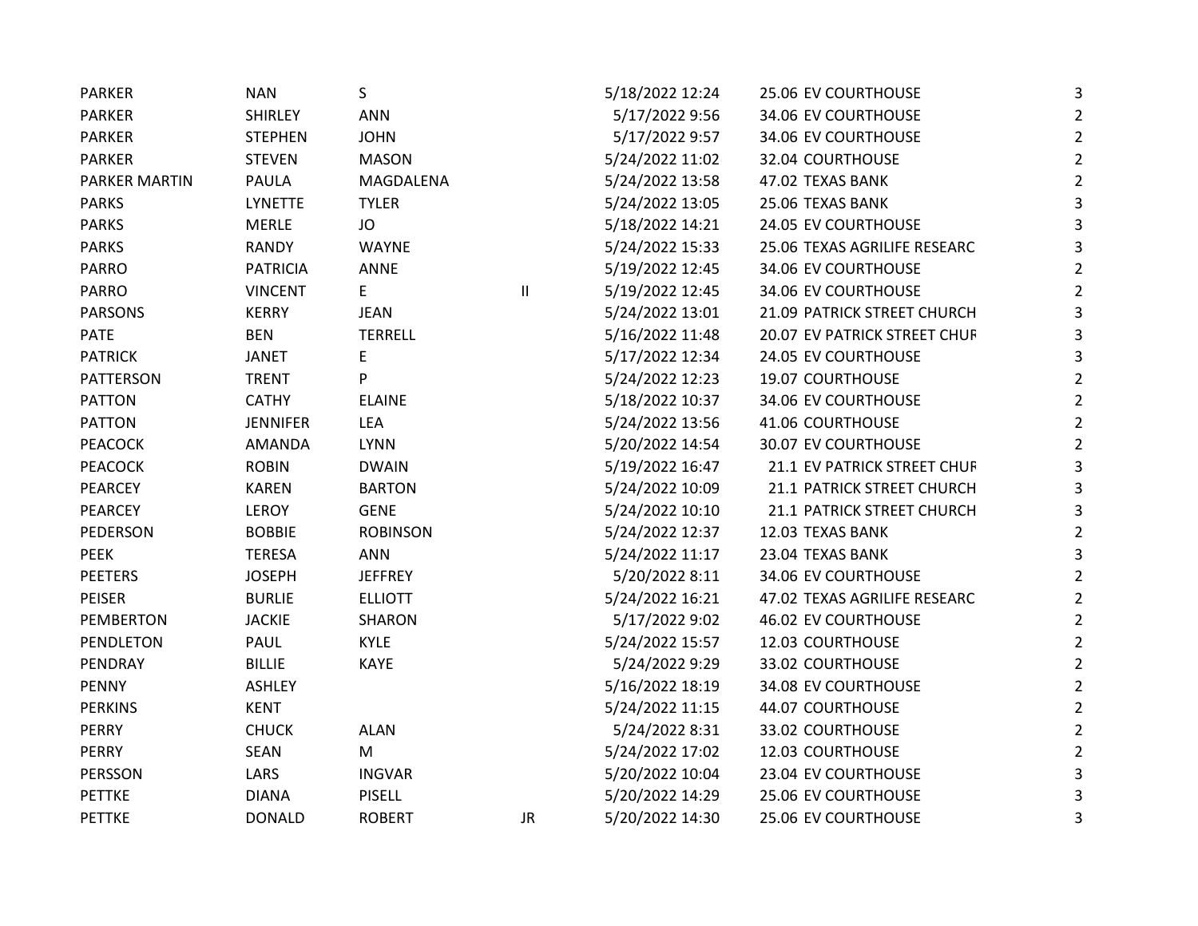| | | | | | | |
|---|---|---|---|---|---|---|
| PARKER | NAN | S | | 5/18/2022 12:24 | 25.06 EV COURTHOUSE | 3 |
| PARKER | SHIRLEY | ANN | | 5/17/2022 9:56 | 34.06 EV COURTHOUSE | 2 |
| PARKER | STEPHEN | JOHN | | 5/17/2022 9:57 | 34.06 EV COURTHOUSE | 2 |
| PARKER | STEVEN | MASON | | 5/24/2022 11:02 | 32.04 COURTHOUSE | 2 |
| PARKER MARTIN | PAULA | MAGDALENA | | 5/24/2022 13:58 | 47.02 TEXAS BANK | 2 |
| PARKS | LYNETTE | TYLER | | 5/24/2022 13:05 | 25.06 TEXAS BANK | 3 |
| PARKS | MERLE | JO | | 5/18/2022 14:21 | 24.05 EV COURTHOUSE | 3 |
| PARKS | RANDY | WAYNE | | 5/24/2022 15:33 | 25.06 TEXAS AGRILIFE RESEARC | 3 |
| PARRO | PATRICIA | ANNE | | 5/19/2022 12:45 | 34.06 EV COURTHOUSE | 2 |
| PARRO | VINCENT | E | II | 5/19/2022 12:45 | 34.06 EV COURTHOUSE | 2 |
| PARSONS | KERRY | JEAN | | 5/24/2022 13:01 | 21.09 PATRICK STREET CHURCH | 3 |
| PATE | BEN | TERRELL | | 5/16/2022 11:48 | 20.07 EV PATRICK STREET CHUR | 3 |
| PATRICK | JANET | E | | 5/17/2022 12:34 | 24.05 EV COURTHOUSE | 3 |
| PATTERSON | TRENT | P | | 5/24/2022 12:23 | 19.07 COURTHOUSE | 2 |
| PATTON | CATHY | ELAINE | | 5/18/2022 10:37 | 34.06 EV COURTHOUSE | 2 |
| PATTON | JENNIFER | LEA | | 5/24/2022 13:56 | 41.06 COURTHOUSE | 2 |
| PEACOCK | AMANDA | LYNN | | 5/20/2022 14:54 | 30.07 EV COURTHOUSE | 2 |
| PEACOCK | ROBIN | DWAIN | | 5/19/2022 16:47 | 21.1 EV PATRICK STREET CHUR | 3 |
| PEARCEY | KAREN | BARTON | | 5/24/2022 10:09 | 21.1 PATRICK STREET CHURCH | 3 |
| PEARCEY | LEROY | GENE | | 5/24/2022 10:10 | 21.1 PATRICK STREET CHURCH | 3 |
| PEDERSON | BOBBIE | ROBINSON | | 5/24/2022 12:37 | 12.03 TEXAS BANK | 2 |
| PEEK | TERESA | ANN | | 5/24/2022 11:17 | 23.04 TEXAS BANK | 3 |
| PEETERS | JOSEPH | JEFFREY | | 5/20/2022 8:11 | 34.06 EV COURTHOUSE | 2 |
| PEISER | BURLIE | ELLIOTT | | 5/24/2022 16:21 | 47.02 TEXAS AGRILIFE RESEARC | 2 |
| PEMBERTON | JACKIE | SHARON | | 5/17/2022 9:02 | 46.02 EV COURTHOUSE | 2 |
| PENDLETON | PAUL | KYLE | | 5/24/2022 15:57 | 12.03 COURTHOUSE | 2 |
| PENDRAY | BILLIE | KAYE | | 5/24/2022 9:29 | 33.02 COURTHOUSE | 2 |
| PENNY | ASHLEY | | | 5/16/2022 18:19 | 34.08 EV COURTHOUSE | 2 |
| PERKINS | KENT | | | 5/24/2022 11:15 | 44.07 COURTHOUSE | 2 |
| PERRY | CHUCK | ALAN | | 5/24/2022 8:31 | 33.02 COURTHOUSE | 2 |
| PERRY | SEAN | M | | 5/24/2022 17:02 | 12.03 COURTHOUSE | 2 |
| PERSSON | LARS | INGVAR | | 5/20/2022 10:04 | 23.04 EV COURTHOUSE | 3 |
| PETTKE | DIANA | PISELL | | 5/20/2022 14:29 | 25.06 EV COURTHOUSE | 3 |
| PETTKE | DONALD | ROBERT | JR | 5/20/2022 14:30 | 25.06 EV COURTHOUSE | 3 |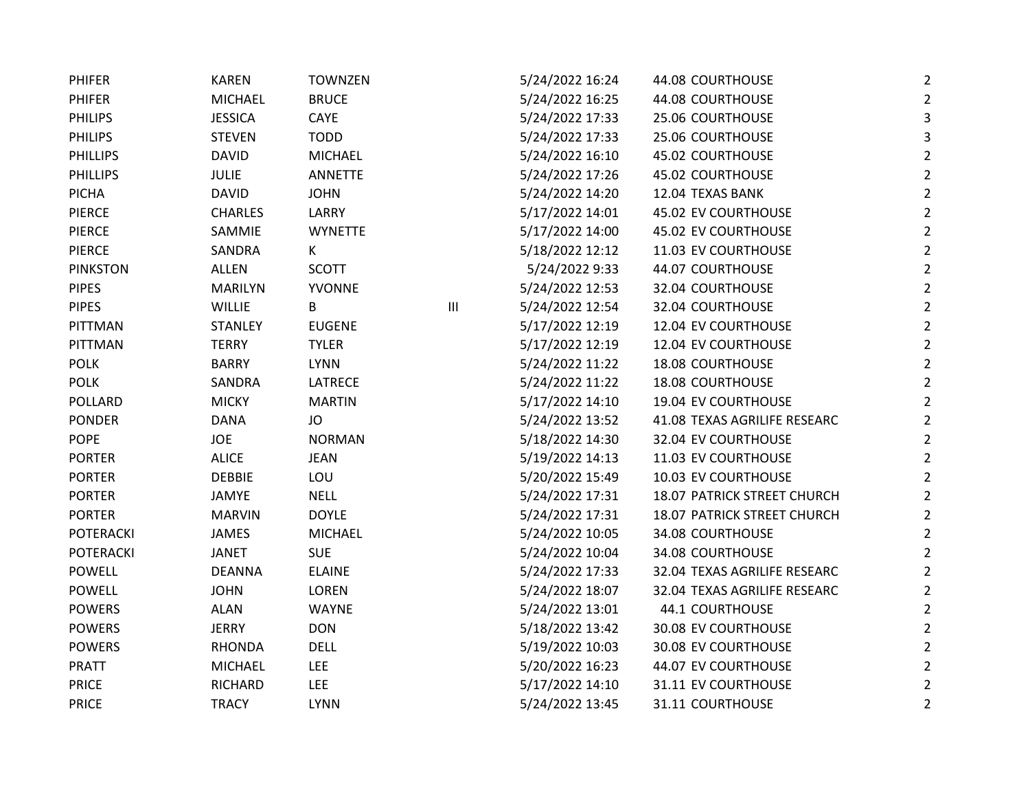| | | | | | | |
|---|---|---|---|---|---|---|
| PHIFER | KAREN | TOWNZEN | | 5/24/2022 16:24 | 44.08 COURTHOUSE | 2 |
| PHIFER | MICHAEL | BRUCE | | 5/24/2022 16:25 | 44.08 COURTHOUSE | 2 |
| PHILIPS | JESSICA | CAYE | | 5/24/2022 17:33 | 25.06 COURTHOUSE | 3 |
| PHILIPS | STEVEN | TODD | | 5/24/2022 17:33 | 25.06 COURTHOUSE | 3 |
| PHILLIPS | DAVID | MICHAEL | | 5/24/2022 16:10 | 45.02 COURTHOUSE | 2 |
| PHILLIPS | JULIE | ANNETTE | | 5/24/2022 17:26 | 45.02 COURTHOUSE | 2 |
| PICHA | DAVID | JOHN | | 5/24/2022 14:20 | 12.04 TEXAS BANK | 2 |
| PIERCE | CHARLES | LARRY | | 5/17/2022 14:01 | 45.02 EV COURTHOUSE | 2 |
| PIERCE | SAMMIE | WYNETTE | | 5/17/2022 14:00 | 45.02 EV COURTHOUSE | 2 |
| PIERCE | SANDRA | K | | 5/18/2022 12:12 | 11.03 EV COURTHOUSE | 2 |
| PINKSTON | ALLEN | SCOTT | | 5/24/2022 9:33 | 44.07 COURTHOUSE | 2 |
| PIPES | MARILYN | YVONNE | | 5/24/2022 12:53 | 32.04 COURTHOUSE | 2 |
| PIPES | WILLIE | B | III | 5/24/2022 12:54 | 32.04 COURTHOUSE | 2 |
| PITTMAN | STANLEY | EUGENE | | 5/17/2022 12:19 | 12.04 EV COURTHOUSE | 2 |
| PITTMAN | TERRY | TYLER | | 5/17/2022 12:19 | 12.04 EV COURTHOUSE | 2 |
| POLK | BARRY | LYNN | | 5/24/2022 11:22 | 18.08 COURTHOUSE | 2 |
| POLK | SANDRA | LATRECE | | 5/24/2022 11:22 | 18.08 COURTHOUSE | 2 |
| POLLARD | MICKY | MARTIN | | 5/17/2022 14:10 | 19.04 EV COURTHOUSE | 2 |
| PONDER | DANA | JO | | 5/24/2022 13:52 | 41.08 TEXAS AGRILIFE RESEARC | 2 |
| POPE | JOE | NORMAN | | 5/18/2022 14:30 | 32.04 EV COURTHOUSE | 2 |
| PORTER | ALICE | JEAN | | 5/19/2022 14:13 | 11.03 EV COURTHOUSE | 2 |
| PORTER | DEBBIE | LOU | | 5/20/2022 15:49 | 10.03 EV COURTHOUSE | 2 |
| PORTER | JAMYE | NELL | | 5/24/2022 17:31 | 18.07 PATRICK STREET CHURCH | 2 |
| PORTER | MARVIN | DOYLE | | 5/24/2022 17:31 | 18.07 PATRICK STREET CHURCH | 2 |
| POTERACKI | JAMES | MICHAEL | | 5/24/2022 10:05 | 34.08 COURTHOUSE | 2 |
| POTERACKI | JANET | SUE | | 5/24/2022 10:04 | 34.08 COURTHOUSE | 2 |
| POWELL | DEANNA | ELAINE | | 5/24/2022 17:33 | 32.04 TEXAS AGRILIFE RESEARC | 2 |
| POWELL | JOHN | LOREN | | 5/24/2022 18:07 | 32.04 TEXAS AGRILIFE RESEARC | 2 |
| POWERS | ALAN | WAYNE | | 5/24/2022 13:01 | 44.1 COURTHOUSE | 2 |
| POWERS | JERRY | DON | | 5/18/2022 13:42 | 30.08 EV COURTHOUSE | 2 |
| POWERS | RHONDA | DELL | | 5/19/2022 10:03 | 30.08 EV COURTHOUSE | 2 |
| PRATT | MICHAEL | LEE | | 5/20/2022 16:23 | 44.07 EV COURTHOUSE | 2 |
| PRICE | RICHARD | LEE | | 5/17/2022 14:10 | 31.11 EV COURTHOUSE | 2 |
| PRICE | TRACY | LYNN | | 5/24/2022 13:45 | 31.11 COURTHOUSE | 2 |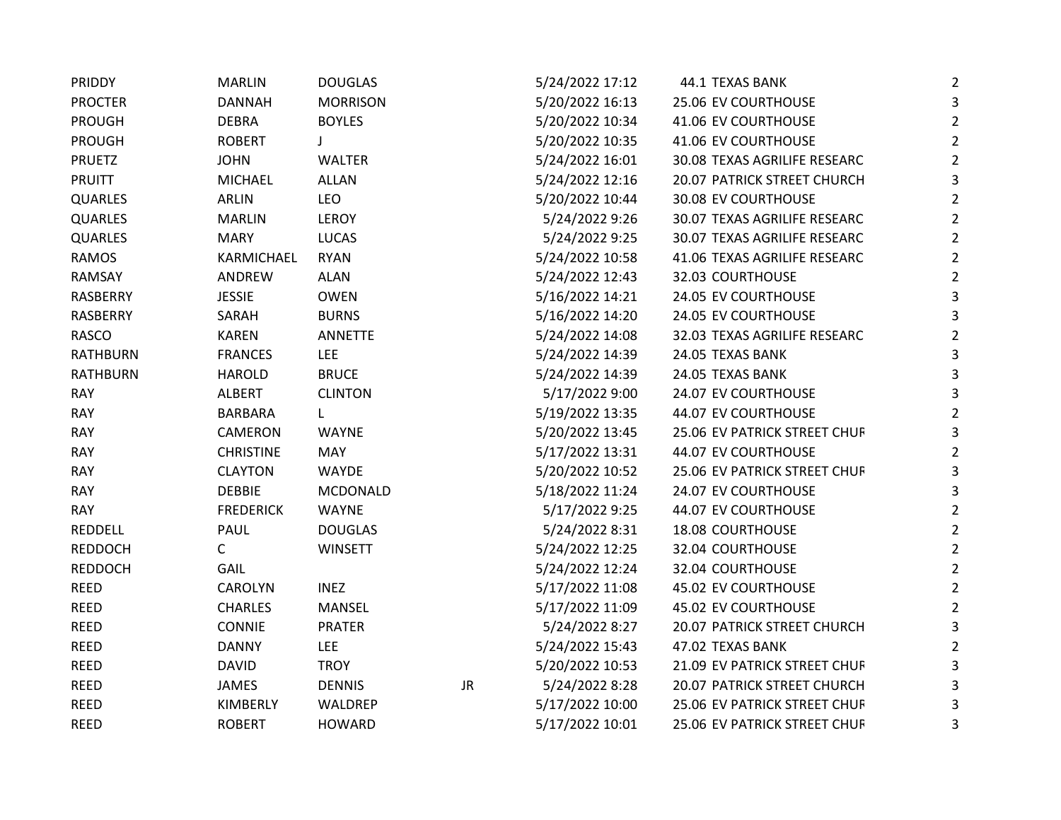| | | | | | | |
|---|---|---|---|---|---|---|
| PRIDDY | MARLIN | DOUGLAS | | 5/24/2022 17:12 | 44.1 TEXAS BANK | 2 |
| PROCTER | DANNAH | MORRISON | | 5/20/2022 16:13 | 25.06 EV COURTHOUSE | 3 |
| PROUGH | DEBRA | BOYLES | | 5/20/2022 10:34 | 41.06 EV COURTHOUSE | 2 |
| PROUGH | ROBERT | J | | 5/20/2022 10:35 | 41.06 EV COURTHOUSE | 2 |
| PRUETZ | JOHN | WALTER | | 5/24/2022 16:01 | 30.08 TEXAS AGRILIFE RESEARC | 2 |
| PRUITT | MICHAEL | ALLAN | | 5/24/2022 12:16 | 20.07 PATRICK STREET CHURCH | 3 |
| QUARLES | ARLIN | LEO | | 5/20/2022 10:44 | 30.08 EV COURTHOUSE | 2 |
| QUARLES | MARLIN | LEROY | | 5/24/2022 9:26 | 30.07 TEXAS AGRILIFE RESEARC | 2 |
| QUARLES | MARY | LUCAS | | 5/24/2022 9:25 | 30.07 TEXAS AGRILIFE RESEARC | 2 |
| RAMOS | KARMICHAEL | RYAN | | 5/24/2022 10:58 | 41.06 TEXAS AGRILIFE RESEARC | 2 |
| RAMSAY | ANDREW | ALAN | | 5/24/2022 12:43 | 32.03 COURTHOUSE | 2 |
| RASBERRY | JESSIE | OWEN | | 5/16/2022 14:21 | 24.05 EV COURTHOUSE | 3 |
| RASBERRY | SARAH | BURNS | | 5/16/2022 14:20 | 24.05 EV COURTHOUSE | 3 |
| RASCO | KAREN | ANNETTE | | 5/24/2022 14:08 | 32.03 TEXAS AGRILIFE RESEARC | 2 |
| RATHBURN | FRANCES | LEE | | 5/24/2022 14:39 | 24.05 TEXAS BANK | 3 |
| RATHBURN | HAROLD | BRUCE | | 5/24/2022 14:39 | 24.05 TEXAS BANK | 3 |
| RAY | ALBERT | CLINTON | | 5/17/2022 9:00 | 24.07 EV COURTHOUSE | 3 |
| RAY | BARBARA | L | | 5/19/2022 13:35 | 44.07 EV COURTHOUSE | 2 |
| RAY | CAMERON | WAYNE | | 5/20/2022 13:45 | 25.06 EV PATRICK STREET CHUR | 3 |
| RAY | CHRISTINE | MAY | | 5/17/2022 13:31 | 44.07 EV COURTHOUSE | 2 |
| RAY | CLAYTON | WAYDE | | 5/20/2022 10:52 | 25.06 EV PATRICK STREET CHUR | 3 |
| RAY | DEBBIE | MCDONALD | | 5/18/2022 11:24 | 24.07 EV COURTHOUSE | 3 |
| RAY | FREDERICK | WAYNE | | 5/17/2022 9:25 | 44.07 EV COURTHOUSE | 2 |
| REDDELL | PAUL | DOUGLAS | | 5/24/2022 8:31 | 18.08 COURTHOUSE | 2 |
| REDDOCH | C | WINSETT | | 5/24/2022 12:25 | 32.04 COURTHOUSE | 2 |
| REDDOCH | GAIL | | | 5/24/2022 12:24 | 32.04 COURTHOUSE | 2 |
| REED | CAROLYN | INEZ | | 5/17/2022 11:08 | 45.02 EV COURTHOUSE | 2 |
| REED | CHARLES | MANSEL | | 5/17/2022 11:09 | 45.02 EV COURTHOUSE | 2 |
| REED | CONNIE | PRATER | | 5/24/2022 8:27 | 20.07 PATRICK STREET CHURCH | 3 |
| REED | DANNY | LEE | | 5/24/2022 15:43 | 47.02 TEXAS BANK | 2 |
| REED | DAVID | TROY | | 5/20/2022 10:53 | 21.09 EV PATRICK STREET CHUR | 3 |
| REED | JAMES | DENNIS | JR | 5/24/2022 8:28 | 20.07 PATRICK STREET CHURCH | 3 |
| REED | KIMBERLY | WALDREP | | 5/17/2022 10:00 | 25.06 EV PATRICK STREET CHUR | 3 |
| REED | ROBERT | HOWARD | | 5/17/2022 10:01 | 25.06 EV PATRICK STREET CHUR | 3 |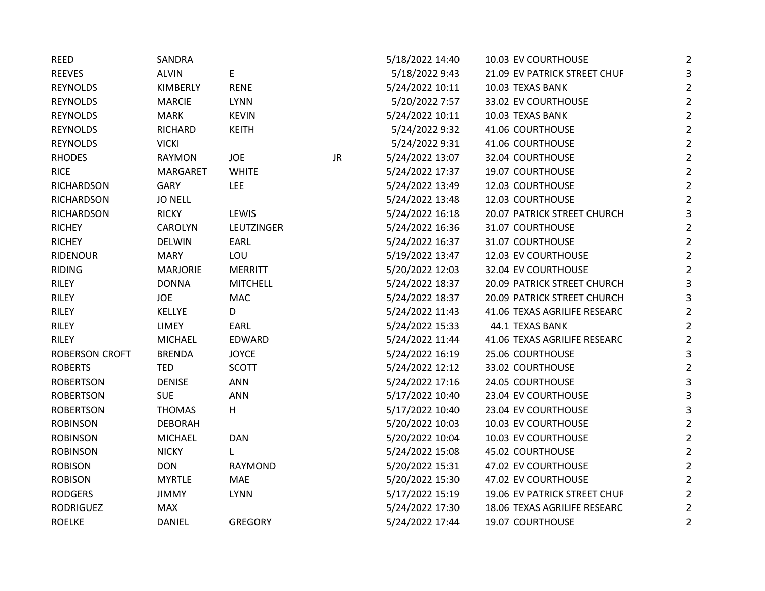| | | | | | | |
|---|---|---|---|---|---|---|
| REED | SANDRA | | | 5/18/2022 14:40 | 10.03 EV COURTHOUSE | 2 |
| REEVES | ALVIN | E | | 5/18/2022 9:43 | 21.09 EV PATRICK STREET CHUR | 3 |
| REYNOLDS | KIMBERLY | RENE | | 5/24/2022 10:11 | 10.03 TEXAS BANK | 2 |
| REYNOLDS | MARCIE | LYNN | | 5/20/2022 7:57 | 33.02 EV COURTHOUSE | 2 |
| REYNOLDS | MARK | KEVIN | | 5/24/2022 10:11 | 10.03 TEXAS BANK | 2 |
| REYNOLDS | RICHARD | KEITH | | 5/24/2022 9:32 | 41.06 COURTHOUSE | 2 |
| REYNOLDS | VICKI | | | 5/24/2022 9:31 | 41.06 COURTHOUSE | 2 |
| RHODES | RAYMON | JOE | JR | 5/24/2022 13:07 | 32.04 COURTHOUSE | 2 |
| RICE | MARGARET | WHITE | | 5/24/2022 17:37 | 19.07 COURTHOUSE | 2 |
| RICHARDSON | GARY | LEE | | 5/24/2022 13:49 | 12.03 COURTHOUSE | 2 |
| RICHARDSON | JO NELL | | | 5/24/2022 13:48 | 12.03 COURTHOUSE | 2 |
| RICHARDSON | RICKY | LEWIS | | 5/24/2022 16:18 | 20.07 PATRICK STREET CHURCH | 3 |
| RICHEY | CAROLYN | LEUTZINGER | | 5/24/2022 16:36 | 31.07 COURTHOUSE | 2 |
| RICHEY | DELWIN | EARL | | 5/24/2022 16:37 | 31.07 COURTHOUSE | 2 |
| RIDENOUR | MARY | LOU | | 5/19/2022 13:47 | 12.03 EV COURTHOUSE | 2 |
| RIDING | MARJORIE | MERRITT | | 5/20/2022 12:03 | 32.04 EV COURTHOUSE | 2 |
| RILEY | DONNA | MITCHELL | | 5/24/2022 18:37 | 20.09 PATRICK STREET CHURCH | 3 |
| RILEY | JOE | MAC | | 5/24/2022 18:37 | 20.09 PATRICK STREET CHURCH | 3 |
| RILEY | KELLYE | D | | 5/24/2022 11:43 | 41.06 TEXAS AGRILIFE RESEARC | 2 |
| RILEY | LIMEY | EARL | | 5/24/2022 15:33 | 44.1 TEXAS BANK | 2 |
| RILEY | MICHAEL | EDWARD | | 5/24/2022 11:44 | 41.06 TEXAS AGRILIFE RESEARC | 2 |
| ROBERSON CROFT | BRENDA | JOYCE | | 5/24/2022 16:19 | 25.06 COURTHOUSE | 3 |
| ROBERTS | TED | SCOTT | | 5/24/2022 12:12 | 33.02 COURTHOUSE | 2 |
| ROBERTSON | DENISE | ANN | | 5/24/2022 17:16 | 24.05 COURTHOUSE | 3 |
| ROBERTSON | SUE | ANN | | 5/17/2022 10:40 | 23.04 EV COURTHOUSE | 3 |
| ROBERTSON | THOMAS | H | | 5/17/2022 10:40 | 23.04 EV COURTHOUSE | 3 |
| ROBINSON | DEBORAH | | | 5/20/2022 10:03 | 10.03 EV COURTHOUSE | 2 |
| ROBINSON | MICHAEL | DAN | | 5/20/2022 10:04 | 10.03 EV COURTHOUSE | 2 |
| ROBINSON | NICKY | L | | 5/24/2022 15:08 | 45.02 COURTHOUSE | 2 |
| ROBISON | DON | RAYMOND | | 5/20/2022 15:31 | 47.02 EV COURTHOUSE | 2 |
| ROBISON | MYRTLE | MAE | | 5/20/2022 15:30 | 47.02 EV COURTHOUSE | 2 |
| RODGERS | JIMMY | LYNN | | 5/17/2022 15:19 | 19.06 EV PATRICK STREET CHUR | 2 |
| RODRIGUEZ | MAX | | | 5/24/2022 17:30 | 18.06 TEXAS AGRILIFE RESEARC | 2 |
| ROELKE | DANIEL | GREGORY | | 5/24/2022 17:44 | 19.07 COURTHOUSE | 2 |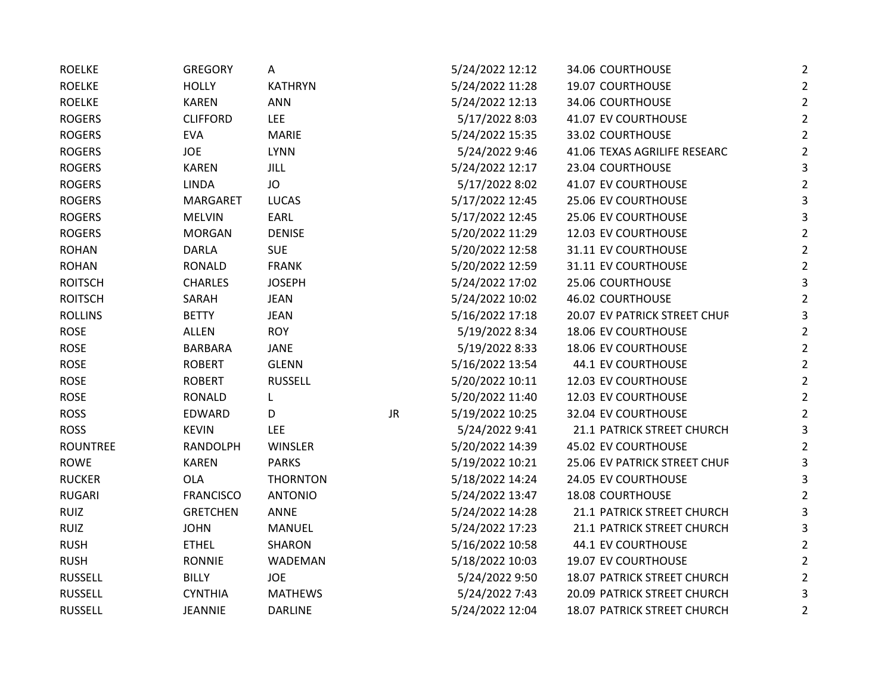| | | | | | | |
|---|---|---|---|---|---|---|
| ROELKE | GREGORY | A | | 5/24/2022 12:12 | 34.06 COURTHOUSE | 2 |
| ROELKE | HOLLY | KATHRYN | | 5/24/2022 11:28 | 19.07 COURTHOUSE | 2 |
| ROELKE | KAREN | ANN | | 5/24/2022 12:13 | 34.06 COURTHOUSE | 2 |
| ROGERS | CLIFFORD | LEE | | 5/17/2022 8:03 | 41.07 EV COURTHOUSE | 2 |
| ROGERS | EVA | MARIE | | 5/24/2022 15:35 | 33.02 COURTHOUSE | 2 |
| ROGERS | JOE | LYNN | | 5/24/2022 9:46 | 41.06 TEXAS AGRILIFE RESEARC | 2 |
| ROGERS | KAREN | JILL | | 5/24/2022 12:17 | 23.04 COURTHOUSE | 3 |
| ROGERS | LINDA | JO | | 5/17/2022 8:02 | 41.07 EV COURTHOUSE | 2 |
| ROGERS | MARGARET | LUCAS | | 5/17/2022 12:45 | 25.06 EV COURTHOUSE | 3 |
| ROGERS | MELVIN | EARL | | 5/17/2022 12:45 | 25.06 EV COURTHOUSE | 3 |
| ROGERS | MORGAN | DENISE | | 5/20/2022 11:29 | 12.03 EV COURTHOUSE | 2 |
| ROHAN | DARLA | SUE | | 5/20/2022 12:58 | 31.11 EV COURTHOUSE | 2 |
| ROHAN | RONALD | FRANK | | 5/20/2022 12:59 | 31.11 EV COURTHOUSE | 2 |
| ROITSCH | CHARLES | JOSEPH | | 5/24/2022 17:02 | 25.06 COURTHOUSE | 3 |
| ROITSCH | SARAH | JEAN | | 5/24/2022 10:02 | 46.02 COURTHOUSE | 2 |
| ROLLINS | BETTY | JEAN | | 5/16/2022 17:18 | 20.07 EV PATRICK STREET CHUR | 3 |
| ROSE | ALLEN | ROY | | 5/19/2022 8:34 | 18.06 EV COURTHOUSE | 2 |
| ROSE | BARBARA | JANE | | 5/19/2022 8:33 | 18.06 EV COURTHOUSE | 2 |
| ROSE | ROBERT | GLENN | | 5/16/2022 13:54 | 44.1 EV COURTHOUSE | 2 |
| ROSE | ROBERT | RUSSELL | | 5/20/2022 10:11 | 12.03 EV COURTHOUSE | 2 |
| ROSE | RONALD | L | | 5/20/2022 11:40 | 12.03 EV COURTHOUSE | 2 |
| ROSS | EDWARD | D | JR | 5/19/2022 10:25 | 32.04 EV COURTHOUSE | 2 |
| ROSS | KEVIN | LEE | | 5/24/2022 9:41 | 21.1 PATRICK STREET CHURCH | 3 |
| ROUNTREE | RANDOLPH | WINSLER | | 5/20/2022 14:39 | 45.02 EV COURTHOUSE | 2 |
| ROWE | KAREN | PARKS | | 5/19/2022 10:21 | 25.06 EV PATRICK STREET CHUR | 3 |
| RUCKER | OLA | THORNTON | | 5/18/2022 14:24 | 24.05 EV COURTHOUSE | 3 |
| RUGARI | FRANCISCO | ANTONIO | | 5/24/2022 13:47 | 18.08 COURTHOUSE | 2 |
| RUIZ | GRETCHEN | ANNE | | 5/24/2022 14:28 | 21.1 PATRICK STREET CHURCH | 3 |
| RUIZ | JOHN | MANUEL | | 5/24/2022 17:23 | 21.1 PATRICK STREET CHURCH | 3 |
| RUSH | ETHEL | SHARON | | 5/16/2022 10:58 | 44.1 EV COURTHOUSE | 2 |
| RUSH | RONNIE | WADEMAN | | 5/18/2022 10:03 | 19.07 EV COURTHOUSE | 2 |
| RUSSELL | BILLY | JOE | | 5/24/2022 9:50 | 18.07 PATRICK STREET CHURCH | 2 |
| RUSSELL | CYNTHIA | MATHEWS | | 5/24/2022 7:43 | 20.09 PATRICK STREET CHURCH | 3 |
| RUSSELL | JEANNIE | DARLINE | | 5/24/2022 12:04 | 18.07 PATRICK STREET CHURCH | 2 |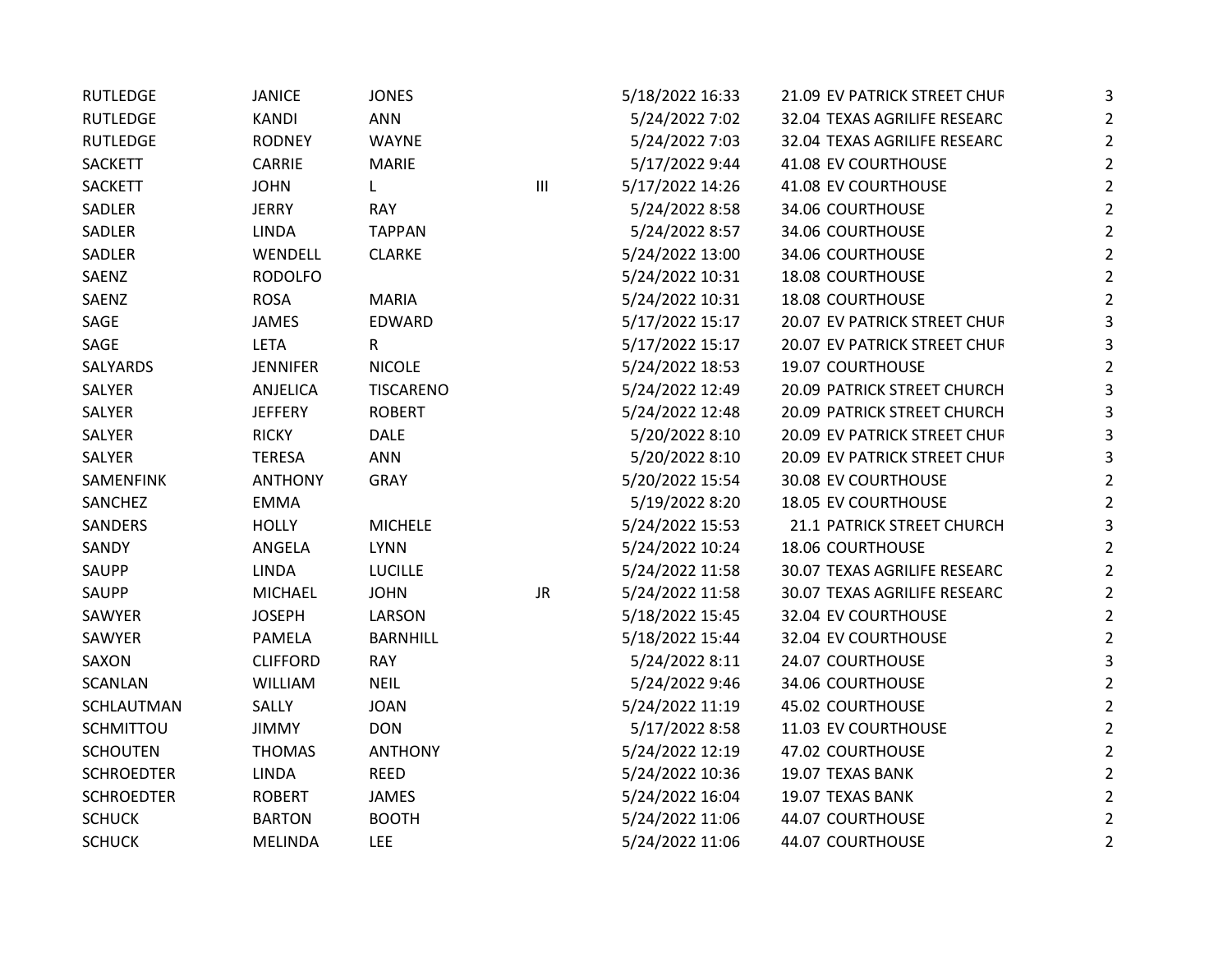| | | | | | | |
|---|---|---|---|---|---|---|
| RUTLEDGE | JANICE | JONES | | 5/18/2022 16:33 | 21.09 EV PATRICK STREET CHUR | 3 |
| RUTLEDGE | KANDI | ANN | | 5/24/2022 7:02 | 32.04 TEXAS AGRILIFE RESEARC | 2 |
| RUTLEDGE | RODNEY | WAYNE | | 5/24/2022 7:03 | 32.04 TEXAS AGRILIFE RESEARC | 2 |
| SACKETT | CARRIE | MARIE | | 5/17/2022 9:44 | 41.08 EV COURTHOUSE | 2 |
| SACKETT | JOHN | L | III | 5/17/2022 14:26 | 41.08 EV COURTHOUSE | 2 |
| SADLER | JERRY | RAY | | 5/24/2022 8:58 | 34.06 COURTHOUSE | 2 |
| SADLER | LINDA | TAPPAN | | 5/24/2022 8:57 | 34.06 COURTHOUSE | 2 |
| SADLER | WENDELL | CLARKE | | 5/24/2022 13:00 | 34.06 COURTHOUSE | 2 |
| SAENZ | RODOLFO | | | 5/24/2022 10:31 | 18.08 COURTHOUSE | 2 |
| SAENZ | ROSA | MARIA | | 5/24/2022 10:31 | 18.08 COURTHOUSE | 2 |
| SAGE | JAMES | EDWARD | | 5/17/2022 15:17 | 20.07 EV PATRICK STREET CHUR | 3 |
| SAGE | LETA | R | | 5/17/2022 15:17 | 20.07 EV PATRICK STREET CHUR | 3 |
| SALYARDS | JENNIFER | NICOLE | | 5/24/2022 18:53 | 19.07 COURTHOUSE | 2 |
| SALYER | ANJELICA | TISCARENO | | 5/24/2022 12:49 | 20.09 PATRICK STREET CHURCH | 3 |
| SALYER | JEFFERY | ROBERT | | 5/24/2022 12:48 | 20.09 PATRICK STREET CHURCH | 3 |
| SALYER | RICKY | DALE | | 5/20/2022 8:10 | 20.09 EV PATRICK STREET CHUR | 3 |
| SALYER | TERESA | ANN | | 5/20/2022 8:10 | 20.09 EV PATRICK STREET CHUR | 3 |
| SAMENFINK | ANTHONY | GRAY | | 5/20/2022 15:54 | 30.08 EV COURTHOUSE | 2 |
| SANCHEZ | EMMA | | | 5/19/2022 8:20 | 18.05 EV COURTHOUSE | 2 |
| SANDERS | HOLLY | MICHELE | | 5/24/2022 15:53 | 21.1 PATRICK STREET CHURCH | 3 |
| SANDY | ANGELA | LYNN | | 5/24/2022 10:24 | 18.06 COURTHOUSE | 2 |
| SAUPP | LINDA | LUCILLE | | 5/24/2022 11:58 | 30.07 TEXAS AGRILIFE RESEARC | 2 |
| SAUPP | MICHAEL | JOHN | JR | 5/24/2022 11:58 | 30.07 TEXAS AGRILIFE RESEARC | 2 |
| SAWYER | JOSEPH | LARSON | | 5/18/2022 15:45 | 32.04 EV COURTHOUSE | 2 |
| SAWYER | PAMELA | BARNHILL | | 5/18/2022 15:44 | 32.04 EV COURTHOUSE | 2 |
| SAXON | CLIFFORD | RAY | | 5/24/2022 8:11 | 24.07 COURTHOUSE | 3 |
| SCANLAN | WILLIAM | NEIL | | 5/24/2022 9:46 | 34.06 COURTHOUSE | 2 |
| SCHLAUTMAN | SALLY | JOAN | | 5/24/2022 11:19 | 45.02 COURTHOUSE | 2 |
| SCHMITTOU | JIMMY | DON | | 5/17/2022 8:58 | 11.03 EV COURTHOUSE | 2 |
| SCHOUTEN | THOMAS | ANTHONY | | 5/24/2022 12:19 | 47.02 COURTHOUSE | 2 |
| SCHROEDTER | LINDA | REED | | 5/24/2022 10:36 | 19.07 TEXAS BANK | 2 |
| SCHROEDTER | ROBERT | JAMES | | 5/24/2022 16:04 | 19.07 TEXAS BANK | 2 |
| SCHUCK | BARTON | BOOTH | | 5/24/2022 11:06 | 44.07 COURTHOUSE | 2 |
| SCHUCK | MELINDA | LEE | | 5/24/2022 11:06 | 44.07 COURTHOUSE | 2 |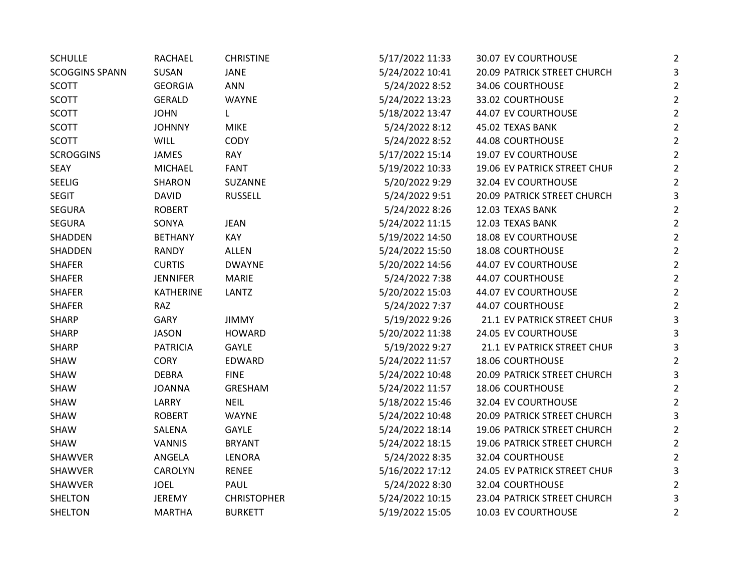| | | | | | |
|---|---|---|---|---|---|
| SCHULLE | RACHAEL | CHRISTINE | 5/17/2022 11:33 | 30.07 EV COURTHOUSE | 2 |
| SCOGGINS SPANN | SUSAN | JANE | 5/24/2022 10:41 | 20.09 PATRICK STREET CHURCH | 3 |
| SCOTT | GEORGIA | ANN | 5/24/2022 8:52 | 34.06 COURTHOUSE | 2 |
| SCOTT | GERALD | WAYNE | 5/24/2022 13:23 | 33.02 COURTHOUSE | 2 |
| SCOTT | JOHN | L | 5/18/2022 13:47 | 44.07 EV COURTHOUSE | 2 |
| SCOTT | JOHNNY | MIKE | 5/24/2022 8:12 | 45.02 TEXAS BANK | 2 |
| SCOTT | WILL | CODY | 5/24/2022 8:52 | 44.08 COURTHOUSE | 2 |
| SCROGGINS | JAMES | RAY | 5/17/2022 15:14 | 19.07 EV COURTHOUSE | 2 |
| SEAY | MICHAEL | FANT | 5/19/2022 10:33 | 19.06 EV PATRICK STREET CHUR | 2 |
| SEELIG | SHARON | SUZANNE | 5/20/2022 9:29 | 32.04 EV COURTHOUSE | 2 |
| SEGIT | DAVID | RUSSELL | 5/24/2022 9:51 | 20.09 PATRICK STREET CHURCH | 3 |
| SEGURA | ROBERT | | 5/24/2022 8:26 | 12.03 TEXAS BANK | 2 |
| SEGURA | SONYA | JEAN | 5/24/2022 11:15 | 12.03 TEXAS BANK | 2 |
| SHADDEN | BETHANY | KAY | 5/19/2022 14:50 | 18.08 EV COURTHOUSE | 2 |
| SHADDEN | RANDY | ALLEN | 5/24/2022 15:50 | 18.08 COURTHOUSE | 2 |
| SHAFER | CURTIS | DWAYNE | 5/20/2022 14:56 | 44.07 EV COURTHOUSE | 2 |
| SHAFER | JENNIFER | MARIE | 5/24/2022 7:38 | 44.07 COURTHOUSE | 2 |
| SHAFER | KATHERINE | LANTZ | 5/20/2022 15:03 | 44.07 EV COURTHOUSE | 2 |
| SHAFER | RAZ | | 5/24/2022 7:37 | 44.07 COURTHOUSE | 2 |
| SHARP | GARY | JIMMY | 5/19/2022 9:26 | 21.1 EV PATRICK STREET CHUR | 3 |
| SHARP | JASON | HOWARD | 5/20/2022 11:38 | 24.05 EV COURTHOUSE | 3 |
| SHARP | PATRICIA | GAYLE | 5/19/2022 9:27 | 21.1 EV PATRICK STREET CHUR | 3 |
| SHAW | CORY | EDWARD | 5/24/2022 11:57 | 18.06 COURTHOUSE | 2 |
| SHAW | DEBRA | FINE | 5/24/2022 10:48 | 20.09 PATRICK STREET CHURCH | 3 |
| SHAW | JOANNA | GRESHAM | 5/24/2022 11:57 | 18.06 COURTHOUSE | 2 |
| SHAW | LARRY | NEIL | 5/18/2022 15:46 | 32.04 EV COURTHOUSE | 2 |
| SHAW | ROBERT | WAYNE | 5/24/2022 10:48 | 20.09 PATRICK STREET CHURCH | 3 |
| SHAW | SALENA | GAYLE | 5/24/2022 18:14 | 19.06 PATRICK STREET CHURCH | 2 |
| SHAW | VANNIS | BRYANT | 5/24/2022 18:15 | 19.06 PATRICK STREET CHURCH | 2 |
| SHAWVER | ANGELA | LENORA | 5/24/2022 8:35 | 32.04 COURTHOUSE | 2 |
| SHAWVER | CAROLYN | RENEE | 5/16/2022 17:12 | 24.05 EV PATRICK STREET CHUR | 3 |
| SHAWVER | JOEL | PAUL | 5/24/2022 8:30 | 32.04 COURTHOUSE | 2 |
| SHELTON | JEREMY | CHRISTOPHER | 5/24/2022 10:15 | 23.04 PATRICK STREET CHURCH | 3 |
| SHELTON | MARTHA | BURKETT | 5/19/2022 15:05 | 10.03 EV COURTHOUSE | 2 |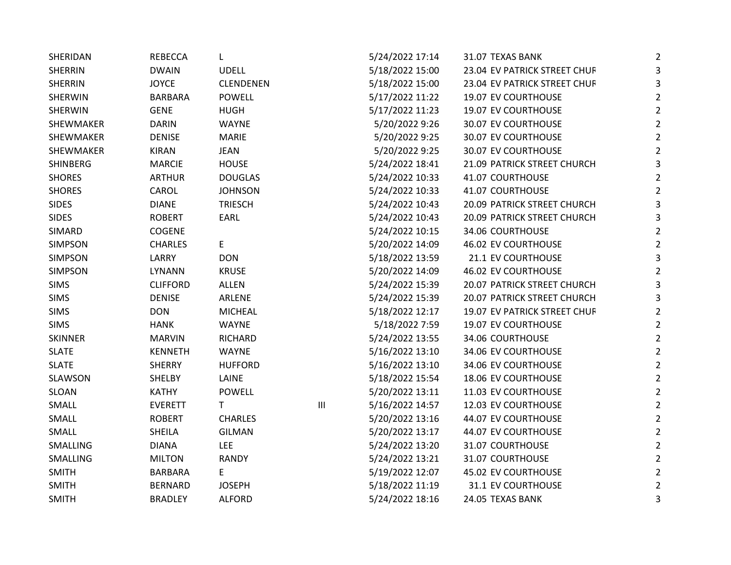| | | | | | | |
|---|---|---|---|---|---|---|
| SHERIDAN | REBECCA | L | | 5/24/2022 17:14 | 31.07 TEXAS BANK | 2 |
| SHERRIN | DWAIN | UDELL | | 5/18/2022 15:00 | 23.04 EV PATRICK STREET CHUR | 3 |
| SHERRIN | JOYCE | CLENDENEN | | 5/18/2022 15:00 | 23.04 EV PATRICK STREET CHUR | 3 |
| SHERWIN | BARBARA | POWELL | | 5/17/2022 11:22 | 19.07 EV COURTHOUSE | 2 |
| SHERWIN | GENE | HUGH | | 5/17/2022 11:23 | 19.07 EV COURTHOUSE | 2 |
| SHEWMAKER | DARIN | WAYNE | | 5/20/2022 9:26 | 30.07 EV COURTHOUSE | 2 |
| SHEWMAKER | DENISE | MARIE | | 5/20/2022 9:25 | 30.07 EV COURTHOUSE | 2 |
| SHEWMAKER | KIRAN | JEAN | | 5/20/2022 9:25 | 30.07 EV COURTHOUSE | 2 |
| SHINBERG | MARCIE | HOUSE | | 5/24/2022 18:41 | 21.09 PATRICK STREET CHURCH | 3 |
| SHORES | ARTHUR | DOUGLAS | | 5/24/2022 10:33 | 41.07 COURTHOUSE | 2 |
| SHORES | CAROL | JOHNSON | | 5/24/2022 10:33 | 41.07 COURTHOUSE | 2 |
| SIDES | DIANE | TRIESCH | | 5/24/2022 10:43 | 20.09 PATRICK STREET CHURCH | 3 |
| SIDES | ROBERT | EARL | | 5/24/2022 10:43 | 20.09 PATRICK STREET CHURCH | 3 |
| SIMARD | COGENE | | | 5/24/2022 10:15 | 34.06 COURTHOUSE | 2 |
| SIMPSON | CHARLES | E | | 5/20/2022 14:09 | 46.02 EV COURTHOUSE | 2 |
| SIMPSON | LARRY | DON | | 5/18/2022 13:59 | 21.1 EV COURTHOUSE | 3 |
| SIMPSON | LYNANN | KRUSE | | 5/20/2022 14:09 | 46.02 EV COURTHOUSE | 2 |
| SIMS | CLIFFORD | ALLEN | | 5/24/2022 15:39 | 20.07 PATRICK STREET CHURCH | 3 |
| SIMS | DENISE | ARLENE | | 5/24/2022 15:39 | 20.07 PATRICK STREET CHURCH | 3 |
| SIMS | DON | MICHEAL | | 5/18/2022 12:17 | 19.07 EV PATRICK STREET CHUR | 2 |
| SIMS | HANK | WAYNE | | 5/18/2022 7:59 | 19.07 EV COURTHOUSE | 2 |
| SKINNER | MARVIN | RICHARD | | 5/24/2022 13:55 | 34.06 COURTHOUSE | 2 |
| SLATE | KENNETH | WAYNE | | 5/16/2022 13:10 | 34.06 EV COURTHOUSE | 2 |
| SLATE | SHERRY | HUFFORD | | 5/16/2022 13:10 | 34.06 EV COURTHOUSE | 2 |
| SLAWSON | SHELBY | LAINE | | 5/18/2022 15:54 | 18.06 EV COURTHOUSE | 2 |
| SLOAN | KATHY | POWELL | | 5/20/2022 13:11 | 11.03 EV COURTHOUSE | 2 |
| SMALL | EVERETT | T | III | 5/16/2022 14:57 | 12.03 EV COURTHOUSE | 2 |
| SMALL | ROBERT | CHARLES | | 5/20/2022 13:16 | 44.07 EV COURTHOUSE | 2 |
| SMALL | SHEILA | GILMAN | | 5/20/2022 13:17 | 44.07 EV COURTHOUSE | 2 |
| SMALLING | DIANA | LEE | | 5/24/2022 13:20 | 31.07 COURTHOUSE | 2 |
| SMALLING | MILTON | RANDY | | 5/24/2022 13:21 | 31.07 COURTHOUSE | 2 |
| SMITH | BARBARA | E | | 5/19/2022 12:07 | 45.02 EV COURTHOUSE | 2 |
| SMITH | BERNARD | JOSEPH | | 5/18/2022 11:19 | 31.1 EV COURTHOUSE | 2 |
| SMITH | BRADLEY | ALFORD | | 5/24/2022 18:16 | 24.05 TEXAS BANK | 3 |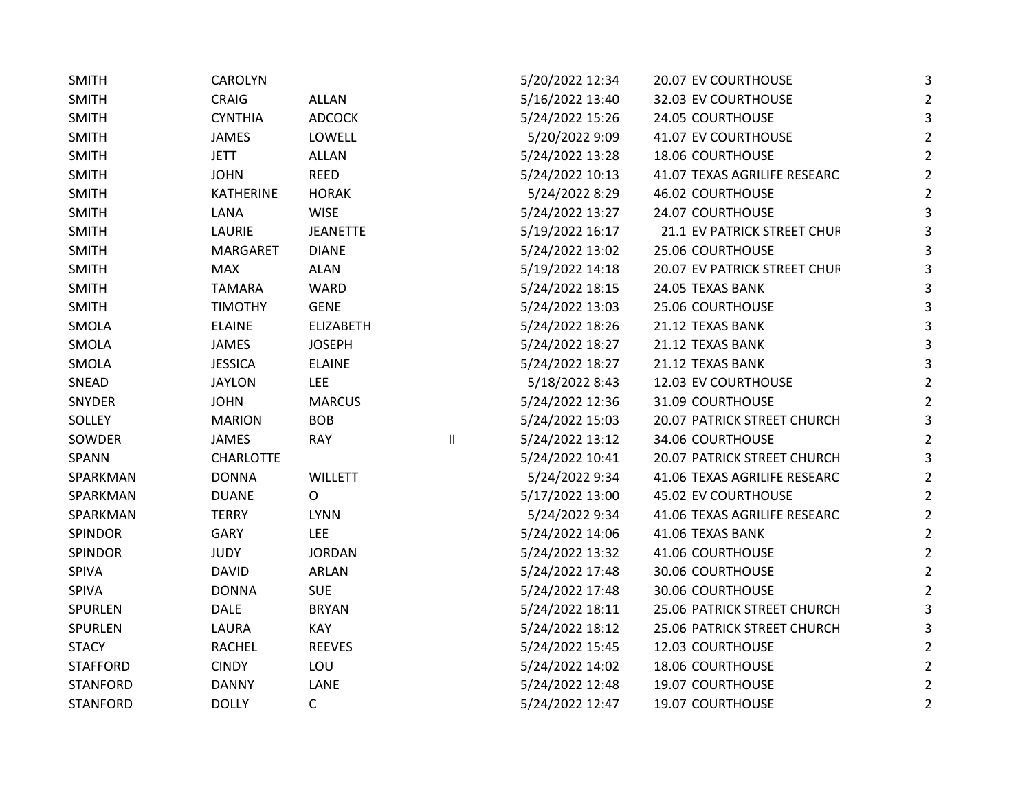| | | | | | | |
|---|---|---|---|---|---|---|
| SMITH | CAROLYN | | | 5/20/2022 12:34 | 20.07 EV COURTHOUSE | 3 |
| SMITH | CRAIG | ALLAN | | 5/16/2022 13:40 | 32.03 EV COURTHOUSE | 2 |
| SMITH | CYNTHIA | ADCOCK | | 5/24/2022 15:26 | 24.05 COURTHOUSE | 3 |
| SMITH | JAMES | LOWELL | | 5/20/2022 9:09 | 41.07 EV COURTHOUSE | 2 |
| SMITH | JETT | ALLAN | | 5/24/2022 13:28 | 18.06 COURTHOUSE | 2 |
| SMITH | JOHN | REED | | 5/24/2022 10:13 | 41.07 TEXAS AGRILIFE RESEARC | 2 |
| SMITH | KATHERINE | HORAK | | 5/24/2022 8:29 | 46.02 COURTHOUSE | 2 |
| SMITH | LANA | WISE | | 5/24/2022 13:27 | 24.07 COURTHOUSE | 3 |
| SMITH | LAURIE | JEANETTE | | 5/19/2022 16:17 | 21.1 EV PATRICK STREET CHUR | 3 |
| SMITH | MARGARET | DIANE | | 5/24/2022 13:02 | 25.06 COURTHOUSE | 3 |
| SMITH | MAX | ALAN | | 5/19/2022 14:18 | 20.07 EV PATRICK STREET CHUR | 3 |
| SMITH | TAMARA | WARD | | 5/24/2022 18:15 | 24.05 TEXAS BANK | 3 |
| SMITH | TIMOTHY | GENE | | 5/24/2022 13:03 | 25.06 COURTHOUSE | 3 |
| SMOLA | ELAINE | ELIZABETH | | 5/24/2022 18:26 | 21.12 TEXAS BANK | 3 |
| SMOLA | JAMES | JOSEPH | | 5/24/2022 18:27 | 21.12 TEXAS BANK | 3 |
| SMOLA | JESSICA | ELAINE | | 5/24/2022 18:27 | 21.12 TEXAS BANK | 3 |
| SNEAD | JAYLON | LEE | | 5/18/2022 8:43 | 12.03 EV COURTHOUSE | 2 |
| SNYDER | JOHN | MARCUS | | 5/24/2022 12:36 | 31.09 COURTHOUSE | 2 |
| SOLLEY | MARION | BOB | | 5/24/2022 15:03 | 20.07 PATRICK STREET CHURCH | 3 |
| SOWDER | JAMES | RAY | II | 5/24/2022 13:12 | 34.06 COURTHOUSE | 2 |
| SPANN | CHARLOTTE | | | 5/24/2022 10:41 | 20.07 PATRICK STREET CHURCH | 3 |
| SPARKMAN | DONNA | WILLETT | | 5/24/2022 9:34 | 41.06 TEXAS AGRILIFE RESEARC | 2 |
| SPARKMAN | DUANE | O | | 5/17/2022 13:00 | 45.02 EV COURTHOUSE | 2 |
| SPARKMAN | TERRY | LYNN | | 5/24/2022 9:34 | 41.06 TEXAS AGRILIFE RESEARC | 2 |
| SPINDOR | GARY | LEE | | 5/24/2022 14:06 | 41.06 TEXAS BANK | 2 |
| SPINDOR | JUDY | JORDAN | | 5/24/2022 13:32 | 41.06 COURTHOUSE | 2 |
| SPIVA | DAVID | ARLAN | | 5/24/2022 17:48 | 30.06 COURTHOUSE | 2 |
| SPIVA | DONNA | SUE | | 5/24/2022 17:48 | 30.06 COURTHOUSE | 2 |
| SPURLEN | DALE | BRYAN | | 5/24/2022 18:11 | 25.06 PATRICK STREET CHURCH | 3 |
| SPURLEN | LAURA | KAY | | 5/24/2022 18:12 | 25.06 PATRICK STREET CHURCH | 3 |
| STACY | RACHEL | REEVES | | 5/24/2022 15:45 | 12.03 COURTHOUSE | 2 |
| STAFFORD | CINDY | LOU | | 5/24/2022 14:02 | 18.06 COURTHOUSE | 2 |
| STANFORD | DANNY | LANE | | 5/24/2022 12:48 | 19.07 COURTHOUSE | 2 |
| STANFORD | DOLLY | C | | 5/24/2022 12:47 | 19.07 COURTHOUSE | 2 |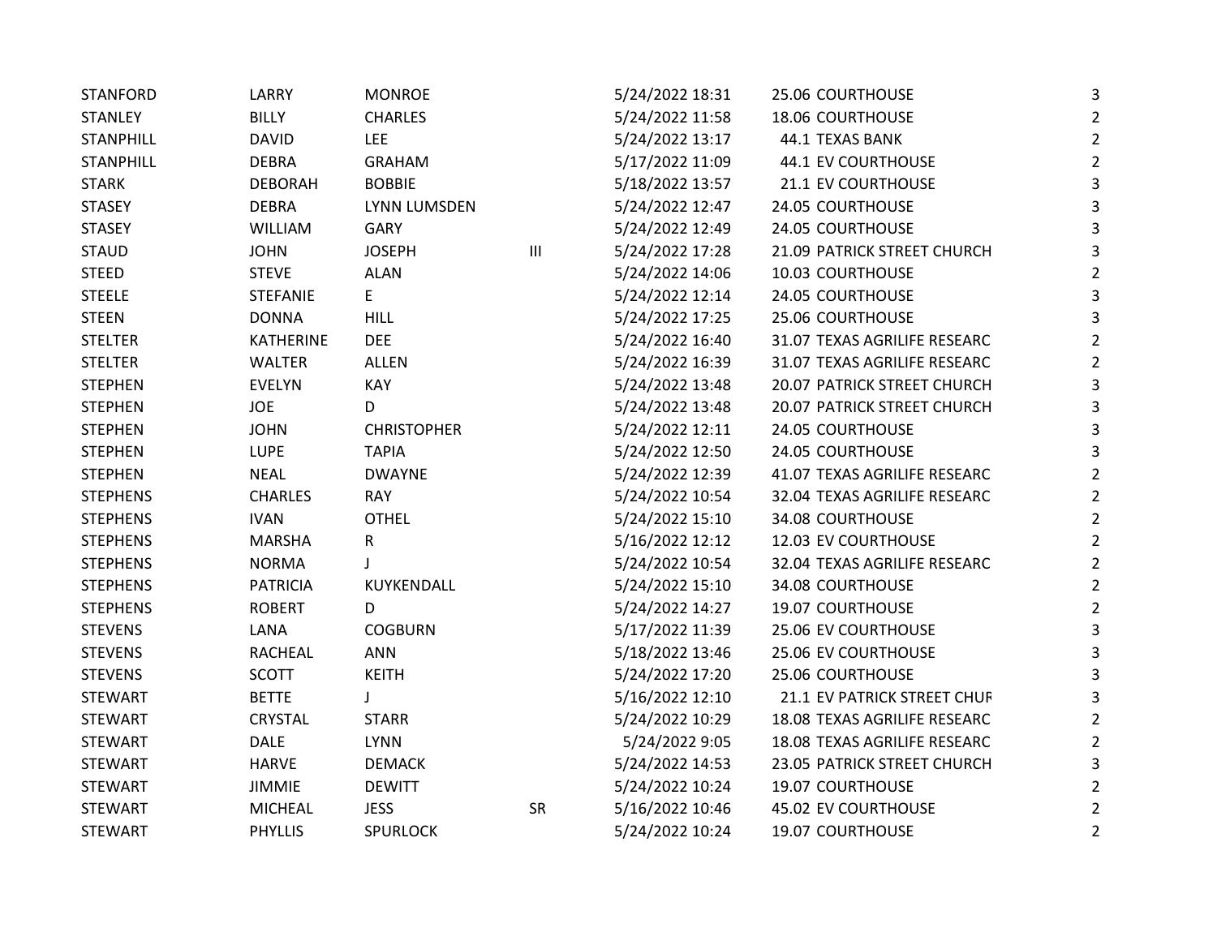| | | | | | | |
|---|---|---|---|---|---|---|
| STANFORD | LARRY | MONROE | | 5/24/2022 18:31 | 25.06 COURTHOUSE | 3 |
| STANLEY | BILLY | CHARLES | | 5/24/2022 11:58 | 18.06 COURTHOUSE | 2 |
| STANPHILL | DAVID | LEE | | 5/24/2022 13:17 | 44.1 TEXAS BANK | 2 |
| STANPHILL | DEBRA | GRAHAM | | 5/17/2022 11:09 | 44.1 EV COURTHOUSE | 2 |
| STARK | DEBORAH | BOBBIE | | 5/18/2022 13:57 | 21.1 EV COURTHOUSE | 3 |
| STASEY | DEBRA | LYNN LUMSDEN | | 5/24/2022 12:47 | 24.05 COURTHOUSE | 3 |
| STASEY | WILLIAM | GARY | | 5/24/2022 12:49 | 24.05 COURTHOUSE | 3 |
| STAUD | JOHN | JOSEPH | III | 5/24/2022 17:28 | 21.09 PATRICK STREET CHURCH | 3 |
| STEED | STEVE | ALAN | | 5/24/2022 14:06 | 10.03 COURTHOUSE | 2 |
| STEELE | STEFANIE | E | | 5/24/2022 12:14 | 24.05 COURTHOUSE | 3 |
| STEEN | DONNA | HILL | | 5/24/2022 17:25 | 25.06 COURTHOUSE | 3 |
| STELTER | KATHERINE | DEE | | 5/24/2022 16:40 | 31.07 TEXAS AGRILIFE RESEARC | 2 |
| STELTER | WALTER | ALLEN | | 5/24/2022 16:39 | 31.07 TEXAS AGRILIFE RESEARC | 2 |
| STEPHEN | EVELYN | KAY | | 5/24/2022 13:48 | 20.07 PATRICK STREET CHURCH | 3 |
| STEPHEN | JOE | D | | 5/24/2022 13:48 | 20.07 PATRICK STREET CHURCH | 3 |
| STEPHEN | JOHN | CHRISTOPHER | | 5/24/2022 12:11 | 24.05 COURTHOUSE | 3 |
| STEPHEN | LUPE | TAPIA | | 5/24/2022 12:50 | 24.05 COURTHOUSE | 3 |
| STEPHEN | NEAL | DWAYNE | | 5/24/2022 12:39 | 41.07 TEXAS AGRILIFE RESEARC | 2 |
| STEPHENS | CHARLES | RAY | | 5/24/2022 10:54 | 32.04 TEXAS AGRILIFE RESEARC | 2 |
| STEPHENS | IVAN | OTHEL | | 5/24/2022 15:10 | 34.08 COURTHOUSE | 2 |
| STEPHENS | MARSHA | R | | 5/16/2022 12:12 | 12.03 EV COURTHOUSE | 2 |
| STEPHENS | NORMA | J | | 5/24/2022 10:54 | 32.04 TEXAS AGRILIFE RESEARC | 2 |
| STEPHENS | PATRICIA | KUYKENDALL | | 5/24/2022 15:10 | 34.08 COURTHOUSE | 2 |
| STEPHENS | ROBERT | D | | 5/24/2022 14:27 | 19.07 COURTHOUSE | 2 |
| STEVENS | LANA | COGBURN | | 5/17/2022 11:39 | 25.06 EV COURTHOUSE | 3 |
| STEVENS | RACHEAL | ANN | | 5/18/2022 13:46 | 25.06 EV COURTHOUSE | 3 |
| STEVENS | SCOTT | KEITH | | 5/24/2022 17:20 | 25.06 COURTHOUSE | 3 |
| STEWART | BETTE | J | | 5/16/2022 12:10 | 21.1 EV PATRICK STREET CHUR | 3 |
| STEWART | CRYSTAL | STARR | | 5/24/2022 10:29 | 18.08 TEXAS AGRILIFE RESEARC | 2 |
| STEWART | DALE | LYNN | | 5/24/2022 9:05 | 18.08 TEXAS AGRILIFE RESEARC | 2 |
| STEWART | HARVE | DEMACK | | 5/24/2022 14:53 | 23.05 PATRICK STREET CHURCH | 3 |
| STEWART | JIMMIE | DEWITT | | 5/24/2022 10:24 | 19.07 COURTHOUSE | 2 |
| STEWART | MICHEAL | JESS | SR | 5/16/2022 10:46 | 45.02 EV COURTHOUSE | 2 |
| STEWART | PHYLLIS | SPURLOCK | | 5/24/2022 10:24 | 19.07 COURTHOUSE | 2 |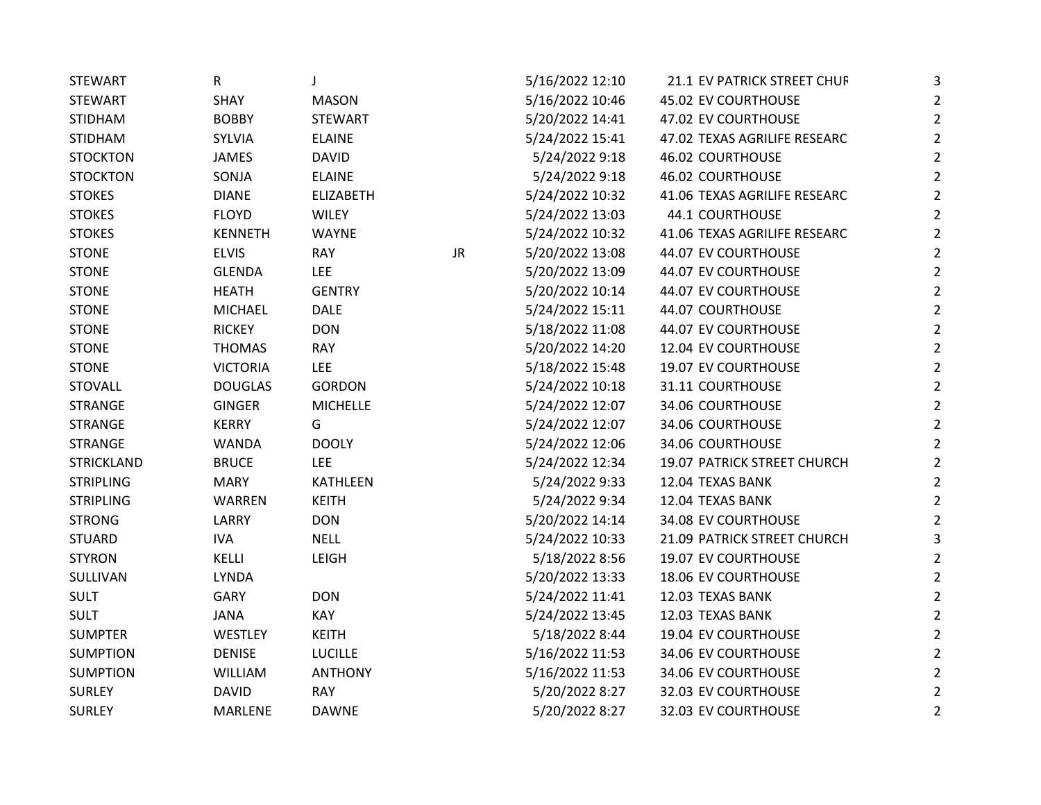| | | | | | | |
|---|---|---|---|---|---|---|
| STEWART | R | J | | 5/16/2022 12:10 | 21.1 EV PATRICK STREET CHUR | 3 |
| STEWART | SHAY | MASON | | 5/16/2022 10:46 | 45.02 EV COURTHOUSE | 2 |
| STIDHAM | BOBBY | STEWART | | 5/20/2022 14:41 | 47.02 EV COURTHOUSE | 2 |
| STIDHAM | SYLVIA | ELAINE | | 5/24/2022 15:41 | 47.02 TEXAS AGRILIFE RESEARC | 2 |
| STOCKTON | JAMES | DAVID | | 5/24/2022 9:18 | 46.02 COURTHOUSE | 2 |
| STOCKTON | SONJA | ELAINE | | 5/24/2022 9:18 | 46.02 COURTHOUSE | 2 |
| STOKES | DIANE | ELIZABETH | | 5/24/2022 10:32 | 41.06 TEXAS AGRILIFE RESEARC | 2 |
| STOKES | FLOYD | WILEY | | 5/24/2022 13:03 | 44.1 COURTHOUSE | 2 |
| STOKES | KENNETH | WAYNE | | 5/24/2022 10:32 | 41.06 TEXAS AGRILIFE RESEARC | 2 |
| STONE | ELVIS | RAY | JR | 5/20/2022 13:08 | 44.07 EV COURTHOUSE | 2 |
| STONE | GLENDA | LEE | | 5/20/2022 13:09 | 44.07 EV COURTHOUSE | 2 |
| STONE | HEATH | GENTRY | | 5/20/2022 10:14 | 44.07 EV COURTHOUSE | 2 |
| STONE | MICHAEL | DALE | | 5/24/2022 15:11 | 44.07 COURTHOUSE | 2 |
| STONE | RICKEY | DON | | 5/18/2022 11:08 | 44.07 EV COURTHOUSE | 2 |
| STONE | THOMAS | RAY | | 5/20/2022 14:20 | 12.04 EV COURTHOUSE | 2 |
| STONE | VICTORIA | LEE | | 5/18/2022 15:48 | 19.07 EV COURTHOUSE | 2 |
| STOVALL | DOUGLAS | GORDON | | 5/24/2022 10:18 | 31.11 COURTHOUSE | 2 |
| STRANGE | GINGER | MICHELLE | | 5/24/2022 12:07 | 34.06 COURTHOUSE | 2 |
| STRANGE | KERRY | G | | 5/24/2022 12:07 | 34.06 COURTHOUSE | 2 |
| STRANGE | WANDA | DOOLY | | 5/24/2022 12:06 | 34.06 COURTHOUSE | 2 |
| STRICKLAND | BRUCE | LEE | | 5/24/2022 12:34 | 19.07 PATRICK STREET CHURCH | 2 |
| STRIPLING | MARY | KATHLEEN | | 5/24/2022 9:33 | 12.04 TEXAS BANK | 2 |
| STRIPLING | WARREN | KEITH | | 5/24/2022 9:34 | 12.04 TEXAS BANK | 2 |
| STRONG | LARRY | DON | | 5/20/2022 14:14 | 34.08 EV COURTHOUSE | 2 |
| STUARD | IVA | NELL | | 5/24/2022 10:33 | 21.09 PATRICK STREET CHURCH | 3 |
| STYRON | KELLI | LEIGH | | 5/18/2022 8:56 | 19.07 EV COURTHOUSE | 2 |
| SULLIVAN | LYNDA | | | 5/20/2022 13:33 | 18.06 EV COURTHOUSE | 2 |
| SULT | GARY | DON | | 5/24/2022 11:41 | 12.03 TEXAS BANK | 2 |
| SULT | JANA | KAY | | 5/24/2022 13:45 | 12.03 TEXAS BANK | 2 |
| SUMPTER | WESTLEY | KEITH | | 5/18/2022 8:44 | 19.04 EV COURTHOUSE | 2 |
| SUMPTION | DENISE | LUCILLE | | 5/16/2022 11:53 | 34.06 EV COURTHOUSE | 2 |
| SUMPTION | WILLIAM | ANTHONY | | 5/16/2022 11:53 | 34.06 EV COURTHOUSE | 2 |
| SURLEY | DAVID | RAY | | 5/20/2022 8:27 | 32.03 EV COURTHOUSE | 2 |
| SURLEY | MARLENE | DAWNE | | 5/20/2022 8:27 | 32.03 EV COURTHOUSE | 2 |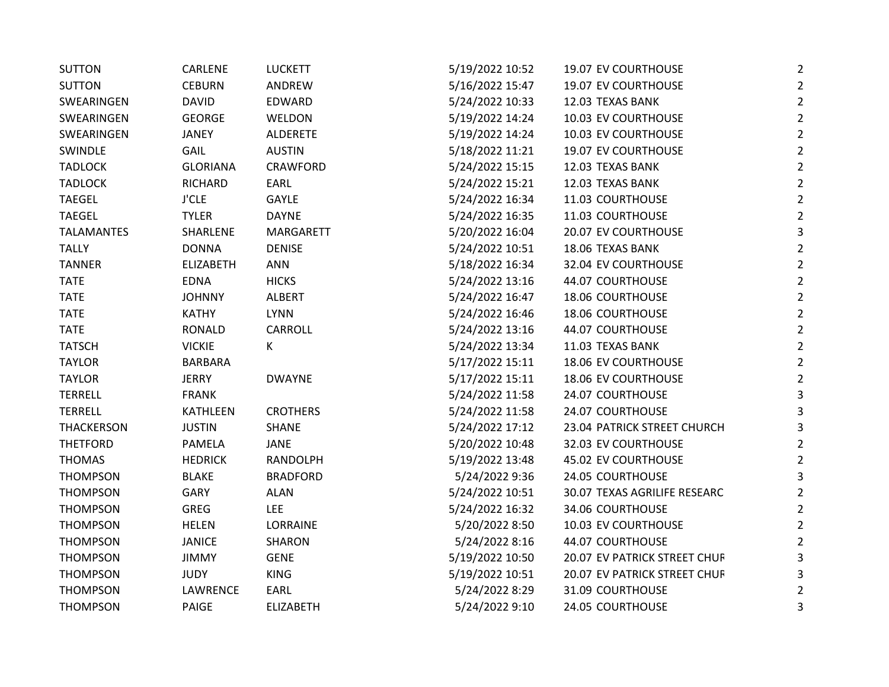| | | | | | |
|---|---|---|---|---|---|
| SUTTON | CARLENE | LUCKETT | 5/19/2022 10:52 | 19.07 EV COURTHOUSE | 2 |
| SUTTON | CEBURN | ANDREW | 5/16/2022 15:47 | 19.07 EV COURTHOUSE | 2 |
| SWEARINGEN | DAVID | EDWARD | 5/24/2022 10:33 | 12.03 TEXAS BANK | 2 |
| SWEARINGEN | GEORGE | WELDON | 5/19/2022 14:24 | 10.03 EV COURTHOUSE | 2 |
| SWEARINGEN | JANEY | ALDERETE | 5/19/2022 14:24 | 10.03 EV COURTHOUSE | 2 |
| SWINDLE | GAIL | AUSTIN | 5/18/2022 11:21 | 19.07 EV COURTHOUSE | 2 |
| TADLOCK | GLORIANA | CRAWFORD | 5/24/2022 15:15 | 12.03 TEXAS BANK | 2 |
| TADLOCK | RICHARD | EARL | 5/24/2022 15:21 | 12.03 TEXAS BANK | 2 |
| TAEGEL | J'CLE | GAYLE | 5/24/2022 16:34 | 11.03 COURTHOUSE | 2 |
| TAEGEL | TYLER | DAYNE | 5/24/2022 16:35 | 11.03 COURTHOUSE | 2 |
| TALAMANTES | SHARLENE | MARGARETT | 5/20/2022 16:04 | 20.07 EV COURTHOUSE | 3 |
| TALLY | DONNA | DENISE | 5/24/2022 10:51 | 18.06 TEXAS BANK | 2 |
| TANNER | ELIZABETH | ANN | 5/18/2022 16:34 | 32.04 EV COURTHOUSE | 2 |
| TATE | EDNA | HICKS | 5/24/2022 13:16 | 44.07 COURTHOUSE | 2 |
| TATE | JOHNNY | ALBERT | 5/24/2022 16:47 | 18.06 COURTHOUSE | 2 |
| TATE | KATHY | LYNN | 5/24/2022 16:46 | 18.06 COURTHOUSE | 2 |
| TATE | RONALD | CARROLL | 5/24/2022 13:16 | 44.07 COURTHOUSE | 2 |
| TATSCH | VICKIE | K | 5/24/2022 13:34 | 11.03 TEXAS BANK | 2 |
| TAYLOR | BARBARA | | 5/17/2022 15:11 | 18.06 EV COURTHOUSE | 2 |
| TAYLOR | JERRY | DWAYNE | 5/17/2022 15:11 | 18.06 EV COURTHOUSE | 2 |
| TERRELL | FRANK | | 5/24/2022 11:58 | 24.07 COURTHOUSE | 3 |
| TERRELL | KATHLEEN | CROTHERS | 5/24/2022 11:58 | 24.07 COURTHOUSE | 3 |
| THACKERSON | JUSTIN | SHANE | 5/24/2022 17:12 | 23.04 PATRICK STREET CHURCH | 3 |
| THETFORD | PAMELA | JANE | 5/20/2022 10:48 | 32.03 EV COURTHOUSE | 2 |
| THOMAS | HEDRICK | RANDOLPH | 5/19/2022 13:48 | 45.02 EV COURTHOUSE | 2 |
| THOMPSON | BLAKE | BRADFORD | 5/24/2022 9:36 | 24.05 COURTHOUSE | 3 |
| THOMPSON | GARY | ALAN | 5/24/2022 10:51 | 30.07 TEXAS AGRILIFE RESEARC | 2 |
| THOMPSON | GREG | LEE | 5/24/2022 16:32 | 34.06 COURTHOUSE | 2 |
| THOMPSON | HELEN | LORRAINE | 5/20/2022 8:50 | 10.03 EV COURTHOUSE | 2 |
| THOMPSON | JANICE | SHARON | 5/24/2022 8:16 | 44.07 COURTHOUSE | 2 |
| THOMPSON | JIMMY | GENE | 5/19/2022 10:50 | 20.07 EV PATRICK STREET CHUR | 3 |
| THOMPSON | JUDY | KING | 5/19/2022 10:51 | 20.07 EV PATRICK STREET CHUR | 3 |
| THOMPSON | LAWRENCE | EARL | 5/24/2022 8:29 | 31.09 COURTHOUSE | 2 |
| THOMPSON | PAIGE | ELIZABETH | 5/24/2022 9:10 | 24.05 COURTHOUSE | 3 |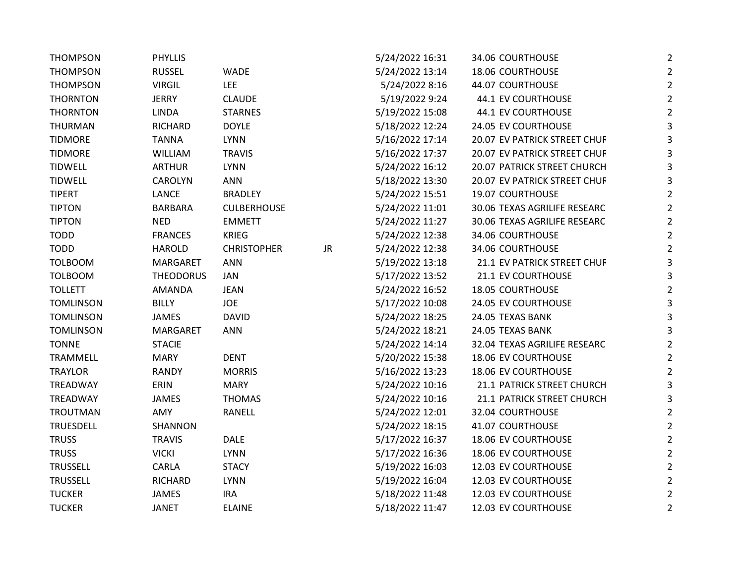| | | | | | | |
|---|---|---|---|---|---|---|
| THOMPSON | PHYLLIS | | | 5/24/2022 16:31 | 34.06 COURTHOUSE | 2 |
| THOMPSON | RUSSEL | WADE | | 5/24/2022 13:14 | 18.06 COURTHOUSE | 2 |
| THOMPSON | VIRGIL | LEE | | 5/24/2022 8:16 | 44.07 COURTHOUSE | 2 |
| THORNTON | JERRY | CLAUDE | | 5/19/2022 9:24 | 44.1 EV COURTHOUSE | 2 |
| THORNTON | LINDA | STARNES | | 5/19/2022 15:08 | 44.1 EV COURTHOUSE | 2 |
| THURMAN | RICHARD | DOYLE | | 5/18/2022 12:24 | 24.05 EV COURTHOUSE | 3 |
| TIDMORE | TANNA | LYNN | | 5/16/2022 17:14 | 20.07 EV PATRICK STREET CHUR | 3 |
| TIDMORE | WILLIAM | TRAVIS | | 5/16/2022 17:37 | 20.07 EV PATRICK STREET CHUR | 3 |
| TIDWELL | ARTHUR | LYNN | | 5/24/2022 16:12 | 20.07 PATRICK STREET CHURCH | 3 |
| TIDWELL | CAROLYN | ANN | | 5/18/2022 13:30 | 20.07 EV PATRICK STREET CHUR | 3 |
| TIPERT | LANCE | BRADLEY | | 5/24/2022 15:51 | 19.07 COURTHOUSE | 2 |
| TIPTON | BARBARA | CULBERHOUSE | | 5/24/2022 11:01 | 30.06 TEXAS AGRILIFE RESEARC | 2 |
| TIPTON | NED | EMMETT | | 5/24/2022 11:27 | 30.06 TEXAS AGRILIFE RESEARC | 2 |
| TODD | FRANCES | KRIEG | | 5/24/2022 12:38 | 34.06 COURTHOUSE | 2 |
| TODD | HAROLD | CHRISTOPHER | JR | 5/24/2022 12:38 | 34.06 COURTHOUSE | 2 |
| TOLBOOM | MARGARET | ANN | | 5/19/2022 13:18 | 21.1 EV PATRICK STREET CHUR | 3 |
| TOLBOOM | THEODORUS | JAN | | 5/17/2022 13:52 | 21.1 EV COURTHOUSE | 3 |
| TOLLETT | AMANDA | JEAN | | 5/24/2022 16:52 | 18.05 COURTHOUSE | 2 |
| TOMLINSON | BILLY | JOE | | 5/17/2022 10:08 | 24.05 EV COURTHOUSE | 3 |
| TOMLINSON | JAMES | DAVID | | 5/24/2022 18:25 | 24.05 TEXAS BANK | 3 |
| TOMLINSON | MARGARET | ANN | | 5/24/2022 18:21 | 24.05 TEXAS BANK | 3 |
| TONNE | STACIE | | | 5/24/2022 14:14 | 32.04 TEXAS AGRILIFE RESEARC | 2 |
| TRAMMELL | MARY | DENT | | 5/20/2022 15:38 | 18.06 EV COURTHOUSE | 2 |
| TRAYLOR | RANDY | MORRIS | | 5/16/2022 13:23 | 18.06 EV COURTHOUSE | 2 |
| TREADWAY | ERIN | MARY | | 5/24/2022 10:16 | 21.1 PATRICK STREET CHURCH | 3 |
| TREADWAY | JAMES | THOMAS | | 5/24/2022 10:16 | 21.1 PATRICK STREET CHURCH | 3 |
| TROUTMAN | AMY | RANELL | | 5/24/2022 12:01 | 32.04 COURTHOUSE | 2 |
| TRUESDELL | SHANNON | | | 5/24/2022 18:15 | 41.07 COURTHOUSE | 2 |
| TRUSS | TRAVIS | DALE | | 5/17/2022 16:37 | 18.06 EV COURTHOUSE | 2 |
| TRUSS | VICKI | LYNN | | 5/17/2022 16:36 | 18.06 EV COURTHOUSE | 2 |
| TRUSSELL | CARLA | STACY | | 5/19/2022 16:03 | 12.03 EV COURTHOUSE | 2 |
| TRUSSELL | RICHARD | LYNN | | 5/19/2022 16:04 | 12.03 EV COURTHOUSE | 2 |
| TUCKER | JAMES | IRA | | 5/18/2022 11:48 | 12.03 EV COURTHOUSE | 2 |
| TUCKER | JANET | ELAINE | | 5/18/2022 11:47 | 12.03 EV COURTHOUSE | 2 |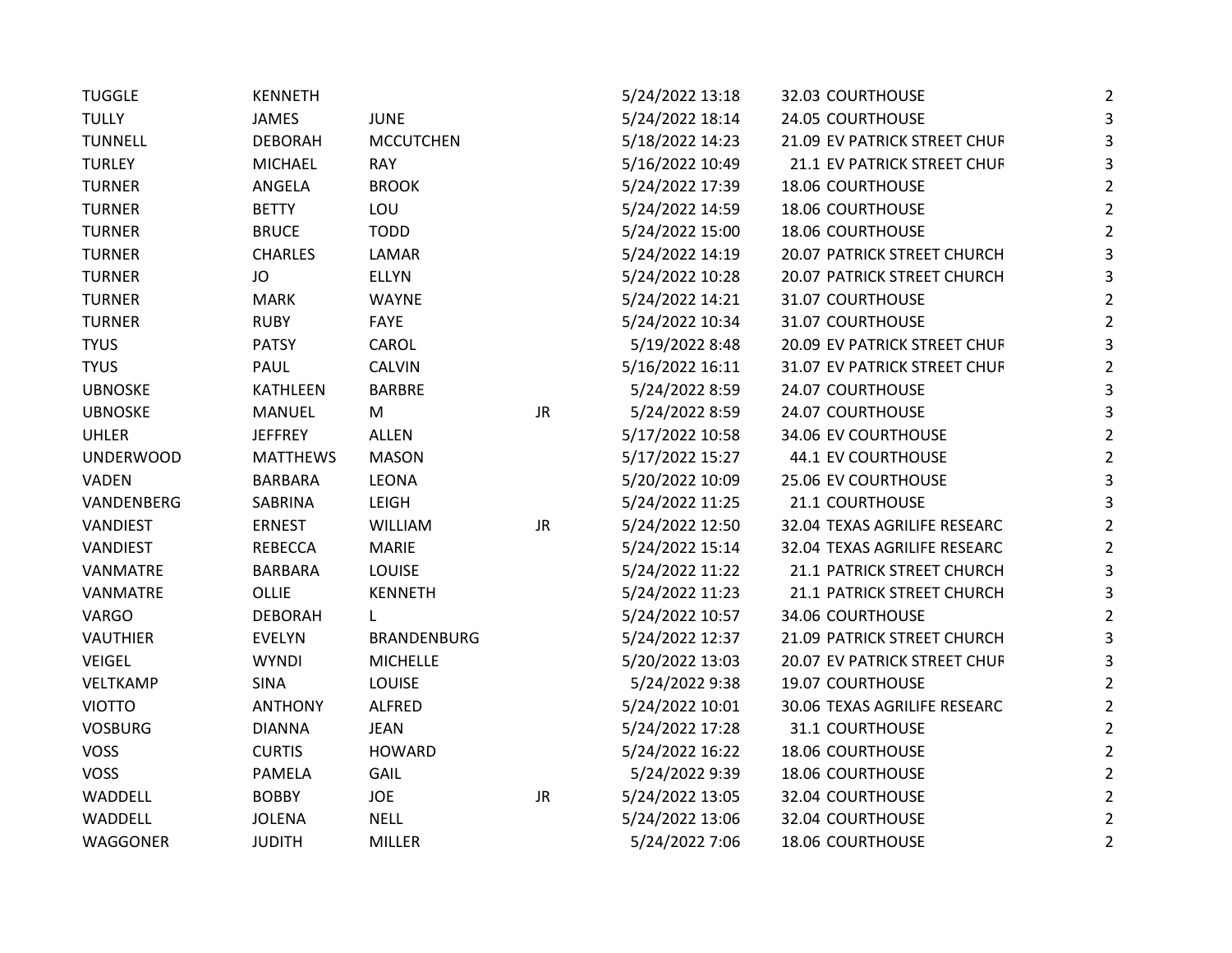| | | | | | | |
|---|---|---|---|---|---|---|
| TUGGLE | KENNETH | | | 5/24/2022 13:18 | 32.03 COURTHOUSE | 2 |
| TULLY | JAMES | JUNE | | 5/24/2022 18:14 | 24.05 COURTHOUSE | 3 |
| TUNNELL | DEBORAH | MCCUTCHEN | | 5/18/2022 14:23 | 21.09 EV PATRICK STREET CHUR | 3 |
| TURLEY | MICHAEL | RAY | | 5/16/2022 10:49 | 21.1 EV PATRICK STREET CHUR | 3 |
| TURNER | ANGELA | BROOK | | 5/24/2022 17:39 | 18.06 COURTHOUSE | 2 |
| TURNER | BETTY | LOU | | 5/24/2022 14:59 | 18.06 COURTHOUSE | 2 |
| TURNER | BRUCE | TODD | | 5/24/2022 15:00 | 18.06 COURTHOUSE | 2 |
| TURNER | CHARLES | LAMAR | | 5/24/2022 14:19 | 20.07 PATRICK STREET CHURCH | 3 |
| TURNER | JO | ELLYN | | 5/24/2022 10:28 | 20.07 PATRICK STREET CHURCH | 3 |
| TURNER | MARK | WAYNE | | 5/24/2022 14:21 | 31.07 COURTHOUSE | 2 |
| TURNER | RUBY | FAYE | | 5/24/2022 10:34 | 31.07 COURTHOUSE | 2 |
| TYUS | PATSY | CAROL | | 5/19/2022 8:48 | 20.09 EV PATRICK STREET CHUR | 3 |
| TYUS | PAUL | CALVIN | | 5/16/2022 16:11 | 31.07 EV PATRICK STREET CHUR | 2 |
| UBNOSKE | KATHLEEN | BARBRE | | 5/24/2022 8:59 | 24.07 COURTHOUSE | 3 |
| UBNOSKE | MANUEL | M | JR | 5/24/2022 8:59 | 24.07 COURTHOUSE | 3 |
| UHLER | JEFFREY | ALLEN | | 5/17/2022 10:58 | 34.06 EV COURTHOUSE | 2 |
| UNDERWOOD | MATTHEWS | MASON | | 5/17/2022 15:27 | 44.1 EV COURTHOUSE | 2 |
| VADEN | BARBARA | LEONA | | 5/20/2022 10:09 | 25.06 EV COURTHOUSE | 3 |
| VANDENBERG | SABRINA | LEIGH | | 5/24/2022 11:25 | 21.1 COURTHOUSE | 3 |
| VANDIEST | ERNEST | WILLIAM | JR | 5/24/2022 12:50 | 32.04 TEXAS AGRILIFE RESEARC | 2 |
| VANDIEST | REBECCA | MARIE | | 5/24/2022 15:14 | 32.04 TEXAS AGRILIFE RESEARC | 2 |
| VANMATRE | BARBARA | LOUISE | | 5/24/2022 11:22 | 21.1 PATRICK STREET CHURCH | 3 |
| VANMATRE | OLLIE | KENNETH | | 5/24/2022 11:23 | 21.1 PATRICK STREET CHURCH | 3 |
| VARGO | DEBORAH | L | | 5/24/2022 10:57 | 34.06 COURTHOUSE | 2 |
| VAUTHIER | EVELYN | BRANDENBURG | | 5/24/2022 12:37 | 21.09 PATRICK STREET CHURCH | 3 |
| VEIGEL | WYNDI | MICHELLE | | 5/20/2022 13:03 | 20.07 EV PATRICK STREET CHUR | 3 |
| VELTKAMP | SINA | LOUISE | | 5/24/2022 9:38 | 19.07 COURTHOUSE | 2 |
| VIOTTO | ANTHONY | ALFRED | | 5/24/2022 10:01 | 30.06 TEXAS AGRILIFE RESEARC | 2 |
| VOSBURG | DIANNA | JEAN | | 5/24/2022 17:28 | 31.1 COURTHOUSE | 2 |
| VOSS | CURTIS | HOWARD | | 5/24/2022 16:22 | 18.06 COURTHOUSE | 2 |
| VOSS | PAMELA | GAIL | | 5/24/2022 9:39 | 18.06 COURTHOUSE | 2 |
| WADDELL | BOBBY | JOE | JR | 5/24/2022 13:05 | 32.04 COURTHOUSE | 2 |
| WADDELL | JOLENA | NELL | | 5/24/2022 13:06 | 32.04 COURTHOUSE | 2 |
| WAGGONER | JUDITH | MILLER | | 5/24/2022 7:06 | 18.06 COURTHOUSE | 2 |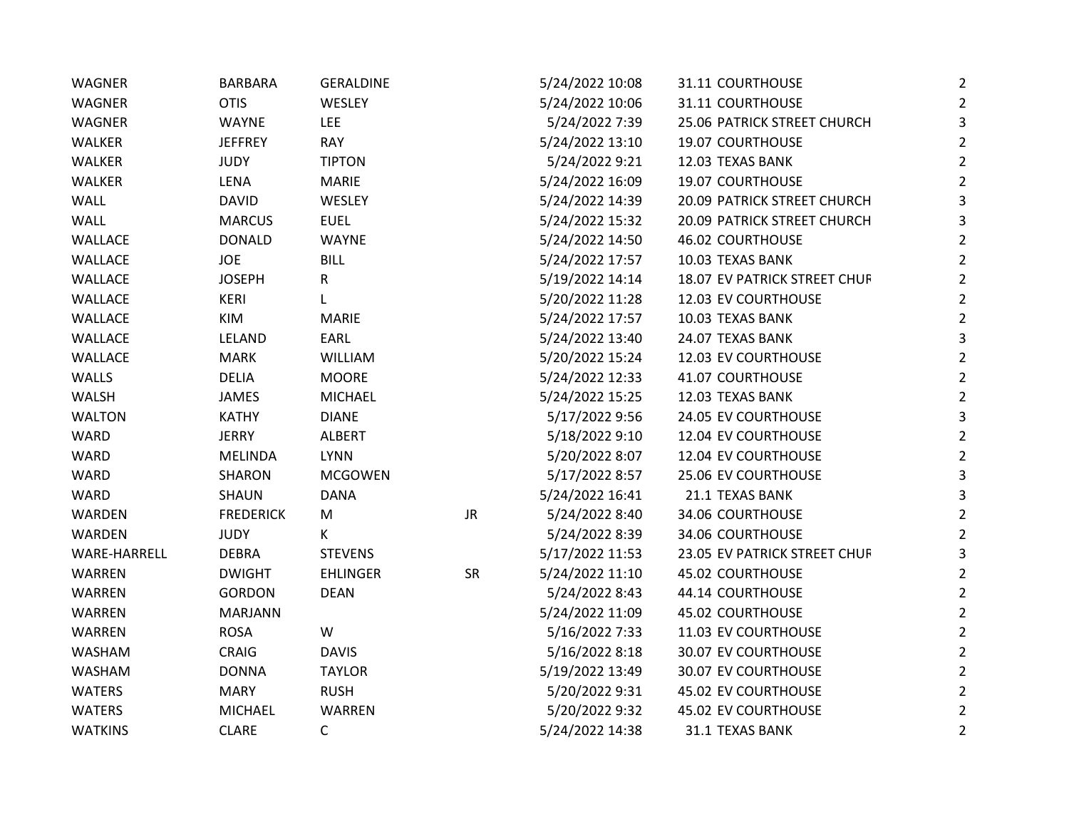| | | | | | | |
|---|---|---|---|---|---|---|
| WAGNER | BARBARA | GERALDINE | | 5/24/2022 10:08 | 31.11 COURTHOUSE | 2 |
| WAGNER | OTIS | WESLEY | | 5/24/2022 10:06 | 31.11 COURTHOUSE | 2 |
| WAGNER | WAYNE | LEE | | 5/24/2022 7:39 | 25.06 PATRICK STREET CHURCH | 3 |
| WALKER | JEFFREY | RAY | | 5/24/2022 13:10 | 19.07 COURTHOUSE | 2 |
| WALKER | JUDY | TIPTON | | 5/24/2022 9:21 | 12.03 TEXAS BANK | 2 |
| WALKER | LENA | MARIE | | 5/24/2022 16:09 | 19.07 COURTHOUSE | 2 |
| WALL | DAVID | WESLEY | | 5/24/2022 14:39 | 20.09 PATRICK STREET CHURCH | 3 |
| WALL | MARCUS | EUEL | | 5/24/2022 15:32 | 20.09 PATRICK STREET CHURCH | 3 |
| WALLACE | DONALD | WAYNE | | 5/24/2022 14:50 | 46.02 COURTHOUSE | 2 |
| WALLACE | JOE | BILL | | 5/24/2022 17:57 | 10.03 TEXAS BANK | 2 |
| WALLACE | JOSEPH | R | | 5/19/2022 14:14 | 18.07 EV PATRICK STREET CHUR | 2 |
| WALLACE | KERI | L | | 5/20/2022 11:28 | 12.03 EV COURTHOUSE | 2 |
| WALLACE | KIM | MARIE | | 5/24/2022 17:57 | 10.03 TEXAS BANK | 2 |
| WALLACE | LELAND | EARL | | 5/24/2022 13:40 | 24.07 TEXAS BANK | 3 |
| WALLACE | MARK | WILLIAM | | 5/20/2022 15:24 | 12.03 EV COURTHOUSE | 2 |
| WALLS | DELIA | MOORE | | 5/24/2022 12:33 | 41.07 COURTHOUSE | 2 |
| WALSH | JAMES | MICHAEL | | 5/24/2022 15:25 | 12.03 TEXAS BANK | 2 |
| WALTON | KATHY | DIANE | | 5/17/2022 9:56 | 24.05 EV COURTHOUSE | 3 |
| WARD | JERRY | ALBERT | | 5/18/2022 9:10 | 12.04 EV COURTHOUSE | 2 |
| WARD | MELINDA | LYNN | | 5/20/2022 8:07 | 12.04 EV COURTHOUSE | 2 |
| WARD | SHARON | MCGOWEN | | 5/17/2022 8:57 | 25.06 EV COURTHOUSE | 3 |
| WARD | SHAUN | DANA | | 5/24/2022 16:41 | 21.1 TEXAS BANK | 3 |
| WARDEN | FREDERICK | M | JR | 5/24/2022 8:40 | 34.06 COURTHOUSE | 2 |
| WARDEN | JUDY | K | | 5/24/2022 8:39 | 34.06 COURTHOUSE | 2 |
| WARE-HARRELL | DEBRA | STEVENS | | 5/17/2022 11:53 | 23.05 EV PATRICK STREET CHUR | 3 |
| WARREN | DWIGHT | EHLINGER | SR | 5/24/2022 11:10 | 45.02 COURTHOUSE | 2 |
| WARREN | GORDON | DEAN | | 5/24/2022 8:43 | 44.14 COURTHOUSE | 2 |
| WARREN | MARJANN | | | 5/24/2022 11:09 | 45.02 COURTHOUSE | 2 |
| WARREN | ROSA | W | | 5/16/2022 7:33 | 11.03 EV COURTHOUSE | 2 |
| WASHAM | CRAIG | DAVIS | | 5/16/2022 8:18 | 30.07 EV COURTHOUSE | 2 |
| WASHAM | DONNA | TAYLOR | | 5/19/2022 13:49 | 30.07 EV COURTHOUSE | 2 |
| WATERS | MARY | RUSH | | 5/20/2022 9:31 | 45.02 EV COURTHOUSE | 2 |
| WATERS | MICHAEL | WARREN | | 5/20/2022 9:32 | 45.02 EV COURTHOUSE | 2 |
| WATKINS | CLARE | C | | 5/24/2022 14:38 | 31.1 TEXAS BANK | 2 |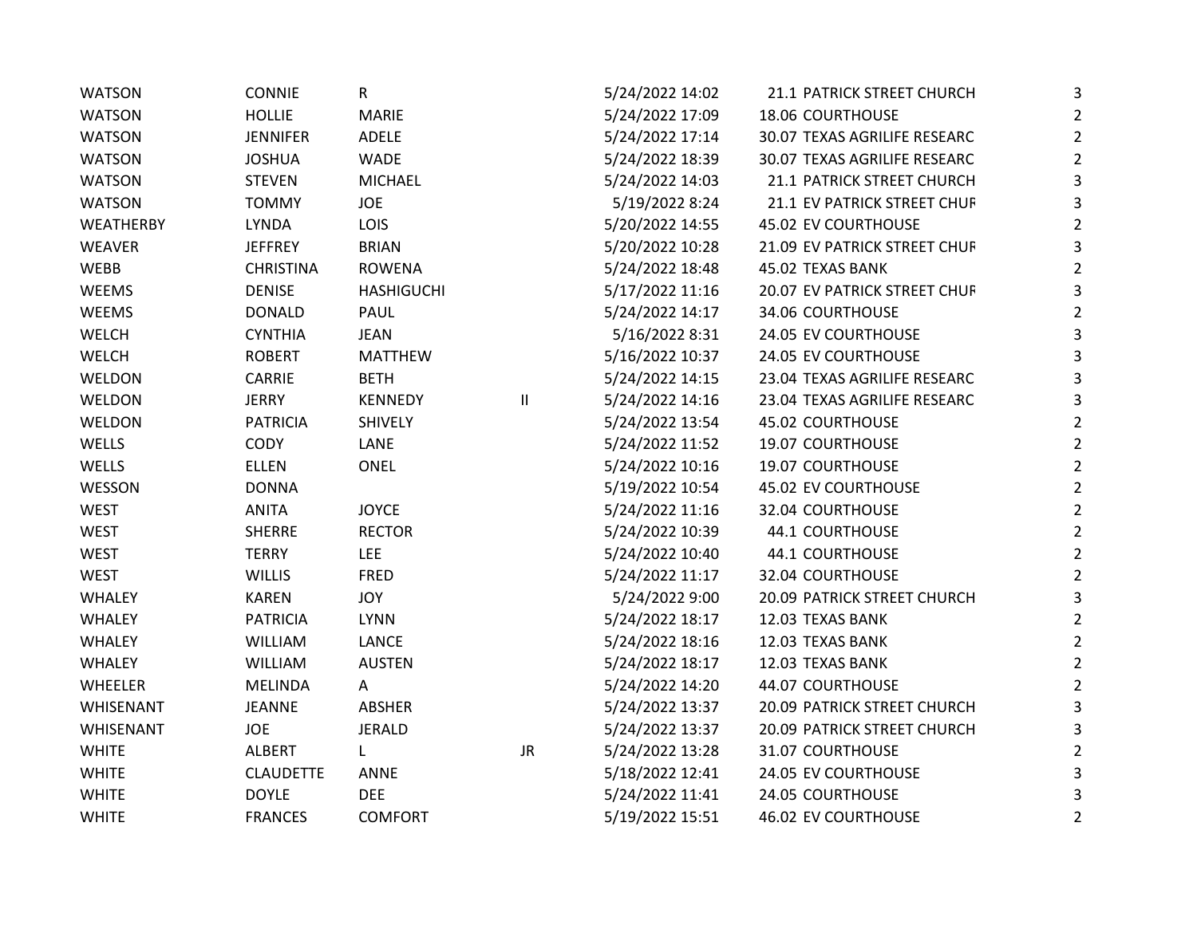| | | | | | | |
|---|---|---|---|---|---|---|
| WATSON | CONNIE | R | | 5/24/2022 14:02 | 21.1 PATRICK STREET CHURCH | 3 |
| WATSON | HOLLIE | MARIE | | 5/24/2022 17:09 | 18.06 COURTHOUSE | 2 |
| WATSON | JENNIFER | ADELE | | 5/24/2022 17:14 | 30.07 TEXAS AGRILIFE RESEARC | 2 |
| WATSON | JOSHUA | WADE | | 5/24/2022 18:39 | 30.07 TEXAS AGRILIFE RESEARC | 2 |
| WATSON | STEVEN | MICHAEL | | 5/24/2022 14:03 | 21.1 PATRICK STREET CHURCH | 3 |
| WATSON | TOMMY | JOE | | 5/19/2022 8:24 | 21.1 EV PATRICK STREET CHUR | 3 |
| WEATHERBY | LYNDA | LOIS | | 5/20/2022 14:55 | 45.02 EV COURTHOUSE | 2 |
| WEAVER | JEFFREY | BRIAN | | 5/20/2022 10:28 | 21.09 EV PATRICK STREET CHUR | 3 |
| WEBB | CHRISTINA | ROWENA | | 5/24/2022 18:48 | 45.02 TEXAS BANK | 2 |
| WEEMS | DENISE | HASHIGUCHI | | 5/17/2022 11:16 | 20.07 EV PATRICK STREET CHUR | 3 |
| WEEMS | DONALD | PAUL | | 5/24/2022 14:17 | 34.06 COURTHOUSE | 2 |
| WELCH | CYNTHIA | JEAN | | 5/16/2022 8:31 | 24.05 EV COURTHOUSE | 3 |
| WELCH | ROBERT | MATTHEW | | 5/16/2022 10:37 | 24.05 EV COURTHOUSE | 3 |
| WELDON | CARRIE | BETH | | 5/24/2022 14:15 | 23.04 TEXAS AGRILIFE RESEARC | 3 |
| WELDON | JERRY | KENNEDY | II | 5/24/2022 14:16 | 23.04 TEXAS AGRILIFE RESEARC | 3 |
| WELDON | PATRICIA | SHIVELY | | 5/24/2022 13:54 | 45.02 COURTHOUSE | 2 |
| WELLS | CODY | LANE | | 5/24/2022 11:52 | 19.07 COURTHOUSE | 2 |
| WELLS | ELLEN | ONEL | | 5/24/2022 10:16 | 19.07 COURTHOUSE | 2 |
| WESSON | DONNA | | | 5/19/2022 10:54 | 45.02 EV COURTHOUSE | 2 |
| WEST | ANITA | JOYCE | | 5/24/2022 11:16 | 32.04 COURTHOUSE | 2 |
| WEST | SHERRE | RECTOR | | 5/24/2022 10:39 | 44.1 COURTHOUSE | 2 |
| WEST | TERRY | LEE | | 5/24/2022 10:40 | 44.1 COURTHOUSE | 2 |
| WEST | WILLIS | FRED | | 5/24/2022 11:17 | 32.04 COURTHOUSE | 2 |
| WHALEY | KAREN | JOY | | 5/24/2022 9:00 | 20.09 PATRICK STREET CHURCH | 3 |
| WHALEY | PATRICIA | LYNN | | 5/24/2022 18:17 | 12.03 TEXAS BANK | 2 |
| WHALEY | WILLIAM | LANCE | | 5/24/2022 18:16 | 12.03 TEXAS BANK | 2 |
| WHALEY | WILLIAM | AUSTEN | | 5/24/2022 18:17 | 12.03 TEXAS BANK | 2 |
| WHEELER | MELINDA | A | | 5/24/2022 14:20 | 44.07 COURTHOUSE | 2 |
| WHISENANT | JEANNE | ABSHER | | 5/24/2022 13:37 | 20.09 PATRICK STREET CHURCH | 3 |
| WHISENANT | JOE | JERALD | | 5/24/2022 13:37 | 20.09 PATRICK STREET CHURCH | 3 |
| WHITE | ALBERT | L | JR | 5/24/2022 13:28 | 31.07 COURTHOUSE | 2 |
| WHITE | CLAUDETTE | ANNE | | 5/18/2022 12:41 | 24.05 EV COURTHOUSE | 3 |
| WHITE | DOYLE | DEE | | 5/24/2022 11:41 | 24.05 COURTHOUSE | 3 |
| WHITE | FRANCES | COMFORT | | 5/19/2022 15:51 | 46.02 EV COURTHOUSE | 2 |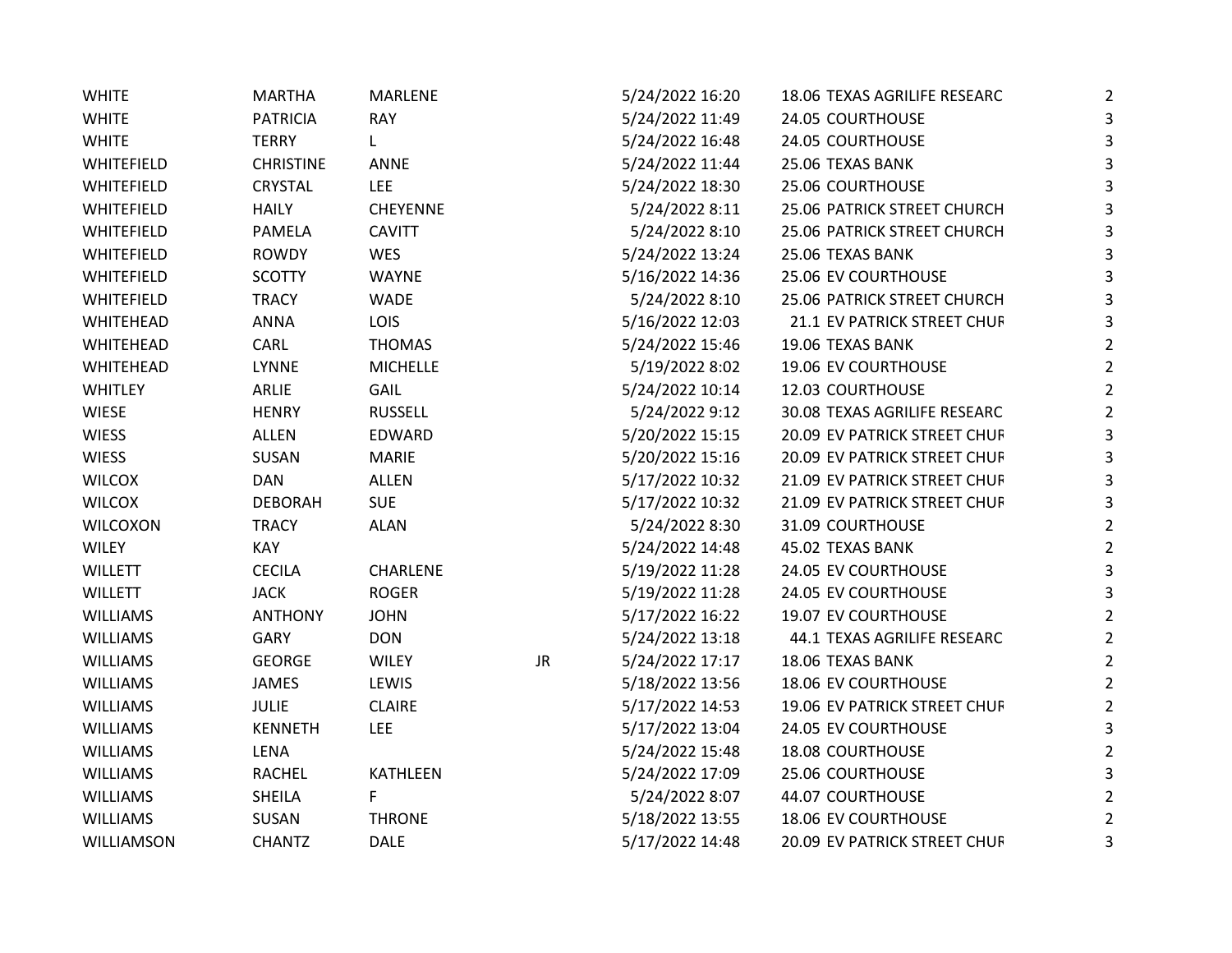| | | | | | | |
|---|---|---|---|---|---|---|
| WHITE | MARTHA | MARLENE | | 5/24/2022 16:20 | 18.06 TEXAS AGRILIFE RESEARC | 2 |
| WHITE | PATRICIA | RAY | | 5/24/2022 11:49 | 24.05 COURTHOUSE | 3 |
| WHITE | TERRY | L | | 5/24/2022 16:48 | 24.05 COURTHOUSE | 3 |
| WHITEFIELD | CHRISTINE | ANNE | | 5/24/2022 11:44 | 25.06 TEXAS BANK | 3 |
| WHITEFIELD | CRYSTAL | LEE | | 5/24/2022 18:30 | 25.06 COURTHOUSE | 3 |
| WHITEFIELD | HAILY | CHEYENNE | | 5/24/2022 8:11 | 25.06 PATRICK STREET CHURCH | 3 |
| WHITEFIELD | PAMELA | CAVITT | | 5/24/2022 8:10 | 25.06 PATRICK STREET CHURCH | 3 |
| WHITEFIELD | ROWDY | WES | | 5/24/2022 13:24 | 25.06 TEXAS BANK | 3 |
| WHITEFIELD | SCOTTY | WAYNE | | 5/16/2022 14:36 | 25.06 EV COURTHOUSE | 3 |
| WHITEFIELD | TRACY | WADE | | 5/24/2022 8:10 | 25.06 PATRICK STREET CHURCH | 3 |
| WHITEHEAD | ANNA | LOIS | | 5/16/2022 12:03 | 21.1 EV PATRICK STREET CHUR | 3 |
| WHITEHEAD | CARL | THOMAS | | 5/24/2022 15:46 | 19.06 TEXAS BANK | 2 |
| WHITEHEAD | LYNNE | MICHELLE | | 5/19/2022 8:02 | 19.06 EV COURTHOUSE | 2 |
| WHITLEY | ARLIE | GAIL | | 5/24/2022 10:14 | 12.03 COURTHOUSE | 2 |
| WIESE | HENRY | RUSSELL | | 5/24/2022 9:12 | 30.08 TEXAS AGRILIFE RESEARC | 2 |
| WIESS | ALLEN | EDWARD | | 5/20/2022 15:15 | 20.09 EV PATRICK STREET CHUR | 3 |
| WIESS | SUSAN | MARIE | | 5/20/2022 15:16 | 20.09 EV PATRICK STREET CHUR | 3 |
| WILCOX | DAN | ALLEN | | 5/17/2022 10:32 | 21.09 EV PATRICK STREET CHUR | 3 |
| WILCOX | DEBORAH | SUE | | 5/17/2022 10:32 | 21.09 EV PATRICK STREET CHUR | 3 |
| WILCOXON | TRACY | ALAN | | 5/24/2022 8:30 | 31.09 COURTHOUSE | 2 |
| WILEY | KAY | | | 5/24/2022 14:48 | 45.02 TEXAS BANK | 2 |
| WILLETT | CECILA | CHARLENE | | 5/19/2022 11:28 | 24.05 EV COURTHOUSE | 3 |
| WILLETT | JACK | ROGER | | 5/19/2022 11:28 | 24.05 EV COURTHOUSE | 3 |
| WILLIAMS | ANTHONY | JOHN | | 5/17/2022 16:22 | 19.07 EV COURTHOUSE | 2 |
| WILLIAMS | GARY | DON | | 5/24/2022 13:18 | 44.1 TEXAS AGRILIFE RESEARC | 2 |
| WILLIAMS | GEORGE | WILEY | JR | 5/24/2022 17:17 | 18.06 TEXAS BANK | 2 |
| WILLIAMS | JAMES | LEWIS | | 5/18/2022 13:56 | 18.06 EV COURTHOUSE | 2 |
| WILLIAMS | JULIE | CLAIRE | | 5/17/2022 14:53 | 19.06 EV PATRICK STREET CHUR | 2 |
| WILLIAMS | KENNETH | LEE | | 5/17/2022 13:04 | 24.05 EV COURTHOUSE | 3 |
| WILLIAMS | LENA | | | 5/24/2022 15:48 | 18.08 COURTHOUSE | 2 |
| WILLIAMS | RACHEL | KATHLEEN | | 5/24/2022 17:09 | 25.06 COURTHOUSE | 3 |
| WILLIAMS | SHEILA | F | | 5/24/2022 8:07 | 44.07 COURTHOUSE | 2 |
| WILLIAMS | SUSAN | THRONE | | 5/18/2022 13:55 | 18.06 EV COURTHOUSE | 2 |
| WILLIAMSON | CHANTZ | DALE | | 5/17/2022 14:48 | 20.09 EV PATRICK STREET CHUR | 3 |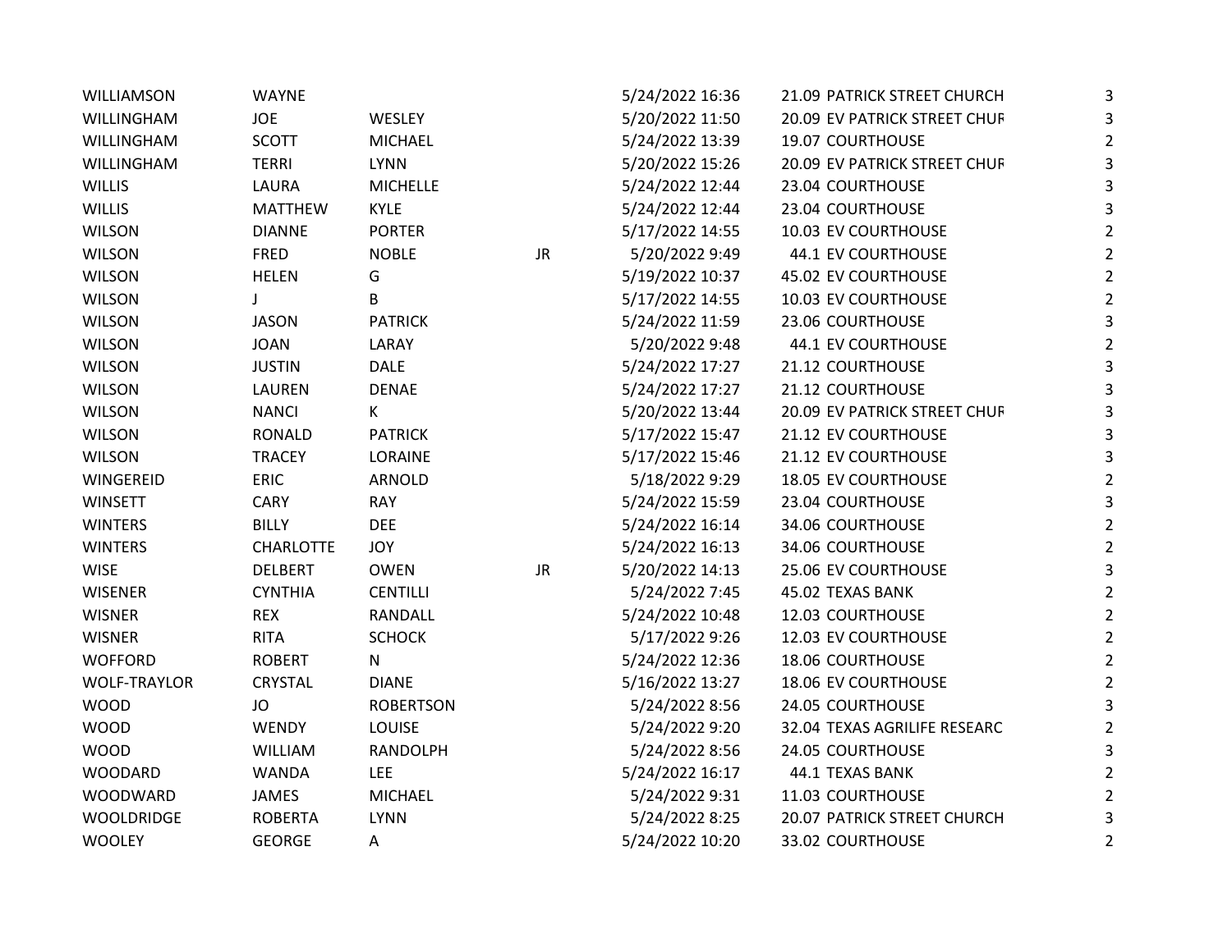| | | | | | | |
|---|---|---|---|---|---|---|
| WILLIAMSON | WAYNE | | | 5/24/2022 16:36 | 21.09 PATRICK STREET CHURCH | 3 |
| WILLINGHAM | JOE | WESLEY | | 5/20/2022 11:50 | 20.09 EV PATRICK STREET CHUR | 3 |
| WILLINGHAM | SCOTT | MICHAEL | | 5/24/2022 13:39 | 19.07 COURTHOUSE | 2 |
| WILLINGHAM | TERRI | LYNN | | 5/20/2022 15:26 | 20.09 EV PATRICK STREET CHUR | 3 |
| WILLIS | LAURA | MICHELLE | | 5/24/2022 12:44 | 23.04 COURTHOUSE | 3 |
| WILLIS | MATTHEW | KYLE | | 5/24/2022 12:44 | 23.04 COURTHOUSE | 3 |
| WILSON | DIANNE | PORTER | | 5/17/2022 14:55 | 10.03 EV COURTHOUSE | 2 |
| WILSON | FRED | NOBLE | JR | 5/20/2022 9:49 | 44.1 EV COURTHOUSE | 2 |
| WILSON | HELEN | G | | 5/19/2022 10:37 | 45.02 EV COURTHOUSE | 2 |
| WILSON | J | B | | 5/17/2022 14:55 | 10.03 EV COURTHOUSE | 2 |
| WILSON | JASON | PATRICK | | 5/24/2022 11:59 | 23.06 COURTHOUSE | 3 |
| WILSON | JOAN | LARAY | | 5/20/2022 9:48 | 44.1 EV COURTHOUSE | 2 |
| WILSON | JUSTIN | DALE | | 5/24/2022 17:27 | 21.12 COURTHOUSE | 3 |
| WILSON | LAUREN | DENAE | | 5/24/2022 17:27 | 21.12 COURTHOUSE | 3 |
| WILSON | NANCI | K | | 5/20/2022 13:44 | 20.09 EV PATRICK STREET CHUR | 3 |
| WILSON | RONALD | PATRICK | | 5/17/2022 15:47 | 21.12 EV COURTHOUSE | 3 |
| WILSON | TRACEY | LORAINE | | 5/17/2022 15:46 | 21.12 EV COURTHOUSE | 3 |
| WINGEREID | ERIC | ARNOLD | | 5/18/2022 9:29 | 18.05 EV COURTHOUSE | 2 |
| WINSETT | CARY | RAY | | 5/24/2022 15:59 | 23.04 COURTHOUSE | 3 |
| WINTERS | BILLY | DEE | | 5/24/2022 16:14 | 34.06 COURTHOUSE | 2 |
| WINTERS | CHARLOTTE | JOY | | 5/24/2022 16:13 | 34.06 COURTHOUSE | 2 |
| WISE | DELBERT | OWEN | JR | 5/20/2022 14:13 | 25.06 EV COURTHOUSE | 3 |
| WISENER | CYNTHIA | CENTILLI | | 5/24/2022 7:45 | 45.02 TEXAS BANK | 2 |
| WISNER | REX | RANDALL | | 5/24/2022 10:48 | 12.03 COURTHOUSE | 2 |
| WISNER | RITA | SCHOCK | | 5/17/2022 9:26 | 12.03 EV COURTHOUSE | 2 |
| WOFFORD | ROBERT | N | | 5/24/2022 12:36 | 18.06 COURTHOUSE | 2 |
| WOLF-TRAYLOR | CRYSTAL | DIANE | | 5/16/2022 13:27 | 18.06 EV COURTHOUSE | 2 |
| WOOD | JO | ROBERTSON | | 5/24/2022 8:56 | 24.05 COURTHOUSE | 3 |
| WOOD | WENDY | LOUISE | | 5/24/2022 9:20 | 32.04 TEXAS AGRILIFE RESEARC | 2 |
| WOOD | WILLIAM | RANDOLPH | | 5/24/2022 8:56 | 24.05 COURTHOUSE | 3 |
| WOODARD | WANDA | LEE | | 5/24/2022 16:17 | 44.1 TEXAS BANK | 2 |
| WOODWARD | JAMES | MICHAEL | | 5/24/2022 9:31 | 11.03 COURTHOUSE | 2 |
| WOOLDRIDGE | ROBERTA | LYNN | | 5/24/2022 8:25 | 20.07 PATRICK STREET CHURCH | 3 |
| WOOLEY | GEORGE | A | | 5/24/2022 10:20 | 33.02 COURTHOUSE | 2 |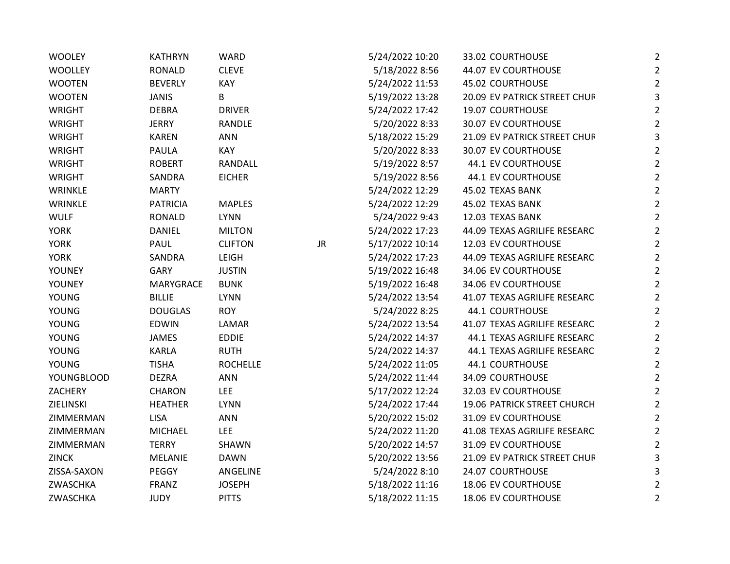| | | | | | | |
|---|---|---|---|---|---|---|
| WOOLEY | KATHRYN | WARD | | 5/24/2022 10:20 | 33.02 COURTHOUSE | 2 |
| WOOLLEY | RONALD | CLEVE | | 5/18/2022 8:56 | 44.07 EV COURTHOUSE | 2 |
| WOOTEN | BEVERLY | KAY | | 5/24/2022 11:53 | 45.02 COURTHOUSE | 2 |
| WOOTEN | JANIS | B | | 5/19/2022 13:28 | 20.09 EV PATRICK STREET CHUR | 3 |
| WRIGHT | DEBRA | DRIVER | | 5/24/2022 17:42 | 19.07 COURTHOUSE | 2 |
| WRIGHT | JERRY | RANDLE | | 5/20/2022 8:33 | 30.07 EV COURTHOUSE | 2 |
| WRIGHT | KAREN | ANN | | 5/18/2022 15:29 | 21.09 EV PATRICK STREET CHUR | 3 |
| WRIGHT | PAULA | KAY | | 5/20/2022 8:33 | 30.07 EV COURTHOUSE | 2 |
| WRIGHT | ROBERT | RANDALL | | 5/19/2022 8:57 | 44.1 EV COURTHOUSE | 2 |
| WRIGHT | SANDRA | EICHER | | 5/19/2022 8:56 | 44.1 EV COURTHOUSE | 2 |
| WRINKLE | MARTY | | | 5/24/2022 12:29 | 45.02 TEXAS BANK | 2 |
| WRINKLE | PATRICIA | MAPLES | | 5/24/2022 12:29 | 45.02 TEXAS BANK | 2 |
| WULF | RONALD | LYNN | | 5/24/2022 9:43 | 12.03 TEXAS BANK | 2 |
| YORK | DANIEL | MILTON | | 5/24/2022 17:23 | 44.09 TEXAS AGRILIFE RESEARC | 2 |
| YORK | PAUL | CLIFTON | JR | 5/17/2022 10:14 | 12.03 EV COURTHOUSE | 2 |
| YORK | SANDRA | LEIGH | | 5/24/2022 17:23 | 44.09 TEXAS AGRILIFE RESEARC | 2 |
| YOUNEY | GARY | JUSTIN | | 5/19/2022 16:48 | 34.06 EV COURTHOUSE | 2 |
| YOUNEY | MARYGRACE | BUNK | | 5/19/2022 16:48 | 34.06 EV COURTHOUSE | 2 |
| YOUNG | BILLIE | LYNN | | 5/24/2022 13:54 | 41.07 TEXAS AGRILIFE RESEARC | 2 |
| YOUNG | DOUGLAS | ROY | | 5/24/2022 8:25 | 44.1 COURTHOUSE | 2 |
| YOUNG | EDWIN | LAMAR | | 5/24/2022 13:54 | 41.07 TEXAS AGRILIFE RESEARC | 2 |
| YOUNG | JAMES | EDDIE | | 5/24/2022 14:37 | 44.1 TEXAS AGRILIFE RESEARC | 2 |
| YOUNG | KARLA | RUTH | | 5/24/2022 14:37 | 44.1 TEXAS AGRILIFE RESEARC | 2 |
| YOUNG | TISHA | ROCHELLE | | 5/24/2022 11:05 | 44.1 COURTHOUSE | 2 |
| YOUNGBLOOD | DEZRA | ANN | | 5/24/2022 11:44 | 34.09 COURTHOUSE | 2 |
| ZACHERY | CHARON | LEE | | 5/17/2022 12:24 | 32.03 EV COURTHOUSE | 2 |
| ZIELINSKI | HEATHER | LYNN | | 5/24/2022 17:44 | 19.06 PATRICK STREET CHURCH | 2 |
| ZIMMERMAN | LISA | ANN | | 5/20/2022 15:02 | 31.09 EV COURTHOUSE | 2 |
| ZIMMERMAN | MICHAEL | LEE | | 5/24/2022 11:20 | 41.08 TEXAS AGRILIFE RESEARC | 2 |
| ZIMMERMAN | TERRY | SHAWN | | 5/20/2022 14:57 | 31.09 EV COURTHOUSE | 2 |
| ZINCK | MELANIE | DAWN | | 5/20/2022 13:56 | 21.09 EV PATRICK STREET CHUR | 3 |
| ZISSA-SAXON | PEGGY | ANGELINE | | 5/24/2022 8:10 | 24.07 COURTHOUSE | 3 |
| ZWASCHKA | FRANZ | JOSEPH | | 5/18/2022 11:16 | 18.06 EV COURTHOUSE | 2 |
| ZWASCHKA | JUDY | PITTS | | 5/18/2022 11:15 | 18.06 EV COURTHOUSE | 2 |